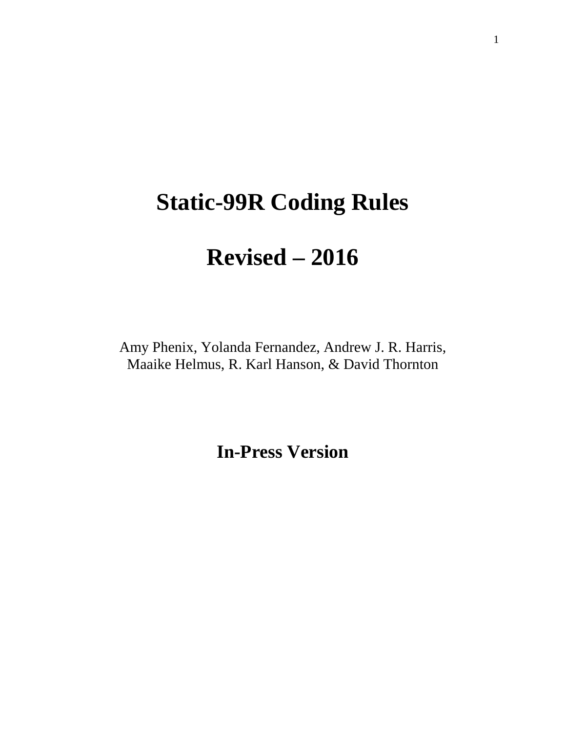# Static-99R Coding Rules

# Revised – 2016

Amy Phenix, Yolanda Fernandez, Andrew J. R. Harris,
Maaike Helmus, R. Karl Hanson, & David Thornton

**In-Press Version**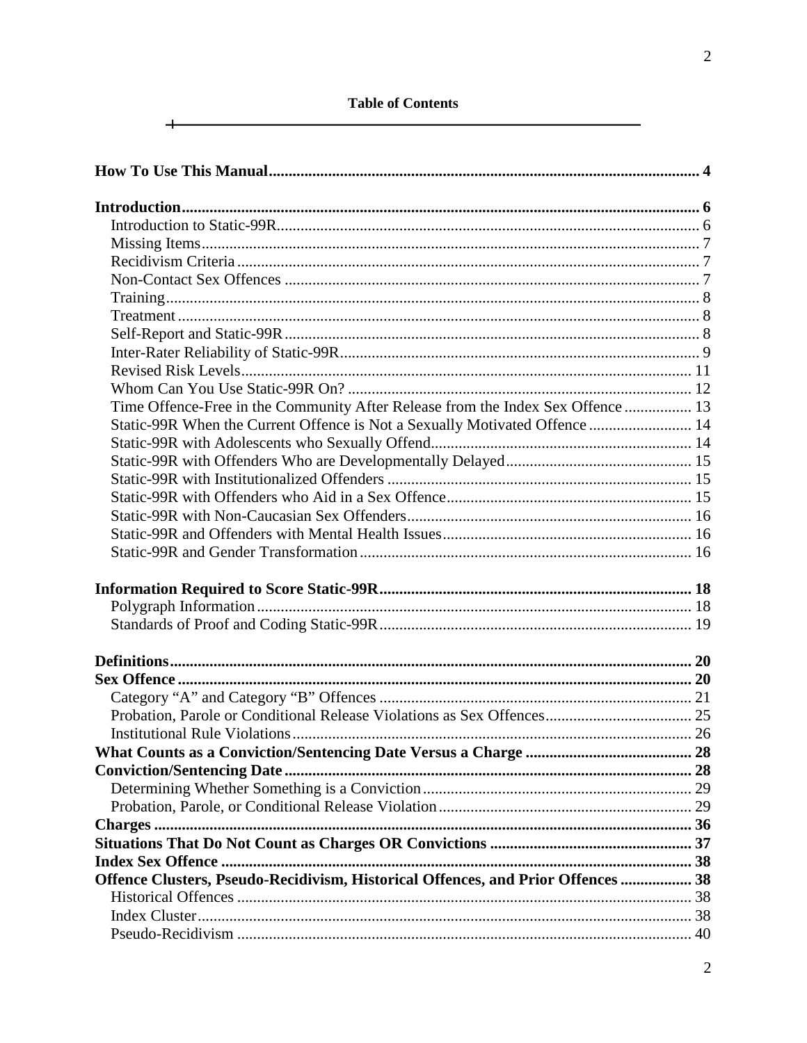# Table of Contents

**How To Use This Manual** ........ 4

**Introduction** ........ 6
- Introduction to Static-99R ........ 6
- Missing Items ........ 7
- Recidivism Criteria ........ 7
- Non-Contact Sex Offences ........ 7
- Training ........ 8
- Treatment ........ 8
- Self-Report and Static-99R ........ 8
- Inter-Rater Reliability of Static-99R ........ 9
- Revised Risk Levels ........ 11
- Whom Can You Use Static-99R On? ........ 12
- Time Offence-Free in the Community After Release from the Index Sex Offence ........ 13
- Static-99R When the Current Offence is Not a Sexually Motivated Offence ........ 14
- Static-99R with Adolescents who Sexually Offend ........ 14
- Static-99R with Offenders Who are Developmentally Delayed ........ 15
- Static-99R with Institutionalized Offenders ........ 15
- Static-99R with Offenders who Aid in a Sex Offence ........ 15
- Static-99R with Non-Caucasian Sex Offenders ........ 16
- Static-99R and Offenders with Mental Health Issues ........ 16
- Static-99R and Gender Transformation ........ 16

**Information Required to Score Static-99R** ........ 18
- Polygraph Information ........ 18
- Standards of Proof and Coding Static-99R ........ 19

**Definitions** ........ 20

**Sex Offence** ........ 20
- Category "A" and Category "B" Offences ........ 21
- Probation, Parole or Conditional Release Violations as Sex Offences ........ 25
- Institutional Rule Violations ........ 26

**What Counts as a Conviction/Sentencing Date Versus a Charge** ........ 28

**Conviction/Sentencing Date** ........ 28
- Determining Whether Something is a Conviction ........ 29
- Probation, Parole, or Conditional Release Violation ........ 29

**Charges** ........ 36

**Situations That Do Not Count as Charges OR Convictions** ........ 37

**Index Sex Offence** ........ 38

**Offence Clusters, Pseudo-Recidivism, Historical Offences, and Prior Offences** ........ 38
- Historical Offences ........ 38
- Index Cluster ........ 38
- Pseudo-Recidivism ........ 40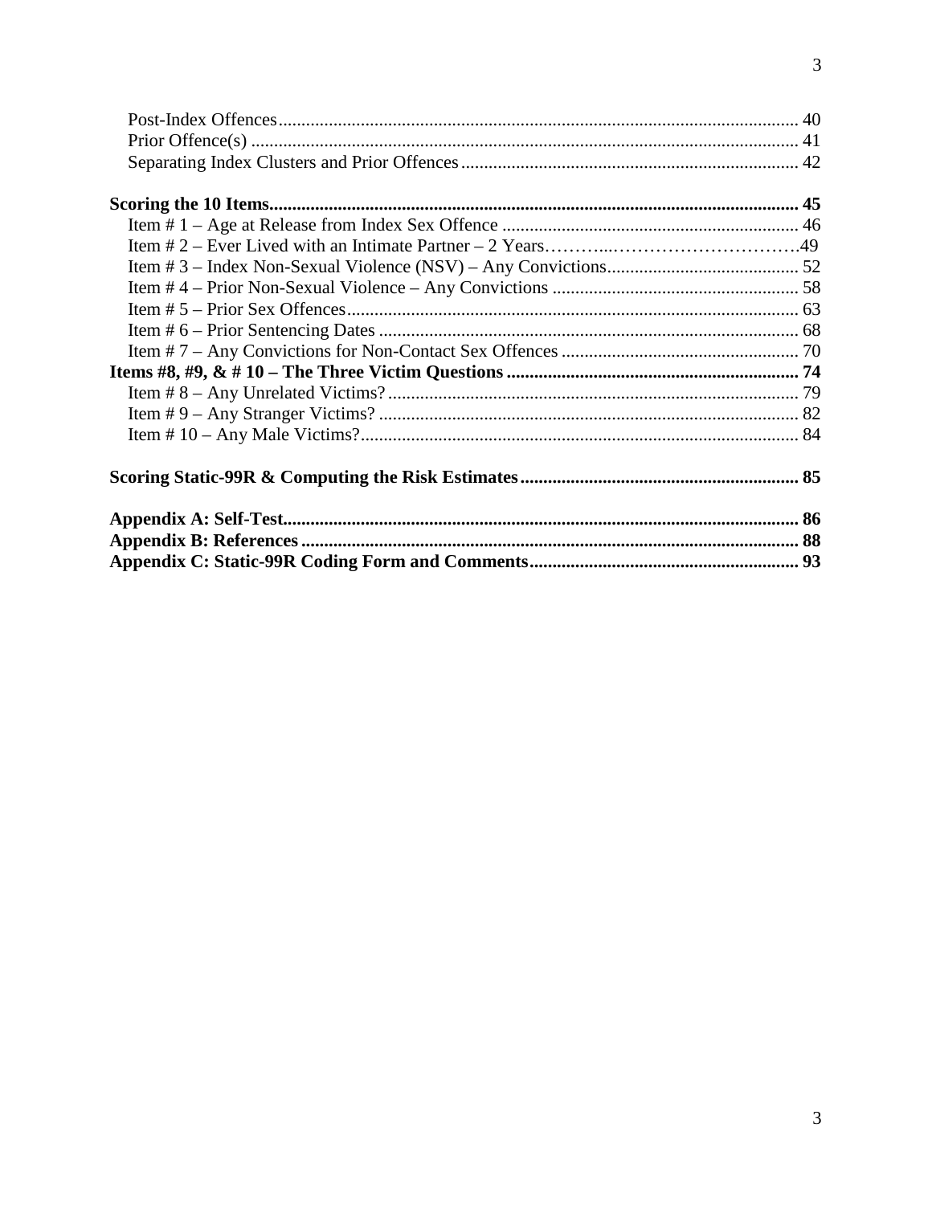Post-Index Offences ... 40
Prior Offence(s) ... 41
Separating Index Clusters and Prior Offences ... 42

**Scoring the 10 Items ... 45**
Item # 1 – Age at Release from Index Sex Offence ... 46
Item # 2 – Ever Lived with an Intimate Partner – 2 Years ... 49
Item # 3 – Index Non-Sexual Violence (NSV) – Any Convictions ... 52
Item # 4 – Prior Non-Sexual Violence – Any Convictions ... 58
Item # 5 – Prior Sex Offences ... 63
Item # 6 – Prior Sentencing Dates ... 68
Item # 7 – Any Convictions for Non-Contact Sex Offences ... 70
**Items #8, #9, & # 10 – The Three Victim Questions ... 74**
Item # 8 – Any Unrelated Victims? ... 79
Item # 9 – Any Stranger Victims? ... 82
Item # 10 – Any Male Victims? ... 84

**Scoring Static-99R & Computing the Risk Estimates ... 85**

**Appendix A: Self-Test ... 86**
**Appendix B: References ... 88**
**Appendix C: Static-99R Coding Form and Comments ... 93**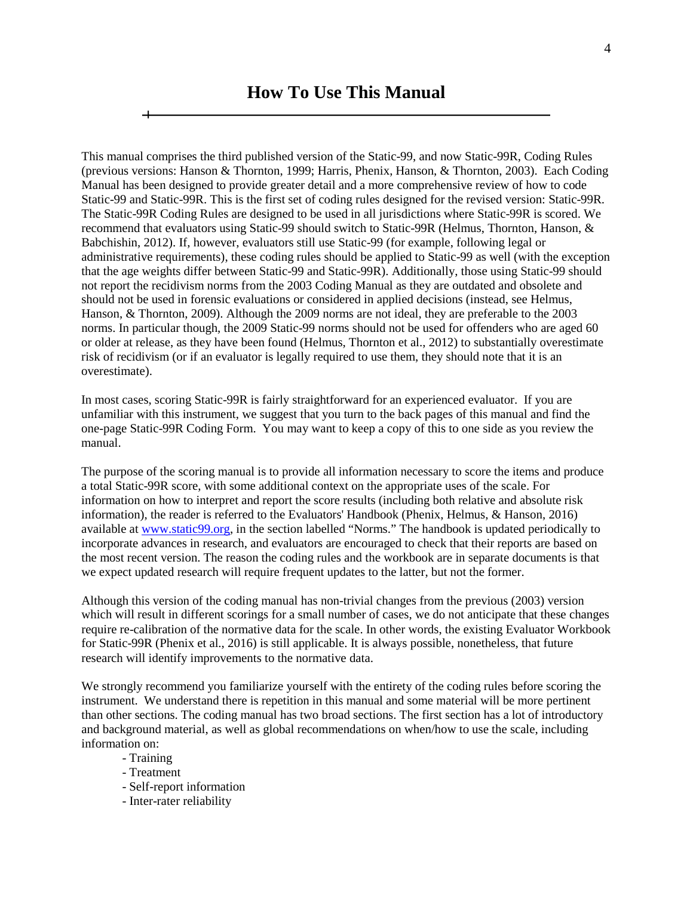# How To Use This Manual

This manual comprises the third published version of the Static-99, and now Static-99R, Coding Rules (previous versions: Hanson & Thornton, 1999; Harris, Phenix, Hanson, & Thornton, 2003). Each Coding Manual has been designed to provide greater detail and a more comprehensive review of how to code Static-99 and Static-99R. This is the first set of coding rules designed for the revised version: Static-99R. The Static-99R Coding Rules are designed to be used in all jurisdictions where Static-99R is scored. We recommend that evaluators using Static-99 should switch to Static-99R (Helmus, Thornton, Hanson, & Babchishin, 2012). If, however, evaluators still use Static-99 (for example, following legal or administrative requirements), these coding rules should be applied to Static-99 as well (with the exception that the age weights differ between Static-99 and Static-99R). Additionally, those using Static-99 should not report the recidivism norms from the 2003 Coding Manual as they are outdated and obsolete and should not be used in forensic evaluations or considered in applied decisions (instead, see Helmus, Hanson, & Thornton, 2009). Although the 2009 norms are not ideal, they are preferable to the 2003 norms. In particular though, the 2009 Static-99 norms should not be used for offenders who are aged 60 or older at release, as they have been found (Helmus, Thornton et al., 2012) to substantially overestimate risk of recidivism (or if an evaluator is legally required to use them, they should note that it is an overestimate).

In most cases, scoring Static-99R is fairly straightforward for an experienced evaluator. If you are unfamiliar with this instrument, we suggest that you turn to the back pages of this manual and find the one-page Static-99R Coding Form. You may want to keep a copy of this to one side as you review the manual.

The purpose of the scoring manual is to provide all information necessary to score the items and produce a total Static-99R score, with some additional context on the appropriate uses of the scale. For information on how to interpret and report the score results (including both relative and absolute risk information), the reader is referred to the Evaluators' Handbook (Phenix, Helmus, & Hanson, 2016) available at www.static99.org, in the section labelled "Norms." The handbook is updated periodically to incorporate advances in research, and evaluators are encouraged to check that their reports are based on the most recent version. The reason the coding rules and the workbook are in separate documents is that we expect updated research will require frequent updates to the latter, but not the former.

Although this version of the coding manual has non-trivial changes from the previous (2003) version which will result in different scorings for a small number of cases, we do not anticipate that these changes require re-calibration of the normative data for the scale. In other words, the existing Evaluator Workbook for Static-99R (Phenix et al., 2016) is still applicable. It is always possible, nonetheless, that future research will identify improvements to the normative data.

We strongly recommend you familiarize yourself with the entirety of the coding rules before scoring the instrument. We understand there is repetition in this manual and some material will be more pertinent than other sections. The coding manual has two broad sections. The first section has a lot of introductory and background material, as well as global recommendations on when/how to use the scale, including information on:

- Training
- Treatment
- Self-report information
- Inter-rater reliability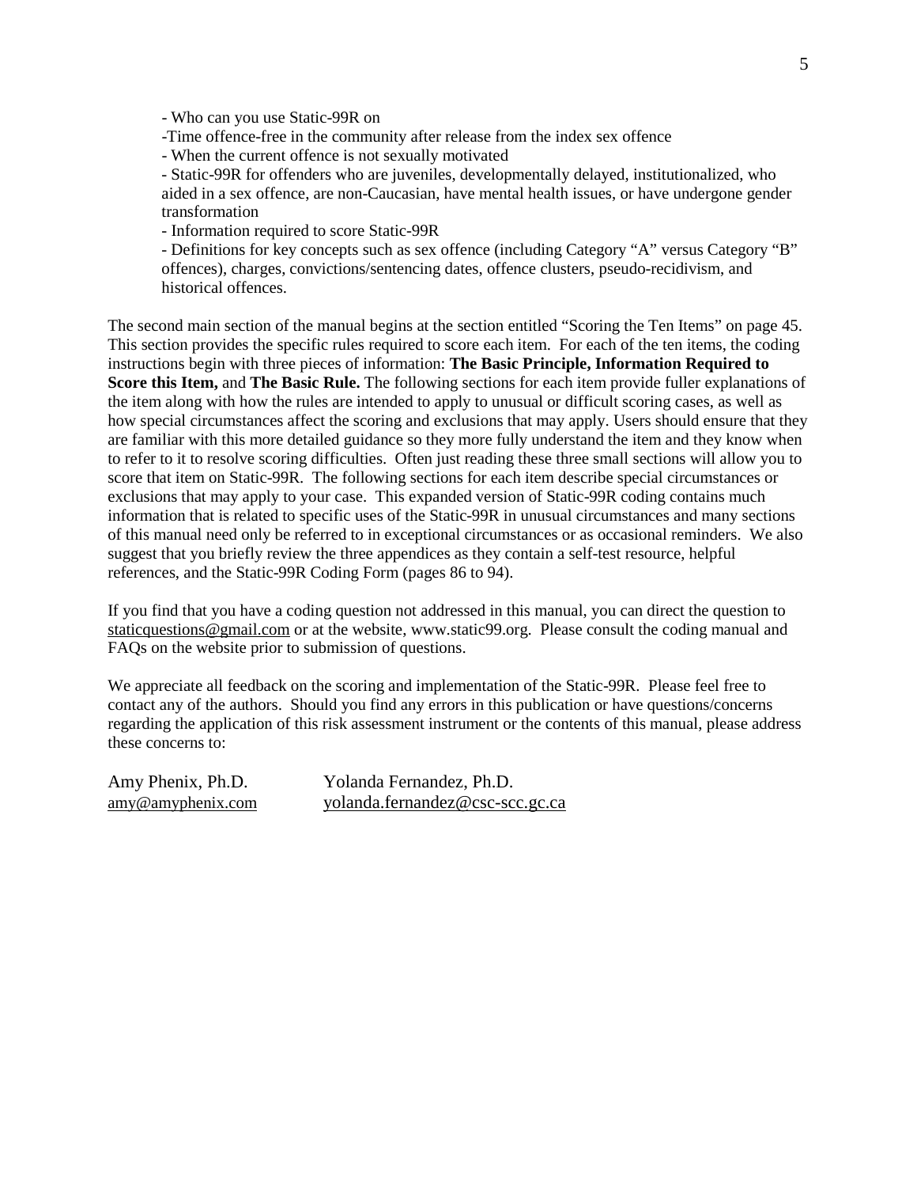- Who can you use Static-99R on
- Time offence-free in the community after release from the index sex offence
- When the current offence is not sexually motivated
- Static-99R for offenders who are juveniles, developmentally delayed, institutionalized, who aided in a sex offence, are non-Caucasian, have mental health issues, or have undergone gender transformation
- Information required to score Static-99R
- Definitions for key concepts such as sex offence (including Category "A" versus Category "B" offences), charges, convictions/sentencing dates, offence clusters, pseudo-recidivism, and historical offences.

The second main section of the manual begins at the section entitled "Scoring the Ten Items" on page 45. This section provides the specific rules required to score each item. For each of the ten items, the coding instructions begin with three pieces of information: **The Basic Principle, Information Required to Score this Item,** and **The Basic Rule.** The following sections for each item provide fuller explanations of the item along with how the rules are intended to apply to unusual or difficult scoring cases, as well as how special circumstances affect the scoring and exclusions that may apply. Users should ensure that they are familiar with this more detailed guidance so they more fully understand the item and they know when to refer to it to resolve scoring difficulties. Often just reading these three small sections will allow you to score that item on Static-99R. The following sections for each item describe special circumstances or exclusions that may apply to your case. This expanded version of Static-99R coding contains much information that is related to specific uses of the Static-99R in unusual circumstances and many sections of this manual need only be referred to in exceptional circumstances or as occasional reminders. We also suggest that you briefly review the three appendices as they contain a self-test resource, helpful references, and the Static-99R Coding Form (pages 86 to 94).

If you find that you have a coding question not addressed in this manual, you can direct the question to staticquestions@gmail.com or at the website, www.static99.org. Please consult the coding manual and FAQs on the website prior to submission of questions.

We appreciate all feedback on the scoring and implementation of the Static-99R. Please feel free to contact any of the authors. Should you find any errors in this publication or have questions/concerns regarding the application of this risk assessment instrument or the contents of this manual, please address these concerns to:

| Amy Phenix, Ph.D. | Yolanda Fernandez, Ph.D. |
| --- | --- |
| amy@amyphenix.com | yolanda.fernandez@csc-scc.gc.ca |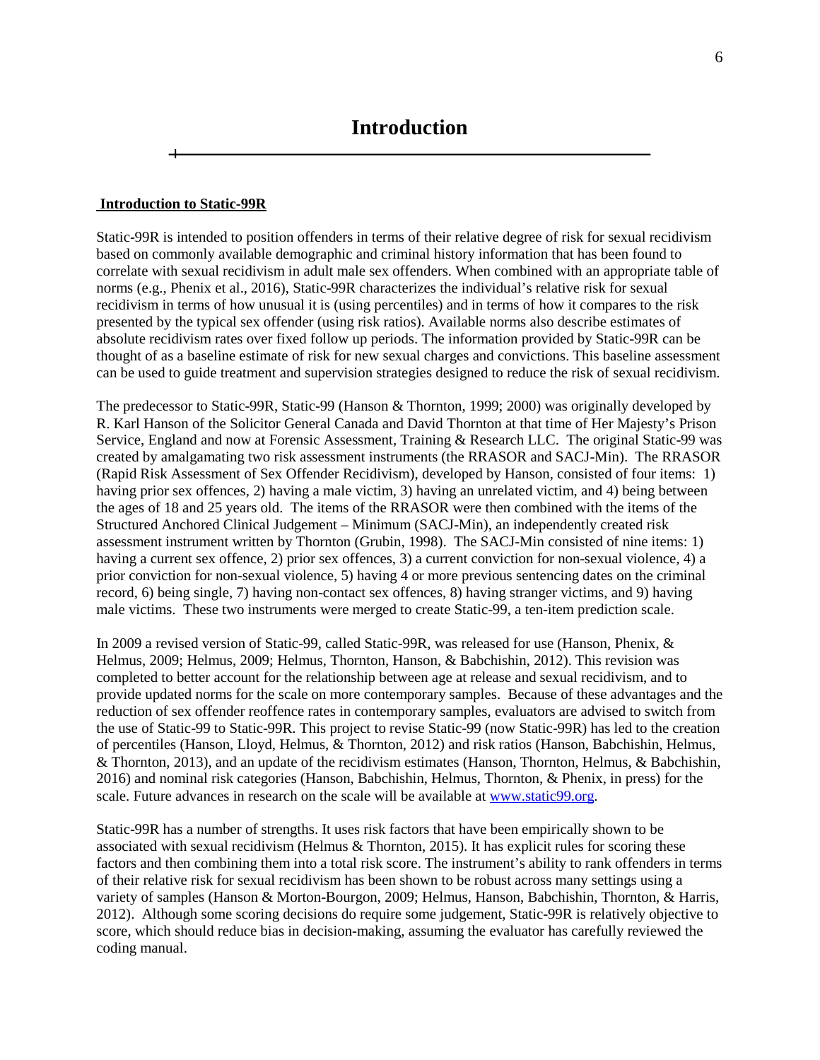# Introduction

**Introduction to Static-99R**

Static-99R is intended to position offenders in terms of their relative degree of risk for sexual recidivism based on commonly available demographic and criminal history information that has been found to correlate with sexual recidivism in adult male sex offenders. When combined with an appropriate table of norms (e.g., Phenix et al., 2016), Static-99R characterizes the individual's relative risk for sexual recidivism in terms of how unusual it is (using percentiles) and in terms of how it compares to the risk presented by the typical sex offender (using risk ratios). Available norms also describe estimates of absolute recidivism rates over fixed follow up periods. The information provided by Static-99R can be thought of as a baseline estimate of risk for new sexual charges and convictions. This baseline assessment can be used to guide treatment and supervision strategies designed to reduce the risk of sexual recidivism.

The predecessor to Static-99R, Static-99 (Hanson & Thornton, 1999; 2000) was originally developed by R. Karl Hanson of the Solicitor General Canada and David Thornton at that time of Her Majesty's Prison Service, England and now at Forensic Assessment, Training & Research LLC. The original Static-99 was created by amalgamating two risk assessment instruments (the RRASOR and SACJ-Min). The RRASOR (Rapid Risk Assessment of Sex Offender Recidivism), developed by Hanson, consisted of four items: 1) having prior sex offences, 2) having a male victim, 3) having an unrelated victim, and 4) being between the ages of 18 and 25 years old. The items of the RRASOR were then combined with the items of the Structured Anchored Clinical Judgement – Minimum (SACJ-Min), an independently created risk assessment instrument written by Thornton (Grubin, 1998). The SACJ-Min consisted of nine items: 1) having a current sex offence, 2) prior sex offences, 3) a current conviction for non-sexual violence, 4) a prior conviction for non-sexual violence, 5) having 4 or more previous sentencing dates on the criminal record, 6) being single, 7) having non-contact sex offences, 8) having stranger victims, and 9) having male victims. These two instruments were merged to create Static-99, a ten-item prediction scale.

In 2009 a revised version of Static-99, called Static-99R, was released for use (Hanson, Phenix, & Helmus, 2009; Helmus, 2009; Helmus, Thornton, Hanson, & Babchishin, 2012). This revision was completed to better account for the relationship between age at release and sexual recidivism, and to provide updated norms for the scale on more contemporary samples. Because of these advantages and the reduction of sex offender reoffence rates in contemporary samples, evaluators are advised to switch from the use of Static-99 to Static-99R. This project to revise Static-99 (now Static-99R) has led to the creation of percentiles (Hanson, Lloyd, Helmus, & Thornton, 2012) and risk ratios (Hanson, Babchishin, Helmus, & Thornton, 2013), and an update of the recidivism estimates (Hanson, Thornton, Helmus, & Babchishin, 2016) and nominal risk categories (Hanson, Babchishin, Helmus, Thornton, & Phenix, in press) for the scale. Future advances in research on the scale will be available at [www.static99.org](http://www.static99.org).

Static-99R has a number of strengths. It uses risk factors that have been empirically shown to be associated with sexual recidivism (Helmus & Thornton, 2015). It has explicit rules for scoring these factors and then combining them into a total risk score. The instrument's ability to rank offenders in terms of their relative risk for sexual recidivism has been shown to be robust across many settings using a variety of samples (Hanson & Morton-Bourgon, 2009; Helmus, Hanson, Babchishin, Thornton, & Harris, 2012). Although some scoring decisions do require some judgement, Static-99R is relatively objective to score, which should reduce bias in decision-making, assuming the evaluator has carefully reviewed the coding manual.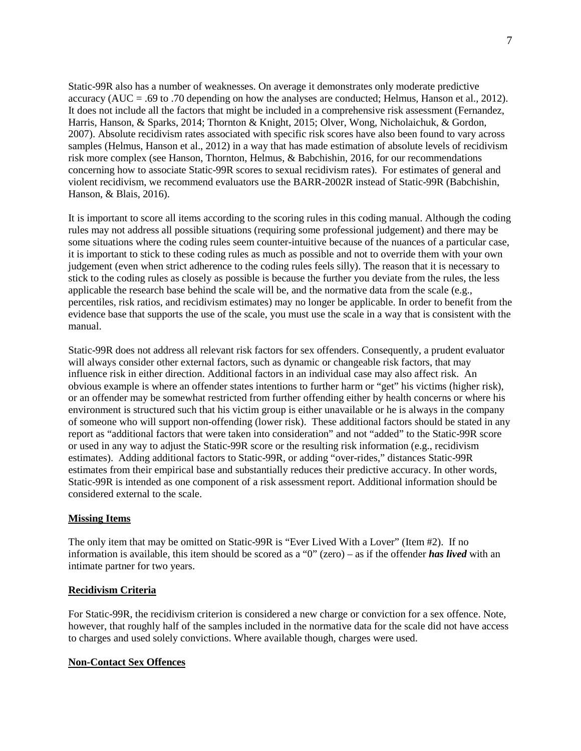Static-99R also has a number of weaknesses. On average it demonstrates only moderate predictive accuracy (AUC = .69 to .70 depending on how the analyses are conducted; Helmus, Hanson et al., 2012). It does not include all the factors that might be included in a comprehensive risk assessment (Fernandez, Harris, Hanson, & Sparks, 2014; Thornton & Knight, 2015; Olver, Wong, Nicholaichuk, & Gordon, 2007). Absolute recidivism rates associated with specific risk scores have also been found to vary across samples (Helmus, Hanson et al., 2012) in a way that has made estimation of absolute levels of recidivism risk more complex (see Hanson, Thornton, Helmus, & Babchishin, 2016, for our recommendations concerning how to associate Static-99R scores to sexual recidivism rates). For estimates of general and violent recidivism, we recommend evaluators use the BARR-2002R instead of Static-99R (Babchishin, Hanson, & Blais, 2016).

It is important to score all items according to the scoring rules in this coding manual. Although the coding rules may not address all possible situations (requiring some professional judgement) and there may be some situations where the coding rules seem counter-intuitive because of the nuances of a particular case, it is important to stick to these coding rules as much as possible and not to override them with your own judgement (even when strict adherence to the coding rules feels silly). The reason that it is necessary to stick to the coding rules as closely as possible is because the further you deviate from the rules, the less applicable the research base behind the scale will be, and the normative data from the scale (e.g., percentiles, risk ratios, and recidivism estimates) may no longer be applicable. In order to benefit from the evidence base that supports the use of the scale, you must use the scale in a way that is consistent with the manual.

Static-99R does not address all relevant risk factors for sex offenders. Consequently, a prudent evaluator will always consider other external factors, such as dynamic or changeable risk factors, that may influence risk in either direction. Additional factors in an individual case may also affect risk. An obvious example is where an offender states intentions to further harm or "get" his victims (higher risk), or an offender may be somewhat restricted from further offending either by health concerns or where his environment is structured such that his victim group is either unavailable or he is always in the company of someone who will support non-offending (lower risk). These additional factors should be stated in any report as "additional factors that were taken into consideration" and not "added" to the Static-99R score or used in any way to adjust the Static-99R score or the resulting risk information (e.g., recidivism estimates). Adding additional factors to Static-99R, or adding "over-rides," distances Static-99R estimates from their empirical base and substantially reduces their predictive accuracy. In other words, Static-99R is intended as one component of a risk assessment report. Additional information should be considered external to the scale.

## Missing Items

The only item that may be omitted on Static-99R is "Ever Lived With a Lover" (Item #2). If no information is available, this item should be scored as a "0" (zero) – as if the offender ***has lived*** with an intimate partner for two years.

## Recidivism Criteria

For Static-99R, the recidivism criterion is considered a new charge or conviction for a sex offence. Note, however, that roughly half of the samples included in the normative data for the scale did not have access to charges and used solely convictions. Where available though, charges were used.

## Non-Contact Sex Offences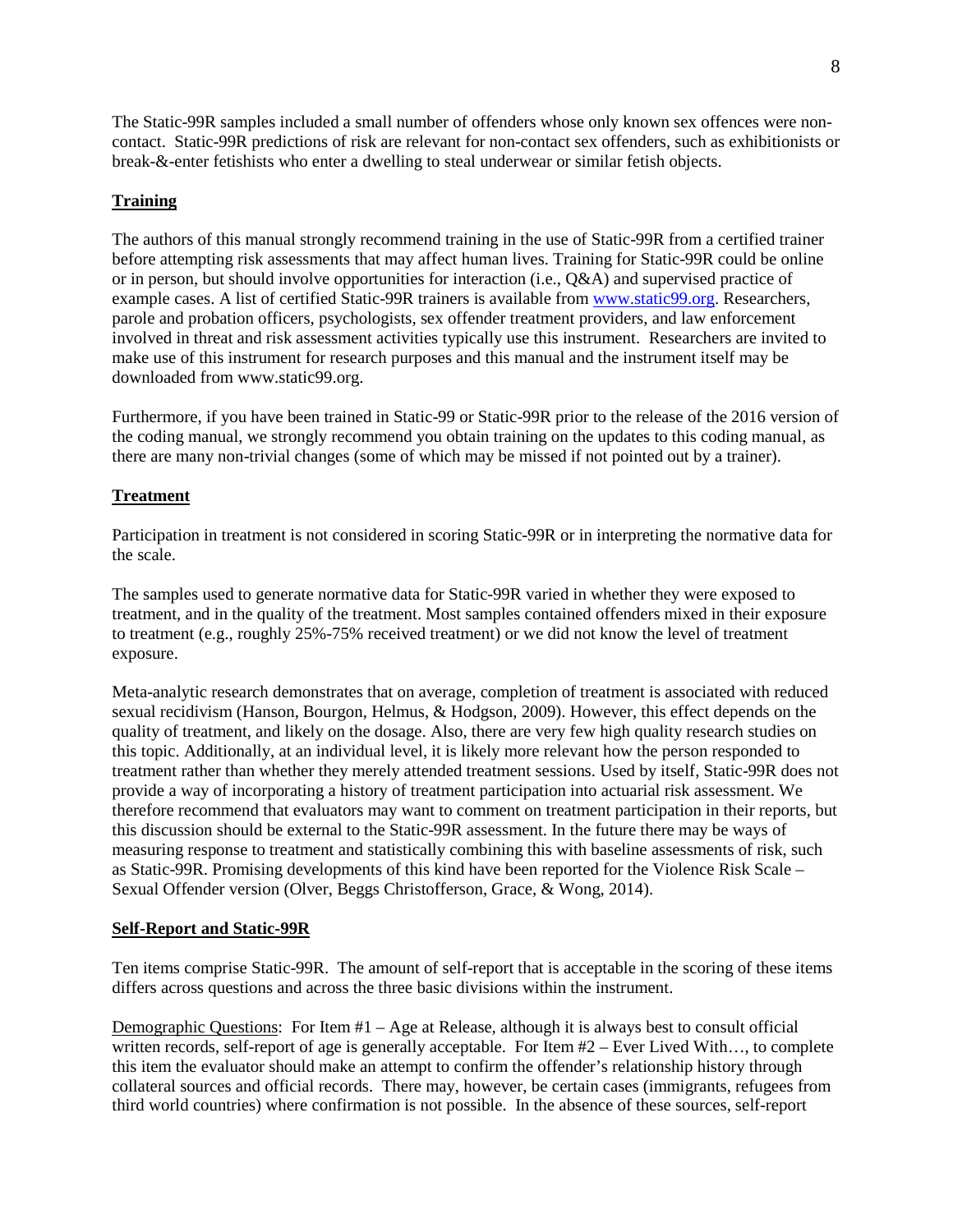The Static-99R samples included a small number of offenders whose only known sex offences were non-contact. Static-99R predictions of risk are relevant for non-contact sex offenders, such as exhibitionists or break-&-enter fetishists who enter a dwelling to steal underwear or similar fetish objects.

## Training

The authors of this manual strongly recommend training in the use of Static-99R from a certified trainer before attempting risk assessments that may affect human lives. Training for Static-99R could be online or in person, but should involve opportunities for interaction (i.e., Q&A) and supervised practice of example cases. A list of certified Static-99R trainers is available from www.static99.org. Researchers, parole and probation officers, psychologists, sex offender treatment providers, and law enforcement involved in threat and risk assessment activities typically use this instrument. Researchers are invited to make use of this instrument for research purposes and this manual and the instrument itself may be downloaded from www.static99.org.

Furthermore, if you have been trained in Static-99 or Static-99R prior to the release of the 2016 version of the coding manual, we strongly recommend you obtain training on the updates to this coding manual, as there are many non-trivial changes (some of which may be missed if not pointed out by a trainer).

## Treatment

Participation in treatment is not considered in scoring Static-99R or in interpreting the normative data for the scale.

The samples used to generate normative data for Static-99R varied in whether they were exposed to treatment, and in the quality of the treatment. Most samples contained offenders mixed in their exposure to treatment (e.g., roughly 25%-75% received treatment) or we did not know the level of treatment exposure.

Meta-analytic research demonstrates that on average, completion of treatment is associated with reduced sexual recidivism (Hanson, Bourgon, Helmus, & Hodgson, 2009). However, this effect depends on the quality of treatment, and likely on the dosage. Also, there are very few high quality research studies on this topic. Additionally, at an individual level, it is likely more relevant how the person responded to treatment rather than whether they merely attended treatment sessions. Used by itself, Static-99R does not provide a way of incorporating a history of treatment participation into actuarial risk assessment. We therefore recommend that evaluators may want to comment on treatment participation in their reports, but this discussion should be external to the Static-99R assessment. In the future there may be ways of measuring response to treatment and statistically combining this with baseline assessments of risk, such as Static-99R. Promising developments of this kind have been reported for the Violence Risk Scale – Sexual Offender version (Olver, Beggs Christofferson, Grace, & Wong, 2014).

## Self-Report and Static-99R

Ten items comprise Static-99R. The amount of self-report that is acceptable in the scoring of these items differs across questions and across the three basic divisions within the instrument.

Demographic Questions: For Item #1 – Age at Release, although it is always best to consult official written records, self-report of age is generally acceptable. For Item #2 – Ever Lived With…, to complete this item the evaluator should make an attempt to confirm the offender's relationship history through collateral sources and official records. There may, however, be certain cases (immigrants, refugees from third world countries) where confirmation is not possible. In the absence of these sources, self-report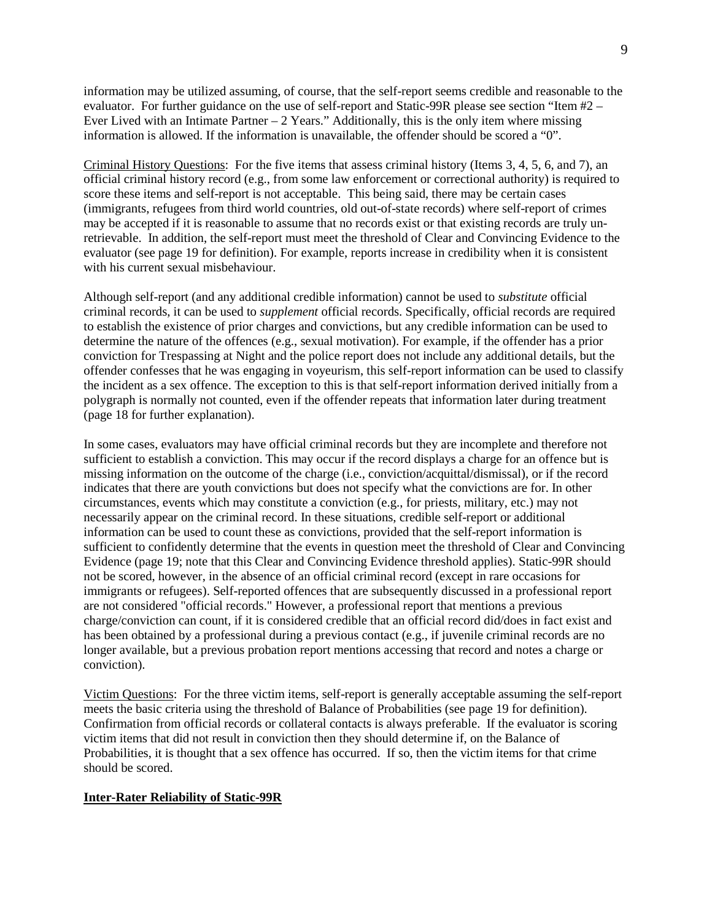information may be utilized assuming, of course, that the self-report seems credible and reasonable to the evaluator. For further guidance on the use of self-report and Static-99R please see section "Item #2 – Ever Lived with an Intimate Partner – 2 Years." Additionally, this is the only item where missing information is allowed. If the information is unavailable, the offender should be scored a "0".

Criminal History Questions: For the five items that assess criminal history (Items 3, 4, 5, 6, and 7), an official criminal history record (e.g., from some law enforcement or correctional authority) is required to score these items and self-report is not acceptable. This being said, there may be certain cases (immigrants, refugees from third world countries, old out-of-state records) where self-report of crimes may be accepted if it is reasonable to assume that no records exist or that existing records are truly un-retrievable. In addition, the self-report must meet the threshold of Clear and Convincing Evidence to the evaluator (see page 19 for definition). For example, reports increase in credibility when it is consistent with his current sexual misbehaviour.

Although self-report (and any additional credible information) cannot be used to *substitute* official criminal records, it can be used to *supplement* official records. Specifically, official records are required to establish the existence of prior charges and convictions, but any credible information can be used to determine the nature of the offences (e.g., sexual motivation). For example, if the offender has a prior conviction for Trespassing at Night and the police report does not include any additional details, but the offender confesses that he was engaging in voyeurism, this self-report information can be used to classify the incident as a sex offence. The exception to this is that self-report information derived initially from a polygraph is normally not counted, even if the offender repeats that information later during treatment (page 18 for further explanation).

In some cases, evaluators may have official criminal records but they are incomplete and therefore not sufficient to establish a conviction. This may occur if the record displays a charge for an offence but is missing information on the outcome of the charge (i.e., conviction/acquittal/dismissal), or if the record indicates that there are youth convictions but does not specify what the convictions are for. In other circumstances, events which may constitute a conviction (e.g., for priests, military, etc.) may not necessarily appear on the criminal record. In these situations, credible self-report or additional information can be used to count these as convictions, provided that the self-report information is sufficient to confidently determine that the events in question meet the threshold of Clear and Convincing Evidence (page 19; note that this Clear and Convincing Evidence threshold applies). Static-99R should not be scored, however, in the absence of an official criminal record (except in rare occasions for immigrants or refugees). Self-reported offences that are subsequently discussed in a professional report are not considered "official records." However, a professional report that mentions a previous charge/conviction can count, if it is considered credible that an official record did/does in fact exist and has been obtained by a professional during a previous contact (e.g., if juvenile criminal records are no longer available, but a previous probation report mentions accessing that record and notes a charge or conviction).

Victim Questions: For the three victim items, self-report is generally acceptable assuming the self-report meets the basic criteria using the threshold of Balance of Probabilities (see page 19 for definition). Confirmation from official records or collateral contacts is always preferable. If the evaluator is scoring victim items that did not result in conviction then they should determine if, on the Balance of Probabilities, it is thought that a sex offence has occurred. If so, then the victim items for that crime should be scored.

**Inter-Rater Reliability of Static-99R**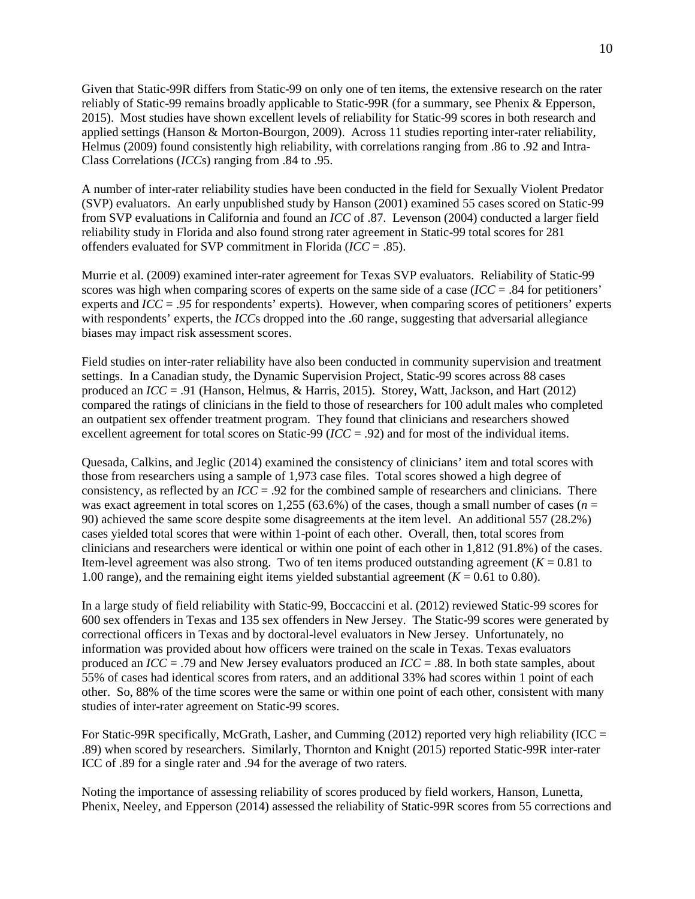Given that Static-99R differs from Static-99 on only one of ten items, the extensive research on the rater reliably of Static-99 remains broadly applicable to Static-99R (for a summary, see Phenix & Epperson, 2015). Most studies have shown excellent levels of reliability for Static-99 scores in both research and applied settings (Hanson & Morton-Bourgon, 2009). Across 11 studies reporting inter-rater reliability, Helmus (2009) found consistently high reliability, with correlations ranging from .86 to .92 and Intra-Class Correlations (*ICC*s) ranging from .84 to .95.

A number of inter-rater reliability studies have been conducted in the field for Sexually Violent Predator (SVP) evaluators. An early unpublished study by Hanson (2001) examined 55 cases scored on Static-99 from SVP evaluations in California and found an *ICC* of .87. Levenson (2004) conducted a larger field reliability study in Florida and also found strong rater agreement in Static-99 total scores for 281 offenders evaluated for SVP commitment in Florida (*ICC* = .85).

Murrie et al. (2009) examined inter-rater agreement for Texas SVP evaluators. Reliability of Static-99 scores was high when comparing scores of experts on the same side of a case (*ICC* = .84 for petitioners' experts and *ICC* = *.95* for respondents' experts). However, when comparing scores of petitioners' experts with respondents' experts, the *ICC*s dropped into the .60 range, suggesting that adversarial allegiance biases may impact risk assessment scores.

Field studies on inter-rater reliability have also been conducted in community supervision and treatment settings. In a Canadian study, the Dynamic Supervision Project, Static-99 scores across 88 cases produced an *ICC* = .91 (Hanson, Helmus, & Harris, 2015). Storey, Watt, Jackson, and Hart (2012) compared the ratings of clinicians in the field to those of researchers for 100 adult males who completed an outpatient sex offender treatment program. They found that clinicians and researchers showed excellent agreement for total scores on Static-99 (*ICC* = .92) and for most of the individual items.

Quesada, Calkins, and Jeglic (2014) examined the consistency of clinicians' item and total scores with those from researchers using a sample of 1,973 case files. Total scores showed a high degree of consistency, as reflected by an *ICC* = .92 for the combined sample of researchers and clinicians. There was exact agreement in total scores on 1,255 (63.6%) of the cases, though a small number of cases ($n$ = 90) achieved the same score despite some disagreements at the item level. An additional 557 (28.2%) cases yielded total scores that were within 1-point of each other. Overall, then, total scores from clinicians and researchers were identical or within one point of each other in 1,812 (91.8%) of the cases. Item-level agreement was also strong. Two of ten items produced outstanding agreement ($K$ = 0.81 to 1.00 range), and the remaining eight items yielded substantial agreement ($K$ = 0.61 to 0.80).

In a large study of field reliability with Static-99, Boccaccini et al. (2012) reviewed Static-99 scores for 600 sex offenders in Texas and 135 sex offenders in New Jersey. The Static-99 scores were generated by correctional officers in Texas and by doctoral-level evaluators in New Jersey. Unfortunately, no information was provided about how officers were trained on the scale in Texas. Texas evaluators produced an *ICC* = .79 and New Jersey evaluators produced an *ICC* = .88. In both state samples, about 55% of cases had identical scores from raters, and an additional 33% had scores within 1 point of each other. So, 88% of the time scores were the same or within one point of each other, consistent with many studies of inter-rater agreement on Static-99 scores.

For Static-99R specifically, McGrath, Lasher, and Cumming (2012) reported very high reliability (ICC = .89) when scored by researchers. Similarly, Thornton and Knight (2015) reported Static-99R inter-rater ICC of .89 for a single rater and .94 for the average of two raters.

Noting the importance of assessing reliability of scores produced by field workers, Hanson, Lunetta, Phenix, Neeley, and Epperson (2014) assessed the reliability of Static-99R scores from 55 corrections and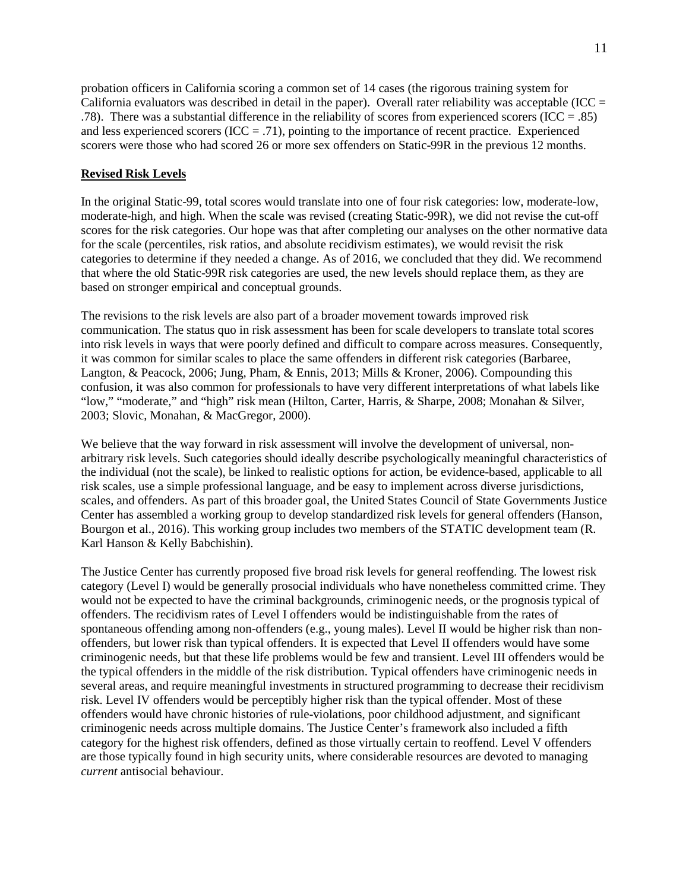probation officers in California scoring a common set of 14 cases (the rigorous training system for California evaluators was described in detail in the paper). Overall rater reliability was acceptable (ICC = .78). There was a substantial difference in the reliability of scores from experienced scorers (ICC = .85) and less experienced scorers (ICC = .71), pointing to the importance of recent practice. Experienced scorers were those who had scored 26 or more sex offenders on Static-99R in the previous 12 months.

## Revised Risk Levels

In the original Static-99, total scores would translate into one of four risk categories: low, moderate-low, moderate-high, and high. When the scale was revised (creating Static-99R), we did not revise the cut-off scores for the risk categories. Our hope was that after completing our analyses on the other normative data for the scale (percentiles, risk ratios, and absolute recidivism estimates), we would revisit the risk categories to determine if they needed a change. As of 2016, we concluded that they did. We recommend that where the old Static-99R risk categories are used, the new levels should replace them, as they are based on stronger empirical and conceptual grounds.

The revisions to the risk levels are also part of a broader movement towards improved risk communication. The status quo in risk assessment has been for scale developers to translate total scores into risk levels in ways that were poorly defined and difficult to compare across measures. Consequently, it was common for similar scales to place the same offenders in different risk categories (Barbaree, Langton, & Peacock, 2006; Jung, Pham, & Ennis, 2013; Mills & Kroner, 2006). Compounding this confusion, it was also common for professionals to have very different interpretations of what labels like "low," "moderate," and "high" risk mean (Hilton, Carter, Harris, & Sharpe, 2008; Monahan & Silver, 2003; Slovic, Monahan, & MacGregor, 2000).

We believe that the way forward in risk assessment will involve the development of universal, non-arbitrary risk levels. Such categories should ideally describe psychologically meaningful characteristics of the individual (not the scale), be linked to realistic options for action, be evidence-based, applicable to all risk scales, use a simple professional language, and be easy to implement across diverse jurisdictions, scales, and offenders. As part of this broader goal, the United States Council of State Governments Justice Center has assembled a working group to develop standardized risk levels for general offenders (Hanson, Bourgon et al., 2016). This working group includes two members of the STATIC development team (R. Karl Hanson & Kelly Babchishin).

The Justice Center has currently proposed five broad risk levels for general reoffending. The lowest risk category (Level I) would be generally prosocial individuals who have nonetheless committed crime. They would not be expected to have the criminal backgrounds, criminogenic needs, or the prognosis typical of offenders. The recidivism rates of Level I offenders would be indistinguishable from the rates of spontaneous offending among non-offenders (e.g., young males). Level II would be higher risk than non-offenders, but lower risk than typical offenders. It is expected that Level II offenders would have some criminogenic needs, but that these life problems would be few and transient. Level III offenders would be the typical offenders in the middle of the risk distribution. Typical offenders have criminogenic needs in several areas, and require meaningful investments in structured programming to decrease their recidivism risk. Level IV offenders would be perceptibly higher risk than the typical offender. Most of these offenders would have chronic histories of rule-violations, poor childhood adjustment, and significant criminogenic needs across multiple domains. The Justice Center's framework also included a fifth category for the highest risk offenders, defined as those virtually certain to reoffend. Level V offenders are those typically found in high security units, where considerable resources are devoted to managing *current* antisocial behaviour.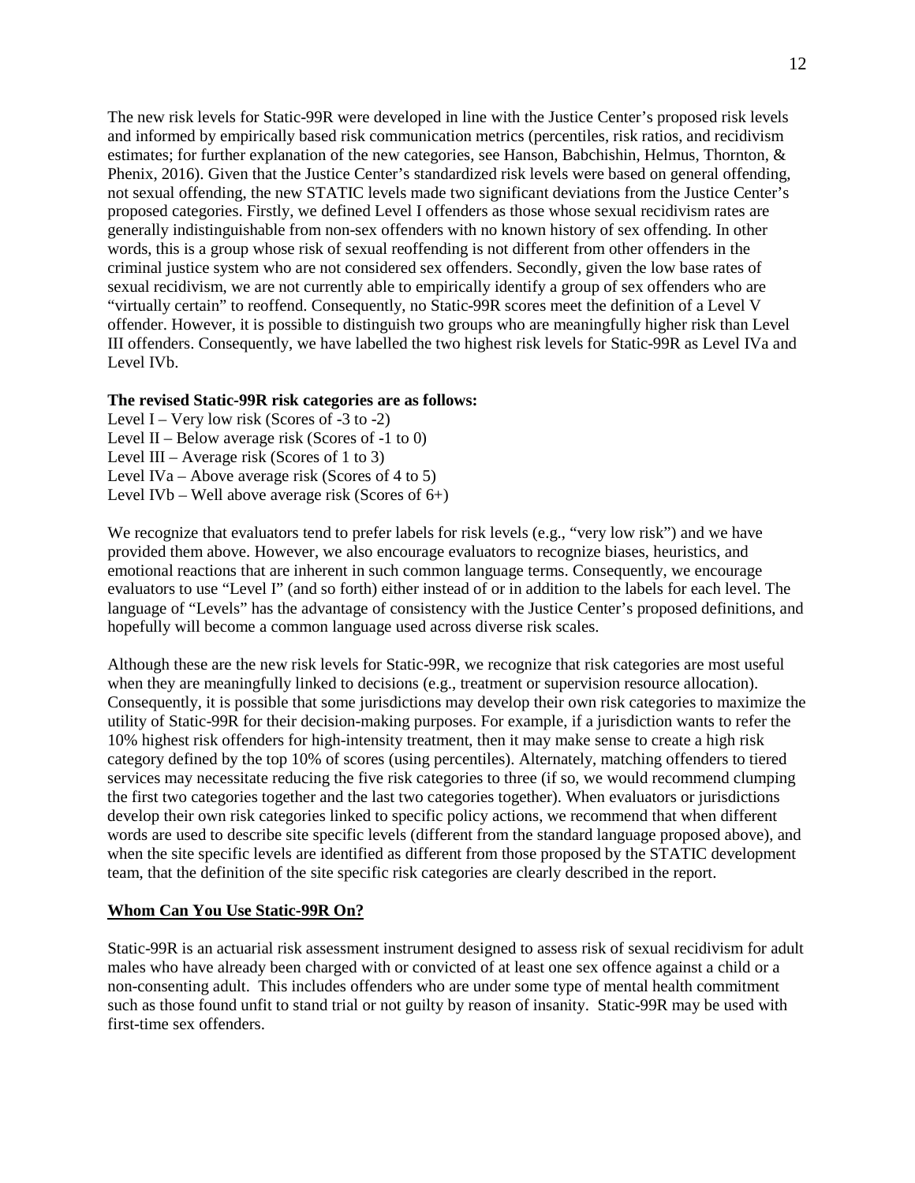The new risk levels for Static-99R were developed in line with the Justice Center's proposed risk levels and informed by empirically based risk communication metrics (percentiles, risk ratios, and recidivism estimates; for further explanation of the new categories, see Hanson, Babchishin, Helmus, Thornton, & Phenix, 2016). Given that the Justice Center's standardized risk levels were based on general offending, not sexual offending, the new STATIC levels made two significant deviations from the Justice Center's proposed categories. Firstly, we defined Level I offenders as those whose sexual recidivism rates are generally indistinguishable from non-sex offenders with no known history of sex offending. In other words, this is a group whose risk of sexual reoffending is not different from other offenders in the criminal justice system who are not considered sex offenders. Secondly, given the low base rates of sexual recidivism, we are not currently able to empirically identify a group of sex offenders who are "virtually certain" to reoffend. Consequently, no Static-99R scores meet the definition of a Level V offender. However, it is possible to distinguish two groups who are meaningfully higher risk than Level III offenders. Consequently, we have labelled the two highest risk levels for Static-99R as Level IVa and Level IVb.

**The revised Static-99R risk categories are as follows:**

Level I – Very low risk (Scores of -3 to -2)
Level II – Below average risk (Scores of -1 to 0)
Level III – Average risk (Scores of 1 to 3)
Level IVa – Above average risk (Scores of 4 to 5)
Level IVb – Well above average risk (Scores of 6+)

We recognize that evaluators tend to prefer labels for risk levels (e.g., "very low risk") and we have provided them above. However, we also encourage evaluators to recognize biases, heuristics, and emotional reactions that are inherent in such common language terms. Consequently, we encourage evaluators to use "Level I" (and so forth) either instead of or in addition to the labels for each level. The language of "Levels" has the advantage of consistency with the Justice Center's proposed definitions, and hopefully will become a common language used across diverse risk scales.

Although these are the new risk levels for Static-99R, we recognize that risk categories are most useful when they are meaningfully linked to decisions (e.g., treatment or supervision resource allocation). Consequently, it is possible that some jurisdictions may develop their own risk categories to maximize the utility of Static-99R for their decision-making purposes. For example, if a jurisdiction wants to refer the 10% highest risk offenders for high-intensity treatment, then it may make sense to create a high risk category defined by the top 10% of scores (using percentiles). Alternately, matching offenders to tiered services may necessitate reducing the five risk categories to three (if so, we would recommend clumping the first two categories together and the last two categories together). When evaluators or jurisdictions develop their own risk categories linked to specific policy actions, we recommend that when different words are used to describe site specific levels (different from the standard language proposed above), and when the site specific levels are identified as different from those proposed by the STATIC development team, that the definition of the site specific risk categories are clearly described in the report.

## Whom Can You Use Static-99R On?

Static-99R is an actuarial risk assessment instrument designed to assess risk of sexual recidivism for adult males who have already been charged with or convicted of at least one sex offence against a child or a non-consenting adult. This includes offenders who are under some type of mental health commitment such as those found unfit to stand trial or not guilty by reason of insanity. Static-99R may be used with first-time sex offenders.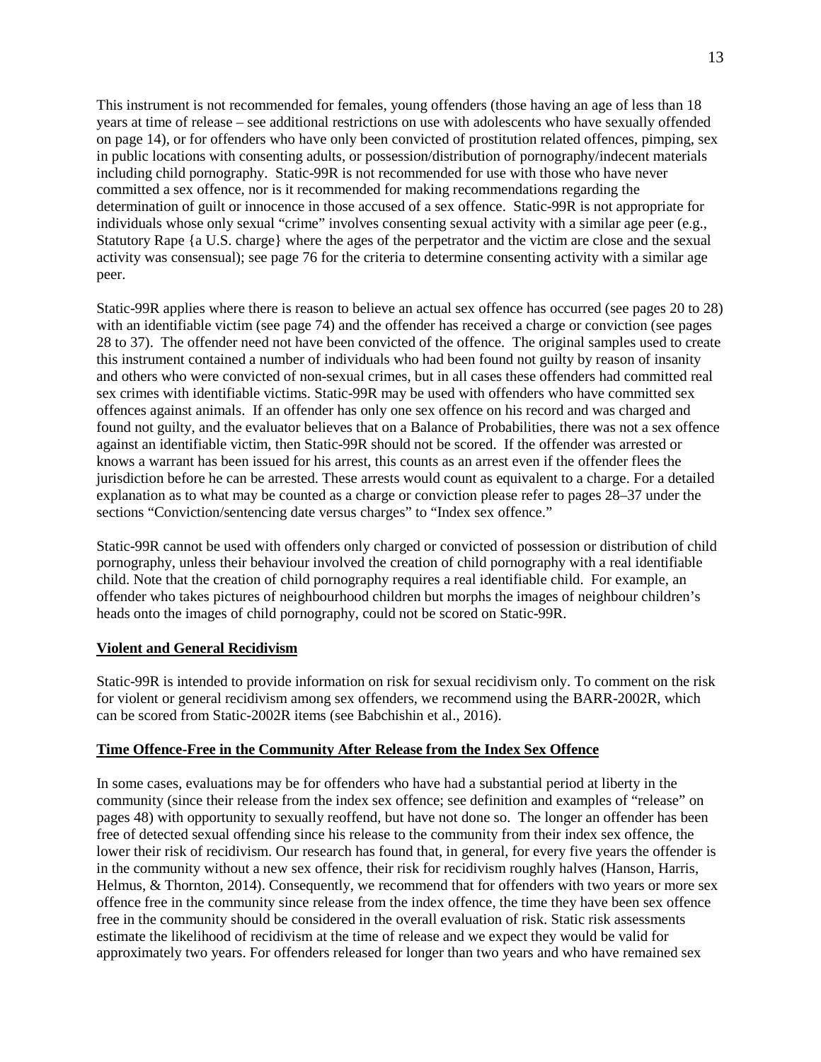This instrument is not recommended for females, young offenders (those having an age of less than 18 years at time of release – see additional restrictions on use with adolescents who have sexually offended on page 14), or for offenders who have only been convicted of prostitution related offences, pimping, sex in public locations with consenting adults, or possession/distribution of pornography/indecent materials including child pornography. Static-99R is not recommended for use with those who have never committed a sex offence, nor is it recommended for making recommendations regarding the determination of guilt or innocence in those accused of a sex offence. Static-99R is not appropriate for individuals whose only sexual "crime" involves consenting sexual activity with a similar age peer (e.g., Statutory Rape {a U.S. charge} where the ages of the perpetrator and the victim are close and the sexual activity was consensual); see page 76 for the criteria to determine consenting activity with a similar age peer.

Static-99R applies where there is reason to believe an actual sex offence has occurred (see pages 20 to 28) with an identifiable victim (see page 74) and the offender has received a charge or conviction (see pages 28 to 37). The offender need not have been convicted of the offence. The original samples used to create this instrument contained a number of individuals who had been found not guilty by reason of insanity and others who were convicted of non-sexual crimes, but in all cases these offenders had committed real sex crimes with identifiable victims. Static-99R may be used with offenders who have committed sex offences against animals. If an offender has only one sex offence on his record and was charged and found not guilty, and the evaluator believes that on a Balance of Probabilities, there was not a sex offence against an identifiable victim, then Static-99R should not be scored. If the offender was arrested or knows a warrant has been issued for his arrest, this counts as an arrest even if the offender flees the jurisdiction before he can be arrested. These arrests would count as equivalent to a charge. For a detailed explanation as to what may be counted as a charge or conviction please refer to pages 28–37 under the sections "Conviction/sentencing date versus charges" to "Index sex offence."

Static-99R cannot be used with offenders only charged or convicted of possession or distribution of child pornography, unless their behaviour involved the creation of child pornography with a real identifiable child. Note that the creation of child pornography requires a real identifiable child. For example, an offender who takes pictures of neighbourhood children but morphs the images of neighbour children's heads onto the images of child pornography, could not be scored on Static-99R.

## Violent and General Recidivism

Static-99R is intended to provide information on risk for sexual recidivism only. To comment on the risk for violent or general recidivism among sex offenders, we recommend using the BARR-2002R, which can be scored from Static-2002R items (see Babchishin et al., 2016).

## Time Offence-Free in the Community After Release from the Index Sex Offence

In some cases, evaluations may be for offenders who have had a substantial period at liberty in the community (since their release from the index sex offence; see definition and examples of "release" on pages 48) with opportunity to sexually reoffend, but have not done so. The longer an offender has been free of detected sexual offending since his release to the community from their index sex offence, the lower their risk of recidivism. Our research has found that, in general, for every five years the offender is in the community without a new sex offence, their risk for recidivism roughly halves (Hanson, Harris, Helmus, & Thornton, 2014). Consequently, we recommend that for offenders with two years or more sex offence free in the community since release from the index offence, the time they have been sex offence free in the community should be considered in the overall evaluation of risk. Static risk assessments estimate the likelihood of recidivism at the time of release and we expect they would be valid for approximately two years. For offenders released for longer than two years and who have remained sex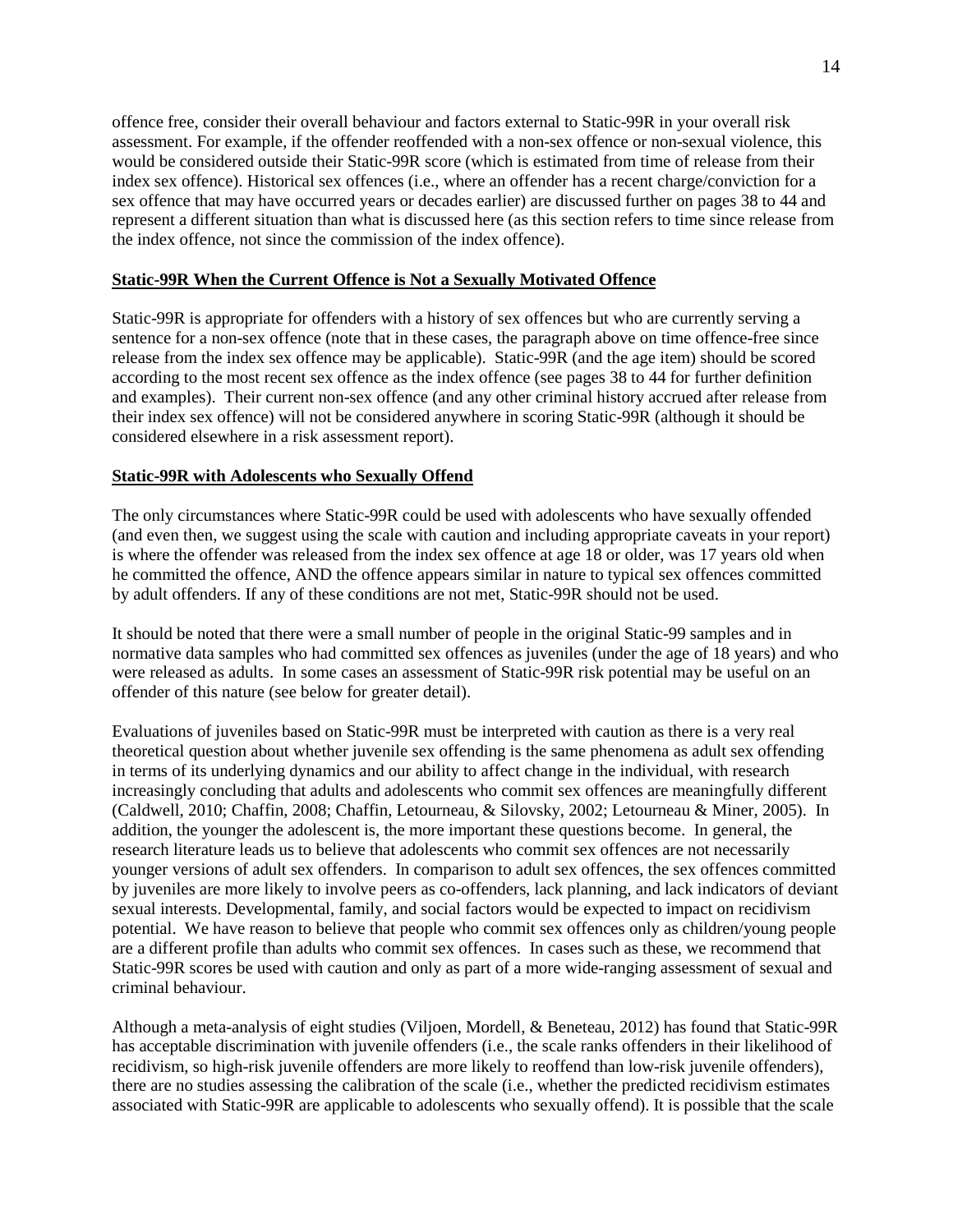offence free, consider their overall behaviour and factors external to Static-99R in your overall risk assessment. For example, if the offender reoffended with a non-sex offence or non-sexual violence, this would be considered outside their Static-99R score (which is estimated from time of release from their index sex offence). Historical sex offences (i.e., where an offender has a recent charge/conviction for a sex offence that may have occurred years or decades earlier) are discussed further on pages 38 to 44 and represent a different situation than what is discussed here (as this section refers to time since release from the index offence, not since the commission of the index offence).

**Static-99R When the Current Offence is Not a Sexually Motivated Offence**

Static-99R is appropriate for offenders with a history of sex offences but who are currently serving a sentence for a non-sex offence (note that in these cases, the paragraph above on time offence-free since release from the index sex offence may be applicable). Static-99R (and the age item) should be scored according to the most recent sex offence as the index offence (see pages 38 to 44 for further definition and examples). Their current non-sex offence (and any other criminal history accrued after release from their index sex offence) will not be considered anywhere in scoring Static-99R (although it should be considered elsewhere in a risk assessment report).

**Static-99R with Adolescents who Sexually Offend**

The only circumstances where Static-99R could be used with adolescents who have sexually offended (and even then, we suggest using the scale with caution and including appropriate caveats in your report) is where the offender was released from the index sex offence at age 18 or older, was 17 years old when he committed the offence, AND the offence appears similar in nature to typical sex offences committed by adult offenders. If any of these conditions are not met, Static-99R should not be used.

It should be noted that there were a small number of people in the original Static-99 samples and in normative data samples who had committed sex offences as juveniles (under the age of 18 years) and who were released as adults. In some cases an assessment of Static-99R risk potential may be useful on an offender of this nature (see below for greater detail).

Evaluations of juveniles based on Static-99R must be interpreted with caution as there is a very real theoretical question about whether juvenile sex offending is the same phenomena as adult sex offending in terms of its underlying dynamics and our ability to affect change in the individual, with research increasingly concluding that adults and adolescents who commit sex offences are meaningfully different (Caldwell, 2010; Chaffin, 2008; Chaffin, Letourneau, & Silovsky, 2002; Letourneau & Miner, 2005). In addition, the younger the adolescent is, the more important these questions become. In general, the research literature leads us to believe that adolescents who commit sex offences are not necessarily younger versions of adult sex offenders. In comparison to adult sex offences, the sex offences committed by juveniles are more likely to involve peers as co-offenders, lack planning, and lack indicators of deviant sexual interests. Developmental, family, and social factors would be expected to impact on recidivism potential. We have reason to believe that people who commit sex offences only as children/young people are a different profile than adults who commit sex offences. In cases such as these, we recommend that Static-99R scores be used with caution and only as part of a more wide-ranging assessment of sexual and criminal behaviour.

Although a meta-analysis of eight studies (Viljoen, Mordell, & Beneteau, 2012) has found that Static-99R has acceptable discrimination with juvenile offenders (i.e., the scale ranks offenders in their likelihood of recidivism, so high-risk juvenile offenders are more likely to reoffend than low-risk juvenile offenders), there are no studies assessing the calibration of the scale (i.e., whether the predicted recidivism estimates associated with Static-99R are applicable to adolescents who sexually offend). It is possible that the scale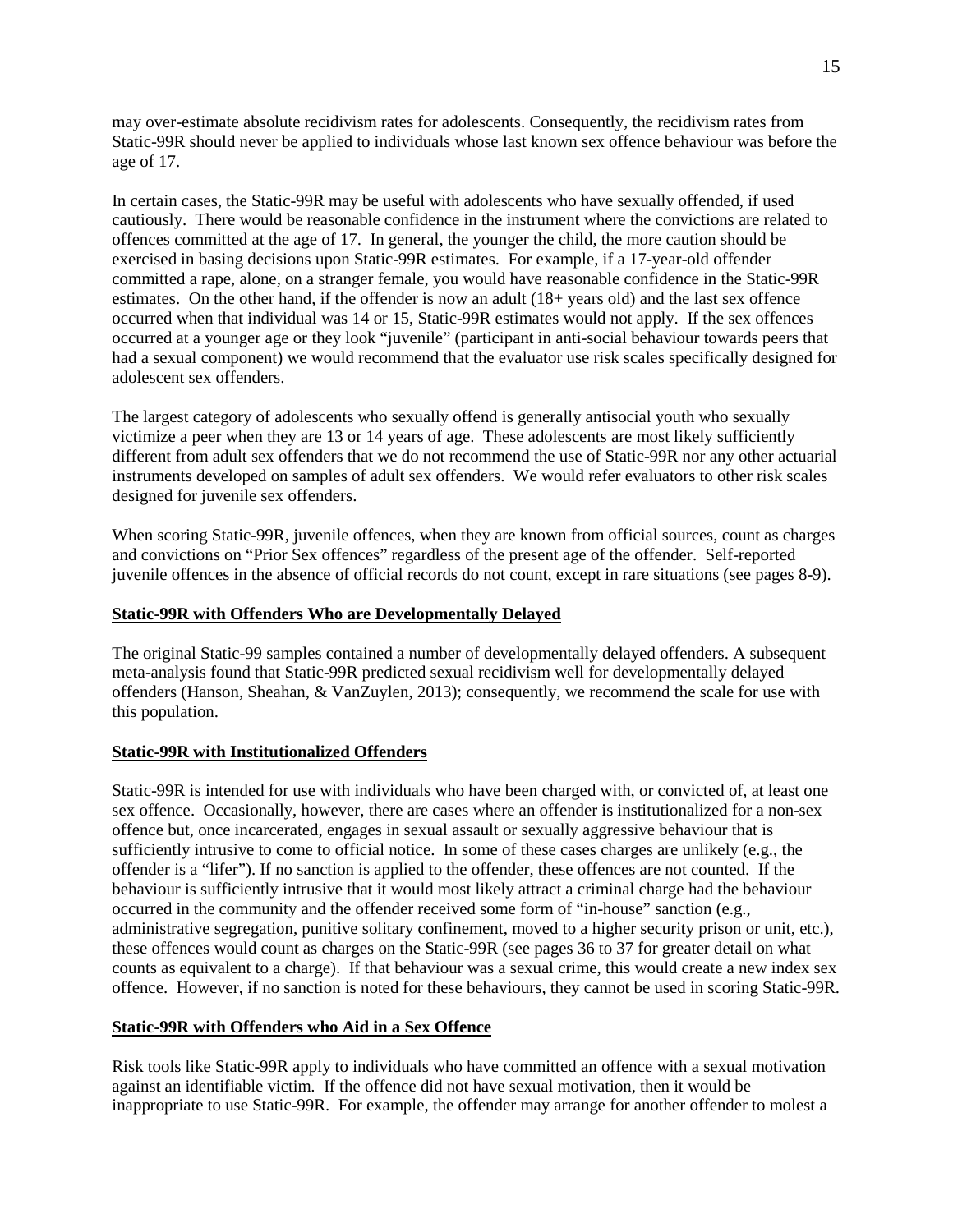may over-estimate absolute recidivism rates for adolescents. Consequently, the recidivism rates from Static-99R should never be applied to individuals whose last known sex offence behaviour was before the age of 17.

In certain cases, the Static-99R may be useful with adolescents who have sexually offended, if used cautiously. There would be reasonable confidence in the instrument where the convictions are related to offences committed at the age of 17. In general, the younger the child, the more caution should be exercised in basing decisions upon Static-99R estimates. For example, if a 17-year-old offender committed a rape, alone, on a stranger female, you would have reasonable confidence in the Static-99R estimates. On the other hand, if the offender is now an adult (18+ years old) and the last sex offence occurred when that individual was 14 or 15, Static-99R estimates would not apply. If the sex offences occurred at a younger age or they look "juvenile" (participant in anti-social behaviour towards peers that had a sexual component) we would recommend that the evaluator use risk scales specifically designed for adolescent sex offenders.

The largest category of adolescents who sexually offend is generally antisocial youth who sexually victimize a peer when they are 13 or 14 years of age. These adolescents are most likely sufficiently different from adult sex offenders that we do not recommend the use of Static-99R nor any other actuarial instruments developed on samples of adult sex offenders. We would refer evaluators to other risk scales designed for juvenile sex offenders.

When scoring Static-99R, juvenile offences, when they are known from official sources, count as charges and convictions on "Prior Sex offences" regardless of the present age of the offender. Self-reported juvenile offences in the absence of official records do not count, except in rare situations (see pages 8-9).

## Static-99R with Offenders Who are Developmentally Delayed

The original Static-99 samples contained a number of developmentally delayed offenders. A subsequent meta-analysis found that Static-99R predicted sexual recidivism well for developmentally delayed offenders (Hanson, Sheahan, & VanZuylen, 2013); consequently, we recommend the scale for use with this population.

## Static-99R with Institutionalized Offenders

Static-99R is intended for use with individuals who have been charged with, or convicted of, at least one sex offence. Occasionally, however, there are cases where an offender is institutionalized for a non-sex offence but, once incarcerated, engages in sexual assault or sexually aggressive behaviour that is sufficiently intrusive to come to official notice. In some of these cases charges are unlikely (e.g., the offender is a "lifer"). If no sanction is applied to the offender, these offences are not counted. If the behaviour is sufficiently intrusive that it would most likely attract a criminal charge had the behaviour occurred in the community and the offender received some form of "in-house" sanction (e.g., administrative segregation, punitive solitary confinement, moved to a higher security prison or unit, etc.), these offences would count as charges on the Static-99R (see pages 36 to 37 for greater detail on what counts as equivalent to a charge). If that behaviour was a sexual crime, this would create a new index sex offence. However, if no sanction is noted for these behaviours, they cannot be used in scoring Static-99R.

## Static-99R with Offenders who Aid in a Sex Offence

Risk tools like Static-99R apply to individuals who have committed an offence with a sexual motivation against an identifiable victim. If the offence did not have sexual motivation, then it would be inappropriate to use Static-99R. For example, the offender may arrange for another offender to molest a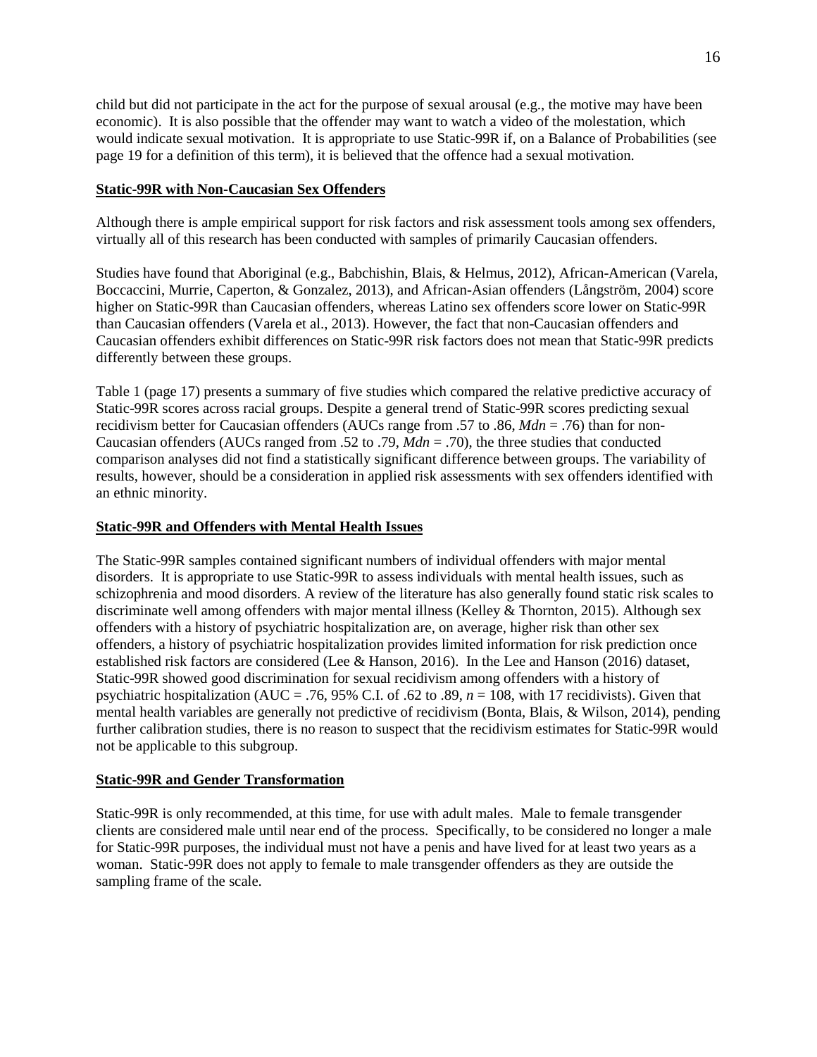child but did not participate in the act for the purpose of sexual arousal (e.g., the motive may have been economic). It is also possible that the offender may want to watch a video of the molestation, which would indicate sexual motivation. It is appropriate to use Static-99R if, on a Balance of Probabilities (see page 19 for a definition of this term), it is believed that the offence had a sexual motivation.

**Static-99R with Non-Caucasian Sex Offenders**

Although there is ample empirical support for risk factors and risk assessment tools among sex offenders, virtually all of this research has been conducted with samples of primarily Caucasian offenders.

Studies have found that Aboriginal (e.g., Babchishin, Blais, & Helmus, 2012), African-American (Varela, Boccaccini, Murrie, Caperton, & Gonzalez, 2013), and African-Asian offenders (Långström, 2004) score higher on Static-99R than Caucasian offenders, whereas Latino sex offenders score lower on Static-99R than Caucasian offenders (Varela et al., 2013). However, the fact that non-Caucasian offenders and Caucasian offenders exhibit differences on Static-99R risk factors does not mean that Static-99R predicts differently between these groups.

Table 1 (page 17) presents a summary of five studies which compared the relative predictive accuracy of Static-99R scores across racial groups. Despite a general trend of Static-99R scores predicting sexual recidivism better for Caucasian offenders (AUCs range from .57 to .86, *Mdn* = .76) than for non-Caucasian offenders (AUCs ranged from .52 to .79, *Mdn* = .70), the three studies that conducted comparison analyses did not find a statistically significant difference between groups. The variability of results, however, should be a consideration in applied risk assessments with sex offenders identified with an ethnic minority.

**Static-99R and Offenders with Mental Health Issues**

The Static-99R samples contained significant numbers of individual offenders with major mental disorders. It is appropriate to use Static-99R to assess individuals with mental health issues, such as schizophrenia and mood disorders. A review of the literature has also generally found static risk scales to discriminate well among offenders with major mental illness (Kelley & Thornton, 2015). Although sex offenders with a history of psychiatric hospitalization are, on average, higher risk than other sex offenders, a history of psychiatric hospitalization provides limited information for risk prediction once established risk factors are considered (Lee & Hanson, 2016). In the Lee and Hanson (2016) dataset, Static-99R showed good discrimination for sexual recidivism among offenders with a history of psychiatric hospitalization (AUC = .76, 95% C.I. of .62 to .89, *n* = 108, with 17 recidivists). Given that mental health variables are generally not predictive of recidivism (Bonta, Blais, & Wilson, 2014), pending further calibration studies, there is no reason to suspect that the recidivism estimates for Static-99R would not be applicable to this subgroup.

**Static-99R and Gender Transformation**

Static-99R is only recommended, at this time, for use with adult males. Male to female transgender clients are considered male until near end of the process. Specifically, to be considered no longer a male for Static-99R purposes, the individual must not have a penis and have lived for at least two years as a woman. Static-99R does not apply to female to male transgender offenders as they are outside the sampling frame of the scale.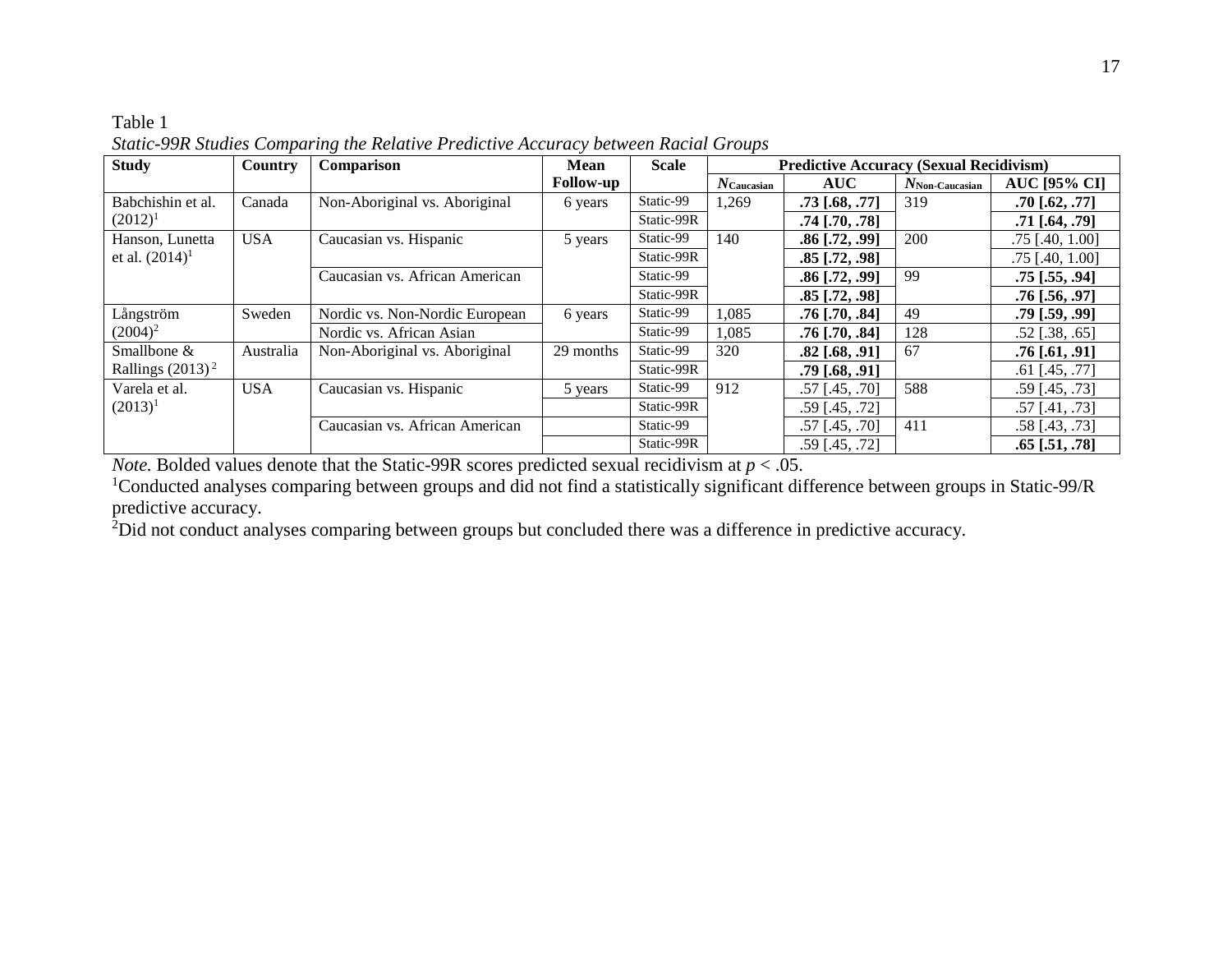Table 1

*Static-99R Studies Comparing the Relative Predictive Accuracy between Racial Groups*

| Study | Country | Comparison | Mean Follow-up | Scale | Predictive Accuracy (Sexual Recidivism) | | | |
|---|---|---|---|---|---|---|---|---|
| | | | | | $N_{Caucasian}$ | AUC | $N_{Non\text{-}Caucasian}$ | AUC [95% CI] |
| Babchishin et al. (2012)[1] | Canada | Non-Aboriginal vs. Aboriginal | 6 years | Static-99 | 1,269 | **.73 [.68, .77]** | 319 | **.70 [.62, .77]** |
| | | | | Static-99R | | **.74 [.70, .78]** | | **.71 [.64, .79]** |
| Hanson, Lunetta et al. (2014)[1] | USA | Caucasian vs. Hispanic | 5 years | Static-99 | 140 | **.86 [.72, .99]** | 200 | .75 [.40, 1.00] |
| | | | | Static-99R | | **.85 [.72, .98]** | | .75 [.40, 1.00] |
| | | Caucasian vs. African American | | Static-99 | | **.86 [.72, .99]** | 99 | **.75 [.55, .94]** |
| | | | | Static-99R | | **.85 [.72, .98]** | | **.76 [.56, .97]** |
| Långström (2004)[2] | Sweden | Nordic vs. Non-Nordic European | 6 years | Static-99 | 1,085 | **.76 [.70, .84]** | 49 | **.79 [.59, .99]** |
| | | Nordic vs. African Asian | | Static-99 | 1,085 | **.76 [.70, .84]** | 128 | .52 [.38, .65] |
| Smallbone & Rallings (2013)[2] | Australia | Non-Aboriginal vs. Aboriginal | 29 months | Static-99 | 320 | **.82 [.68, .91]** | 67 | **.76 [.61, .91]** |
| | | | | Static-99R | | **.79 [.68, .91]** | | .61 [.45, .77] |
| Varela et al. (2013)[1] | USA | Caucasian vs. Hispanic | 5 years | Static-99 | 912 | .57 [.45, .70] | 588 | .59 [.45, .73] |
| | | | | Static-99R | | .59 [.45, .72] | | .57 [.41, .73] |
| | | Caucasian vs. African American | | Static-99 | | .57 [.45, .70] | 411 | .58 [.43, .73] |
| | | | | Static-99R | | .59 [.45, .72] | | **.65 [.51, .78]** |

*Note.* Bolded values denote that the Static-99R scores predicted sexual recidivism at $p < .05$.

[1]Conducted analyses comparing between groups and did not find a statistically significant difference between groups in Static-99/R predictive accuracy.

[2]Did not conduct analyses comparing between groups but concluded there was a difference in predictive accuracy.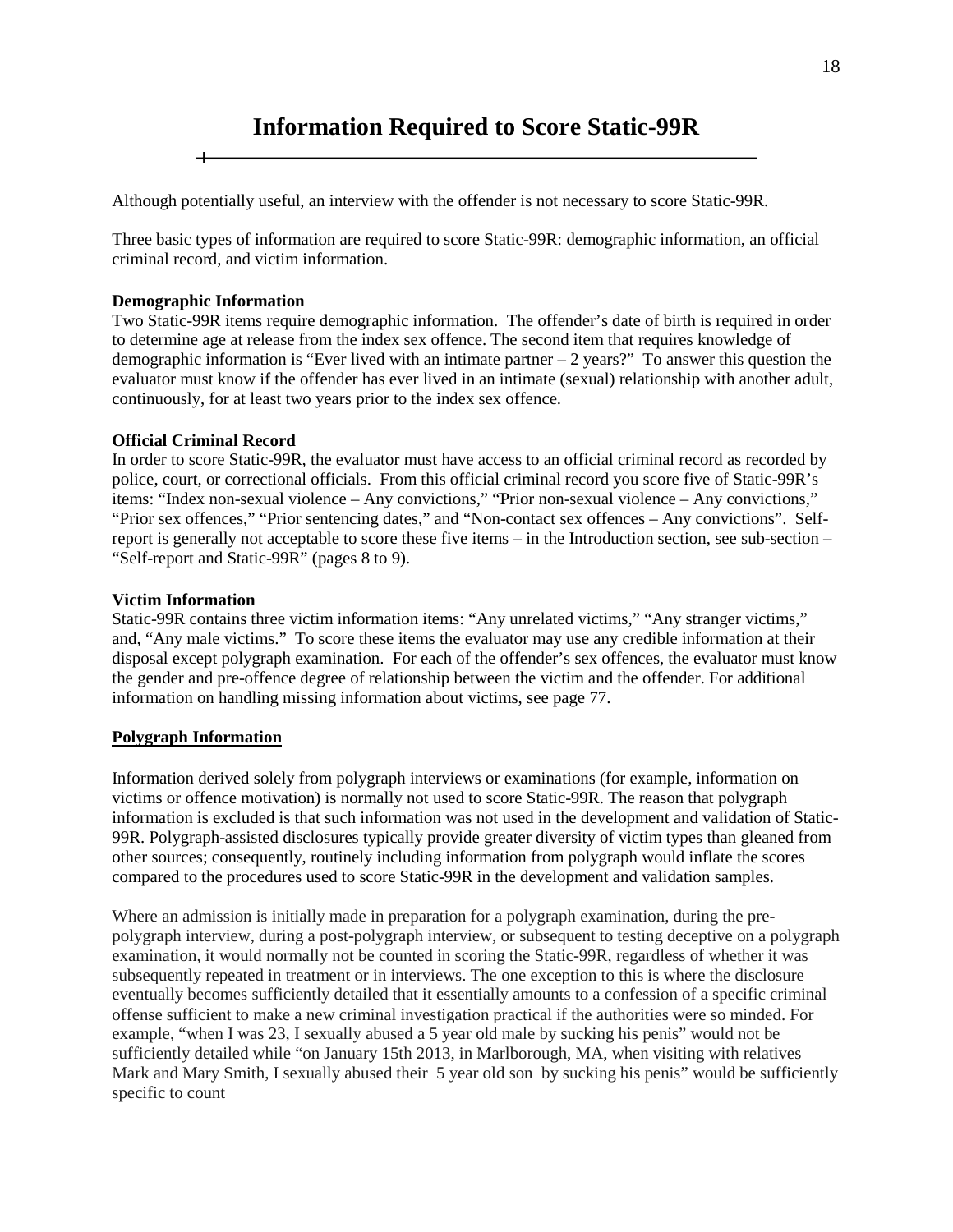# Information Required to Score Static-99R

Although potentially useful, an interview with the offender is not necessary to score Static-99R.

Three basic types of information are required to score Static-99R: demographic information, an official criminal record, and victim information.

**Demographic Information**

Two Static-99R items require demographic information. The offender's date of birth is required in order to determine age at release from the index sex offence. The second item that requires knowledge of demographic information is "Ever lived with an intimate partner – 2 years?" To answer this question the evaluator must know if the offender has ever lived in an intimate (sexual) relationship with another adult, continuously, for at least two years prior to the index sex offence.

**Official Criminal Record**

In order to score Static-99R, the evaluator must have access to an official criminal record as recorded by police, court, or correctional officials. From this official criminal record you score five of Static-99R's items: "Index non-sexual violence – Any convictions," "Prior non-sexual violence – Any convictions," "Prior sex offences," "Prior sentencing dates," and "Non-contact sex offences – Any convictions". Self-report is generally not acceptable to score these five items – in the Introduction section, see sub-section – "Self-report and Static-99R" (pages 8 to 9).

**Victim Information**

Static-99R contains three victim information items: "Any unrelated victims," "Any stranger victims," and, "Any male victims." To score these items the evaluator may use any credible information at their disposal except polygraph examination. For each of the offender's sex offences, the evaluator must know the gender and pre-offence degree of relationship between the victim and the offender. For additional information on handling missing information about victims, see page 77.

**Polygraph Information**

Information derived solely from polygraph interviews or examinations (for example, information on victims or offence motivation) is normally not used to score Static-99R. The reason that polygraph information is excluded is that such information was not used in the development and validation of Static-99R. Polygraph-assisted disclosures typically provide greater diversity of victim types than gleaned from other sources; consequently, routinely including information from polygraph would inflate the scores compared to the procedures used to score Static-99R in the development and validation samples.

Where an admission is initially made in preparation for a polygraph examination, during the pre-polygraph interview, during a post-polygraph interview, or subsequent to testing deceptive on a polygraph examination, it would normally not be counted in scoring the Static-99R, regardless of whether it was subsequently repeated in treatment or in interviews. The one exception to this is where the disclosure eventually becomes sufficiently detailed that it essentially amounts to a confession of a specific criminal offense sufficient to make a new criminal investigation practical if the authorities were so minded. For example, "when I was 23, I sexually abused a 5 year old male by sucking his penis" would not be sufficiently detailed while "on January 15th 2013, in Marlborough, MA, when visiting with relatives Mark and Mary Smith, I sexually abused their 5 year old son by sucking his penis" would be sufficiently specific to count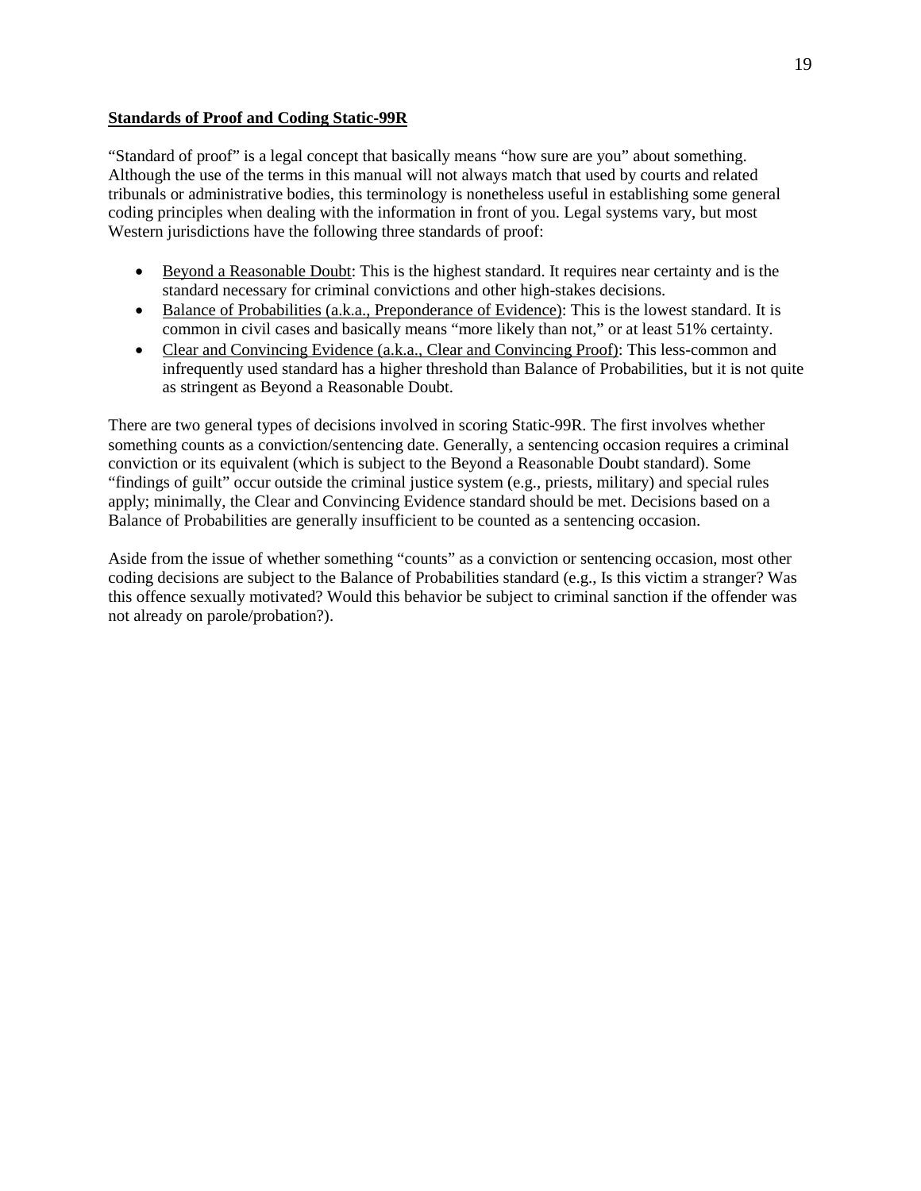## Standards of Proof and Coding Static-99R

"Standard of proof" is a legal concept that basically means "how sure are you" about something. Although the use of the terms in this manual will not always match that used by courts and related tribunals or administrative bodies, this terminology is nonetheless useful in establishing some general coding principles when dealing with the information in front of you. Legal systems vary, but most Western jurisdictions have the following three standards of proof:

- Beyond a Reasonable Doubt: This is the highest standard. It requires near certainty and is the standard necessary for criminal convictions and other high-stakes decisions.
- Balance of Probabilities (a.k.a., Preponderance of Evidence): This is the lowest standard. It is common in civil cases and basically means "more likely than not," or at least 51% certainty.
- Clear and Convincing Evidence (a.k.a., Clear and Convincing Proof): This less-common and infrequently used standard has a higher threshold than Balance of Probabilities, but it is not quite as stringent as Beyond a Reasonable Doubt.

There are two general types of decisions involved in scoring Static-99R. The first involves whether something counts as a conviction/sentencing date. Generally, a sentencing occasion requires a criminal conviction or its equivalent (which is subject to the Beyond a Reasonable Doubt standard). Some "findings of guilt" occur outside the criminal justice system (e.g., priests, military) and special rules apply; minimally, the Clear and Convincing Evidence standard should be met. Decisions based on a Balance of Probabilities are generally insufficient to be counted as a sentencing occasion.

Aside from the issue of whether something "counts" as a conviction or sentencing occasion, most other coding decisions are subject to the Balance of Probabilities standard (e.g., Is this victim a stranger? Was this offence sexually motivated? Would this behavior be subject to criminal sanction if the offender was not already on parole/probation?).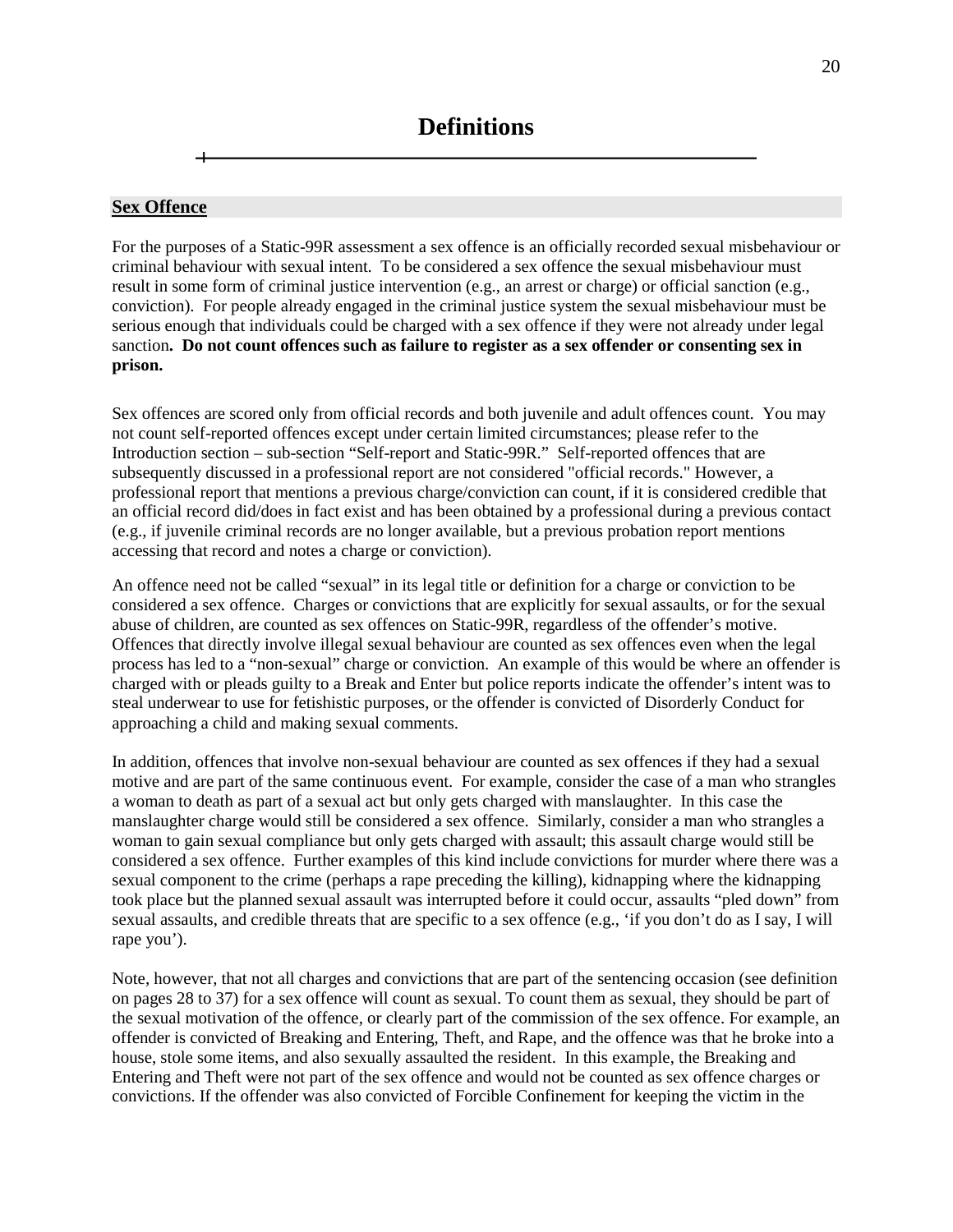# Definitions

## Sex Offence

For the purposes of a Static-99R assessment a sex offence is an officially recorded sexual misbehaviour or criminal behaviour with sexual intent. To be considered a sex offence the sexual misbehaviour must result in some form of criminal justice intervention (e.g., an arrest or charge) or official sanction (e.g., conviction). For people already engaged in the criminal justice system the sexual misbehaviour must be serious enough that individuals could be charged with a sex offence if they were not already under legal sanction**. Do not count offences such as failure to register as a sex offender or consenting sex in prison.**

Sex offences are scored only from official records and both juvenile and adult offences count. You may not count self-reported offences except under certain limited circumstances; please refer to the Introduction section – sub-section "Self-report and Static-99R." Self-reported offences that are subsequently discussed in a professional report are not considered "official records." However, a professional report that mentions a previous charge/conviction can count, if it is considered credible that an official record did/does in fact exist and has been obtained by a professional during a previous contact (e.g., if juvenile criminal records are no longer available, but a previous probation report mentions accessing that record and notes a charge or conviction).

An offence need not be called "sexual" in its legal title or definition for a charge or conviction to be considered a sex offence. Charges or convictions that are explicitly for sexual assaults, or for the sexual abuse of children, are counted as sex offences on Static-99R, regardless of the offender's motive. Offences that directly involve illegal sexual behaviour are counted as sex offences even when the legal process has led to a "non-sexual" charge or conviction. An example of this would be where an offender is charged with or pleads guilty to a Break and Enter but police reports indicate the offender's intent was to steal underwear to use for fetishistic purposes, or the offender is convicted of Disorderly Conduct for approaching a child and making sexual comments.

In addition, offences that involve non-sexual behaviour are counted as sex offences if they had a sexual motive and are part of the same continuous event. For example, consider the case of a man who strangles a woman to death as part of a sexual act but only gets charged with manslaughter. In this case the manslaughter charge would still be considered a sex offence. Similarly, consider a man who strangles a woman to gain sexual compliance but only gets charged with assault; this assault charge would still be considered a sex offence. Further examples of this kind include convictions for murder where there was a sexual component to the crime (perhaps a rape preceding the killing), kidnapping where the kidnapping took place but the planned sexual assault was interrupted before it could occur, assaults "pled down" from sexual assaults, and credible threats that are specific to a sex offence (e.g., 'if you don't do as I say, I will rape you').

Note, however, that not all charges and convictions that are part of the sentencing occasion (see definition on pages 28 to 37) for a sex offence will count as sexual. To count them as sexual, they should be part of the sexual motivation of the offence, or clearly part of the commission of the sex offence. For example, an offender is convicted of Breaking and Entering, Theft, and Rape, and the offence was that he broke into a house, stole some items, and also sexually assaulted the resident. In this example, the Breaking and Entering and Theft were not part of the sex offence and would not be counted as sex offence charges or convictions. If the offender was also convicted of Forcible Confinement for keeping the victim in the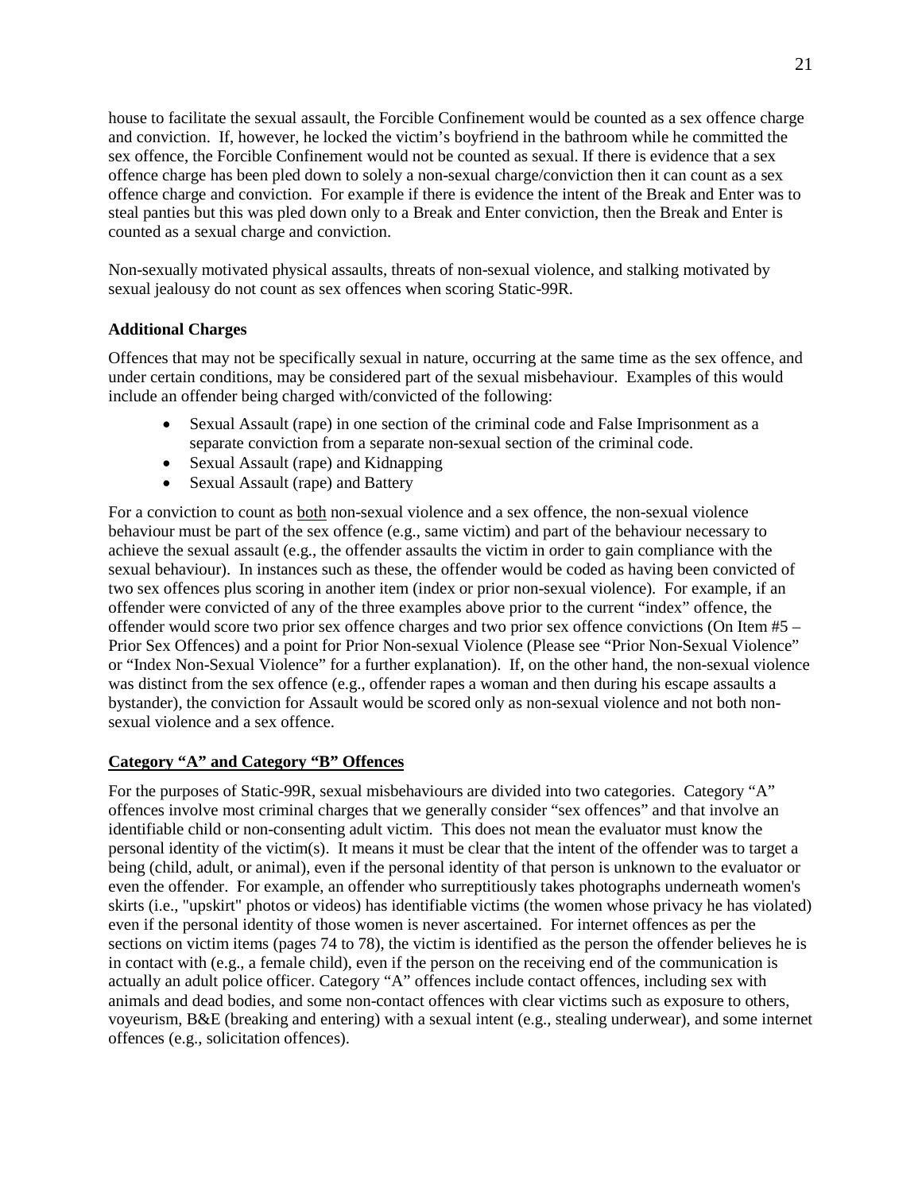house to facilitate the sexual assault, the Forcible Confinement would be counted as a sex offence charge and conviction. If, however, he locked the victim's boyfriend in the bathroom while he committed the sex offence, the Forcible Confinement would not be counted as sexual. If there is evidence that a sex offence charge has been pled down to solely a non-sexual charge/conviction then it can count as a sex offence charge and conviction. For example if there is evidence the intent of the Break and Enter was to steal panties but this was pled down only to a Break and Enter conviction, then the Break and Enter is counted as a sexual charge and conviction.

Non-sexually motivated physical assaults, threats of non-sexual violence, and stalking motivated by sexual jealousy do not count as sex offences when scoring Static-99R.

**Additional Charges**

Offences that may not be specifically sexual in nature, occurring at the same time as the sex offence, and under certain conditions, may be considered part of the sexual misbehaviour. Examples of this would include an offender being charged with/convicted of the following:

- Sexual Assault (rape) in one section of the criminal code and False Imprisonment as a separate conviction from a separate non-sexual section of the criminal code.
- Sexual Assault (rape) and Kidnapping
- Sexual Assault (rape) and Battery

For a conviction to count as both non-sexual violence and a sex offence, the non-sexual violence behaviour must be part of the sex offence (e.g., same victim) and part of the behaviour necessary to achieve the sexual assault (e.g., the offender assaults the victim in order to gain compliance with the sexual behaviour). In instances such as these, the offender would be coded as having been convicted of two sex offences plus scoring in another item (index or prior non-sexual violence). For example, if an offender were convicted of any of the three examples above prior to the current "index" offence, the offender would score two prior sex offence charges and two prior sex offence convictions (On Item #5 – Prior Sex Offences) and a point for Prior Non-sexual Violence (Please see "Prior Non-Sexual Violence" or "Index Non-Sexual Violence" for a further explanation). If, on the other hand, the non-sexual violence was distinct from the sex offence (e.g., offender rapes a woman and then during his escape assaults a bystander), the conviction for Assault would be scored only as non-sexual violence and not both non-sexual violence and a sex offence.

**Category "A" and Category "B" Offences**

For the purposes of Static-99R, sexual misbehaviours are divided into two categories. Category "A" offences involve most criminal charges that we generally consider "sex offences" and that involve an identifiable child or non-consenting adult victim. This does not mean the evaluator must know the personal identity of the victim(s). It means it must be clear that the intent of the offender was to target a being (child, adult, or animal), even if the personal identity of that person is unknown to the evaluator or even the offender. For example, an offender who surreptitiously takes photographs underneath women's skirts (i.e., "upskirt" photos or videos) has identifiable victims (the women whose privacy he has violated) even if the personal identity of those women is never ascertained. For internet offences as per the sections on victim items (pages 74 to 78), the victim is identified as the person the offender believes he is in contact with (e.g., a female child), even if the person on the receiving end of the communication is actually an adult police officer. Category "A" offences include contact offences, including sex with animals and dead bodies, and some non-contact offences with clear victims such as exposure to others, voyeurism, B&E (breaking and entering) with a sexual intent (e.g., stealing underwear), and some internet offences (e.g., solicitation offences).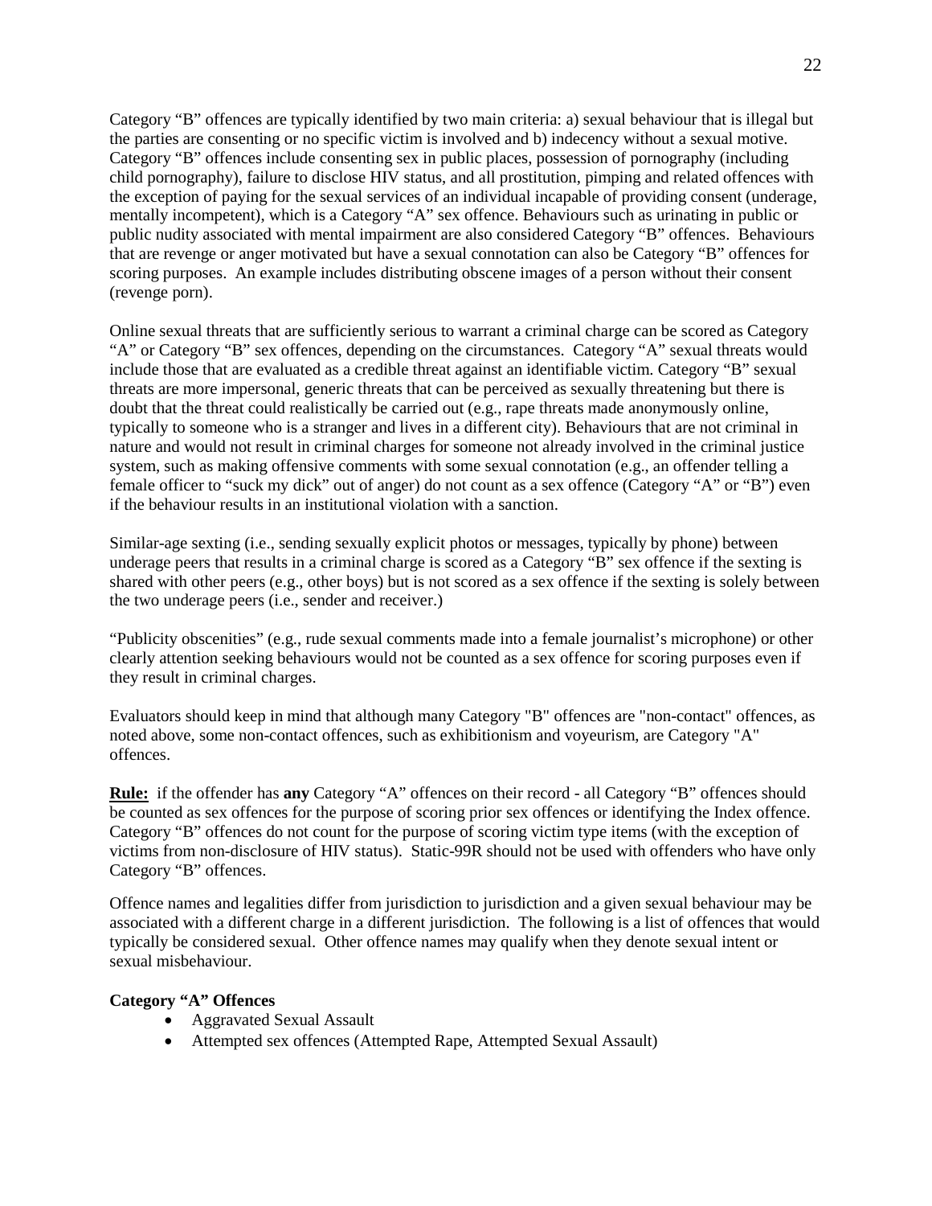Category "B" offences are typically identified by two main criteria: a) sexual behaviour that is illegal but the parties are consenting or no specific victim is involved and b) indecency without a sexual motive. Category "B" offences include consenting sex in public places, possession of pornography (including child pornography), failure to disclose HIV status, and all prostitution, pimping and related offences with the exception of paying for the sexual services of an individual incapable of providing consent (underage, mentally incompetent), which is a Category "A" sex offence. Behaviours such as urinating in public or public nudity associated with mental impairment are also considered Category "B" offences. Behaviours that are revenge or anger motivated but have a sexual connotation can also be Category "B" offences for scoring purposes. An example includes distributing obscene images of a person without their consent (revenge porn).

Online sexual threats that are sufficiently serious to warrant a criminal charge can be scored as Category "A" or Category "B" sex offences, depending on the circumstances. Category "A" sexual threats would include those that are evaluated as a credible threat against an identifiable victim. Category "B" sexual threats are more impersonal, generic threats that can be perceived as sexually threatening but there is doubt that the threat could realistically be carried out (e.g., rape threats made anonymously online, typically to someone who is a stranger and lives in a different city). Behaviours that are not criminal in nature and would not result in criminal charges for someone not already involved in the criminal justice system, such as making offensive comments with some sexual connotation (e.g., an offender telling a female officer to "suck my dick" out of anger) do not count as a sex offence (Category "A" or "B") even if the behaviour results in an institutional violation with a sanction.

Similar-age sexting (i.e., sending sexually explicit photos or messages, typically by phone) between underage peers that results in a criminal charge is scored as a Category "B" sex offence if the sexting is shared with other peers (e.g., other boys) but is not scored as a sex offence if the sexting is solely between the two underage peers (i.e., sender and receiver.)

"Publicity obscenities" (e.g., rude sexual comments made into a female journalist's microphone) or other clearly attention seeking behaviours would not be counted as a sex offence for scoring purposes even if they result in criminal charges.

Evaluators should keep in mind that although many Category "B" offences are "non-contact" offences, as noted above, some non-contact offences, such as exhibitionism and voyeurism, are Category "A" offences.

**Rule:** if the offender has **any** Category "A" offences on their record - all Category "B" offences should be counted as sex offences for the purpose of scoring prior sex offences or identifying the Index offence. Category "B" offences do not count for the purpose of scoring victim type items (with the exception of victims from non-disclosure of HIV status). Static-99R should not be used with offenders who have only Category "B" offences.

Offence names and legalities differ from jurisdiction to jurisdiction and a given sexual behaviour may be associated with a different charge in a different jurisdiction. The following is a list of offences that would typically be considered sexual. Other offence names may qualify when they denote sexual intent or sexual misbehaviour.

**Category "A" Offences**

- Aggravated Sexual Assault
- Attempted sex offences (Attempted Rape, Attempted Sexual Assault)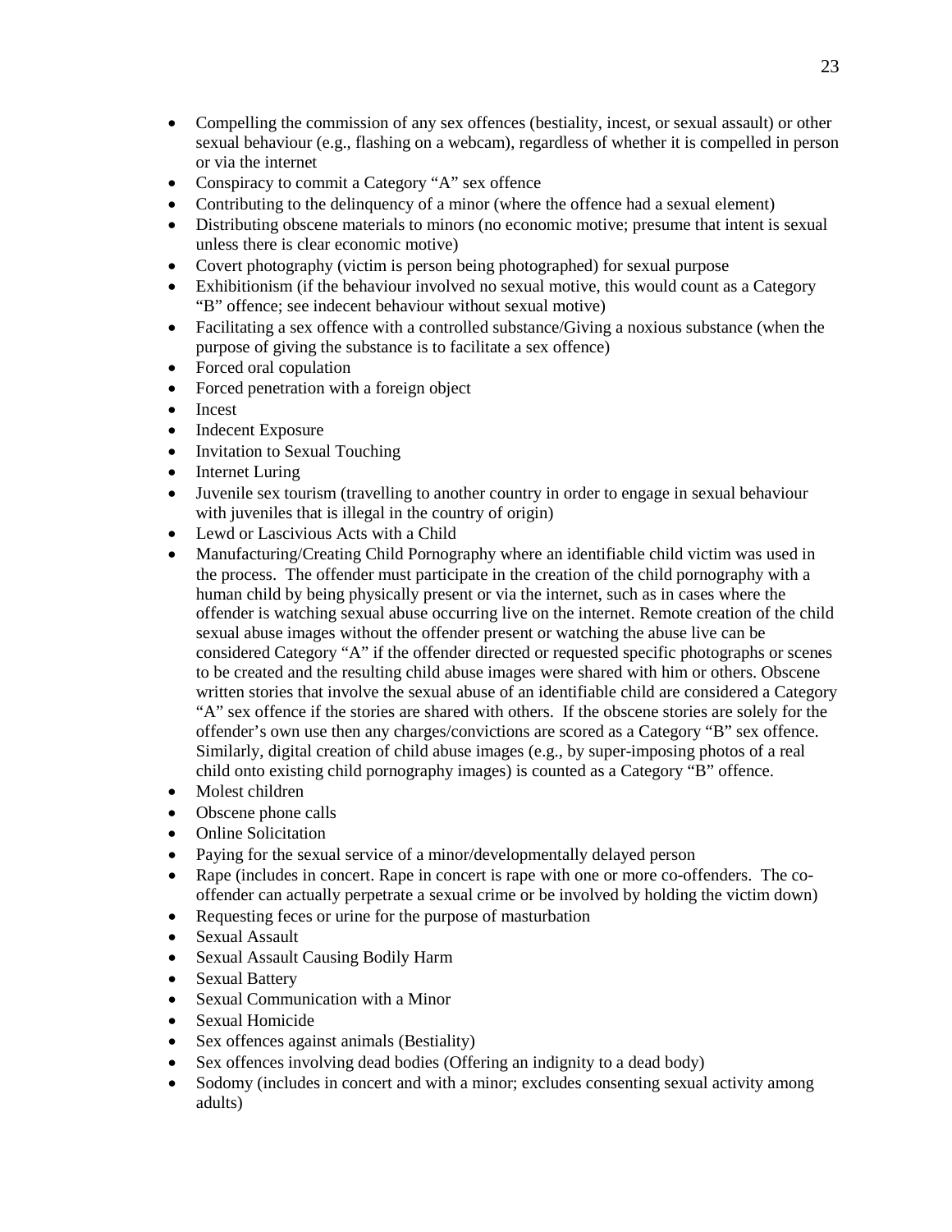- Compelling the commission of any sex offences (bestiality, incest, or sexual assault) or other sexual behaviour (e.g., flashing on a webcam), regardless of whether it is compelled in person or via the internet
- Conspiracy to commit a Category "A" sex offence
- Contributing to the delinquency of a minor (where the offence had a sexual element)
- Distributing obscene materials to minors (no economic motive; presume that intent is sexual unless there is clear economic motive)
- Covert photography (victim is person being photographed) for sexual purpose
- Exhibitionism (if the behaviour involved no sexual motive, this would count as a Category "B" offence; see indecent behaviour without sexual motive)
- Facilitating a sex offence with a controlled substance/Giving a noxious substance (when the purpose of giving the substance is to facilitate a sex offence)
- Forced oral copulation
- Forced penetration with a foreign object
- Incest
- Indecent Exposure
- Invitation to Sexual Touching
- Internet Luring
- Juvenile sex tourism (travelling to another country in order to engage in sexual behaviour with juveniles that is illegal in the country of origin)
- Lewd or Lascivious Acts with a Child
- Manufacturing/Creating Child Pornography where an identifiable child victim was used in the process. The offender must participate in the creation of the child pornography with a human child by being physically present or via the internet, such as in cases where the offender is watching sexual abuse occurring live on the internet. Remote creation of the child sexual abuse images without the offender present or watching the abuse live can be considered Category "A" if the offender directed or requested specific photographs or scenes to be created and the resulting child abuse images were shared with him or others. Obscene written stories that involve the sexual abuse of an identifiable child are considered a Category "A" sex offence if the stories are shared with others. If the obscene stories are solely for the offender's own use then any charges/convictions are scored as a Category "B" sex offence. Similarly, digital creation of child abuse images (e.g., by super-imposing photos of a real child onto existing child pornography images) is counted as a Category "B" offence.
- Molest children
- Obscene phone calls
- Online Solicitation
- Paying for the sexual service of a minor/developmentally delayed person
- Rape (includes in concert. Rape in concert is rape with one or more co-offenders. The co-offender can actually perpetrate a sexual crime or be involved by holding the victim down)
- Requesting feces or urine for the purpose of masturbation
- Sexual Assault
- Sexual Assault Causing Bodily Harm
- Sexual Battery
- Sexual Communication with a Minor
- Sexual Homicide
- Sex offences against animals (Bestiality)
- Sex offences involving dead bodies (Offering an indignity to a dead body)
- Sodomy (includes in concert and with a minor; excludes consenting sexual activity among adults)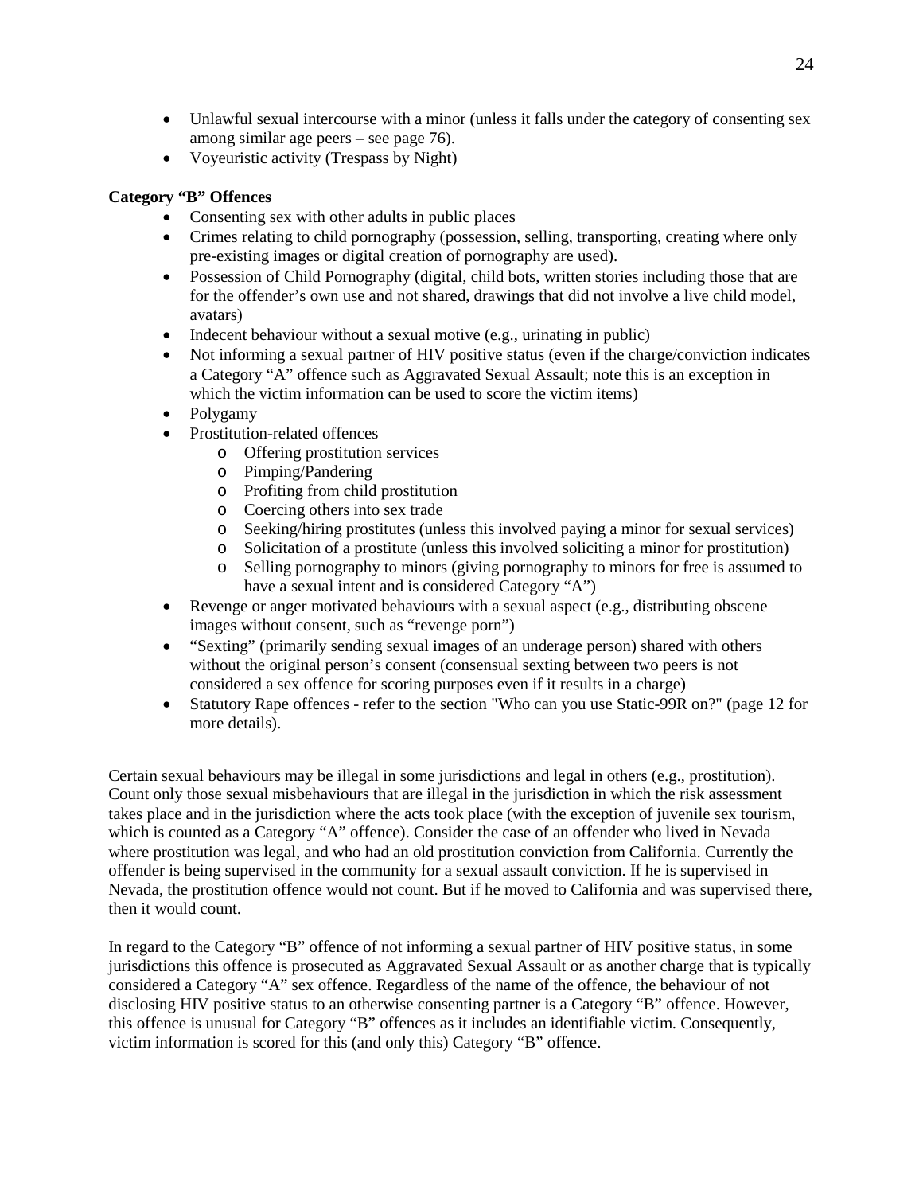- Unlawful sexual intercourse with a minor (unless it falls under the category of consenting sex among similar age peers – see page 76).
- Voyeuristic activity (Trespass by Night)

**Category "B" Offences**

- Consenting sex with other adults in public places
- Crimes relating to child pornography (possession, selling, transporting, creating where only pre-existing images or digital creation of pornography are used).
- Possession of Child Pornography (digital, child bots, written stories including those that are for the offender's own use and not shared, drawings that did not involve a live child model, avatars)
- Indecent behaviour without a sexual motive (e.g., urinating in public)
- Not informing a sexual partner of HIV positive status (even if the charge/conviction indicates a Category "A" offence such as Aggravated Sexual Assault; note this is an exception in which the victim information can be used to score the victim items)
- Polygamy
- Prostitution-related offences
    - Offering prostitution services
    - Pimping/Pandering
    - Profiting from child prostitution
    - Coercing others into sex trade
    - Seeking/hiring prostitutes (unless this involved paying a minor for sexual services)
    - Solicitation of a prostitute (unless this involved soliciting a minor for prostitution)
    - Selling pornography to minors (giving pornography to minors for free is assumed to have a sexual intent and is considered Category "A")
- Revenge or anger motivated behaviours with a sexual aspect (e.g., distributing obscene images without consent, such as "revenge porn")
- "Sexting" (primarily sending sexual images of an underage person) shared with others without the original person's consent (consensual sexting between two peers is not considered a sex offence for scoring purposes even if it results in a charge)
- Statutory Rape offences - refer to the section "Who can you use Static-99R on?" (page 12 for more details).

Certain sexual behaviours may be illegal in some jurisdictions and legal in others (e.g., prostitution). Count only those sexual misbehaviours that are illegal in the jurisdiction in which the risk assessment takes place and in the jurisdiction where the acts took place (with the exception of juvenile sex tourism, which is counted as a Category "A" offence). Consider the case of an offender who lived in Nevada where prostitution was legal, and who had an old prostitution conviction from California. Currently the offender is being supervised in the community for a sexual assault conviction. If he is supervised in Nevada, the prostitution offence would not count. But if he moved to California and was supervised there, then it would count.

In regard to the Category "B" offence of not informing a sexual partner of HIV positive status, in some jurisdictions this offence is prosecuted as Aggravated Sexual Assault or as another charge that is typically considered a Category "A" sex offence. Regardless of the name of the offence, the behaviour of not disclosing HIV positive status to an otherwise consenting partner is a Category "B" offence. However, this offence is unusual for Category "B" offences as it includes an identifiable victim. Consequently, victim information is scored for this (and only this) Category "B" offence.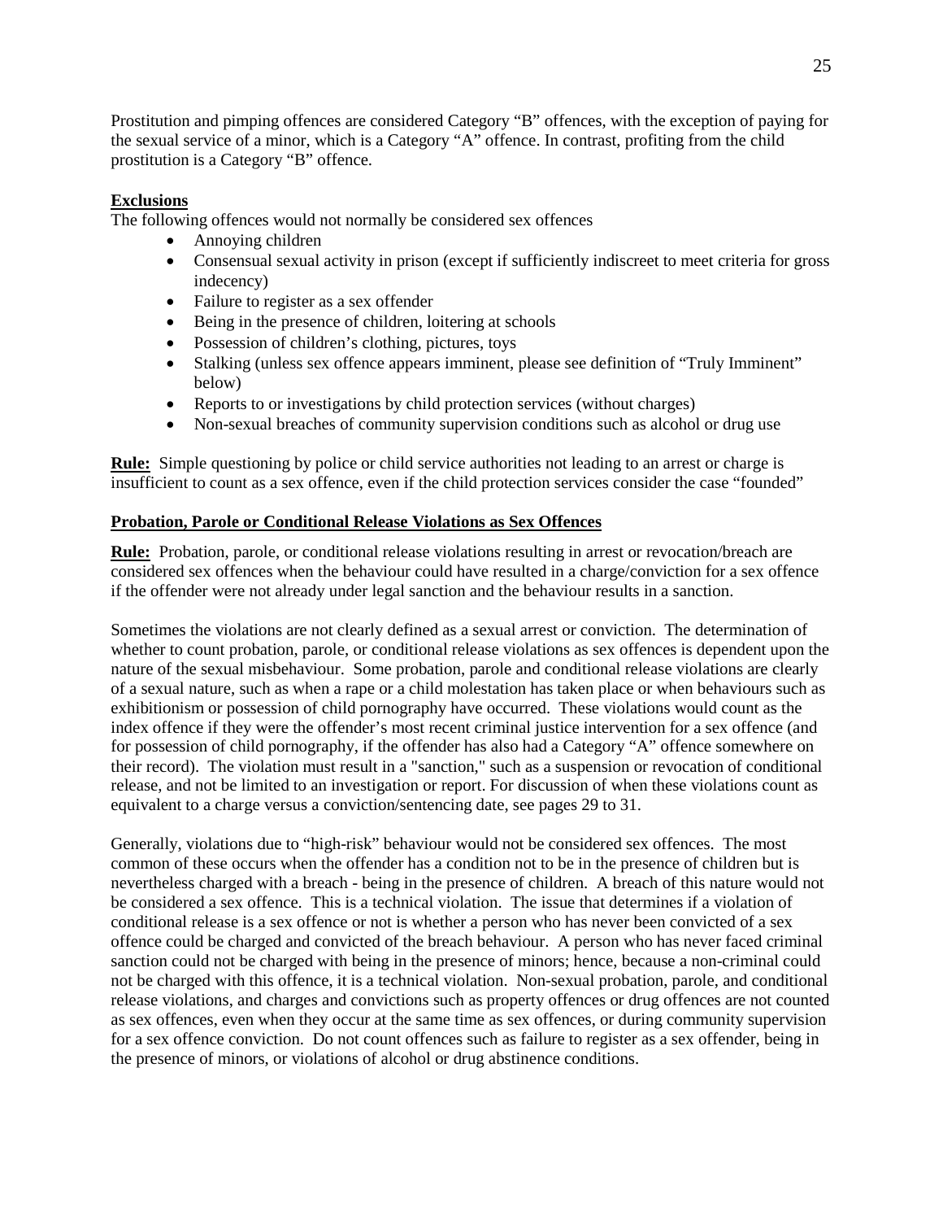Prostitution and pimping offences are considered Category "B" offences, with the exception of paying for the sexual service of a minor, which is a Category "A" offence. In contrast, profiting from the child prostitution is a Category "B" offence.

**Exclusions**

The following offences would not normally be considered sex offences

- Annoying children
- Consensual sexual activity in prison (except if sufficiently indiscreet to meet criteria for gross indecency)
- Failure to register as a sex offender
- Being in the presence of children, loitering at schools
- Possession of children's clothing, pictures, toys
- Stalking (unless sex offence appears imminent, please see definition of "Truly Imminent" below)
- Reports to or investigations by child protection services (without charges)
- Non-sexual breaches of community supervision conditions such as alcohol or drug use

**Rule:** Simple questioning by police or child service authorities not leading to an arrest or charge is insufficient to count as a sex offence, even if the child protection services consider the case "founded"

**Probation, Parole or Conditional Release Violations as Sex Offences**

**Rule:** Probation, parole, or conditional release violations resulting in arrest or revocation/breach are considered sex offences when the behaviour could have resulted in a charge/conviction for a sex offence if the offender were not already under legal sanction and the behaviour results in a sanction.

Sometimes the violations are not clearly defined as a sexual arrest or conviction. The determination of whether to count probation, parole, or conditional release violations as sex offences is dependent upon the nature of the sexual misbehaviour. Some probation, parole and conditional release violations are clearly of a sexual nature, such as when a rape or a child molestation has taken place or when behaviours such as exhibitionism or possession of child pornography have occurred. These violations would count as the index offence if they were the offender's most recent criminal justice intervention for a sex offence (and for possession of child pornography, if the offender has also had a Category "A" offence somewhere on their record). The violation must result in a "sanction," such as a suspension or revocation of conditional release, and not be limited to an investigation or report. For discussion of when these violations count as equivalent to a charge versus a conviction/sentencing date, see pages 29 to 31.

Generally, violations due to "high-risk" behaviour would not be considered sex offences. The most common of these occurs when the offender has a condition not to be in the presence of children but is nevertheless charged with a breach - being in the presence of children. A breach of this nature would not be considered a sex offence. This is a technical violation. The issue that determines if a violation of conditional release is a sex offence or not is whether a person who has never been convicted of a sex offence could be charged and convicted of the breach behaviour. A person who has never faced criminal sanction could not be charged with being in the presence of minors; hence, because a non-criminal could not be charged with this offence, it is a technical violation. Non-sexual probation, parole, and conditional release violations, and charges and convictions such as property offences or drug offences are not counted as sex offences, even when they occur at the same time as sex offences, or during community supervision for a sex offence conviction. Do not count offences such as failure to register as a sex offender, being in the presence of minors, or violations of alcohol or drug abstinence conditions.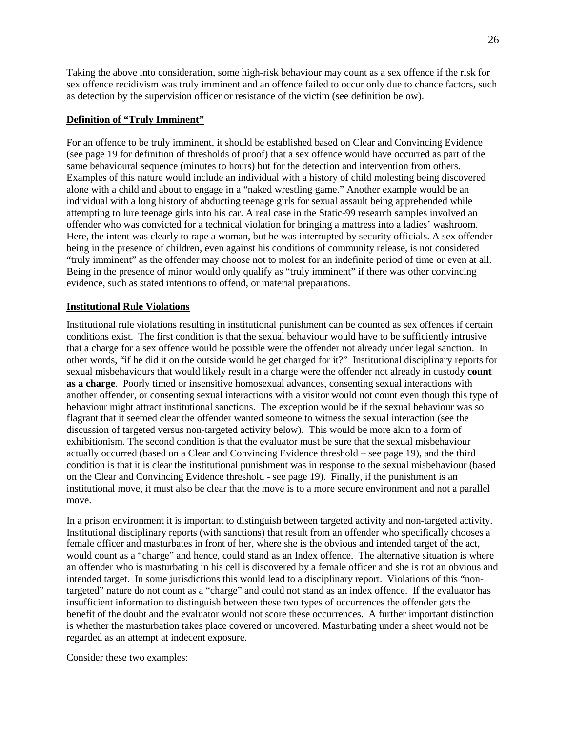Taking the above into consideration, some high-risk behaviour may count as a sex offence if the risk for sex offence recidivism was truly imminent and an offence failed to occur only due to chance factors, such as detection by the supervision officer or resistance of the victim (see definition below).

**Definition of "Truly Imminent"**

For an offence to be truly imminent, it should be established based on Clear and Convincing Evidence (see page 19 for definition of thresholds of proof) that a sex offence would have occurred as part of the same behavioural sequence (minutes to hours) but for the detection and intervention from others. Examples of this nature would include an individual with a history of child molesting being discovered alone with a child and about to engage in a "naked wrestling game." Another example would be an individual with a long history of abducting teenage girls for sexual assault being apprehended while attempting to lure teenage girls into his car. A real case in the Static-99 research samples involved an offender who was convicted for a technical violation for bringing a mattress into a ladies' washroom. Here, the intent was clearly to rape a woman, but he was interrupted by security officials. A sex offender being in the presence of children, even against his conditions of community release, is not considered "truly imminent" as the offender may choose not to molest for an indefinite period of time or even at all. Being in the presence of minor would only qualify as "truly imminent" if there was other convincing evidence, such as stated intentions to offend, or material preparations.

**Institutional Rule Violations**

Institutional rule violations resulting in institutional punishment can be counted as sex offences if certain conditions exist. The first condition is that the sexual behaviour would have to be sufficiently intrusive that a charge for a sex offence would be possible were the offender not already under legal sanction. In other words, "if he did it on the outside would he get charged for it?" Institutional disciplinary reports for sexual misbehaviours that would likely result in a charge were the offender not already in custody **count as a charge**. Poorly timed or insensitive homosexual advances, consenting sexual interactions with another offender, or consenting sexual interactions with a visitor would not count even though this type of behaviour might attract institutional sanctions. The exception would be if the sexual behaviour was so flagrant that it seemed clear the offender wanted someone to witness the sexual interaction (see the discussion of targeted versus non-targeted activity below). This would be more akin to a form of exhibitionism. The second condition is that the evaluator must be sure that the sexual misbehaviour actually occurred (based on a Clear and Convincing Evidence threshold – see page 19), and the third condition is that it is clear the institutional punishment was in response to the sexual misbehaviour (based on the Clear and Convincing Evidence threshold - see page 19). Finally, if the punishment is an institutional move, it must also be clear that the move is to a more secure environment and not a parallel move.

In a prison environment it is important to distinguish between targeted activity and non-targeted activity. Institutional disciplinary reports (with sanctions) that result from an offender who specifically chooses a female officer and masturbates in front of her, where she is the obvious and intended target of the act, would count as a "charge" and hence, could stand as an Index offence. The alternative situation is where an offender who is masturbating in his cell is discovered by a female officer and she is not an obvious and intended target. In some jurisdictions this would lead to a disciplinary report. Violations of this "non-targeted" nature do not count as a "charge" and could not stand as an index offence. If the evaluator has insufficient information to distinguish between these two types of occurrences the offender gets the benefit of the doubt and the evaluator would not score these occurrences. A further important distinction is whether the masturbation takes place covered or uncovered. Masturbating under a sheet would not be regarded as an attempt at indecent exposure.

Consider these two examples: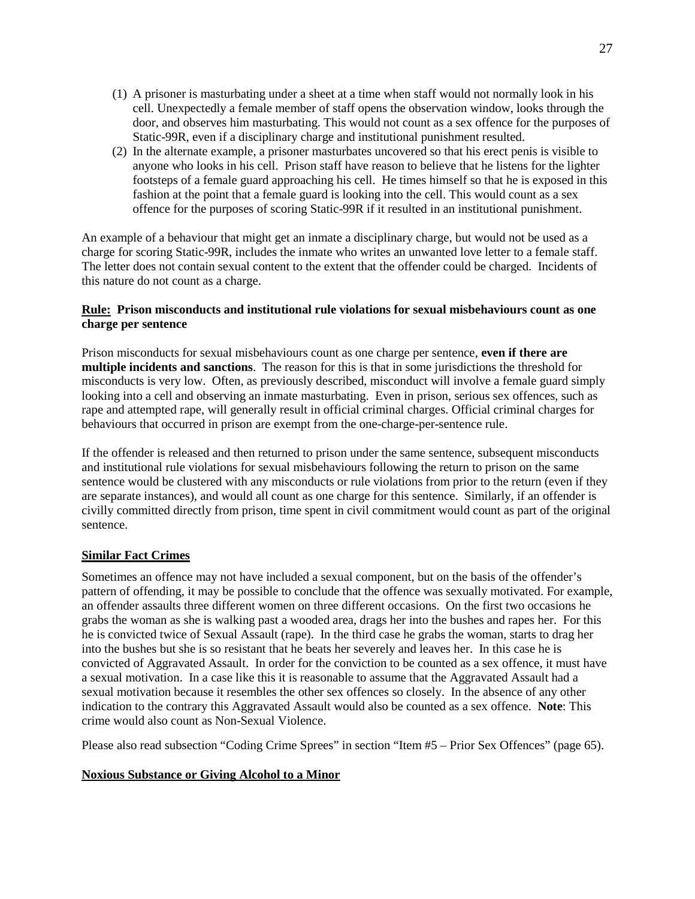(1) A prisoner is masturbating under a sheet at a time when staff would not normally look in his cell. Unexpectedly a female member of staff opens the observation window, looks through the door, and observes him masturbating. This would not count as a sex offence for the purposes of Static-99R, even if a disciplinary charge and institutional punishment resulted.

(2) In the alternate example, a prisoner masturbates uncovered so that his erect penis is visible to anyone who looks in his cell. Prison staff have reason to believe that he listens for the lighter footsteps of a female guard approaching his cell. He times himself so that he is exposed in this fashion at the point that a female guard is looking into the cell. This would count as a sex offence for the purposes of scoring Static-99R if it resulted in an institutional punishment.

An example of a behaviour that might get an inmate a disciplinary charge, but would not be used as a charge for scoring Static-99R, includes the inmate who writes an unwanted love letter to a female staff. The letter does not contain sexual content to the extent that the offender could be charged. Incidents of this nature do not count as a charge.

**Rule: Prison misconducts and institutional rule violations for sexual misbehaviours count as one charge per sentence**

Prison misconducts for sexual misbehaviours count as one charge per sentence, **even if there are multiple incidents and sanctions**. The reason for this is that in some jurisdictions the threshold for misconducts is very low. Often, as previously described, misconduct will involve a female guard simply looking into a cell and observing an inmate masturbating. Even in prison, serious sex offences, such as rape and attempted rape, will generally result in official criminal charges. Official criminal charges for behaviours that occurred in prison are exempt from the one-charge-per-sentence rule.

If the offender is released and then returned to prison under the same sentence, subsequent misconducts and institutional rule violations for sexual misbehaviours following the return to prison on the same sentence would be clustered with any misconducts or rule violations from prior to the return (even if they are separate instances), and would all count as one charge for this sentence. Similarly, if an offender is civilly committed directly from prison, time spent in civil commitment would count as part of the original sentence.

**Similar Fact Crimes**

Sometimes an offence may not have included a sexual component, but on the basis of the offender's pattern of offending, it may be possible to conclude that the offence was sexually motivated. For example, an offender assaults three different women on three different occasions. On the first two occasions he grabs the woman as she is walking past a wooded area, drags her into the bushes and rapes her. For this he is convicted twice of Sexual Assault (rape). In the third case he grabs the woman, starts to drag her into the bushes but she is so resistant that he beats her severely and leaves her. In this case he is convicted of Aggravated Assault. In order for the conviction to be counted as a sex offence, it must have a sexual motivation. In a case like this it is reasonable to assume that the Aggravated Assault had a sexual motivation because it resembles the other sex offences so closely. In the absence of any other indication to the contrary this Aggravated Assault would also be counted as a sex offence. **Note**: This crime would also count as Non-Sexual Violence.

Please also read subsection "Coding Crime Sprees" in section "Item #5 – Prior Sex Offences" (page 65).

**Noxious Substance or Giving Alcohol to a Minor**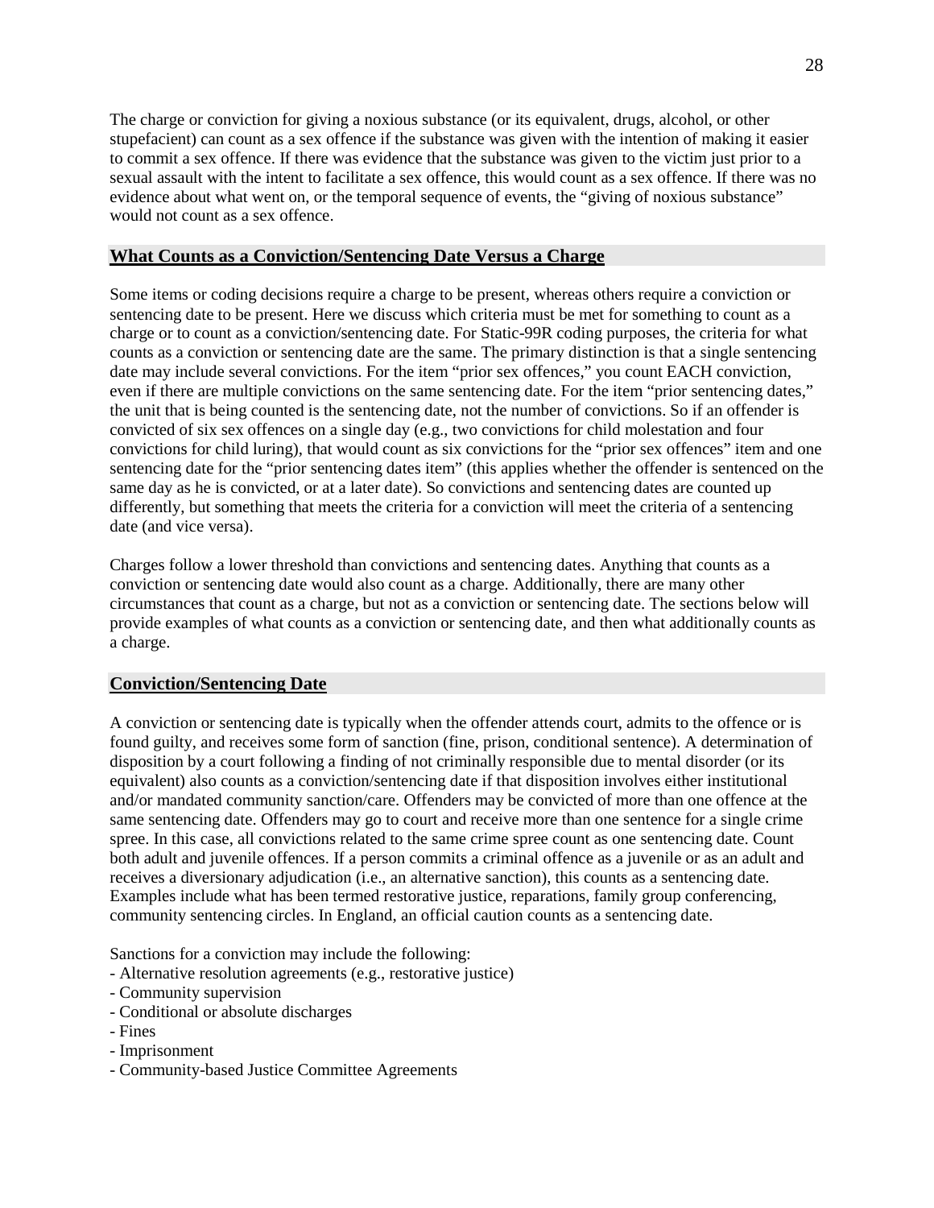The charge or conviction for giving a noxious substance (or its equivalent, drugs, alcohol, or other stupefacient) can count as a sex offence if the substance was given with the intention of making it easier to commit a sex offence. If there was evidence that the substance was given to the victim just prior to a sexual assault with the intent to facilitate a sex offence, this would count as a sex offence. If there was no evidence about what went on, or the temporal sequence of events, the "giving of noxious substance" would not count as a sex offence.

## What Counts as a Conviction/Sentencing Date Versus a Charge

Some items or coding decisions require a charge to be present, whereas others require a conviction or sentencing date to be present. Here we discuss which criteria must be met for something to count as a charge or to count as a conviction/sentencing date. For Static-99R coding purposes, the criteria for what counts as a conviction or sentencing date are the same. The primary distinction is that a single sentencing date may include several convictions. For the item "prior sex offences," you count EACH conviction, even if there are multiple convictions on the same sentencing date. For the item "prior sentencing dates," the unit that is being counted is the sentencing date, not the number of convictions. So if an offender is convicted of six sex offences on a single day (e.g., two convictions for child molestation and four convictions for child luring), that would count as six convictions for the "prior sex offences" item and one sentencing date for the "prior sentencing dates item" (this applies whether the offender is sentenced on the same day as he is convicted, or at a later date). So convictions and sentencing dates are counted up differently, but something that meets the criteria for a conviction will meet the criteria of a sentencing date (and vice versa).

Charges follow a lower threshold than convictions and sentencing dates. Anything that counts as a conviction or sentencing date would also count as a charge. Additionally, there are many other circumstances that count as a charge, but not as a conviction or sentencing date. The sections below will provide examples of what counts as a conviction or sentencing date, and then what additionally counts as a charge.

## Conviction/Sentencing Date

A conviction or sentencing date is typically when the offender attends court, admits to the offence or is found guilty, and receives some form of sanction (fine, prison, conditional sentence). A determination of disposition by a court following a finding of not criminally responsible due to mental disorder (or its equivalent) also counts as a conviction/sentencing date if that disposition involves either institutional and/or mandated community sanction/care. Offenders may be convicted of more than one offence at the same sentencing date. Offenders may go to court and receive more than one sentence for a single crime spree. In this case, all convictions related to the same crime spree count as one sentencing date. Count both adult and juvenile offences. If a person commits a criminal offence as a juvenile or as an adult and receives a diversionary adjudication (i.e., an alternative sanction), this counts as a sentencing date. Examples include what has been termed restorative justice, reparations, family group conferencing, community sentencing circles. In England, an official caution counts as a sentencing date.

Sanctions for a conviction may include the following:

- Alternative resolution agreements (e.g., restorative justice)
- Community supervision
- Conditional or absolute discharges
- Fines
- Imprisonment
- Community-based Justice Committee Agreements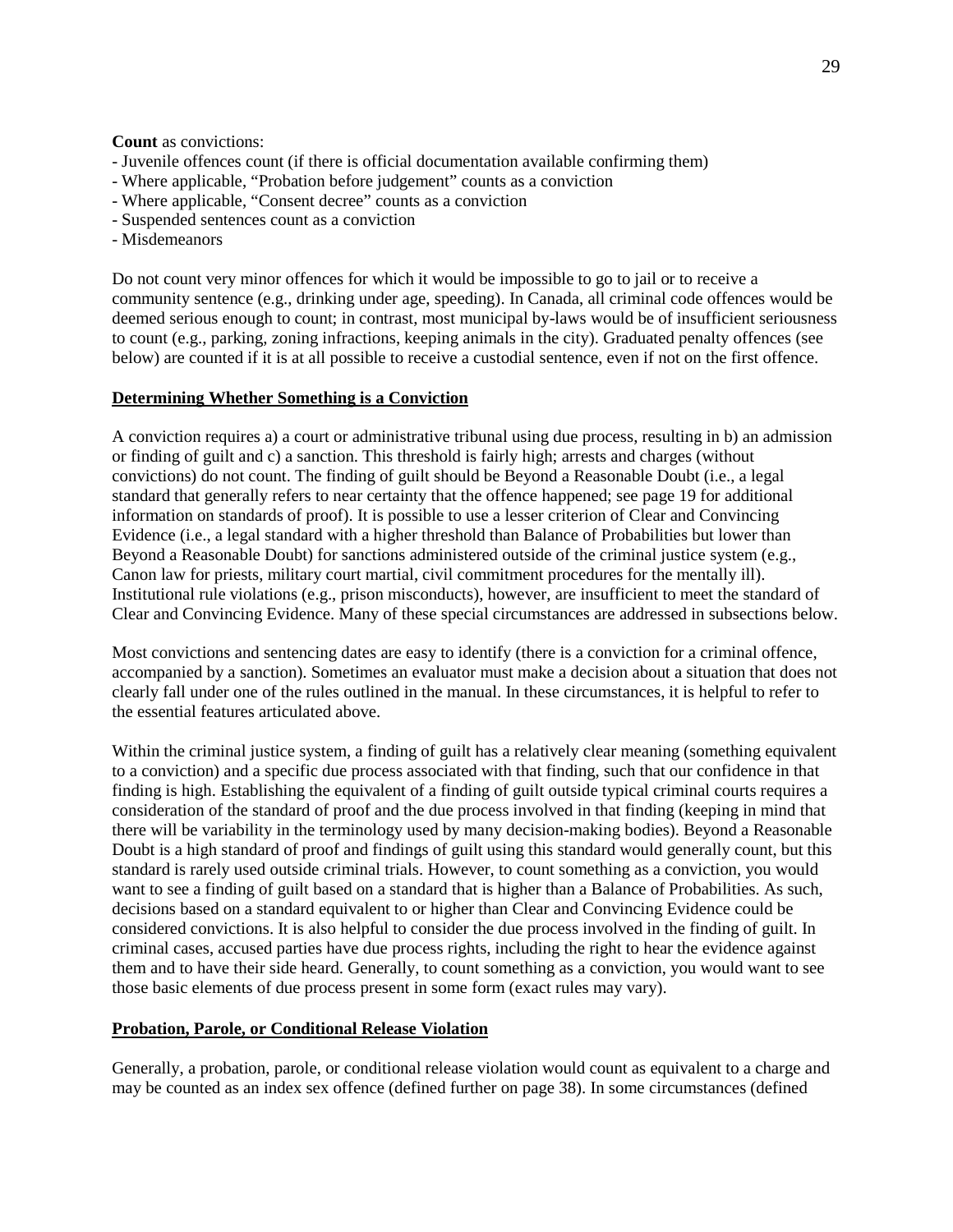**Count** as convictions:

- Juvenile offences count (if there is official documentation available confirming them)
- Where applicable, "Probation before judgement" counts as a conviction
- Where applicable, "Consent decree" counts as a conviction
- Suspended sentences count as a conviction
- Misdemeanors

Do not count very minor offences for which it would be impossible to go to jail or to receive a community sentence (e.g., drinking under age, speeding). In Canada, all criminal code offences would be deemed serious enough to count; in contrast, most municipal by-laws would be of insufficient seriousness to count (e.g., parking, zoning infractions, keeping animals in the city). Graduated penalty offences (see below) are counted if it is at all possible to receive a custodial sentence, even if not on the first offence.

## Determining Whether Something is a Conviction

A conviction requires a) a court or administrative tribunal using due process, resulting in b) an admission or finding of guilt and c) a sanction. This threshold is fairly high; arrests and charges (without convictions) do not count. The finding of guilt should be Beyond a Reasonable Doubt (i.e., a legal standard that generally refers to near certainty that the offence happened; see page 19 for additional information on standards of proof). It is possible to use a lesser criterion of Clear and Convincing Evidence (i.e., a legal standard with a higher threshold than Balance of Probabilities but lower than Beyond a Reasonable Doubt) for sanctions administered outside of the criminal justice system (e.g., Canon law for priests, military court martial, civil commitment procedures for the mentally ill). Institutional rule violations (e.g., prison misconducts), however, are insufficient to meet the standard of Clear and Convincing Evidence. Many of these special circumstances are addressed in subsections below.

Most convictions and sentencing dates are easy to identify (there is a conviction for a criminal offence, accompanied by a sanction). Sometimes an evaluator must make a decision about a situation that does not clearly fall under one of the rules outlined in the manual. In these circumstances, it is helpful to refer to the essential features articulated above.

Within the criminal justice system, a finding of guilt has a relatively clear meaning (something equivalent to a conviction) and a specific due process associated with that finding, such that our confidence in that finding is high. Establishing the equivalent of a finding of guilt outside typical criminal courts requires a consideration of the standard of proof and the due process involved in that finding (keeping in mind that there will be variability in the terminology used by many decision-making bodies). Beyond a Reasonable Doubt is a high standard of proof and findings of guilt using this standard would generally count, but this standard is rarely used outside criminal trials. However, to count something as a conviction, you would want to see a finding of guilt based on a standard that is higher than a Balance of Probabilities. As such, decisions based on a standard equivalent to or higher than Clear and Convincing Evidence could be considered convictions. It is also helpful to consider the due process involved in the finding of guilt. In criminal cases, accused parties have due process rights, including the right to hear the evidence against them and to have their side heard. Generally, to count something as a conviction, you would want to see those basic elements of due process present in some form (exact rules may vary).

## Probation, Parole, or Conditional Release Violation

Generally, a probation, parole, or conditional release violation would count as equivalent to a charge and may be counted as an index sex offence (defined further on page 38). In some circumstances (defined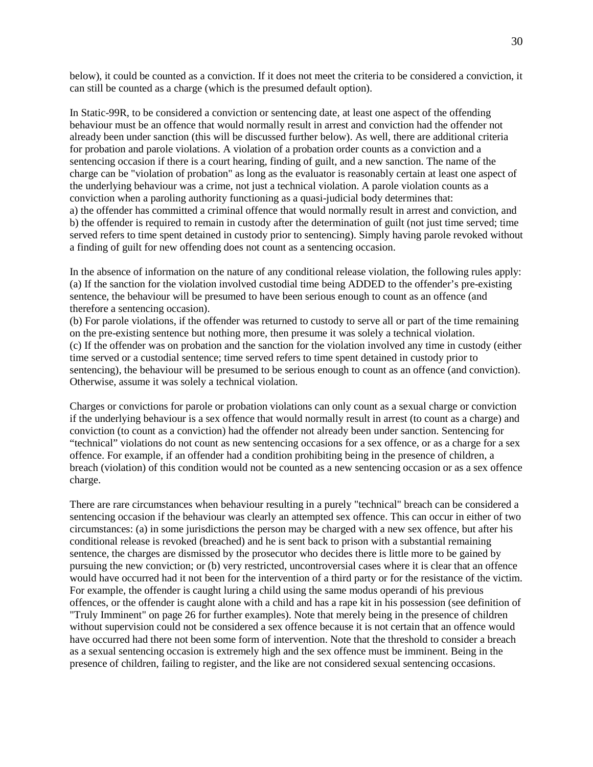below), it could be counted as a conviction. If it does not meet the criteria to be considered a conviction, it can still be counted as a charge (which is the presumed default option).

In Static-99R, to be considered a conviction or sentencing date, at least one aspect of the offending behaviour must be an offence that would normally result in arrest and conviction had the offender not already been under sanction (this will be discussed further below). As well, there are additional criteria for probation and parole violations. A violation of a probation order counts as a conviction and a sentencing occasion if there is a court hearing, finding of guilt, and a new sanction. The name of the charge can be "violation of probation" as long as the evaluator is reasonably certain at least one aspect of the underlying behaviour was a crime, not just a technical violation. A parole violation counts as a conviction when a paroling authority functioning as a quasi-judicial body determines that:
a) the offender has committed a criminal offence that would normally result in arrest and conviction, and
b) the offender is required to remain in custody after the determination of guilt (not just time served; time served refers to time spent detained in custody prior to sentencing). Simply having parole revoked without a finding of guilt for new offending does not count as a sentencing occasion.

In the absence of information on the nature of any conditional release violation, the following rules apply:
(a) If the sanction for the violation involved custodial time being ADDED to the offender's pre-existing sentence, the behaviour will be presumed to have been serious enough to count as an offence (and therefore a sentencing occasion).
(b) For parole violations, if the offender was returned to custody to serve all or part of the time remaining on the pre-existing sentence but nothing more, then presume it was solely a technical violation.
(c) If the offender was on probation and the sanction for the violation involved any time in custody (either time served or a custodial sentence; time served refers to time spent detained in custody prior to sentencing), the behaviour will be presumed to be serious enough to count as an offence (and conviction). Otherwise, assume it was solely a technical violation.

Charges or convictions for parole or probation violations can only count as a sexual charge or conviction if the underlying behaviour is a sex offence that would normally result in arrest (to count as a charge) and conviction (to count as a conviction) had the offender not already been under sanction. Sentencing for "technical" violations do not count as new sentencing occasions for a sex offence, or as a charge for a sex offence. For example, if an offender had a condition prohibiting being in the presence of children, a breach (violation) of this condition would not be counted as a new sentencing occasion or as a sex offence charge.

There are rare circumstances when behaviour resulting in a purely "technical" breach can be considered a sentencing occasion if the behaviour was clearly an attempted sex offence. This can occur in either of two circumstances: (a) in some jurisdictions the person may be charged with a new sex offence, but after his conditional release is revoked (breached) and he is sent back to prison with a substantial remaining sentence, the charges are dismissed by the prosecutor who decides there is little more to be gained by pursuing the new conviction; or (b) very restricted, uncontroversial cases where it is clear that an offence would have occurred had it not been for the intervention of a third party or for the resistance of the victim. For example, the offender is caught luring a child using the same modus operandi of his previous offences, or the offender is caught alone with a child and has a rape kit in his possession (see definition of "Truly Imminent" on page 26 for further examples). Note that merely being in the presence of children without supervision could not be considered a sex offence because it is not certain that an offence would have occurred had there not been some form of intervention. Note that the threshold to consider a breach as a sexual sentencing occasion is extremely high and the sex offence must be imminent. Being in the presence of children, failing to register, and the like are not considered sexual sentencing occasions.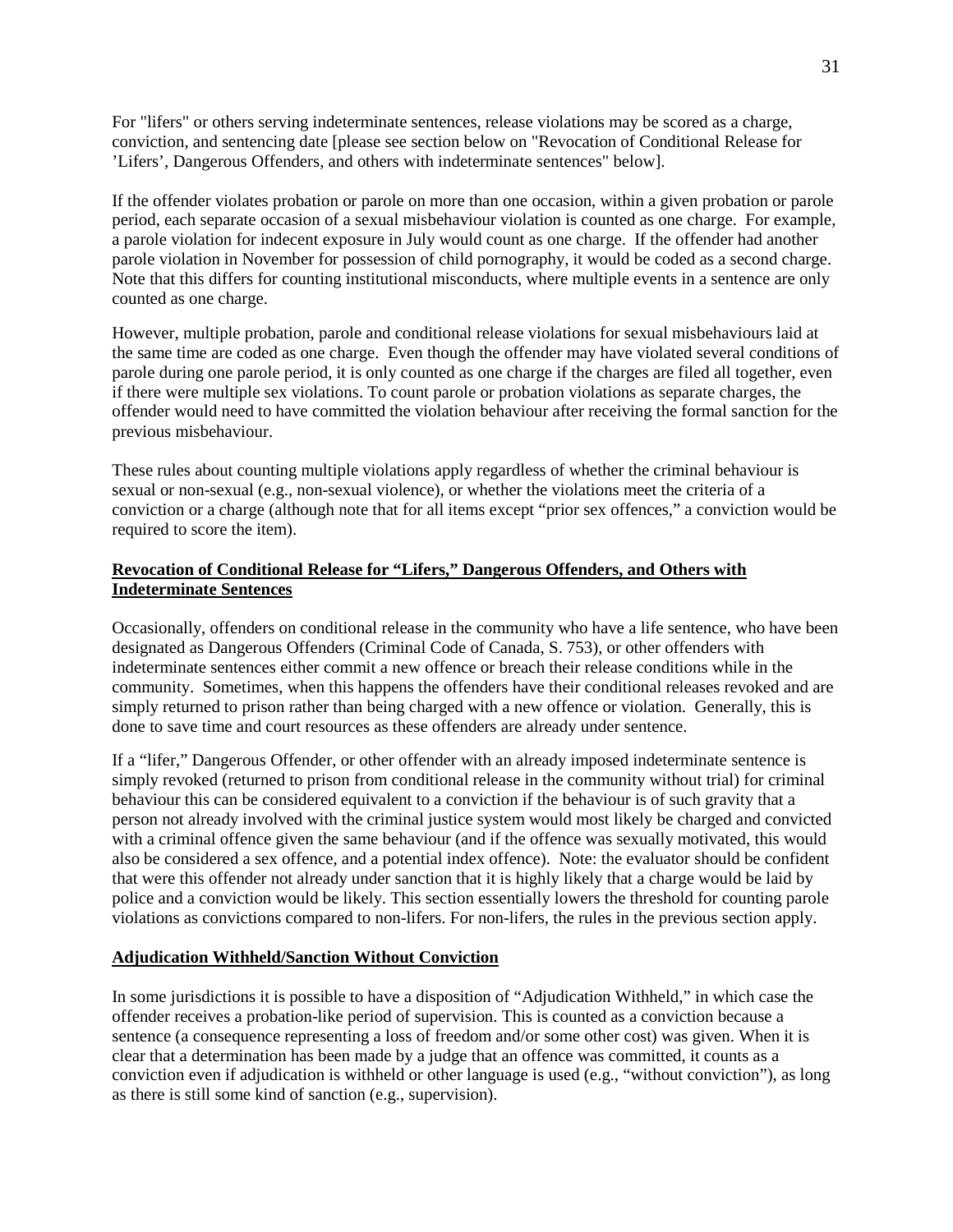For "lifers" or others serving indeterminate sentences, release violations may be scored as a charge, conviction, and sentencing date [please see section below on "Revocation of Conditional Release for 'Lifers', Dangerous Offenders, and others with indeterminate sentences" below].

If the offender violates probation or parole on more than one occasion, within a given probation or parole period, each separate occasion of a sexual misbehaviour violation is counted as one charge. For example, a parole violation for indecent exposure in July would count as one charge. If the offender had another parole violation in November for possession of child pornography, it would be coded as a second charge. Note that this differs for counting institutional misconducts, where multiple events in a sentence are only counted as one charge.

However, multiple probation, parole and conditional release violations for sexual misbehaviours laid at the same time are coded as one charge. Even though the offender may have violated several conditions of parole during one parole period, it is only counted as one charge if the charges are filed all together, even if there were multiple sex violations. To count parole or probation violations as separate charges, the offender would need to have committed the violation behaviour after receiving the formal sanction for the previous misbehaviour.

These rules about counting multiple violations apply regardless of whether the criminal behaviour is sexual or non-sexual (e.g., non-sexual violence), or whether the violations meet the criteria of a conviction or a charge (although note that for all items except "prior sex offences," a conviction would be required to score the item).

## Revocation of Conditional Release for "Lifers," Dangerous Offenders, and Others with Indeterminate Sentences

Occasionally, offenders on conditional release in the community who have a life sentence, who have been designated as Dangerous Offenders (Criminal Code of Canada, S. 753), or other offenders with indeterminate sentences either commit a new offence or breach their release conditions while in the community. Sometimes, when this happens the offenders have their conditional releases revoked and are simply returned to prison rather than being charged with a new offence or violation. Generally, this is done to save time and court resources as these offenders are already under sentence.

If a "lifer," Dangerous Offender, or other offender with an already imposed indeterminate sentence is simply revoked (returned to prison from conditional release in the community without trial) for criminal behaviour this can be considered equivalent to a conviction if the behaviour is of such gravity that a person not already involved with the criminal justice system would most likely be charged and convicted with a criminal offence given the same behaviour (and if the offence was sexually motivated, this would also be considered a sex offence, and a potential index offence). Note: the evaluator should be confident that were this offender not already under sanction that it is highly likely that a charge would be laid by police and a conviction would be likely. This section essentially lowers the threshold for counting parole violations as convictions compared to non-lifers. For non-lifers, the rules in the previous section apply.

## Adjudication Withheld/Sanction Without Conviction

In some jurisdictions it is possible to have a disposition of "Adjudication Withheld," in which case the offender receives a probation-like period of supervision. This is counted as a conviction because a sentence (a consequence representing a loss of freedom and/or some other cost) was given. When it is clear that a determination has been made by a judge that an offence was committed, it counts as a conviction even if adjudication is withheld or other language is used (e.g., "without conviction"), as long as there is still some kind of sanction (e.g., supervision).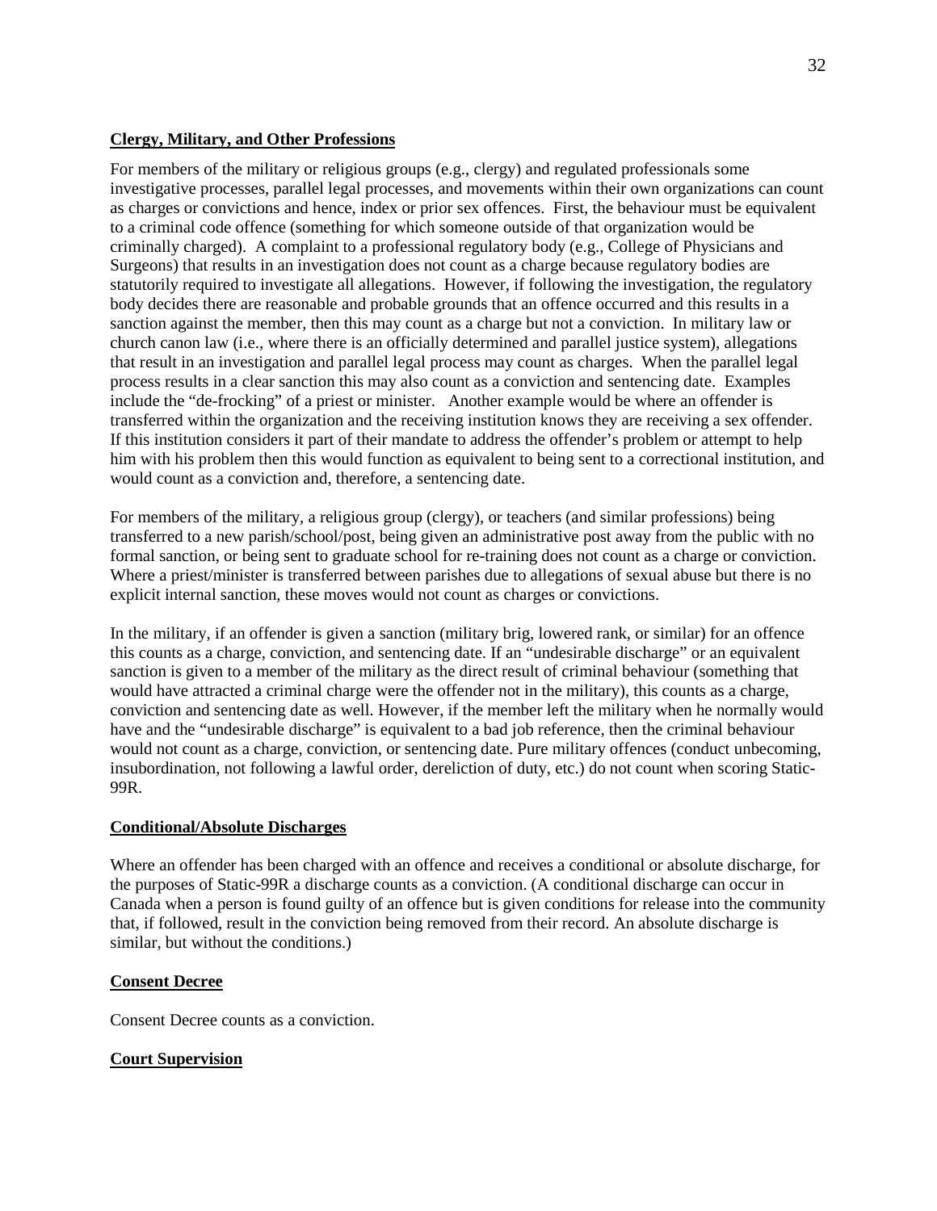**Clergy, Military, and Other Professions**

For members of the military or religious groups (e.g., clergy) and regulated professionals some investigative processes, parallel legal processes, and movements within their own organizations can count as charges or convictions and hence, index or prior sex offences. First, the behaviour must be equivalent to a criminal code offence (something for which someone outside of that organization would be criminally charged). A complaint to a professional regulatory body (e.g., College of Physicians and Surgeons) that results in an investigation does not count as a charge because regulatory bodies are statutorily required to investigate all allegations. However, if following the investigation, the regulatory body decides there are reasonable and probable grounds that an offence occurred and this results in a sanction against the member, then this may count as a charge but not a conviction. In military law or church canon law (i.e., where there is an officially determined and parallel justice system), allegations that result in an investigation and parallel legal process may count as charges. When the parallel legal process results in a clear sanction this may also count as a conviction and sentencing date. Examples include the "de-frocking" of a priest or minister. Another example would be where an offender is transferred within the organization and the receiving institution knows they are receiving a sex offender. If this institution considers it part of their mandate to address the offender's problem or attempt to help him with his problem then this would function as equivalent to being sent to a correctional institution, and would count as a conviction and, therefore, a sentencing date.

For members of the military, a religious group (clergy), or teachers (and similar professions) being transferred to a new parish/school/post, being given an administrative post away from the public with no formal sanction, or being sent to graduate school for re-training does not count as a charge or conviction. Where a priest/minister is transferred between parishes due to allegations of sexual abuse but there is no explicit internal sanction, these moves would not count as charges or convictions.

In the military, if an offender is given a sanction (military brig, lowered rank, or similar) for an offence this counts as a charge, conviction, and sentencing date. If an "undesirable discharge" or an equivalent sanction is given to a member of the military as the direct result of criminal behaviour (something that would have attracted a criminal charge were the offender not in the military), this counts as a charge, conviction and sentencing date as well. However, if the member left the military when he normally would have and the "undesirable discharge" is equivalent to a bad job reference, then the criminal behaviour would not count as a charge, conviction, or sentencing date. Pure military offences (conduct unbecoming, insubordination, not following a lawful order, dereliction of duty, etc.) do not count when scoring Static-99R.

**Conditional/Absolute Discharges**

Where an offender has been charged with an offence and receives a conditional or absolute discharge, for the purposes of Static-99R a discharge counts as a conviction. (A conditional discharge can occur in Canada when a person is found guilty of an offence but is given conditions for release into the community that, if followed, result in the conviction being removed from their record. An absolute discharge is similar, but without the conditions.)

**Consent Decree**

Consent Decree counts as a conviction.

**Court Supervision**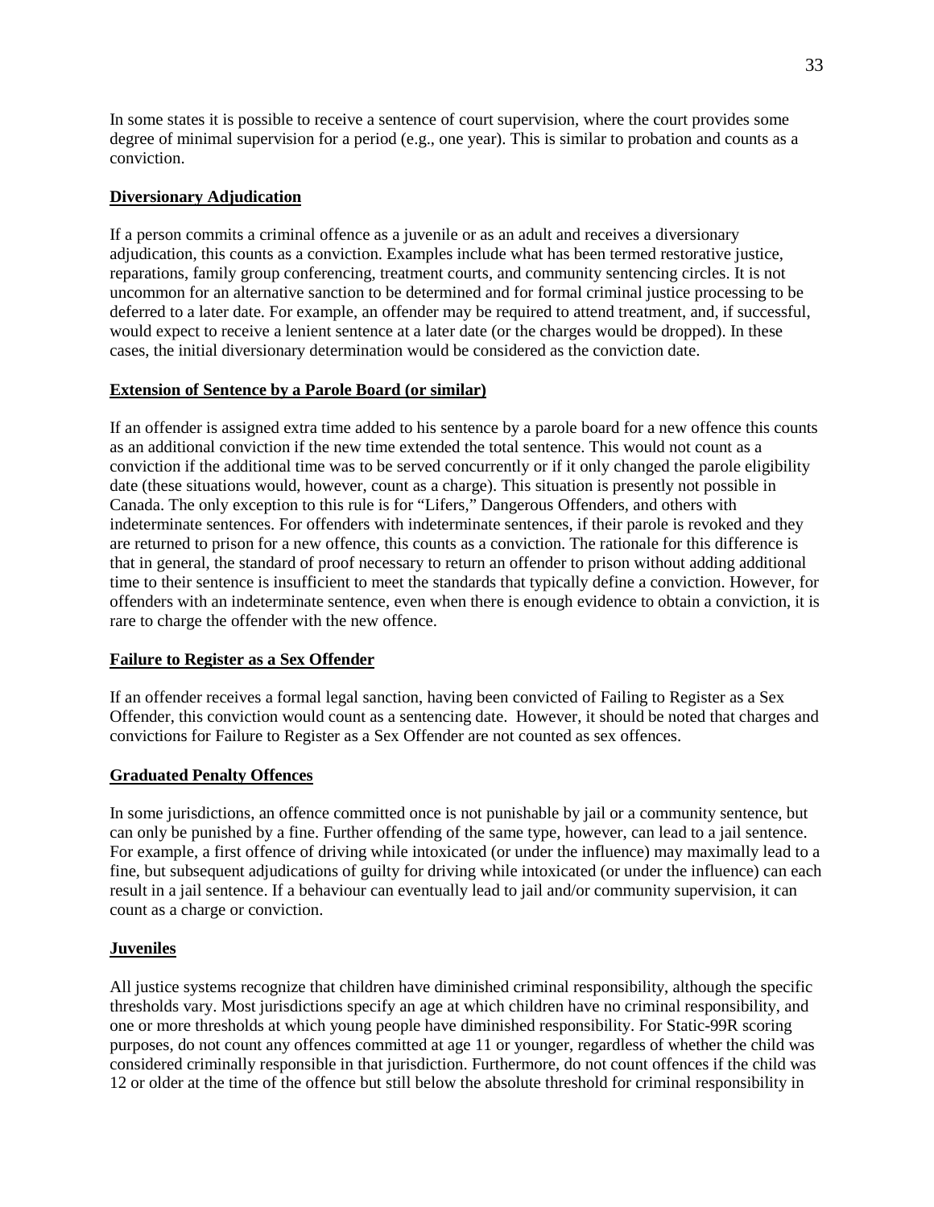In some states it is possible to receive a sentence of court supervision, where the court provides some degree of minimal supervision for a period (e.g., one year). This is similar to probation and counts as a conviction.

**Diversionary Adjudication**

If a person commits a criminal offence as a juvenile or as an adult and receives a diversionary adjudication, this counts as a conviction. Examples include what has been termed restorative justice, reparations, family group conferencing, treatment courts, and community sentencing circles. It is not uncommon for an alternative sanction to be determined and for formal criminal justice processing to be deferred to a later date. For example, an offender may be required to attend treatment, and, if successful, would expect to receive a lenient sentence at a later date (or the charges would be dropped). In these cases, the initial diversionary determination would be considered as the conviction date.

**Extension of Sentence by a Parole Board (or similar)**

If an offender is assigned extra time added to his sentence by a parole board for a new offence this counts as an additional conviction if the new time extended the total sentence. This would not count as a conviction if the additional time was to be served concurrently or if it only changed the parole eligibility date (these situations would, however, count as a charge). This situation is presently not possible in Canada. The only exception to this rule is for "Lifers," Dangerous Offenders, and others with indeterminate sentences. For offenders with indeterminate sentences, if their parole is revoked and they are returned to prison for a new offence, this counts as a conviction. The rationale for this difference is that in general, the standard of proof necessary to return an offender to prison without adding additional time to their sentence is insufficient to meet the standards that typically define a conviction. However, for offenders with an indeterminate sentence, even when there is enough evidence to obtain a conviction, it is rare to charge the offender with the new offence.

**Failure to Register as a Sex Offender**

If an offender receives a formal legal sanction, having been convicted of Failing to Register as a Sex Offender, this conviction would count as a sentencing date. However, it should be noted that charges and convictions for Failure to Register as a Sex Offender are not counted as sex offences.

**Graduated Penalty Offences**

In some jurisdictions, an offence committed once is not punishable by jail or a community sentence, but can only be punished by a fine. Further offending of the same type, however, can lead to a jail sentence. For example, a first offence of driving while intoxicated (or under the influence) may maximally lead to a fine, but subsequent adjudications of guilty for driving while intoxicated (or under the influence) can each result in a jail sentence. If a behaviour can eventually lead to jail and/or community supervision, it can count as a charge or conviction.

**Juveniles**

All justice systems recognize that children have diminished criminal responsibility, although the specific thresholds vary. Most jurisdictions specify an age at which children have no criminal responsibility, and one or more thresholds at which young people have diminished responsibility. For Static-99R scoring purposes, do not count any offences committed at age 11 or younger, regardless of whether the child was considered criminally responsible in that jurisdiction. Furthermore, do not count offences if the child was 12 or older at the time of the offence but still below the absolute threshold for criminal responsibility in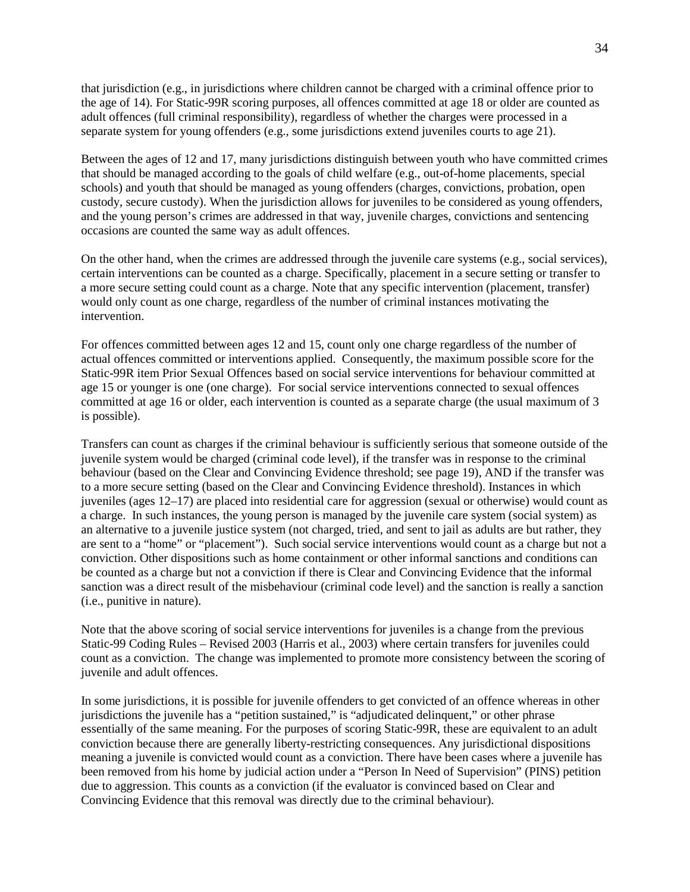that jurisdiction (e.g., in jurisdictions where children cannot be charged with a criminal offence prior to the age of 14). For Static-99R scoring purposes, all offences committed at age 18 or older are counted as adult offences (full criminal responsibility), regardless of whether the charges were processed in a separate system for young offenders (e.g., some jurisdictions extend juveniles courts to age 21).

Between the ages of 12 and 17, many jurisdictions distinguish between youth who have committed crimes that should be managed according to the goals of child welfare (e.g., out-of-home placements, special schools) and youth that should be managed as young offenders (charges, convictions, probation, open custody, secure custody). When the jurisdiction allows for juveniles to be considered as young offenders, and the young person's crimes are addressed in that way, juvenile charges, convictions and sentencing occasions are counted the same way as adult offences.

On the other hand, when the crimes are addressed through the juvenile care systems (e.g., social services), certain interventions can be counted as a charge. Specifically, placement in a secure setting or transfer to a more secure setting could count as a charge. Note that any specific intervention (placement, transfer) would only count as one charge, regardless of the number of criminal instances motivating the intervention.

For offences committed between ages 12 and 15, count only one charge regardless of the number of actual offences committed or interventions applied. Consequently, the maximum possible score for the Static-99R item Prior Sexual Offences based on social service interventions for behaviour committed at age 15 or younger is one (one charge). For social service interventions connected to sexual offences committed at age 16 or older, each intervention is counted as a separate charge (the usual maximum of 3 is possible).

Transfers can count as charges if the criminal behaviour is sufficiently serious that someone outside of the juvenile system would be charged (criminal code level), if the transfer was in response to the criminal behaviour (based on the Clear and Convincing Evidence threshold; see page 19), AND if the transfer was to a more secure setting (based on the Clear and Convincing Evidence threshold). Instances in which juveniles (ages 12–17) are placed into residential care for aggression (sexual or otherwise) would count as a charge. In such instances, the young person is managed by the juvenile care system (social system) as an alternative to a juvenile justice system (not charged, tried, and sent to jail as adults are but rather, they are sent to a "home" or "placement"). Such social service interventions would count as a charge but not a conviction. Other dispositions such as home containment or other informal sanctions and conditions can be counted as a charge but not a conviction if there is Clear and Convincing Evidence that the informal sanction was a direct result of the misbehaviour (criminal code level) and the sanction is really a sanction (i.e., punitive in nature).

Note that the above scoring of social service interventions for juveniles is a change from the previous Static-99 Coding Rules – Revised 2003 (Harris et al., 2003) where certain transfers for juveniles could count as a conviction. The change was implemented to promote more consistency between the scoring of juvenile and adult offences.

In some jurisdictions, it is possible for juvenile offenders to get convicted of an offence whereas in other jurisdictions the juvenile has a "petition sustained," is "adjudicated delinquent," or other phrase essentially of the same meaning. For the purposes of scoring Static-99R, these are equivalent to an adult conviction because there are generally liberty-restricting consequences. Any jurisdictional dispositions meaning a juvenile is convicted would count as a conviction. There have been cases where a juvenile has been removed from his home by judicial action under a "Person In Need of Supervision" (PINS) petition due to aggression. This counts as a conviction (if the evaluator is convinced based on Clear and Convincing Evidence that this removal was directly due to the criminal behaviour).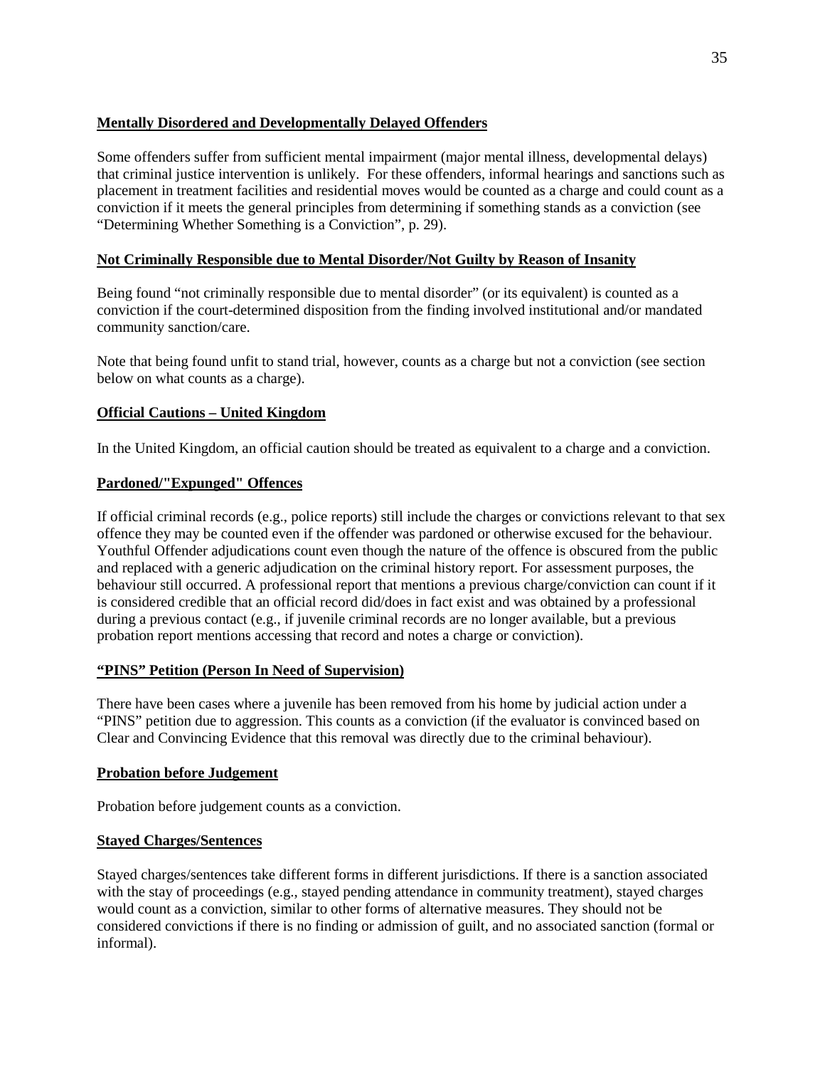### Mentally Disordered and Developmentally Delayed Offenders

Some offenders suffer from sufficient mental impairment (major mental illness, developmental delays) that criminal justice intervention is unlikely. For these offenders, informal hearings and sanctions such as placement in treatment facilities and residential moves would be counted as a charge and could count as a conviction if it meets the general principles from determining if something stands as a conviction (see "Determining Whether Something is a Conviction", p. 29).

### Not Criminally Responsible due to Mental Disorder/Not Guilty by Reason of Insanity

Being found "not criminally responsible due to mental disorder" (or its equivalent) is counted as a conviction if the court-determined disposition from the finding involved institutional and/or mandated community sanction/care.

Note that being found unfit to stand trial, however, counts as a charge but not a conviction (see section below on what counts as a charge).

### Official Cautions – United Kingdom

In the United Kingdom, an official caution should be treated as equivalent to a charge and a conviction.

### Pardoned/"Expunged" Offences

If official criminal records (e.g., police reports) still include the charges or convictions relevant to that sex offence they may be counted even if the offender was pardoned or otherwise excused for the behaviour. Youthful Offender adjudications count even though the nature of the offence is obscured from the public and replaced with a generic adjudication on the criminal history report. For assessment purposes, the behaviour still occurred. A professional report that mentions a previous charge/conviction can count if it is considered credible that an official record did/does in fact exist and was obtained by a professional during a previous contact (e.g., if juvenile criminal records are no longer available, but a previous probation report mentions accessing that record and notes a charge or conviction).

### "PINS" Petition (Person In Need of Supervision)

There have been cases where a juvenile has been removed from his home by judicial action under a "PINS" petition due to aggression. This counts as a conviction (if the evaluator is convinced based on Clear and Convincing Evidence that this removal was directly due to the criminal behaviour).

### Probation before Judgement

Probation before judgement counts as a conviction.

### Stayed Charges/Sentences

Stayed charges/sentences take different forms in different jurisdictions. If there is a sanction associated with the stay of proceedings (e.g., stayed pending attendance in community treatment), stayed charges would count as a conviction, similar to other forms of alternative measures. They should not be considered convictions if there is no finding or admission of guilt, and no associated sanction (formal or informal).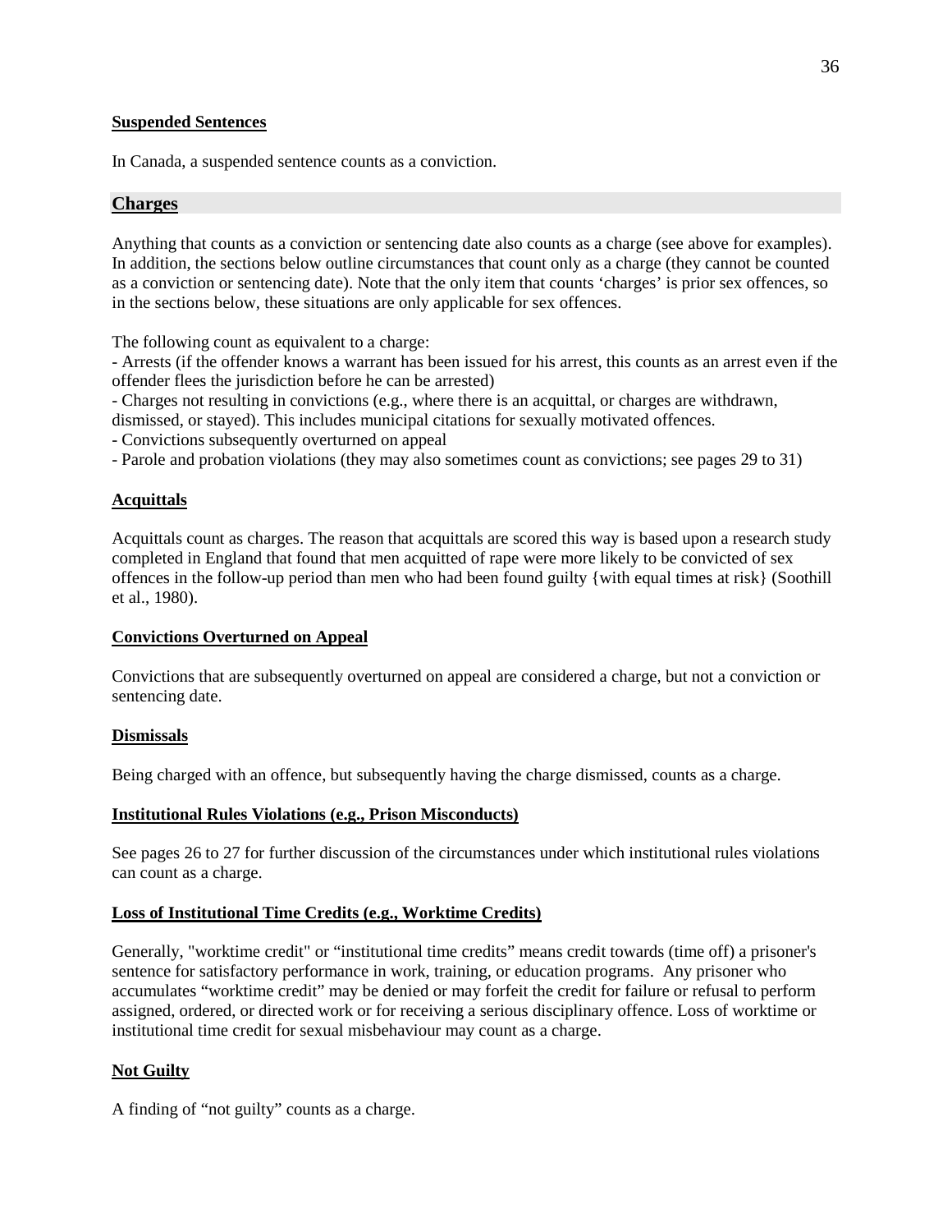#### Suspended Sentences

In Canada, a suspended sentence counts as a conviction.

### Charges

Anything that counts as a conviction or sentencing date also counts as a charge (see above for examples). In addition, the sections below outline circumstances that count only as a charge (they cannot be counted as a conviction or sentencing date). Note that the only item that counts 'charges' is prior sex offences, so in the sections below, these situations are only applicable for sex offences.

The following count as equivalent to a charge:

- Arrests (if the offender knows a warrant has been issued for his arrest, this counts as an arrest even if the offender flees the jurisdiction before he can be arrested)
- Charges not resulting in convictions (e.g., where there is an acquittal, or charges are withdrawn, dismissed, or stayed). This includes municipal citations for sexually motivated offences.
- Convictions subsequently overturned on appeal
- Parole and probation violations (they may also sometimes count as convictions; see pages 29 to 31)

#### Acquittals

Acquittals count as charges. The reason that acquittals are scored this way is based upon a research study completed in England that found that men acquitted of rape were more likely to be convicted of sex offences in the follow-up period than men who had been found guilty {with equal times at risk} (Soothill et al., 1980).

#### Convictions Overturned on Appeal

Convictions that are subsequently overturned on appeal are considered a charge, but not a conviction or sentencing date.

#### Dismissals

Being charged with an offence, but subsequently having the charge dismissed, counts as a charge.

#### Institutional Rules Violations (e.g., Prison Misconducts)

See pages 26 to 27 for further discussion of the circumstances under which institutional rules violations can count as a charge.

#### Loss of Institutional Time Credits (e.g., Worktime Credits)

Generally, "worktime credit" or "institutional time credits" means credit towards (time off) a prisoner's sentence for satisfactory performance in work, training, or education programs. Any prisoner who accumulates "worktime credit" may be denied or may forfeit the credit for failure or refusal to perform assigned, ordered, or directed work or for receiving a serious disciplinary offence. Loss of worktime or institutional time credit for sexual misbehaviour may count as a charge.

#### Not Guilty

A finding of "not guilty" counts as a charge.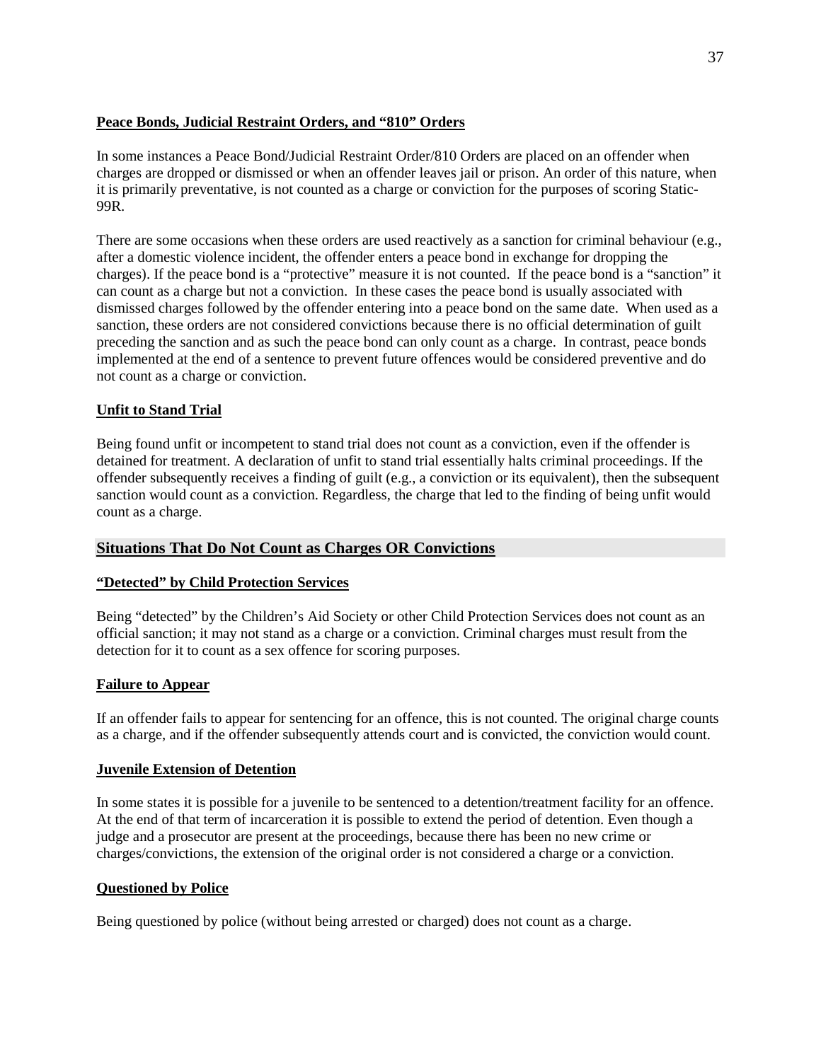#### Peace Bonds, Judicial Restraint Orders, and "810" Orders

In some instances a Peace Bond/Judicial Restraint Order/810 Orders are placed on an offender when charges are dropped or dismissed or when an offender leaves jail or prison. An order of this nature, when it is primarily preventative, is not counted as a charge or conviction for the purposes of scoring Static-99R.

There are some occasions when these orders are used reactively as a sanction for criminal behaviour (e.g., after a domestic violence incident, the offender enters a peace bond in exchange for dropping the charges). If the peace bond is a "protective" measure it is not counted. If the peace bond is a "sanction" it can count as a charge but not a conviction. In these cases the peace bond is usually associated with dismissed charges followed by the offender entering into a peace bond on the same date. When used as a sanction, these orders are not considered convictions because there is no official determination of guilt preceding the sanction and as such the peace bond can only count as a charge. In contrast, peace bonds implemented at the end of a sentence to prevent future offences would be considered preventive and do not count as a charge or conviction.

#### Unfit to Stand Trial

Being found unfit or incompetent to stand trial does not count as a conviction, even if the offender is detained for treatment. A declaration of unfit to stand trial essentially halts criminal proceedings. If the offender subsequently receives a finding of guilt (e.g., a conviction or its equivalent), then the subsequent sanction would count as a conviction. Regardless, the charge that led to the finding of being unfit would count as a charge.

### Situations That Do Not Count as Charges OR Convictions

#### "Detected" by Child Protection Services

Being "detected" by the Children's Aid Society or other Child Protection Services does not count as an official sanction; it may not stand as a charge or a conviction. Criminal charges must result from the detection for it to count as a sex offence for scoring purposes.

#### Failure to Appear

If an offender fails to appear for sentencing for an offence, this is not counted. The original charge counts as a charge, and if the offender subsequently attends court and is convicted, the conviction would count.

#### Juvenile Extension of Detention

In some states it is possible for a juvenile to be sentenced to a detention/treatment facility for an offence. At the end of that term of incarceration it is possible to extend the period of detention. Even though a judge and a prosecutor are present at the proceedings, because there has been no new crime or charges/convictions, the extension of the original order is not considered a charge or a conviction.

#### Questioned by Police

Being questioned by police (without being arrested or charged) does not count as a charge.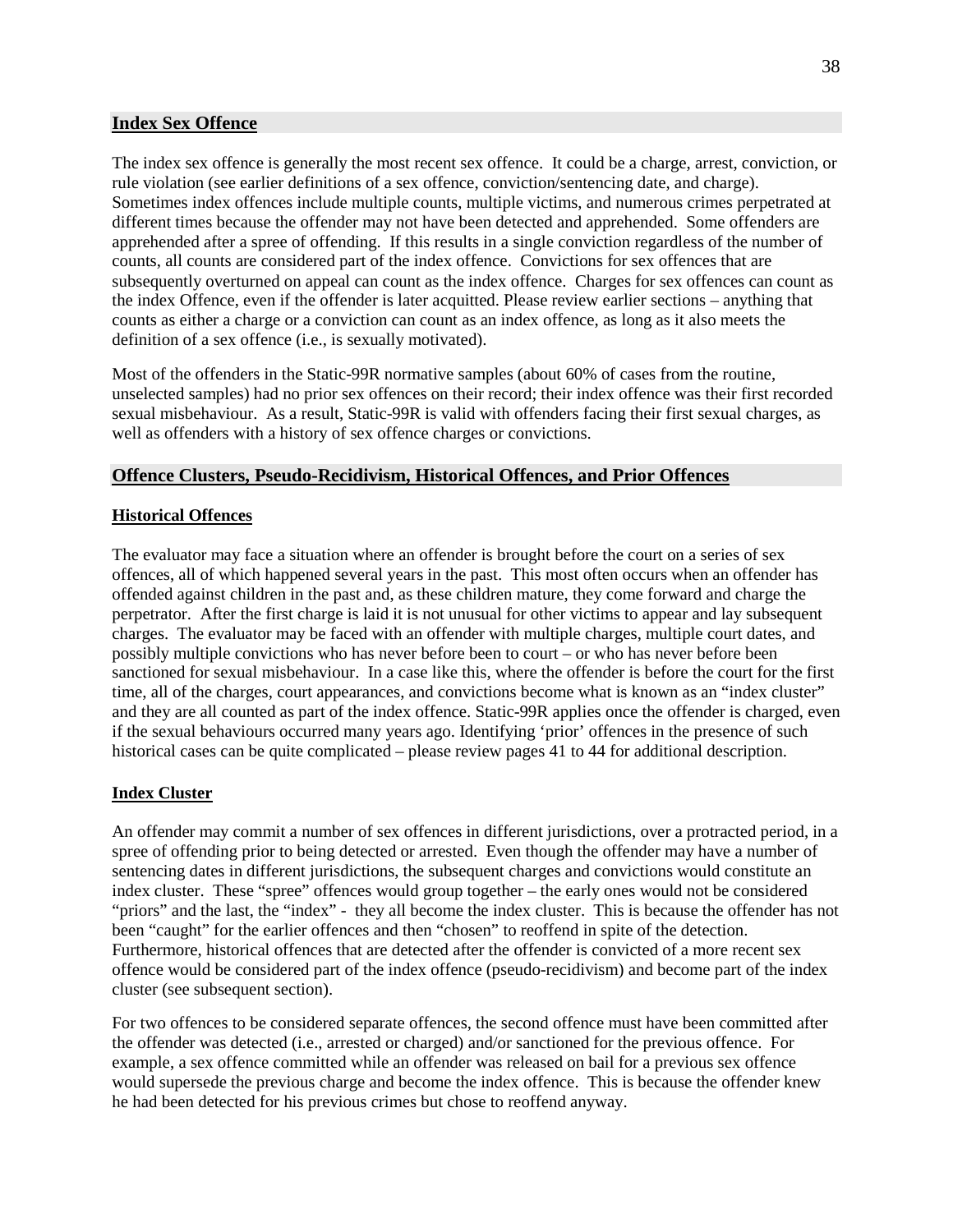## Index Sex Offence

The index sex offence is generally the most recent sex offence. It could be a charge, arrest, conviction, or rule violation (see earlier definitions of a sex offence, conviction/sentencing date, and charge). Sometimes index offences include multiple counts, multiple victims, and numerous crimes perpetrated at different times because the offender may not have been detected and apprehended. Some offenders are apprehended after a spree of offending. If this results in a single conviction regardless of the number of counts, all counts are considered part of the index offence. Convictions for sex offences that are subsequently overturned on appeal can count as the index offence. Charges for sex offences can count as the index Offence, even if the offender is later acquitted. Please review earlier sections – anything that counts as either a charge or a conviction can count as an index offence, as long as it also meets the definition of a sex offence (i.e., is sexually motivated).

Most of the offenders in the Static-99R normative samples (about 60% of cases from the routine, unselected samples) had no prior sex offences on their record; their index offence was their first recorded sexual misbehaviour. As a result, Static-99R is valid with offenders facing their first sexual charges, as well as offenders with a history of sex offence charges or convictions.

## Offence Clusters, Pseudo-Recidivism, Historical Offences, and Prior Offences

### Historical Offences

The evaluator may face a situation where an offender is brought before the court on a series of sex offences, all of which happened several years in the past. This most often occurs when an offender has offended against children in the past and, as these children mature, they come forward and charge the perpetrator. After the first charge is laid it is not unusual for other victims to appear and lay subsequent charges. The evaluator may be faced with an offender with multiple charges, multiple court dates, and possibly multiple convictions who has never before been to court – or who has never before been sanctioned for sexual misbehaviour. In a case like this, where the offender is before the court for the first time, all of the charges, court appearances, and convictions become what is known as an "index cluster" and they are all counted as part of the index offence. Static-99R applies once the offender is charged, even if the sexual behaviours occurred many years ago. Identifying 'prior' offences in the presence of such historical cases can be quite complicated – please review pages 41 to 44 for additional description.

### Index Cluster

An offender may commit a number of sex offences in different jurisdictions, over a protracted period, in a spree of offending prior to being detected or arrested. Even though the offender may have a number of sentencing dates in different jurisdictions, the subsequent charges and convictions would constitute an index cluster. These "spree" offences would group together – the early ones would not be considered "priors" and the last, the "index" - they all become the index cluster. This is because the offender has not been "caught" for the earlier offences and then "chosen" to reoffend in spite of the detection. Furthermore, historical offences that are detected after the offender is convicted of a more recent sex offence would be considered part of the index offence (pseudo-recidivism) and become part of the index cluster (see subsequent section).

For two offences to be considered separate offences, the second offence must have been committed after the offender was detected (i.e., arrested or charged) and/or sanctioned for the previous offence. For example, a sex offence committed while an offender was released on bail for a previous sex offence would supersede the previous charge and become the index offence. This is because the offender knew he had been detected for his previous crimes but chose to reoffend anyway.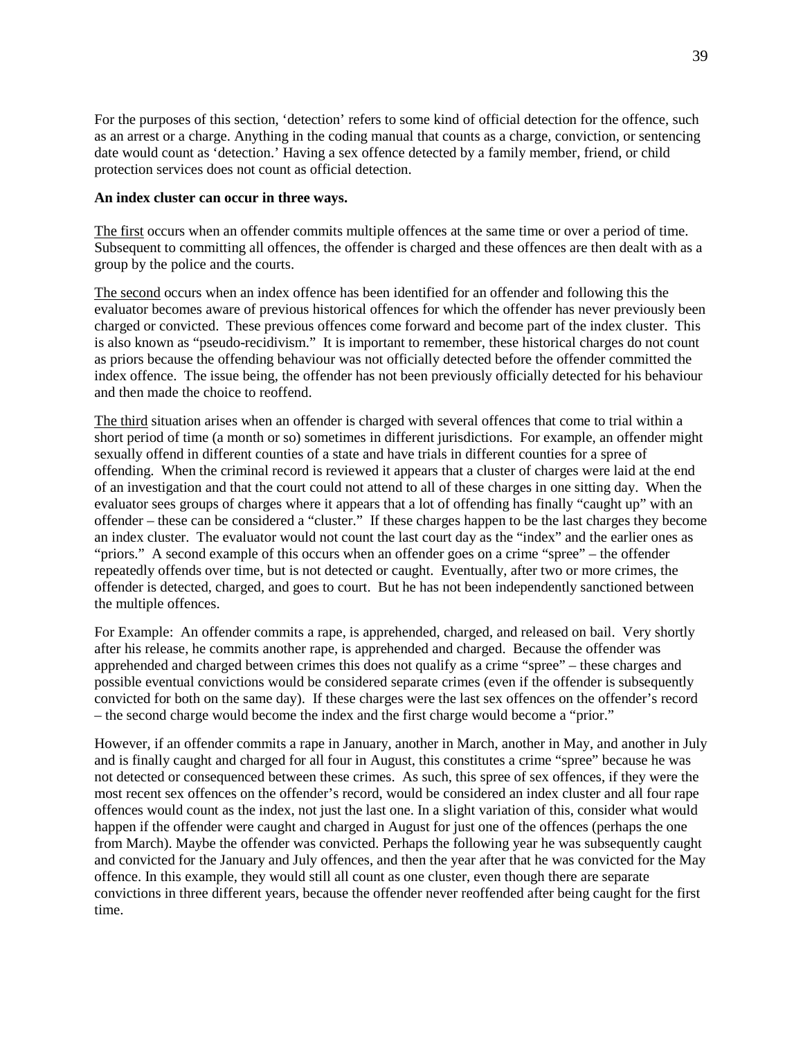For the purposes of this section, 'detection' refers to some kind of official detection for the offence, such as an arrest or a charge. Anything in the coding manual that counts as a charge, conviction, or sentencing date would count as 'detection.' Having a sex offence detected by a family member, friend, or child protection services does not count as official detection.

**An index cluster can occur in three ways.**

The first occurs when an offender commits multiple offences at the same time or over a period of time. Subsequent to committing all offences, the offender is charged and these offences are then dealt with as a group by the police and the courts.

The second occurs when an index offence has been identified for an offender and following this the evaluator becomes aware of previous historical offences for which the offender has never previously been charged or convicted. These previous offences come forward and become part of the index cluster. This is also known as "pseudo-recidivism." It is important to remember, these historical charges do not count as priors because the offending behaviour was not officially detected before the offender committed the index offence. The issue being, the offender has not been previously officially detected for his behaviour and then made the choice to reoffend.

The third situation arises when an offender is charged with several offences that come to trial within a short period of time (a month or so) sometimes in different jurisdictions. For example, an offender might sexually offend in different counties of a state and have trials in different counties for a spree of offending. When the criminal record is reviewed it appears that a cluster of charges were laid at the end of an investigation and that the court could not attend to all of these charges in one sitting day. When the evaluator sees groups of charges where it appears that a lot of offending has finally "caught up" with an offender – these can be considered a "cluster." If these charges happen to be the last charges they become an index cluster. The evaluator would not count the last court day as the "index" and the earlier ones as "priors." A second example of this occurs when an offender goes on a crime "spree" – the offender repeatedly offends over time, but is not detected or caught. Eventually, after two or more crimes, the offender is detected, charged, and goes to court. But he has not been independently sanctioned between the multiple offences.

For Example: An offender commits a rape, is apprehended, charged, and released on bail. Very shortly after his release, he commits another rape, is apprehended and charged. Because the offender was apprehended and charged between crimes this does not qualify as a crime "spree" – these charges and possible eventual convictions would be considered separate crimes (even if the offender is subsequently convicted for both on the same day). If these charges were the last sex offences on the offender's record – the second charge would become the index and the first charge would become a "prior."

However, if an offender commits a rape in January, another in March, another in May, and another in July and is finally caught and charged for all four in August, this constitutes a crime "spree" because he was not detected or consequenced between these crimes. As such, this spree of sex offences, if they were the most recent sex offences on the offender's record, would be considered an index cluster and all four rape offences would count as the index, not just the last one. In a slight variation of this, consider what would happen if the offender were caught and charged in August for just one of the offences (perhaps the one from March). Maybe the offender was convicted. Perhaps the following year he was subsequently caught and convicted for the January and July offences, and then the year after that he was convicted for the May offence. In this example, they would still all count as one cluster, even though there are separate convictions in three different years, because the offender never reoffended after being caught for the first time.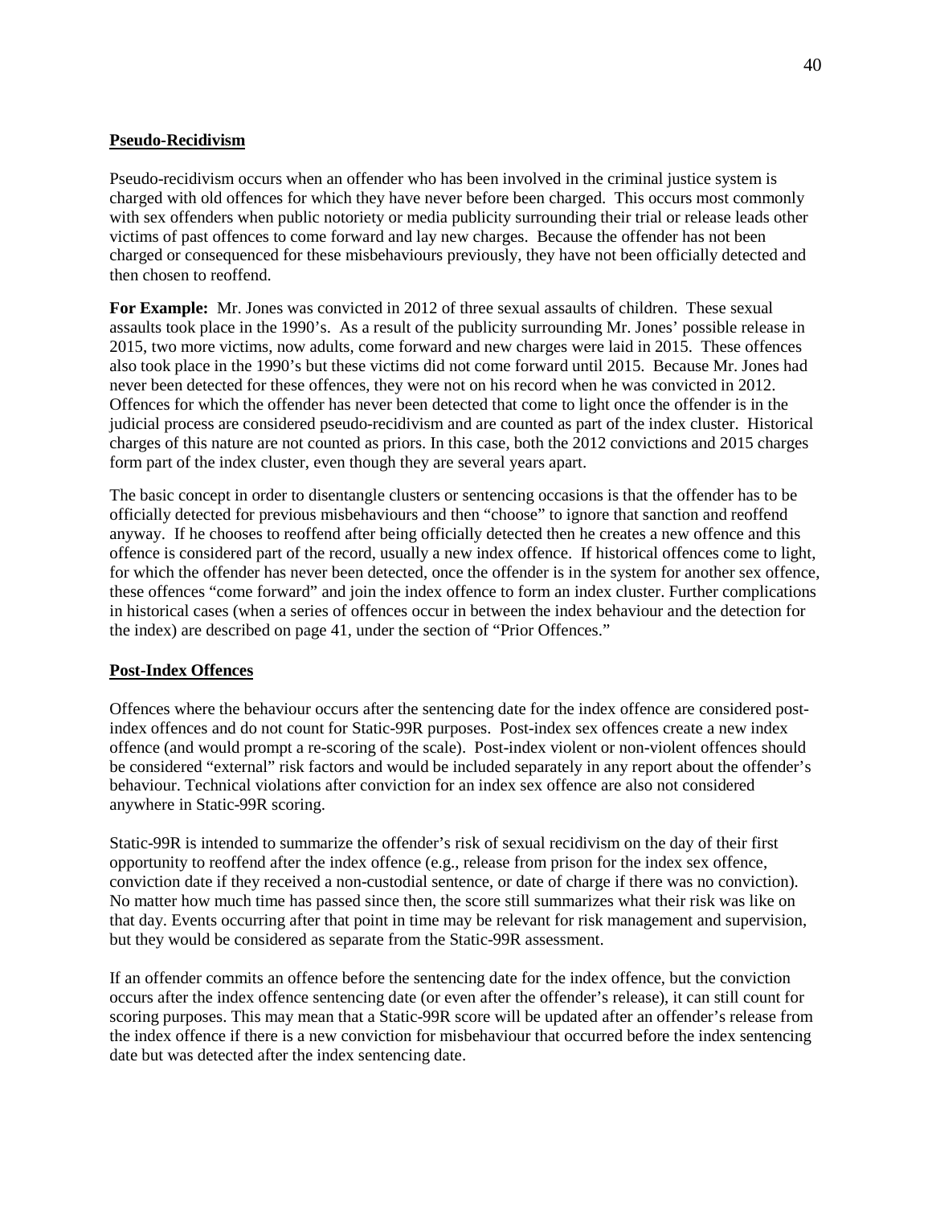## Pseudo-Recidivism

Pseudo-recidivism occurs when an offender who has been involved in the criminal justice system is charged with old offences for which they have never before been charged. This occurs most commonly with sex offenders when public notoriety or media publicity surrounding their trial or release leads other victims of past offences to come forward and lay new charges. Because the offender has not been charged or consequenced for these misbehaviours previously, they have not been officially detected and then chosen to reoffend.

**For Example:** Mr. Jones was convicted in 2012 of three sexual assaults of children. These sexual assaults took place in the 1990's. As a result of the publicity surrounding Mr. Jones' possible release in 2015, two more victims, now adults, come forward and new charges were laid in 2015. These offences also took place in the 1990's but these victims did not come forward until 2015. Because Mr. Jones had never been detected for these offences, they were not on his record when he was convicted in 2012. Offences for which the offender has never been detected that come to light once the offender is in the judicial process are considered pseudo-recidivism and are counted as part of the index cluster. Historical charges of this nature are not counted as priors. In this case, both the 2012 convictions and 2015 charges form part of the index cluster, even though they are several years apart.

The basic concept in order to disentangle clusters or sentencing occasions is that the offender has to be officially detected for previous misbehaviours and then "choose" to ignore that sanction and reoffend anyway. If he chooses to reoffend after being officially detected then he creates a new offence and this offence is considered part of the record, usually a new index offence. If historical offences come to light, for which the offender has never been detected, once the offender is in the system for another sex offence, these offences "come forward" and join the index offence to form an index cluster. Further complications in historical cases (when a series of offences occur in between the index behaviour and the detection for the index) are described on page 41, under the section of "Prior Offences."

## Post-Index Offences

Offences where the behaviour occurs after the sentencing date for the index offence are considered post-index offences and do not count for Static-99R purposes. Post-index sex offences create a new index offence (and would prompt a re-scoring of the scale). Post-index violent or non-violent offences should be considered "external" risk factors and would be included separately in any report about the offender's behaviour. Technical violations after conviction for an index sex offence are also not considered anywhere in Static-99R scoring.

Static-99R is intended to summarize the offender's risk of sexual recidivism on the day of their first opportunity to reoffend after the index offence (e.g., release from prison for the index sex offence, conviction date if they received a non-custodial sentence, or date of charge if there was no conviction). No matter how much time has passed since then, the score still summarizes what their risk was like on that day. Events occurring after that point in time may be relevant for risk management and supervision, but they would be considered as separate from the Static-99R assessment.

If an offender commits an offence before the sentencing date for the index offence, but the conviction occurs after the index offence sentencing date (or even after the offender's release), it can still count for scoring purposes. This may mean that a Static-99R score will be updated after an offender's release from the index offence if there is a new conviction for misbehaviour that occurred before the index sentencing date but was detected after the index sentencing date.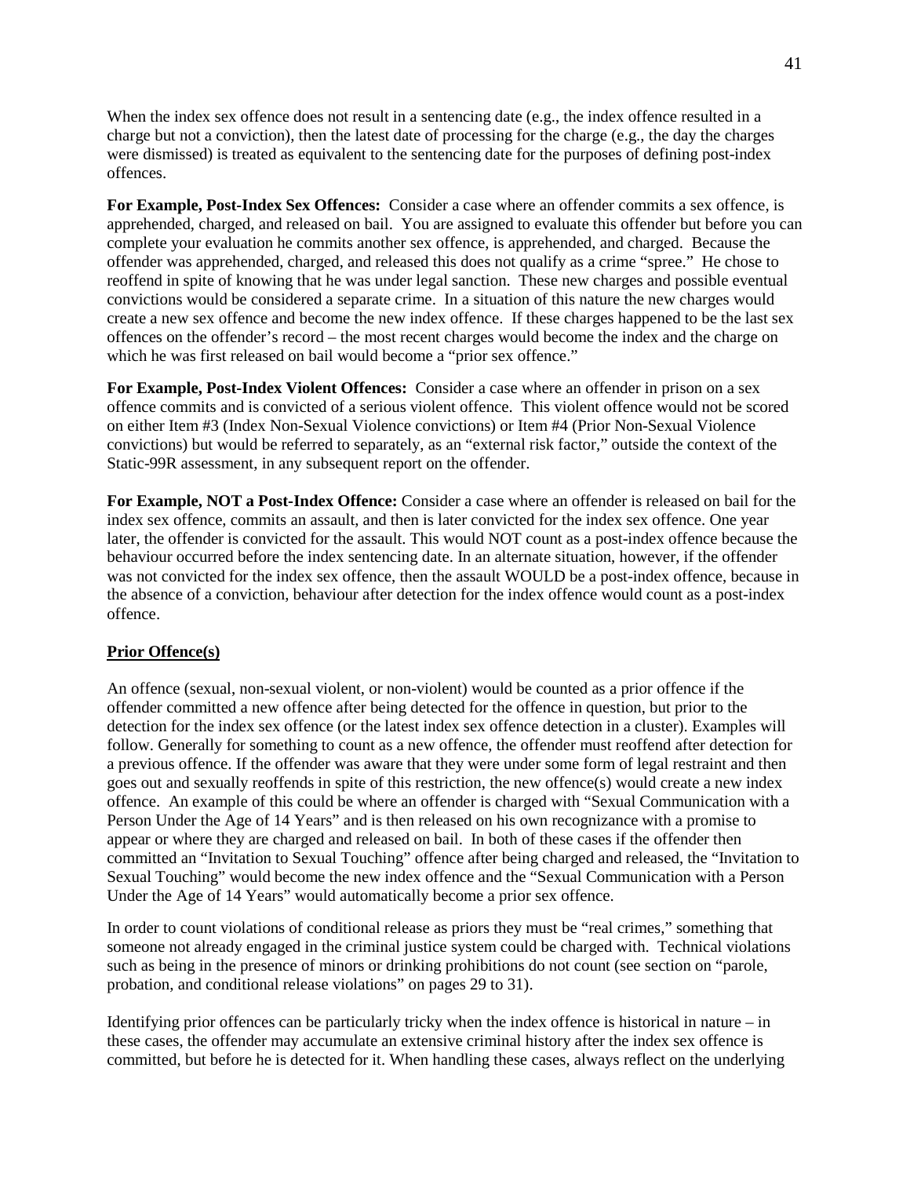When the index sex offence does not result in a sentencing date (e.g., the index offence resulted in a charge but not a conviction), then the latest date of processing for the charge (e.g., the day the charges were dismissed) is treated as equivalent to the sentencing date for the purposes of defining post-index offences.

**For Example, Post-Index Sex Offences:** Consider a case where an offender commits a sex offence, is apprehended, charged, and released on bail. You are assigned to evaluate this offender but before you can complete your evaluation he commits another sex offence, is apprehended, and charged. Because the offender was apprehended, charged, and released this does not qualify as a crime "spree." He chose to reoffend in spite of knowing that he was under legal sanction. These new charges and possible eventual convictions would be considered a separate crime. In a situation of this nature the new charges would create a new sex offence and become the new index offence. If these charges happened to be the last sex offences on the offender's record – the most recent charges would become the index and the charge on which he was first released on bail would become a "prior sex offence."

**For Example, Post-Index Violent Offences:** Consider a case where an offender in prison on a sex offence commits and is convicted of a serious violent offence. This violent offence would not be scored on either Item #3 (Index Non-Sexual Violence convictions) or Item #4 (Prior Non-Sexual Violence convictions) but would be referred to separately, as an "external risk factor," outside the context of the Static-99R assessment, in any subsequent report on the offender.

**For Example, NOT a Post-Index Offence:** Consider a case where an offender is released on bail for the index sex offence, commits an assault, and then is later convicted for the index sex offence. One year later, the offender is convicted for the assault. This would NOT count as a post-index offence because the behaviour occurred before the index sentencing date. In an alternate situation, however, if the offender was not convicted for the index sex offence, then the assault WOULD be a post-index offence, because in the absence of a conviction, behaviour after detection for the index offence would count as a post-index offence.

## Prior Offence(s)

An offence (sexual, non-sexual violent, or non-violent) would be counted as a prior offence if the offender committed a new offence after being detected for the offence in question, but prior to the detection for the index sex offence (or the latest index sex offence detection in a cluster). Examples will follow. Generally for something to count as a new offence, the offender must reoffend after detection for a previous offence. If the offender was aware that they were under some form of legal restraint and then goes out and sexually reoffends in spite of this restriction, the new offence(s) would create a new index offence. An example of this could be where an offender is charged with "Sexual Communication with a Person Under the Age of 14 Years" and is then released on his own recognizance with a promise to appear or where they are charged and released on bail. In both of these cases if the offender then committed an "Invitation to Sexual Touching" offence after being charged and released, the "Invitation to Sexual Touching" would become the new index offence and the "Sexual Communication with a Person Under the Age of 14 Years" would automatically become a prior sex offence.

In order to count violations of conditional release as priors they must be "real crimes," something that someone not already engaged in the criminal justice system could be charged with. Technical violations such as being in the presence of minors or drinking prohibitions do not count (see section on "parole, probation, and conditional release violations" on pages 29 to 31).

Identifying prior offences can be particularly tricky when the index offence is historical in nature – in these cases, the offender may accumulate an extensive criminal history after the index sex offence is committed, but before he is detected for it. When handling these cases, always reflect on the underlying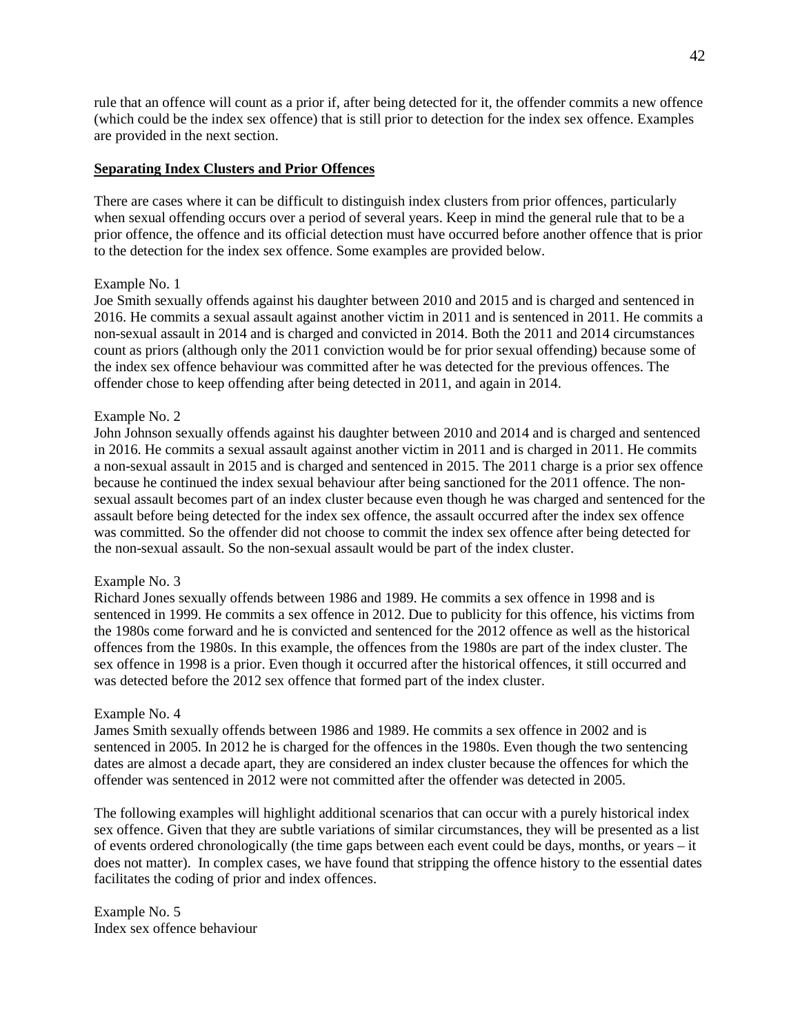rule that an offence will count as a prior if, after being detected for it, the offender commits a new offence (which could be the index sex offence) that is still prior to detection for the index sex offence. Examples are provided in the next section.

**Separating Index Clusters and Prior Offences**

There are cases where it can be difficult to distinguish index clusters from prior offences, particularly when sexual offending occurs over a period of several years. Keep in mind the general rule that to be a prior offence, the offence and its official detection must have occurred before another offence that is prior to the detection for the index sex offence. Some examples are provided below.

Example No. 1
Joe Smith sexually offends against his daughter between 2010 and 2015 and is charged and sentenced in 2016. He commits a sexual assault against another victim in 2011 and is sentenced in 2011. He commits a non-sexual assault in 2014 and is charged and convicted in 2014. Both the 2011 and 2014 circumstances count as priors (although only the 2011 conviction would be for prior sexual offending) because some of the index sex offence behaviour was committed after he was detected for the previous offences. The offender chose to keep offending after being detected in 2011, and again in 2014.

Example No. 2
John Johnson sexually offends against his daughter between 2010 and 2014 and is charged and sentenced in 2016. He commits a sexual assault against another victim in 2011 and is charged in 2011. He commits a non-sexual assault in 2015 and is charged and sentenced in 2015. The 2011 charge is a prior sex offence because he continued the index sexual behaviour after being sanctioned for the 2011 offence. The non-sexual assault becomes part of an index cluster because even though he was charged and sentenced for the assault before being detected for the index sex offence, the assault occurred after the index sex offence was committed. So the offender did not choose to commit the index sex offence after being detected for the non-sexual assault. So the non-sexual assault would be part of the index cluster.

Example No. 3
Richard Jones sexually offends between 1986 and 1989. He commits a sex offence in 1998 and is sentenced in 1999. He commits a sex offence in 2012. Due to publicity for this offence, his victims from the 1980s come forward and he is convicted and sentenced for the 2012 offence as well as the historical offences from the 1980s. In this example, the offences from the 1980s are part of the index cluster. The sex offence in 1998 is a prior. Even though it occurred after the historical offences, it still occurred and was detected before the 2012 sex offence that formed part of the index cluster.

Example No. 4
James Smith sexually offends between 1986 and 1989. He commits a sex offence in 2002 and is sentenced in 2005. In 2012 he is charged for the offences in the 1980s. Even though the two sentencing dates are almost a decade apart, they are considered an index cluster because the offences for which the offender was sentenced in 2012 were not committed after the offender was detected in 2005.

The following examples will highlight additional scenarios that can occur with a purely historical index sex offence. Given that they are subtle variations of similar circumstances, they will be presented as a list of events ordered chronologically (the time gaps between each event could be days, months, or years – it does not matter). In complex cases, we have found that stripping the offence history to the essential dates facilitates the coding of prior and index offences.

Example No. 5
Index sex offence behaviour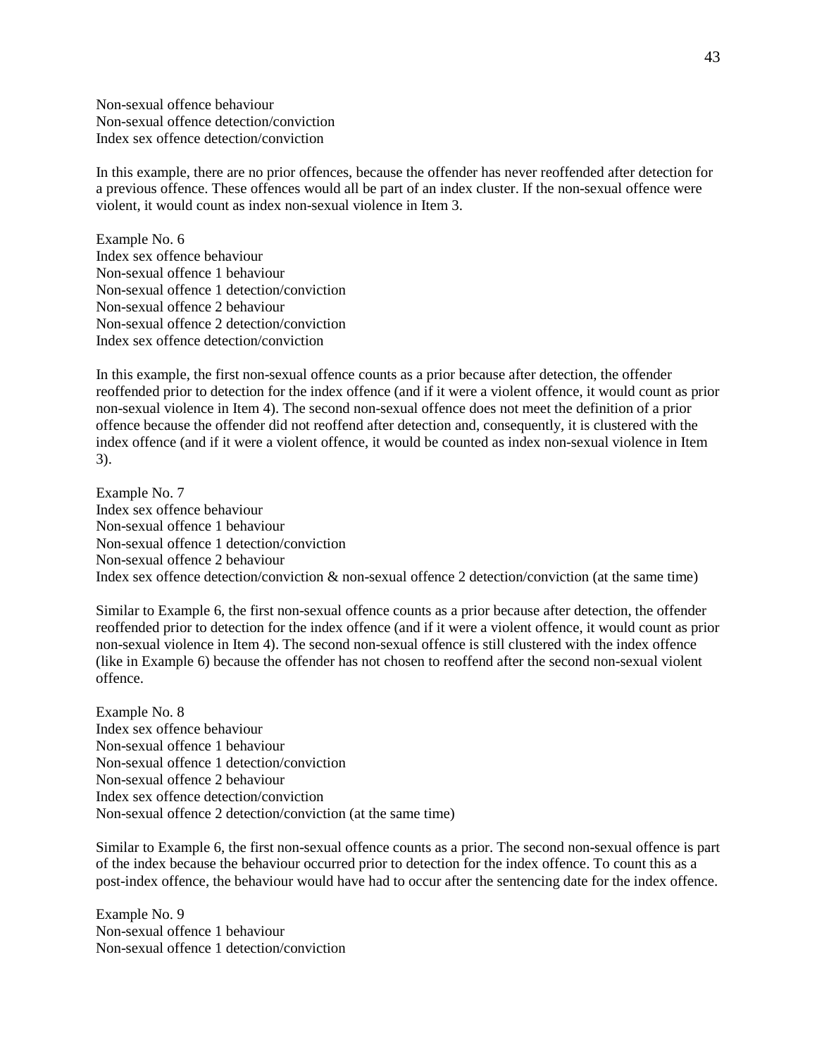Non-sexual offence behaviour
Non-sexual offence detection/conviction
Index sex offence detection/conviction

In this example, there are no prior offences, because the offender has never reoffended after detection for a previous offence. These offences would all be part of an index cluster. If the non-sexual offence were violent, it would count as index non-sexual violence in Item 3.

Example No. 6
Index sex offence behaviour
Non-sexual offence 1 behaviour
Non-sexual offence 1 detection/conviction
Non-sexual offence 2 behaviour
Non-sexual offence 2 detection/conviction
Index sex offence detection/conviction

In this example, the first non-sexual offence counts as a prior because after detection, the offender reoffended prior to detection for the index offence (and if it were a violent offence, it would count as prior non-sexual violence in Item 4). The second non-sexual offence does not meet the definition of a prior offence because the offender did not reoffend after detection and, consequently, it is clustered with the index offence (and if it were a violent offence, it would be counted as index non-sexual violence in Item 3).

Example No. 7
Index sex offence behaviour
Non-sexual offence 1 behaviour
Non-sexual offence 1 detection/conviction
Non-sexual offence 2 behaviour
Index sex offence detection/conviction & non-sexual offence 2 detection/conviction (at the same time)

Similar to Example 6, the first non-sexual offence counts as a prior because after detection, the offender reoffended prior to detection for the index offence (and if it were a violent offence, it would count as prior non-sexual violence in Item 4). The second non-sexual offence is still clustered with the index offence (like in Example 6) because the offender has not chosen to reoffend after the second non-sexual violent offence.

Example No. 8
Index sex offence behaviour
Non-sexual offence 1 behaviour
Non-sexual offence 1 detection/conviction
Non-sexual offence 2 behaviour
Index sex offence detection/conviction
Non-sexual offence 2 detection/conviction (at the same time)

Similar to Example 6, the first non-sexual offence counts as a prior. The second non-sexual offence is part of the index because the behaviour occurred prior to detection for the index offence. To count this as a post-index offence, the behaviour would have had to occur after the sentencing date for the index offence.

Example No. 9
Non-sexual offence 1 behaviour
Non-sexual offence 1 detection/conviction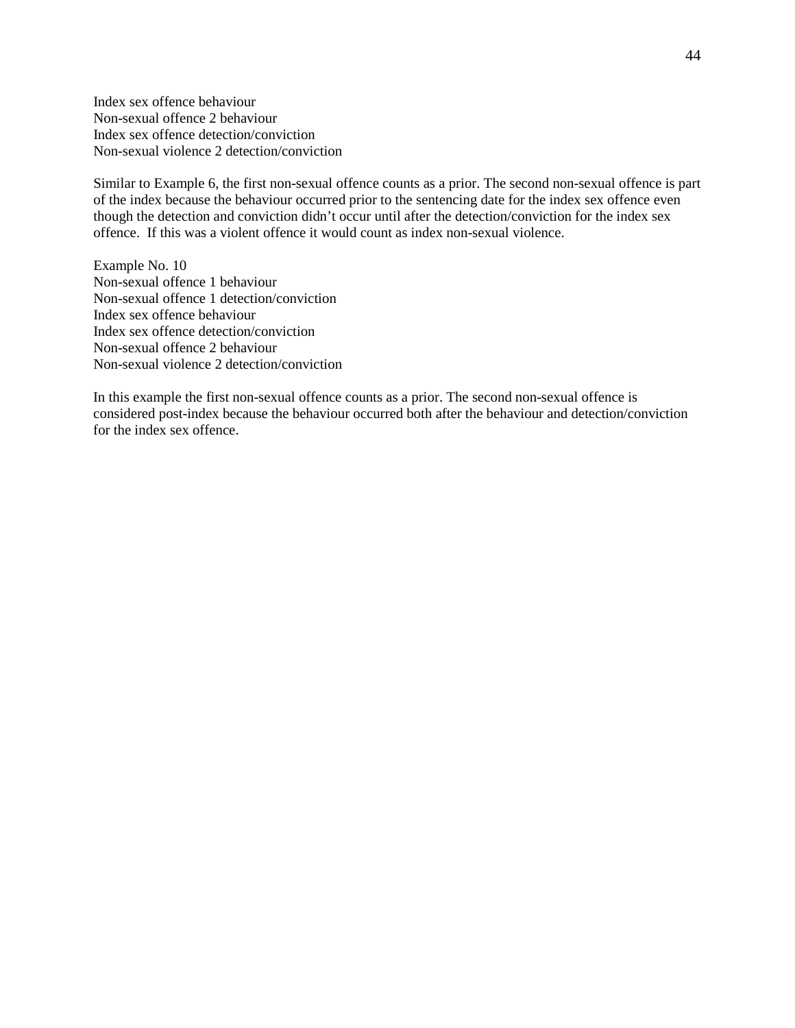Index sex offence behaviour
Non-sexual offence 2 behaviour
Index sex offence detection/conviction
Non-sexual violence 2 detection/conviction

Similar to Example 6, the first non-sexual offence counts as a prior. The second non-sexual offence is part of the index because the behaviour occurred prior to the sentencing date for the index sex offence even though the detection and conviction didn't occur until after the detection/conviction for the index sex offence. If this was a violent offence it would count as index non-sexual violence.

Example No. 10
Non-sexual offence 1 behaviour
Non-sexual offence 1 detection/conviction
Index sex offence behaviour
Index sex offence detection/conviction
Non-sexual offence 2 behaviour
Non-sexual violence 2 detection/conviction

In this example the first non-sexual offence counts as a prior. The second non-sexual offence is considered post-index because the behaviour occurred both after the behaviour and detection/conviction for the index sex offence.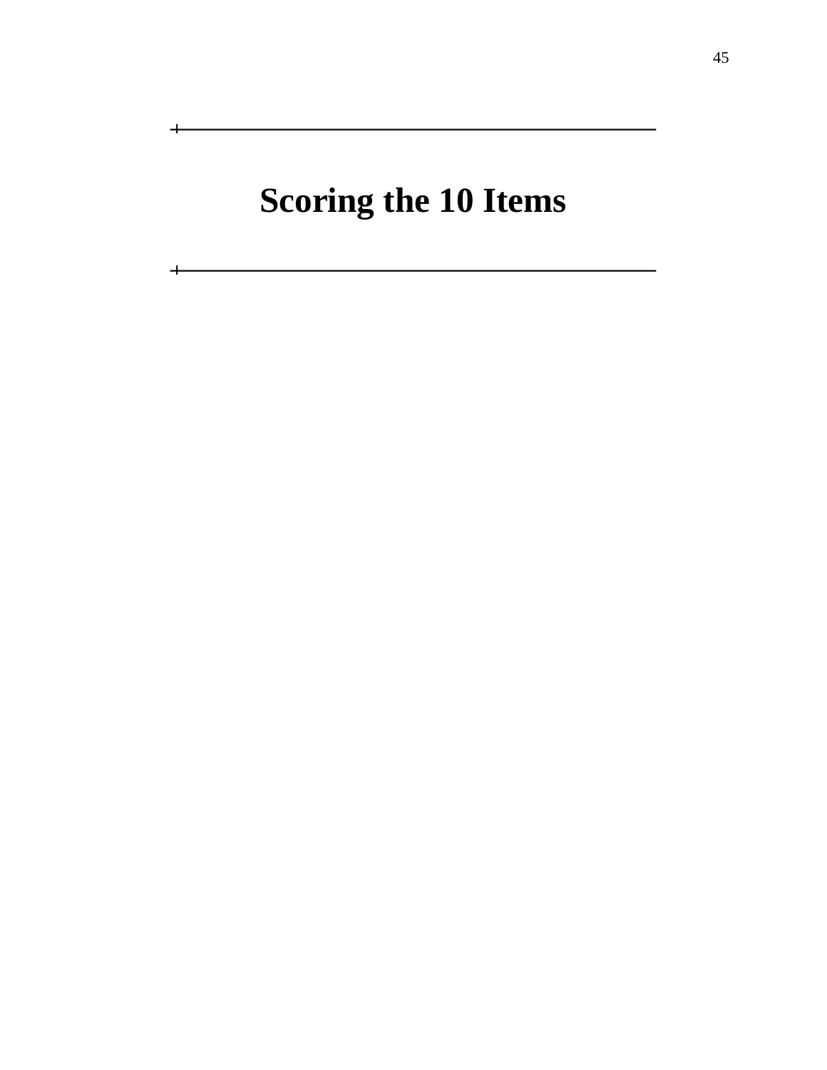# Scoring the 10 Items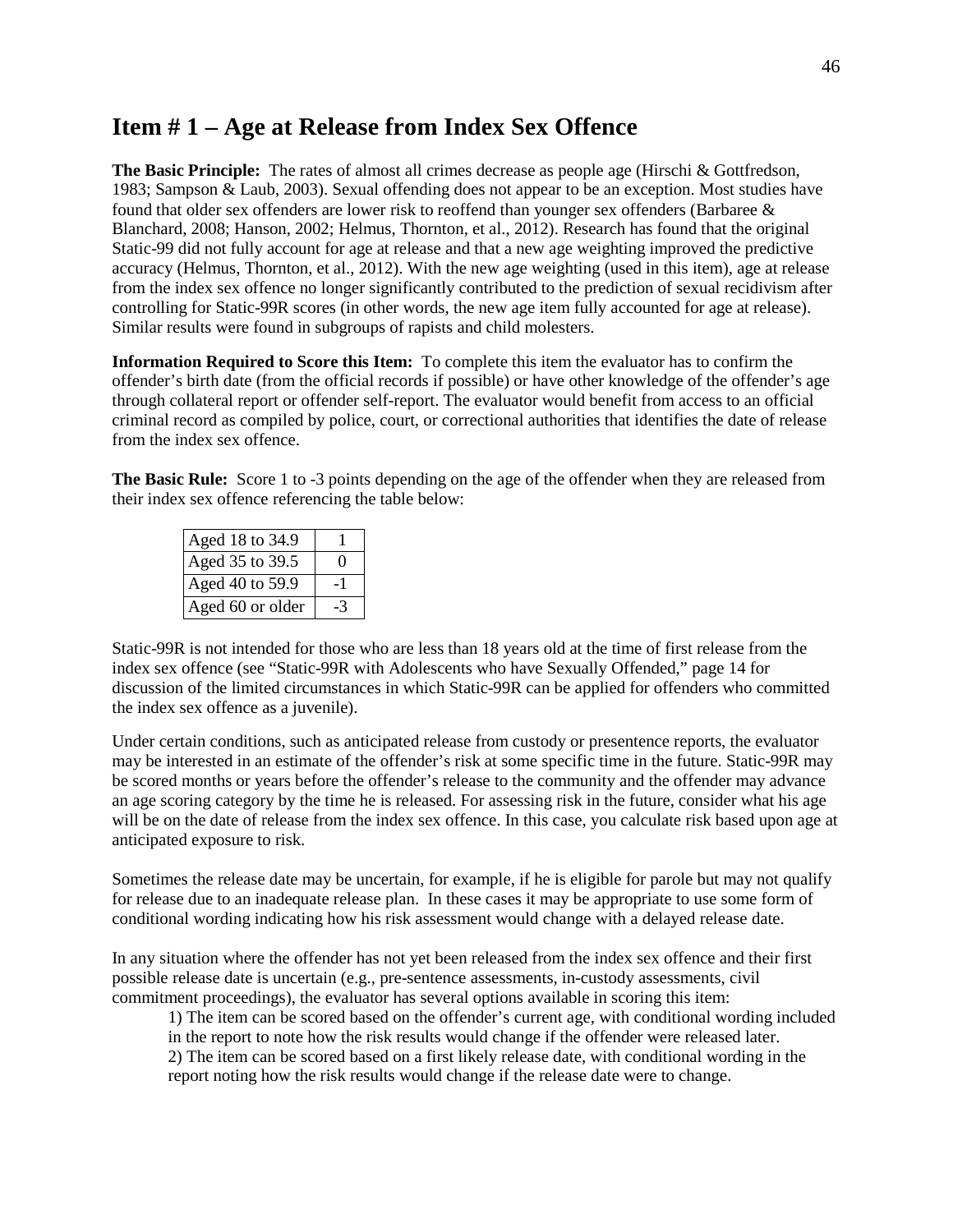## Item # 1 – Age at Release from Index Sex Offence

**The Basic Principle:** The rates of almost all crimes decrease as people age (Hirschi & Gottfredson, 1983; Sampson & Laub, 2003). Sexual offending does not appear to be an exception. Most studies have found that older sex offenders are lower risk to reoffend than younger sex offenders (Barbaree & Blanchard, 2008; Hanson, 2002; Helmus, Thornton, et al., 2012). Research has found that the original Static-99 did not fully account for age at release and that a new age weighting improved the predictive accuracy (Helmus, Thornton, et al., 2012). With the new age weighting (used in this item), age at release from the index sex offence no longer significantly contributed to the prediction of sexual recidivism after controlling for Static-99R scores (in other words, the new age item fully accounted for age at release). Similar results were found in subgroups of rapists and child molesters.

**Information Required to Score this Item:** To complete this item the evaluator has to confirm the offender's birth date (from the official records if possible) or have other knowledge of the offender's age through collateral report or offender self-report. The evaluator would benefit from access to an official criminal record as compiled by police, court, or correctional authorities that identifies the date of release from the index sex offence.

**The Basic Rule:** Score 1 to -3 points depending on the age of the offender when they are released from their index sex offence referencing the table below:

| | |
|---|---|
| Aged 18 to 34.9 | 1 |
| Aged 35 to 39.5 | 0 |
| Aged 40 to 59.9 | -1 |
| Aged 60 or older | -3 |

Static-99R is not intended for those who are less than 18 years old at the time of first release from the index sex offence (see "Static-99R with Adolescents who have Sexually Offended," page 14 for discussion of the limited circumstances in which Static-99R can be applied for offenders who committed the index sex offence as a juvenile).

Under certain conditions, such as anticipated release from custody or presentence reports, the evaluator may be interested in an estimate of the offender's risk at some specific time in the future. Static-99R may be scored months or years before the offender's release to the community and the offender may advance an age scoring category by the time he is released. For assessing risk in the future, consider what his age will be on the date of release from the index sex offence. In this case, you calculate risk based upon age at anticipated exposure to risk.

Sometimes the release date may be uncertain, for example, if he is eligible for parole but may not qualify for release due to an inadequate release plan. In these cases it may be appropriate to use some form of conditional wording indicating how his risk assessment would change with a delayed release date.

In any situation where the offender has not yet been released from the index sex offence and their first possible release date is uncertain (e.g., pre-sentence assessments, in-custody assessments, civil commitment proceedings), the evaluator has several options available in scoring this item:

1) The item can be scored based on the offender's current age, with conditional wording included in the report to note how the risk results would change if the offender were released later.
2) The item can be scored based on a first likely release date, with conditional wording in the report noting how the risk results would change if the release date were to change.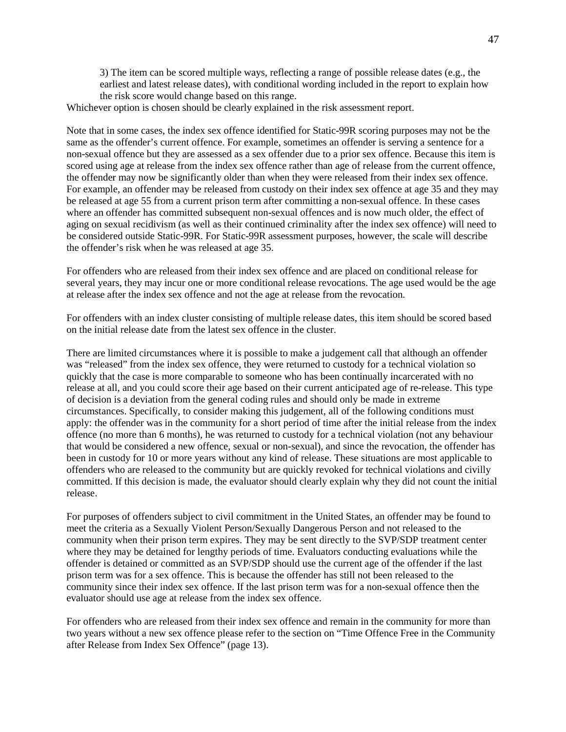3) The item can be scored multiple ways, reflecting a range of possible release dates (e.g., the earliest and latest release dates), with conditional wording included in the report to explain how the risk score would change based on this range.

Whichever option is chosen should be clearly explained in the risk assessment report.

Note that in some cases, the index sex offence identified for Static-99R scoring purposes may not be the same as the offender's current offence. For example, sometimes an offender is serving a sentence for a non-sexual offence but they are assessed as a sex offender due to a prior sex offence. Because this item is scored using age at release from the index sex offence rather than age of release from the current offence, the offender may now be significantly older than when they were released from their index sex offence. For example, an offender may be released from custody on their index sex offence at age 35 and they may be released at age 55 from a current prison term after committing a non-sexual offence. In these cases where an offender has committed subsequent non-sexual offences and is now much older, the effect of aging on sexual recidivism (as well as their continued criminality after the index sex offence) will need to be considered outside Static-99R. For Static-99R assessment purposes, however, the scale will describe the offender's risk when he was released at age 35.

For offenders who are released from their index sex offence and are placed on conditional release for several years, they may incur one or more conditional release revocations. The age used would be the age at release after the index sex offence and not the age at release from the revocation.

For offenders with an index cluster consisting of multiple release dates, this item should be scored based on the initial release date from the latest sex offence in the cluster.

There are limited circumstances where it is possible to make a judgement call that although an offender was "released" from the index sex offence, they were returned to custody for a technical violation so quickly that the case is more comparable to someone who has been continually incarcerated with no release at all, and you could score their age based on their current anticipated age of re-release. This type of decision is a deviation from the general coding rules and should only be made in extreme circumstances. Specifically, to consider making this judgement, all of the following conditions must apply: the offender was in the community for a short period of time after the initial release from the index offence (no more than 6 months), he was returned to custody for a technical violation (not any behaviour that would be considered a new offence, sexual or non-sexual), and since the revocation, the offender has been in custody for 10 or more years without any kind of release. These situations are most applicable to offenders who are released to the community but are quickly revoked for technical violations and civilly committed. If this decision is made, the evaluator should clearly explain why they did not count the initial release.

For purposes of offenders subject to civil commitment in the United States, an offender may be found to meet the criteria as a Sexually Violent Person/Sexually Dangerous Person and not released to the community when their prison term expires. They may be sent directly to the SVP/SDP treatment center where they may be detained for lengthy periods of time. Evaluators conducting evaluations while the offender is detained or committed as an SVP/SDP should use the current age of the offender if the last prison term was for a sex offence. This is because the offender has still not been released to the community since their index sex offence. If the last prison term was for a non-sexual offence then the evaluator should use age at release from the index sex offence.

For offenders who are released from their index sex offence and remain in the community for more than two years without a new sex offence please refer to the section on "Time Offence Free in the Community after Release from Index Sex Offence" (page 13).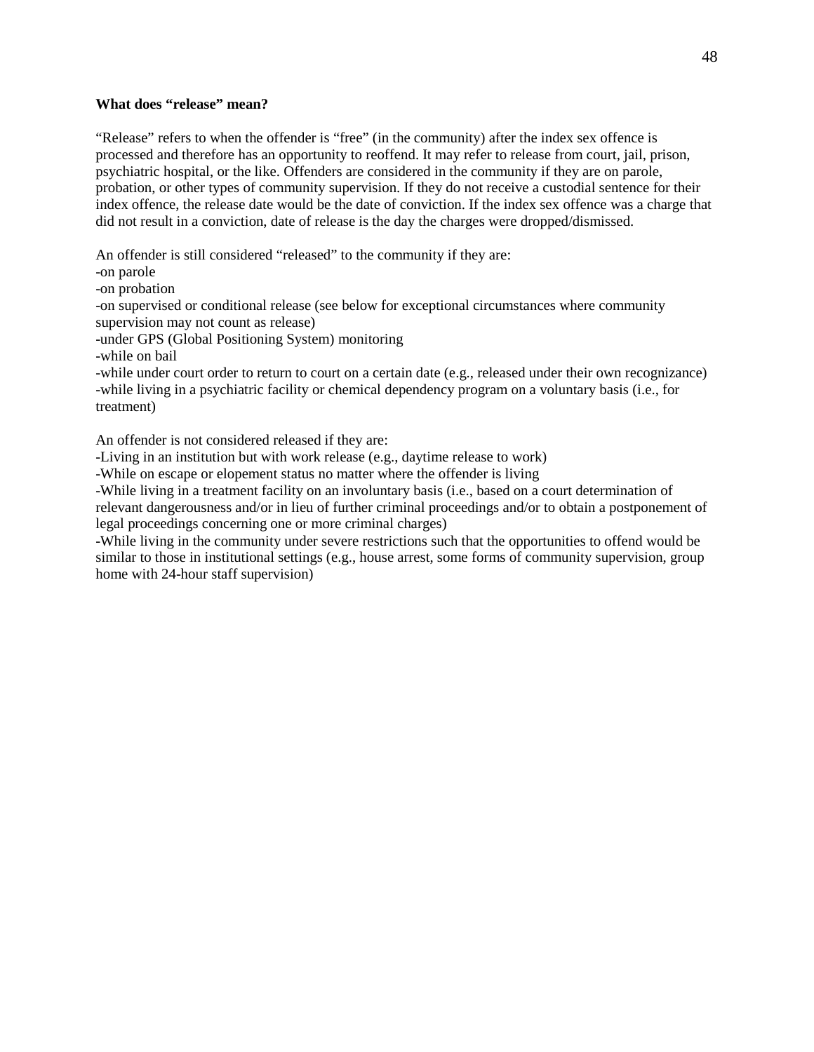**What does "release" mean?**

"Release" refers to when the offender is "free" (in the community) after the index sex offence is processed and therefore has an opportunity to reoffend. It may refer to release from court, jail, prison, psychiatric hospital, or the like. Offenders are considered in the community if they are on parole, probation, or other types of community supervision. If they do not receive a custodial sentence for their index offence, the release date would be the date of conviction. If the index sex offence was a charge that did not result in a conviction, date of release is the day the charges were dropped/dismissed.

An offender is still considered "released" to the community if they are:

-on parole
-on probation
-on supervised or conditional release (see below for exceptional circumstances where community supervision may not count as release)
-under GPS (Global Positioning System) monitoring
-while on bail
-while under court order to return to court on a certain date (e.g., released under their own recognizance)
-while living in a psychiatric facility or chemical dependency program on a voluntary basis (i.e., for treatment)

An offender is not considered released if they are:

-Living in an institution but with work release (e.g., daytime release to work)
-While on escape or elopement status no matter where the offender is living
-While living in a treatment facility on an involuntary basis (i.e., based on a court determination of relevant dangerousness and/or in lieu of further criminal proceedings and/or to obtain a postponement of legal proceedings concerning one or more criminal charges)
-While living in the community under severe restrictions such that the opportunities to offend would be similar to those in institutional settings (e.g., house arrest, some forms of community supervision, group home with 24-hour staff supervision)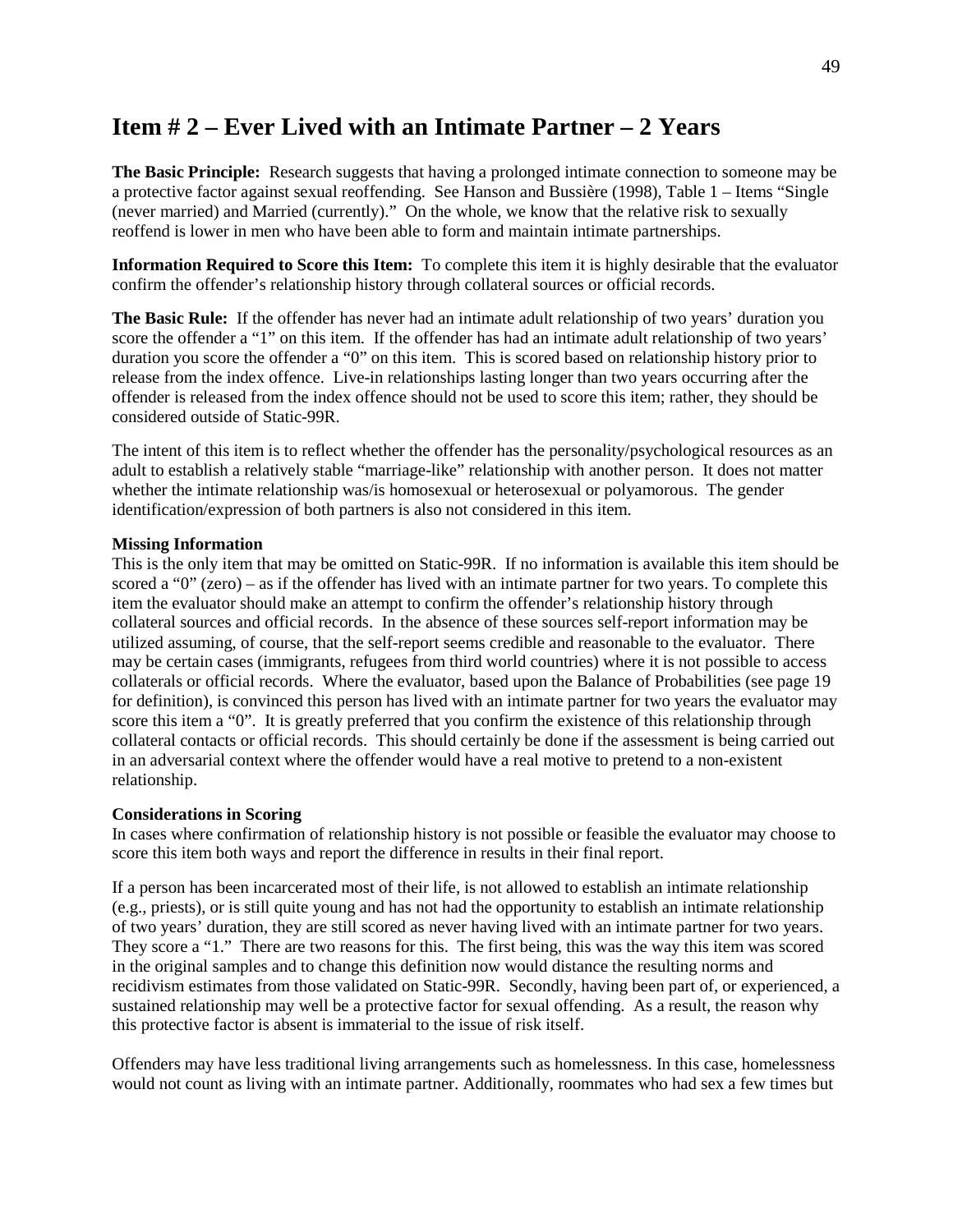## Item # 2 – Ever Lived with an Intimate Partner – 2 Years

**The Basic Principle:** Research suggests that having a prolonged intimate connection to someone may be a protective factor against sexual reoffending. See Hanson and Bussière (1998), Table 1 – Items "Single (never married) and Married (currently)." On the whole, we know that the relative risk to sexually reoffend is lower in men who have been able to form and maintain intimate partnerships.

**Information Required to Score this Item:** To complete this item it is highly desirable that the evaluator confirm the offender's relationship history through collateral sources or official records.

**The Basic Rule:** If the offender has never had an intimate adult relationship of two years' duration you score the offender a "1" on this item. If the offender has had an intimate adult relationship of two years' duration you score the offender a "0" on this item. This is scored based on relationship history prior to release from the index offence. Live-in relationships lasting longer than two years occurring after the offender is released from the index offence should not be used to score this item; rather, they should be considered outside of Static-99R.

The intent of this item is to reflect whether the offender has the personality/psychological resources as an adult to establish a relatively stable "marriage-like" relationship with another person. It does not matter whether the intimate relationship was/is homosexual or heterosexual or polyamorous. The gender identification/expression of both partners is also not considered in this item.

**Missing Information**

This is the only item that may be omitted on Static-99R. If no information is available this item should be scored a "0" (zero) – as if the offender has lived with an intimate partner for two years. To complete this item the evaluator should make an attempt to confirm the offender's relationship history through collateral sources and official records. In the absence of these sources self-report information may be utilized assuming, of course, that the self-report seems credible and reasonable to the evaluator. There may be certain cases (immigrants, refugees from third world countries) where it is not possible to access collaterals or official records. Where the evaluator, based upon the Balance of Probabilities (see page 19 for definition), is convinced this person has lived with an intimate partner for two years the evaluator may score this item a "0". It is greatly preferred that you confirm the existence of this relationship through collateral contacts or official records. This should certainly be done if the assessment is being carried out in an adversarial context where the offender would have a real motive to pretend to a non-existent relationship.

**Considerations in Scoring**

In cases where confirmation of relationship history is not possible or feasible the evaluator may choose to score this item both ways and report the difference in results in their final report.

If a person has been incarcerated most of their life, is not allowed to establish an intimate relationship (e.g., priests), or is still quite young and has not had the opportunity to establish an intimate relationship of two years' duration, they are still scored as never having lived with an intimate partner for two years. They score a "1." There are two reasons for this. The first being, this was the way this item was scored in the original samples and to change this definition now would distance the resulting norms and recidivism estimates from those validated on Static-99R. Secondly, having been part of, or experienced, a sustained relationship may well be a protective factor for sexual offending. As a result, the reason why this protective factor is absent is immaterial to the issue of risk itself.

Offenders may have less traditional living arrangements such as homelessness. In this case, homelessness would not count as living with an intimate partner. Additionally, roommates who had sex a few times but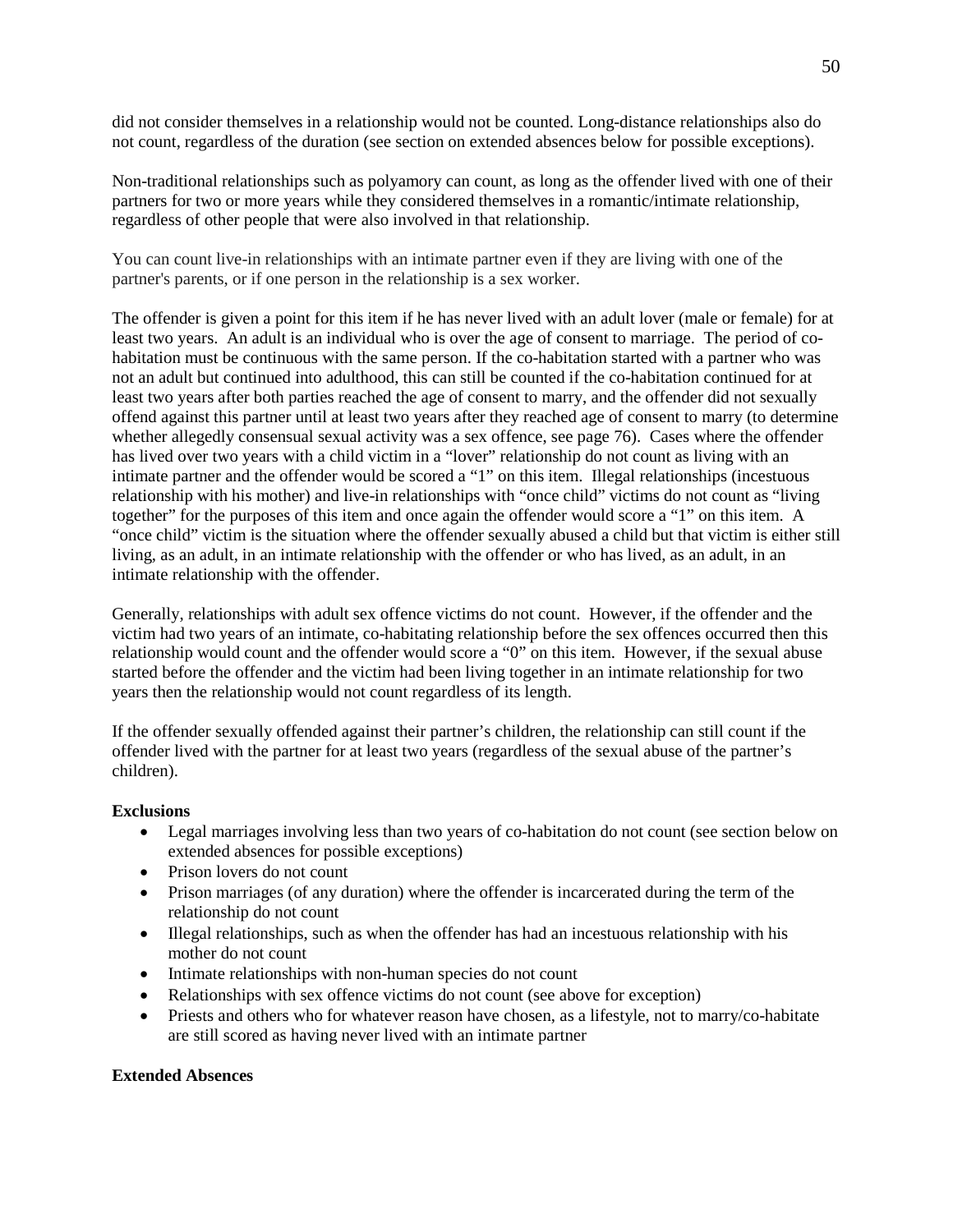did not consider themselves in a relationship would not be counted. Long-distance relationships also do not count, regardless of the duration (see section on extended absences below for possible exceptions).

Non-traditional relationships such as polyamory can count, as long as the offender lived with one of their partners for two or more years while they considered themselves in a romantic/intimate relationship, regardless of other people that were also involved in that relationship.

You can count live-in relationships with an intimate partner even if they are living with one of the partner's parents, or if one person in the relationship is a sex worker.

The offender is given a point for this item if he has never lived with an adult lover (male or female) for at least two years. An adult is an individual who is over the age of consent to marriage. The period of co-habitation must be continuous with the same person. If the co-habitation started with a partner who was not an adult but continued into adulthood, this can still be counted if the co-habitation continued for at least two years after both parties reached the age of consent to marry, and the offender did not sexually offend against this partner until at least two years after they reached age of consent to marry (to determine whether allegedly consensual sexual activity was a sex offence, see page 76). Cases where the offender has lived over two years with a child victim in a "lover" relationship do not count as living with an intimate partner and the offender would be scored a "1" on this item. Illegal relationships (incestuous relationship with his mother) and live-in relationships with "once child" victims do not count as "living together" for the purposes of this item and once again the offender would score a "1" on this item. A "once child" victim is the situation where the offender sexually abused a child but that victim is either still living, as an adult, in an intimate relationship with the offender or who has lived, as an adult, in an intimate relationship with the offender.

Generally, relationships with adult sex offence victims do not count. However, if the offender and the victim had two years of an intimate, co-habitating relationship before the sex offences occurred then this relationship would count and the offender would score a "0" on this item. However, if the sexual abuse started before the offender and the victim had been living together in an intimate relationship for two years then the relationship would not count regardless of its length.

If the offender sexually offended against their partner's children, the relationship can still count if the offender lived with the partner for at least two years (regardless of the sexual abuse of the partner's children).

**Exclusions**

- Legal marriages involving less than two years of co-habitation do not count (see section below on extended absences for possible exceptions)
- Prison lovers do not count
- Prison marriages (of any duration) where the offender is incarcerated during the term of the relationship do not count
- Illegal relationships, such as when the offender has had an incestuous relationship with his mother do not count
- Intimate relationships with non-human species do not count
- Relationships with sex offence victims do not count (see above for exception)
- Priests and others who for whatever reason have chosen, as a lifestyle, not to marry/co-habitate are still scored as having never lived with an intimate partner

**Extended Absences**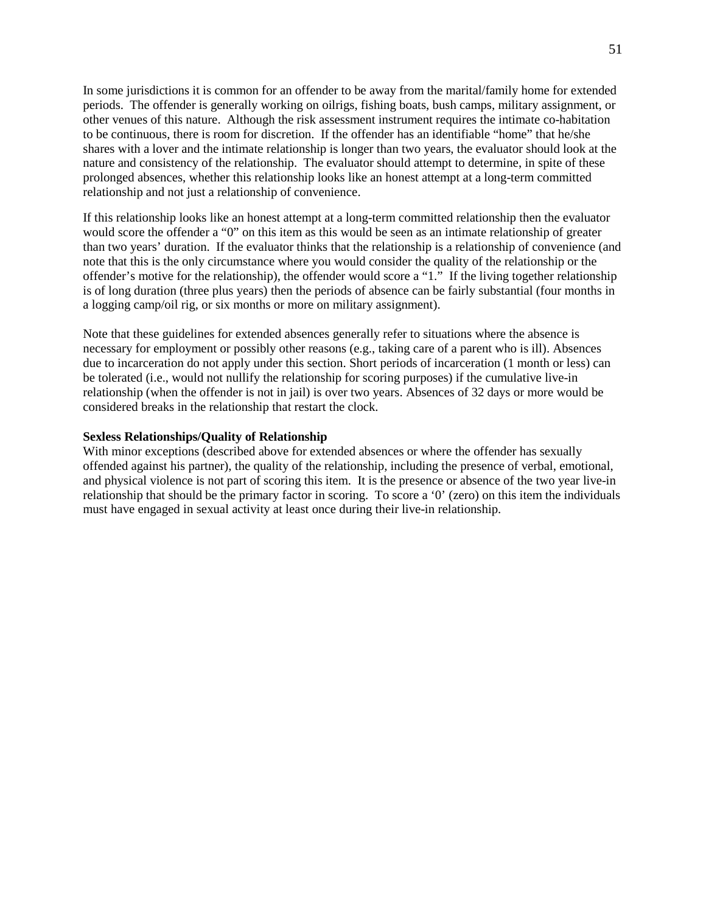In some jurisdictions it is common for an offender to be away from the marital/family home for extended periods. The offender is generally working on oilrigs, fishing boats, bush camps, military assignment, or other venues of this nature. Although the risk assessment instrument requires the intimate co-habitation to be continuous, there is room for discretion. If the offender has an identifiable "home" that he/she shares with a lover and the intimate relationship is longer than two years, the evaluator should look at the nature and consistency of the relationship. The evaluator should attempt to determine, in spite of these prolonged absences, whether this relationship looks like an honest attempt at a long-term committed relationship and not just a relationship of convenience.

If this relationship looks like an honest attempt at a long-term committed relationship then the evaluator would score the offender a "0" on this item as this would be seen as an intimate relationship of greater than two years' duration. If the evaluator thinks that the relationship is a relationship of convenience (and note that this is the only circumstance where you would consider the quality of the relationship or the offender's motive for the relationship), the offender would score a "1." If the living together relationship is of long duration (three plus years) then the periods of absence can be fairly substantial (four months in a logging camp/oil rig, or six months or more on military assignment).

Note that these guidelines for extended absences generally refer to situations where the absence is necessary for employment or possibly other reasons (e.g., taking care of a parent who is ill). Absences due to incarceration do not apply under this section. Short periods of incarceration (1 month or less) can be tolerated (i.e., would not nullify the relationship for scoring purposes) if the cumulative live-in relationship (when the offender is not in jail) is over two years. Absences of 32 days or more would be considered breaks in the relationship that restart the clock.

**Sexless Relationships/Quality of Relationship**

With minor exceptions (described above for extended absences or where the offender has sexually offended against his partner), the quality of the relationship, including the presence of verbal, emotional, and physical violence is not part of scoring this item. It is the presence or absence of the two year live-in relationship that should be the primary factor in scoring. To score a '0' (zero) on this item the individuals must have engaged in sexual activity at least once during their live-in relationship.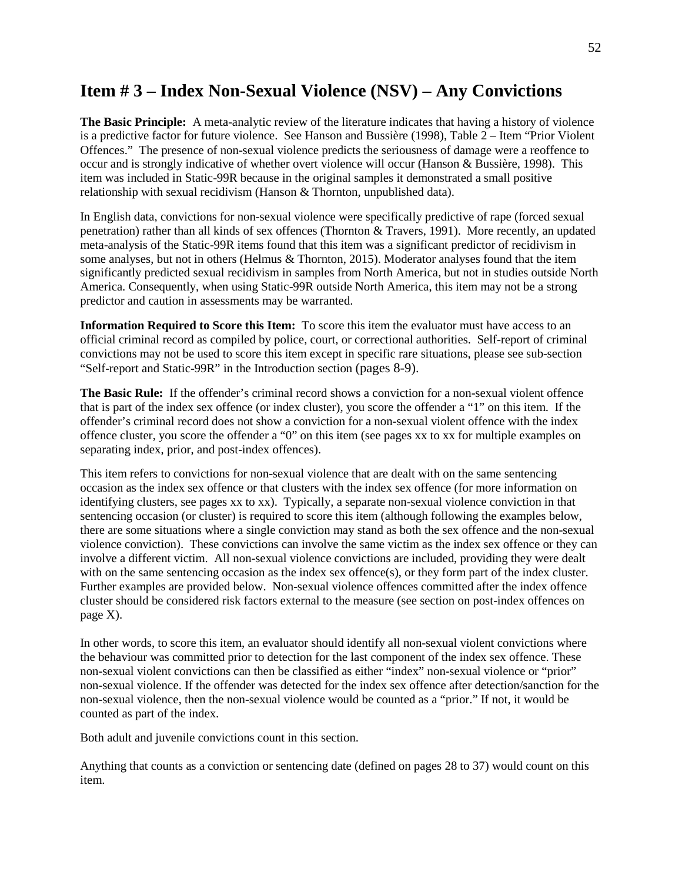# Item # 3 – Index Non-Sexual Violence (NSV) – Any Convictions

**The Basic Principle:** A meta-analytic review of the literature indicates that having a history of violence is a predictive factor for future violence. See Hanson and Bussière (1998), Table 2 – Item "Prior Violent Offences." The presence of non-sexual violence predicts the seriousness of damage were a reoffence to occur and is strongly indicative of whether overt violence will occur (Hanson & Bussière, 1998). This item was included in Static-99R because in the original samples it demonstrated a small positive relationship with sexual recidivism (Hanson & Thornton, unpublished data).

In English data, convictions for non-sexual violence were specifically predictive of rape (forced sexual penetration) rather than all kinds of sex offences (Thornton & Travers, 1991). More recently, an updated meta-analysis of the Static-99R items found that this item was a significant predictor of recidivism in some analyses, but not in others (Helmus & Thornton, 2015). Moderator analyses found that the item significantly predicted sexual recidivism in samples from North America, but not in studies outside North America. Consequently, when using Static-99R outside North America, this item may not be a strong predictor and caution in assessments may be warranted.

**Information Required to Score this Item:** To score this item the evaluator must have access to an official criminal record as compiled by police, court, or correctional authorities. Self-report of criminal convictions may not be used to score this item except in specific rare situations, please see sub-section "Self-report and Static-99R" in the Introduction section (pages 8-9).

**The Basic Rule:** If the offender's criminal record shows a conviction for a non-sexual violent offence that is part of the index sex offence (or index cluster), you score the offender a "1" on this item. If the offender's criminal record does not show a conviction for a non-sexual violent offence with the index offence cluster, you score the offender a "0" on this item (see pages xx to xx for multiple examples on separating index, prior, and post-index offences).

This item refers to convictions for non-sexual violence that are dealt with on the same sentencing occasion as the index sex offence or that clusters with the index sex offence (for more information on identifying clusters, see pages xx to xx). Typically, a separate non-sexual violence conviction in that sentencing occasion (or cluster) is required to score this item (although following the examples below, there are some situations where a single conviction may stand as both the sex offence and the non-sexual violence conviction). These convictions can involve the same victim as the index sex offence or they can involve a different victim. All non-sexual violence convictions are included, providing they were dealt with on the same sentencing occasion as the index sex offence(s), or they form part of the index cluster. Further examples are provided below. Non-sexual violence offences committed after the index offence cluster should be considered risk factors external to the measure (see section on post-index offences on page X).

In other words, to score this item, an evaluator should identify all non-sexual violent convictions where the behaviour was committed prior to detection for the last component of the index sex offence. These non-sexual violent convictions can then be classified as either "index" non-sexual violence or "prior" non-sexual violence. If the offender was detected for the index sex offence after detection/sanction for the non-sexual violence, then the non-sexual violence would be counted as a "prior." If not, it would be counted as part of the index.

Both adult and juvenile convictions count in this section.

Anything that counts as a conviction or sentencing date (defined on pages 28 to 37) would count on this item.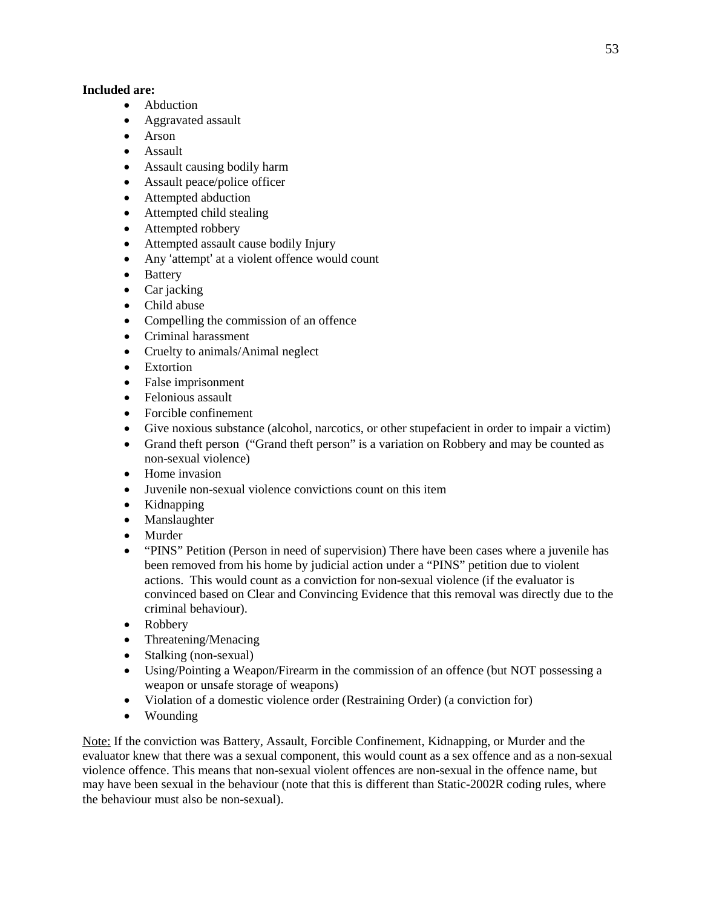**Included are:**

- Abduction
- Aggravated assault
- Arson
- Assault
- Assault causing bodily harm
- Assault peace/police officer
- Attempted abduction
- Attempted child stealing
- Attempted robbery
- Attempted assault cause bodily Injury
- Any 'attempt' at a violent offence would count
- Battery
- Car jacking
- Child abuse
- Compelling the commission of an offence
- Criminal harassment
- Cruelty to animals/Animal neglect
- Extortion
- False imprisonment
- Felonious assault
- Forcible confinement
- Give noxious substance (alcohol, narcotics, or other stupefacient in order to impair a victim)
- Grand theft person ("Grand theft person" is a variation on Robbery and may be counted as non-sexual violence)
- Home invasion
- Juvenile non-sexual violence convictions count on this item
- Kidnapping
- Manslaughter
- Murder
- "PINS" Petition (Person in need of supervision) There have been cases where a juvenile has been removed from his home by judicial action under a "PINS" petition due to violent actions. This would count as a conviction for non-sexual violence (if the evaluator is convinced based on Clear and Convincing Evidence that this removal was directly due to the criminal behaviour).
- Robbery
- Threatening/Menacing
- Stalking (non-sexual)
- Using/Pointing a Weapon/Firearm in the commission of an offence (but NOT possessing a weapon or unsafe storage of weapons)
- Violation of a domestic violence order (Restraining Order) (a conviction for)
- Wounding

Note: If the conviction was Battery, Assault, Forcible Confinement, Kidnapping, or Murder and the evaluator knew that there was a sexual component, this would count as a sex offence and as a non-sexual violence offence. This means that non-sexual violent offences are non-sexual in the offence name, but may have been sexual in the behaviour (note that this is different than Static-2002R coding rules, where the behaviour must also be non-sexual).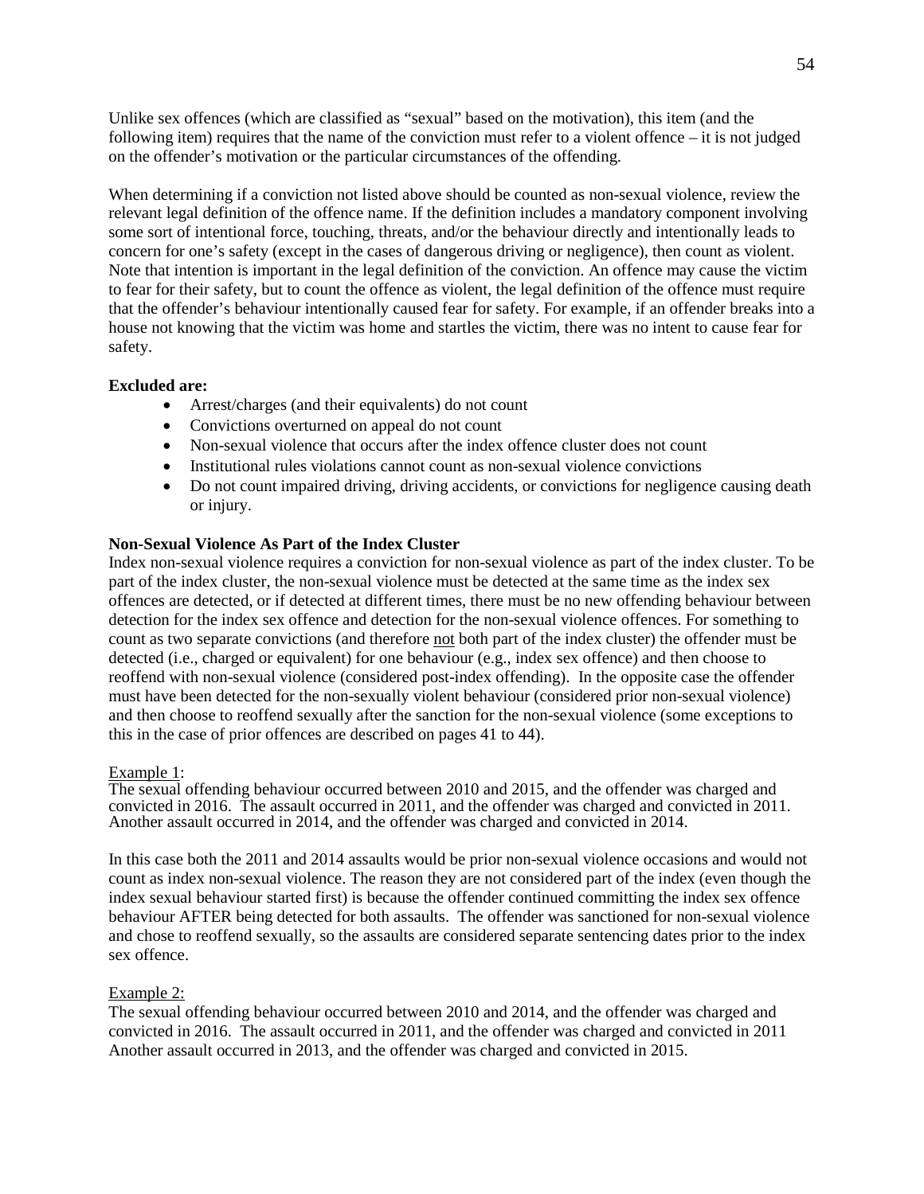Unlike sex offences (which are classified as "sexual" based on the motivation), this item (and the following item) requires that the name of the conviction must refer to a violent offence – it is not judged on the offender's motivation or the particular circumstances of the offending.

When determining if a conviction not listed above should be counted as non-sexual violence, review the relevant legal definition of the offence name. If the definition includes a mandatory component involving some sort of intentional force, touching, threats, and/or the behaviour directly and intentionally leads to concern for one's safety (except in the cases of dangerous driving or negligence), then count as violent. Note that intention is important in the legal definition of the conviction. An offence may cause the victim to fear for their safety, but to count the offence as violent, the legal definition of the offence must require that the offender's behaviour intentionally caused fear for safety. For example, if an offender breaks into a house not knowing that the victim was home and startles the victim, there was no intent to cause fear for safety.

**Excluded are:**

- Arrest/charges (and their equivalents) do not count
- Convictions overturned on appeal do not count
- Non-sexual violence that occurs after the index offence cluster does not count
- Institutional rules violations cannot count as non-sexual violence convictions
- Do not count impaired driving, driving accidents, or convictions for negligence causing death or injury.

**Non-Sexual Violence As Part of the Index Cluster**

Index non-sexual violence requires a conviction for non-sexual violence as part of the index cluster. To be part of the index cluster, the non-sexual violence must be detected at the same time as the index sex offences are detected, or if detected at different times, there must be no new offending behaviour between detection for the index sex offence and detection for the non-sexual violence offences. For something to count as two separate convictions (and therefore <u>not</u> both part of the index cluster) the offender must be detected (i.e., charged or equivalent) for one behaviour (e.g., index sex offence) and then choose to reoffend with non-sexual violence (considered post-index offending). In the opposite case the offender must have been detected for the non-sexually violent behaviour (considered prior non-sexual violence) and then choose to reoffend sexually after the sanction for the non-sexual violence (some exceptions to this in the case of prior offences are described on pages 41 to 44).

<u>Example 1</u>:
The sexual offending behaviour occurred between 2010 and 2015, and the offender was charged and convicted in 2016. The assault occurred in 2011, and the offender was charged and convicted in 2011. Another assault occurred in 2014, and the offender was charged and convicted in 2014.

In this case both the 2011 and 2014 assaults would be prior non-sexual violence occasions and would not count as index non-sexual violence. The reason they are not considered part of the index (even though the index sexual behaviour started first) is because the offender continued committing the index sex offence behaviour AFTER being detected for both assaults. The offender was sanctioned for non-sexual violence and chose to reoffend sexually, so the assaults are considered separate sentencing dates prior to the index sex offence.

<u>Example 2:</u>
The sexual offending behaviour occurred between 2010 and 2014, and the offender was charged and convicted in 2016. The assault occurred in 2011, and the offender was charged and convicted in 2011 Another assault occurred in 2013, and the offender was charged and convicted in 2015.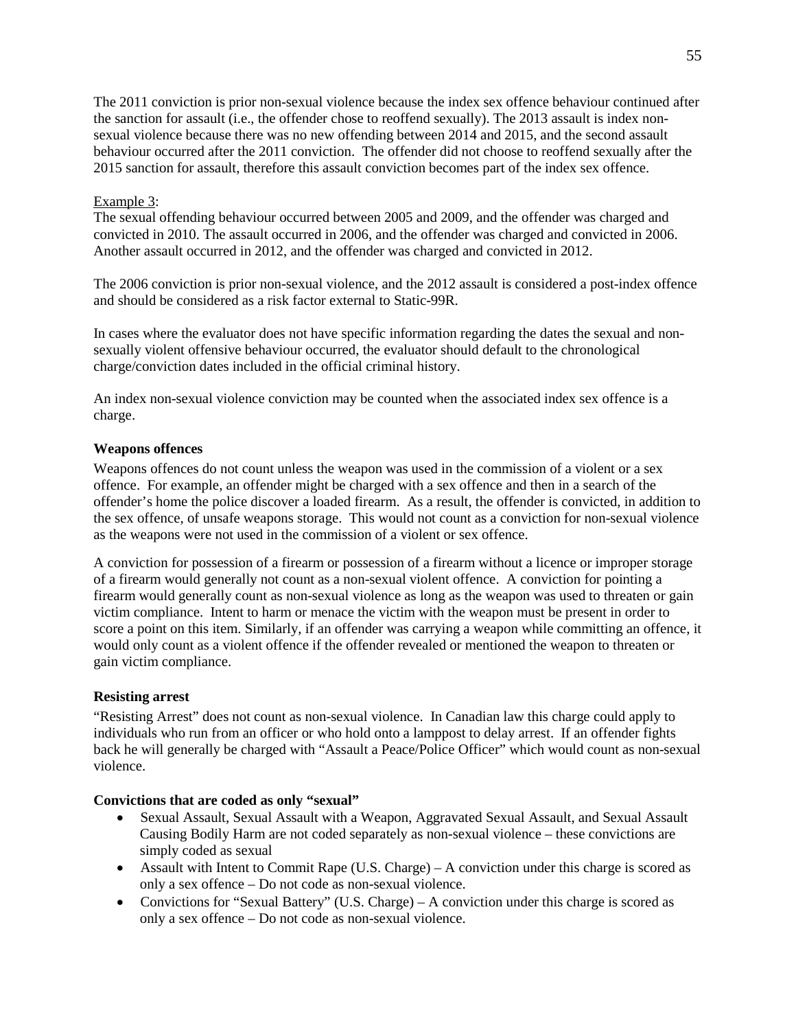The 2011 conviction is prior non-sexual violence because the index sex offence behaviour continued after the sanction for assault (i.e., the offender chose to reoffend sexually). The 2013 assault is index non-sexual violence because there was no new offending between 2014 and 2015, and the second assault behaviour occurred after the 2011 conviction. The offender did not choose to reoffend sexually after the 2015 sanction for assault, therefore this assault conviction becomes part of the index sex offence.

Example 3:

The sexual offending behaviour occurred between 2005 and 2009, and the offender was charged and convicted in 2010. The assault occurred in 2006, and the offender was charged and convicted in 2006. Another assault occurred in 2012, and the offender was charged and convicted in 2012.

The 2006 conviction is prior non-sexual violence, and the 2012 assault is considered a post-index offence and should be considered as a risk factor external to Static-99R.

In cases where the evaluator does not have specific information regarding the dates the sexual and non-sexually violent offensive behaviour occurred, the evaluator should default to the chronological charge/conviction dates included in the official criminal history.

An index non-sexual violence conviction may be counted when the associated index sex offence is a charge.

**Weapons offences**

Weapons offences do not count unless the weapon was used in the commission of a violent or a sex offence. For example, an offender might be charged with a sex offence and then in a search of the offender's home the police discover a loaded firearm. As a result, the offender is convicted, in addition to the sex offence, of unsafe weapons storage. This would not count as a conviction for non-sexual violence as the weapons were not used in the commission of a violent or sex offence.

A conviction for possession of a firearm or possession of a firearm without a licence or improper storage of a firearm would generally not count as a non-sexual violent offence. A conviction for pointing a firearm would generally count as non-sexual violence as long as the weapon was used to threaten or gain victim compliance. Intent to harm or menace the victim with the weapon must be present in order to score a point on this item. Similarly, if an offender was carrying a weapon while committing an offence, it would only count as a violent offence if the offender revealed or mentioned the weapon to threaten or gain victim compliance.

**Resisting arrest**

"Resisting Arrest" does not count as non-sexual violence. In Canadian law this charge could apply to individuals who run from an officer or who hold onto a lamppost to delay arrest. If an offender fights back he will generally be charged with "Assault a Peace/Police Officer" which would count as non-sexual violence.

**Convictions that are coded as only "sexual"**

- Sexual Assault, Sexual Assault with a Weapon, Aggravated Sexual Assault, and Sexual Assault Causing Bodily Harm are not coded separately as non-sexual violence – these convictions are simply coded as sexual
- Assault with Intent to Commit Rape (U.S. Charge) – A conviction under this charge is scored as only a sex offence – Do not code as non-sexual violence.
- Convictions for "Sexual Battery" (U.S. Charge) – A conviction under this charge is scored as only a sex offence – Do not code as non-sexual violence.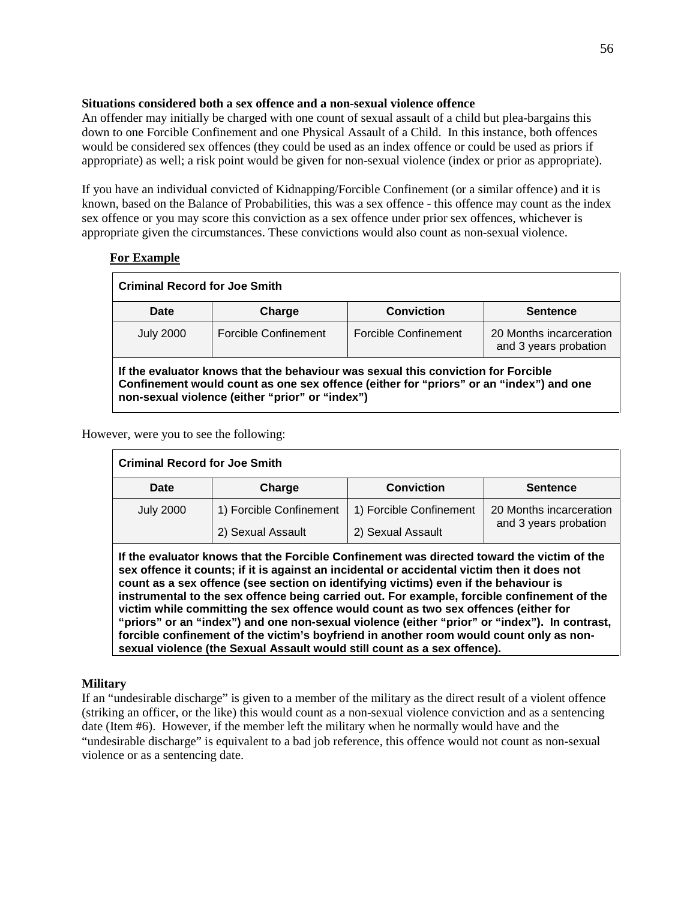**Situations considered both a sex offence and a non-sexual violence offence**

An offender may initially be charged with one count of sexual assault of a child but plea-bargains this down to one Forcible Confinement and one Physical Assault of a Child. In this instance, both offences would be considered sex offences (they could be used as an index offence or could be used as priors if appropriate) as well; a risk point would be given for non-sexual violence (index or prior as appropriate).

If you have an individual convicted of Kidnapping/Forcible Confinement (or a similar offence) and it is known, based on the Balance of Probabilities, this was a sex offence - this offence may count as the index sex offence or you may score this conviction as a sex offence under prior sex offences, whichever is appropriate given the circumstances. These convictions would also count as non-sexual violence.

**For Example**

**Criminal Record for Joe Smith**

| Date | Charge | Conviction | Sentence |
|---|---|---|---|
| July 2000 | Forcible Confinement | Forcible Confinement | 20 Months incarceration and 3 years probation |

**If the evaluator knows that the behaviour was sexual this conviction for Forcible Confinement would count as one sex offence (either for "priors" or an "index") and one non-sexual violence (either "prior" or "index")**

However, were you to see the following:

**Criminal Record for Joe Smith**

| Date | Charge | Conviction | Sentence |
|---|---|---|---|
| July 2000 | 1) Forcible Confinement<br>2) Sexual Assault | 1) Forcible Confinement<br>2) Sexual Assault | 20 Months incarceration and 3 years probation |

**If the evaluator knows that the Forcible Confinement was directed toward the victim of the sex offence it counts; if it is against an incidental or accidental victim then it does not count as a sex offence (see section on identifying victims) even if the behaviour is instrumental to the sex offence being carried out. For example, forcible confinement of the victim while committing the sex offence would count as two sex offences (either for "priors" or an "index") and one non-sexual violence (either "prior" or "index"). In contrast, forcible confinement of the victim's boyfriend in another room would count only as non-sexual violence (the Sexual Assault would still count as a sex offence).**

**Military**

If an "undesirable discharge" is given to a member of the military as the direct result of a violent offence (striking an officer, or the like) this would count as a non-sexual violence conviction and as a sentencing date (Item #6). However, if the member left the military when he normally would have and the "undesirable discharge" is equivalent to a bad job reference, this offence would not count as non-sexual violence or as a sentencing date.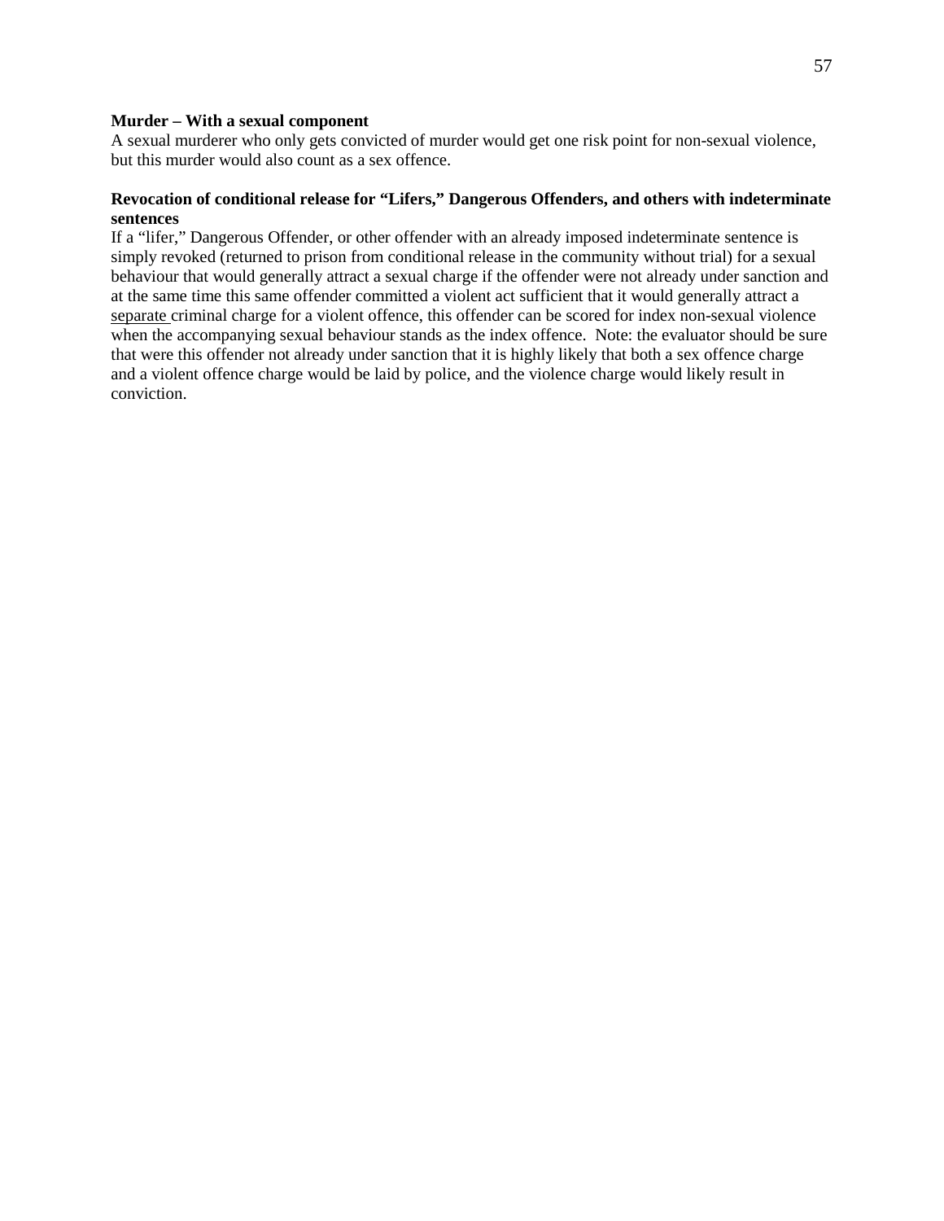**Murder – With a sexual component**

A sexual murderer who only gets convicted of murder would get one risk point for non-sexual violence, but this murder would also count as a sex offence.

**Revocation of conditional release for "Lifers," Dangerous Offenders, and others with indeterminate sentences**

If a "lifer," Dangerous Offender, or other offender with an already imposed indeterminate sentence is simply revoked (returned to prison from conditional release in the community without trial) for a sexual behaviour that would generally attract a sexual charge if the offender were not already under sanction and at the same time this same offender committed a violent act sufficient that it would generally attract a <u>separate</u> criminal charge for a violent offence, this offender can be scored for index non-sexual violence when the accompanying sexual behaviour stands as the index offence. Note: the evaluator should be sure that were this offender not already under sanction that it is highly likely that both a sex offence charge and a violent offence charge would be laid by police, and the violence charge would likely result in conviction.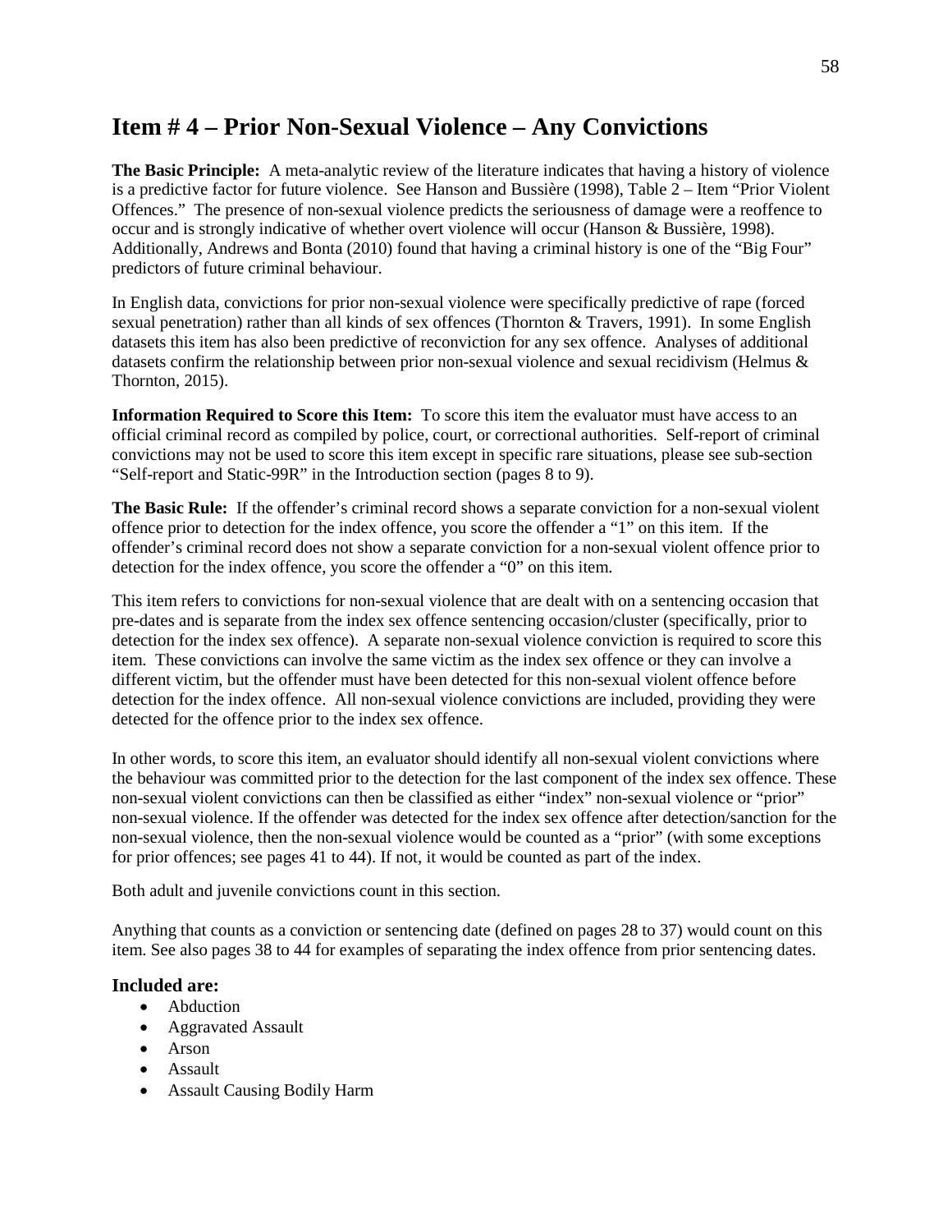# Item # 4 – Prior Non-Sexual Violence – Any Convictions

**The Basic Principle:** A meta-analytic review of the literature indicates that having a history of violence is a predictive factor for future violence. See Hanson and Bussière (1998), Table 2 – Item "Prior Violent Offences." The presence of non-sexual violence predicts the seriousness of damage were a reoffence to occur and is strongly indicative of whether overt violence will occur (Hanson & Bussière, 1998). Additionally, Andrews and Bonta (2010) found that having a criminal history is one of the "Big Four" predictors of future criminal behaviour.

In English data, convictions for prior non-sexual violence were specifically predictive of rape (forced sexual penetration) rather than all kinds of sex offences (Thornton & Travers, 1991). In some English datasets this item has also been predictive of reconviction for any sex offence. Analyses of additional datasets confirm the relationship between prior non-sexual violence and sexual recidivism (Helmus & Thornton, 2015).

**Information Required to Score this Item:** To score this item the evaluator must have access to an official criminal record as compiled by police, court, or correctional authorities. Self-report of criminal convictions may not be used to score this item except in specific rare situations, please see sub-section "Self-report and Static-99R" in the Introduction section (pages 8 to 9).

**The Basic Rule:** If the offender's criminal record shows a separate conviction for a non-sexual violent offence prior to detection for the index offence, you score the offender a "1" on this item. If the offender's criminal record does not show a separate conviction for a non-sexual violent offence prior to detection for the index offence, you score the offender a "0" on this item.

This item refers to convictions for non-sexual violence that are dealt with on a sentencing occasion that pre-dates and is separate from the index sex offence sentencing occasion/cluster (specifically, prior to detection for the index sex offence). A separate non-sexual violence conviction is required to score this item. These convictions can involve the same victim as the index sex offence or they can involve a different victim, but the offender must have been detected for this non-sexual violent offence before detection for the index offence. All non-sexual violence convictions are included, providing they were detected for the offence prior to the index sex offence.

In other words, to score this item, an evaluator should identify all non-sexual violent convictions where the behaviour was committed prior to the detection for the last component of the index sex offence. These non-sexual violent convictions can then be classified as either "index" non-sexual violence or "prior" non-sexual violence. If the offender was detected for the index sex offence after detection/sanction for the non-sexual violence, then the non-sexual violence would be counted as a "prior" (with some exceptions for prior offences; see pages 41 to 44). If not, it would be counted as part of the index.

Both adult and juvenile convictions count in this section.

Anything that counts as a conviction or sentencing date (defined on pages 28 to 37) would count on this item. See also pages 38 to 44 for examples of separating the index offence from prior sentencing dates.

### Included are:

- Abduction
- Aggravated Assault
- Arson
- Assault
- Assault Causing Bodily Harm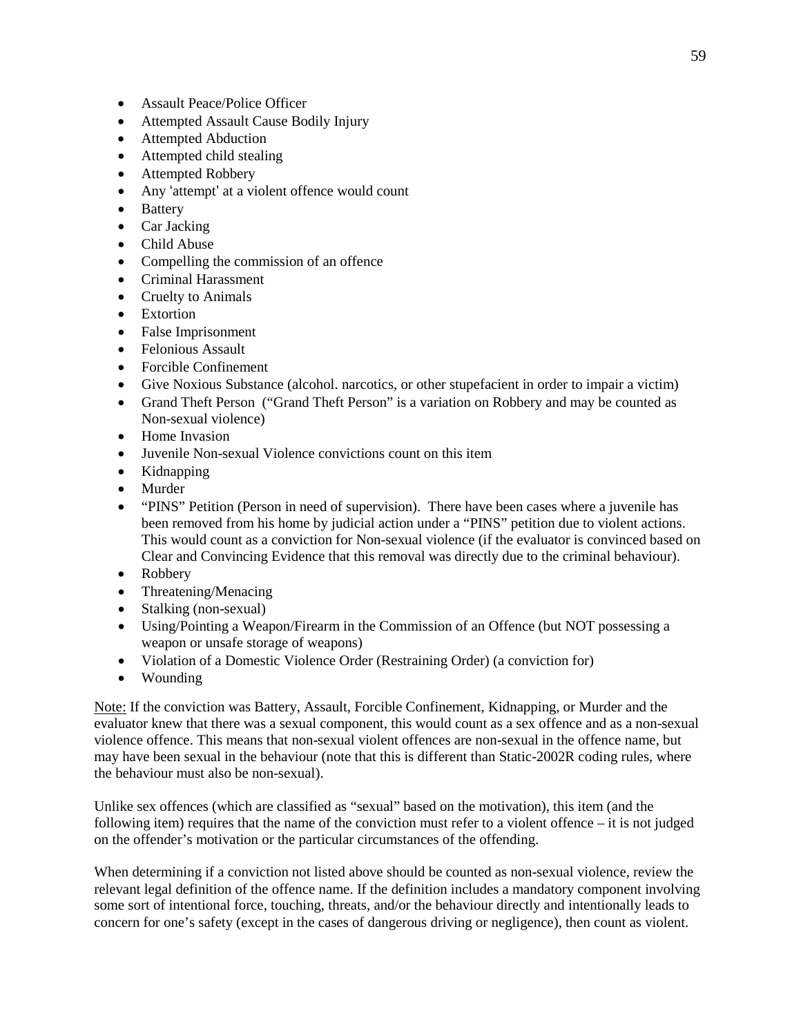- Assault Peace/Police Officer
- Attempted Assault Cause Bodily Injury
- Attempted Abduction
- Attempted child stealing
- Attempted Robbery
- Any 'attempt' at a violent offence would count
- Battery
- Car Jacking
- Child Abuse
- Compelling the commission of an offence
- Criminal Harassment
- Cruelty to Animals
- Extortion
- False Imprisonment
- Felonious Assault
- Forcible Confinement
- Give Noxious Substance (alcohol. narcotics, or other stupefacient in order to impair a victim)
- Grand Theft Person ("Grand Theft Person" is a variation on Robbery and may be counted as Non-sexual violence)
- Home Invasion
- Juvenile Non-sexual Violence convictions count on this item
- Kidnapping
- Murder
- "PINS" Petition (Person in need of supervision). There have been cases where a juvenile has been removed from his home by judicial action under a "PINS" petition due to violent actions. This would count as a conviction for Non-sexual violence (if the evaluator is convinced based on Clear and Convincing Evidence that this removal was directly due to the criminal behaviour).
- Robbery
- Threatening/Menacing
- Stalking (non-sexual)
- Using/Pointing a Weapon/Firearm in the Commission of an Offence (but NOT possessing a weapon or unsafe storage of weapons)
- Violation of a Domestic Violence Order (Restraining Order) (a conviction for)
- Wounding

Note: If the conviction was Battery, Assault, Forcible Confinement, Kidnapping, or Murder and the evaluator knew that there was a sexual component, this would count as a sex offence and as a non-sexual violence offence. This means that non-sexual violent offences are non-sexual in the offence name, but may have been sexual in the behaviour (note that this is different than Static-2002R coding rules, where the behaviour must also be non-sexual).

Unlike sex offences (which are classified as "sexual" based on the motivation), this item (and the following item) requires that the name of the conviction must refer to a violent offence – it is not judged on the offender's motivation or the particular circumstances of the offending.

When determining if a conviction not listed above should be counted as non-sexual violence, review the relevant legal definition of the offence name. If the definition includes a mandatory component involving some sort of intentional force, touching, threats, and/or the behaviour directly and intentionally leads to concern for one's safety (except in the cases of dangerous driving or negligence), then count as violent.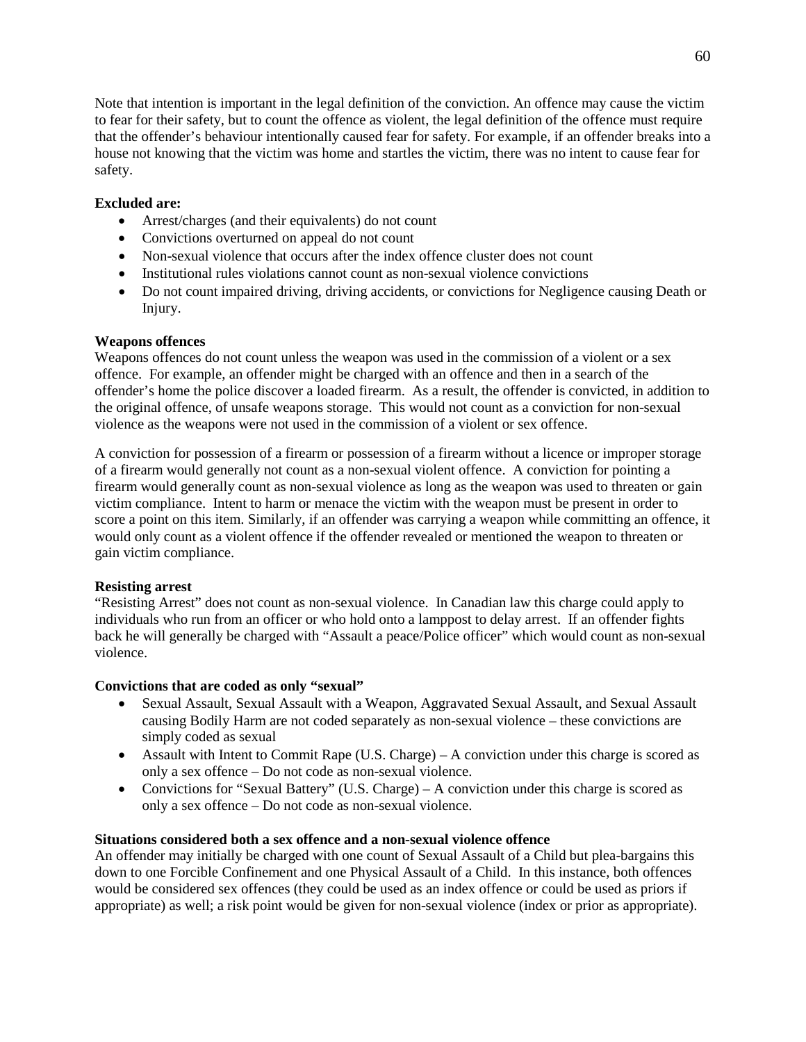Note that intention is important in the legal definition of the conviction. An offence may cause the victim to fear for their safety, but to count the offence as violent, the legal definition of the offence must require that the offender's behaviour intentionally caused fear for safety. For example, if an offender breaks into a house not knowing that the victim was home and startles the victim, there was no intent to cause fear for safety.

**Excluded are:**

- Arrest/charges (and their equivalents) do not count
- Convictions overturned on appeal do not count
- Non-sexual violence that occurs after the index offence cluster does not count
- Institutional rules violations cannot count as non-sexual violence convictions
- Do not count impaired driving, driving accidents, or convictions for Negligence causing Death or Injury.

**Weapons offences**

Weapons offences do not count unless the weapon was used in the commission of a violent or a sex offence. For example, an offender might be charged with an offence and then in a search of the offender's home the police discover a loaded firearm. As a result, the offender is convicted, in addition to the original offence, of unsafe weapons storage. This would not count as a conviction for non-sexual violence as the weapons were not used in the commission of a violent or sex offence.

A conviction for possession of a firearm or possession of a firearm without a licence or improper storage of a firearm would generally not count as a non-sexual violent offence. A conviction for pointing a firearm would generally count as non-sexual violence as long as the weapon was used to threaten or gain victim compliance. Intent to harm or menace the victim with the weapon must be present in order to score a point on this item. Similarly, if an offender was carrying a weapon while committing an offence, it would only count as a violent offence if the offender revealed or mentioned the weapon to threaten or gain victim compliance.

**Resisting arrest**

"Resisting Arrest" does not count as non-sexual violence. In Canadian law this charge could apply to individuals who run from an officer or who hold onto a lamppost to delay arrest. If an offender fights back he will generally be charged with "Assault a peace/Police officer" which would count as non-sexual violence.

**Convictions that are coded as only "sexual"**

- Sexual Assault, Sexual Assault with a Weapon, Aggravated Sexual Assault, and Sexual Assault causing Bodily Harm are not coded separately as non-sexual violence – these convictions are simply coded as sexual
- Assault with Intent to Commit Rape (U.S. Charge) – A conviction under this charge is scored as only a sex offence – Do not code as non-sexual violence.
- Convictions for "Sexual Battery" (U.S. Charge) – A conviction under this charge is scored as only a sex offence – Do not code as non-sexual violence.

**Situations considered both a sex offence and a non-sexual violence offence**

An offender may initially be charged with one count of Sexual Assault of a Child but plea-bargains this down to one Forcible Confinement and one Physical Assault of a Child. In this instance, both offences would be considered sex offences (they could be used as an index offence or could be used as priors if appropriate) as well; a risk point would be given for non-sexual violence (index or prior as appropriate).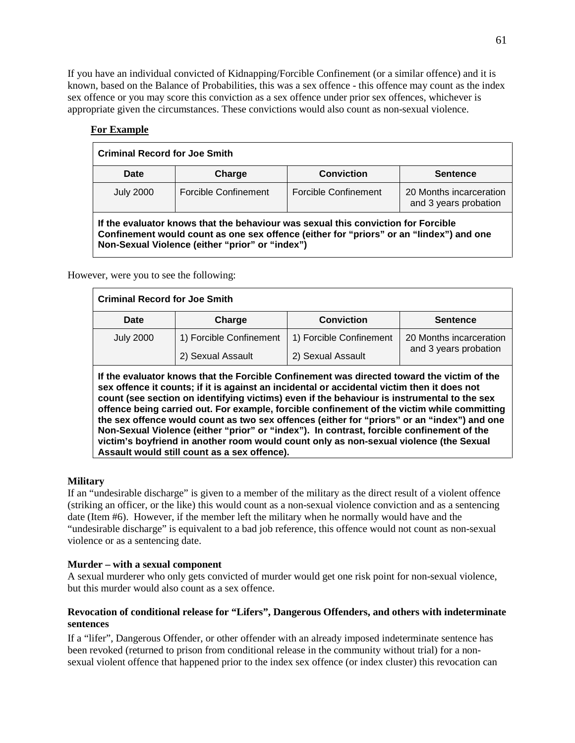If you have an individual convicted of Kidnapping/Forcible Confinement (or a similar offence) and it is known, based on the Balance of Probabilities, this was a sex offence - this offence may count as the index sex offence or you may score this conviction as a sex offence under prior sex offences, whichever is appropriate given the circumstances. These convictions would also count as non-sexual violence.

**For Example**

| **Criminal Record for Joe Smith** | | | |
|---|---|---|---|
| **Date** | **Charge** | **Conviction** | **Sentence** |
| July 2000 | Forcible Confinement | Forcible Confinement | 20 Months incarceration and 3 years probation |
| **If the evaluator knows that the behaviour was sexual this conviction for Forcible Confinement would count as one sex offence (either for "priors" or an "Iindex") and one Non-Sexual Violence (either "prior" or "index")** | | | |

However, were you to see the following:

| **Criminal Record for Joe Smith** | | | |
|---|---|---|---|
| **Date** | **Charge** | **Conviction** | **Sentence** |
| July 2000 | 1) Forcible Confinement<br>2) Sexual Assault | 1) Forcible Confinement<br>2) Sexual Assault | 20 Months incarceration and 3 years probation |
| **If the evaluator knows that the Forcible Confinement was directed toward the victim of the sex offence it counts; if it is against an incidental or accidental victim then it does not count (see section on identifying victims) even if the behaviour is instrumental to the sex offence being carried out. For example, forcible confinement of the victim while committing the sex offence would count as two sex offences (either for "priors" or an "index") and one Non-Sexual Violence (either "prior" or "index"). In contrast, forcible confinement of the victim's boyfriend in another room would count only as non-sexual violence (the Sexual Assault would still count as a sex offence).** | | | |

**Military**

If an "undesirable discharge" is given to a member of the military as the direct result of a violent offence (striking an officer, or the like) this would count as a non-sexual violence conviction and as a sentencing date (Item #6). However, if the member left the military when he normally would have and the "undesirable discharge" is equivalent to a bad job reference, this offence would not count as non-sexual violence or as a sentencing date.

**Murder – with a sexual component**

A sexual murderer who only gets convicted of murder would get one risk point for non-sexual violence, but this murder would also count as a sex offence.

**Revocation of conditional release for "Lifers", Dangerous Offenders, and others with indeterminate sentences**

If a "lifer", Dangerous Offender, or other offender with an already imposed indeterminate sentence has been revoked (returned to prison from conditional release in the community without trial) for a non-sexual violent offence that happened prior to the index sex offence (or index cluster) this revocation can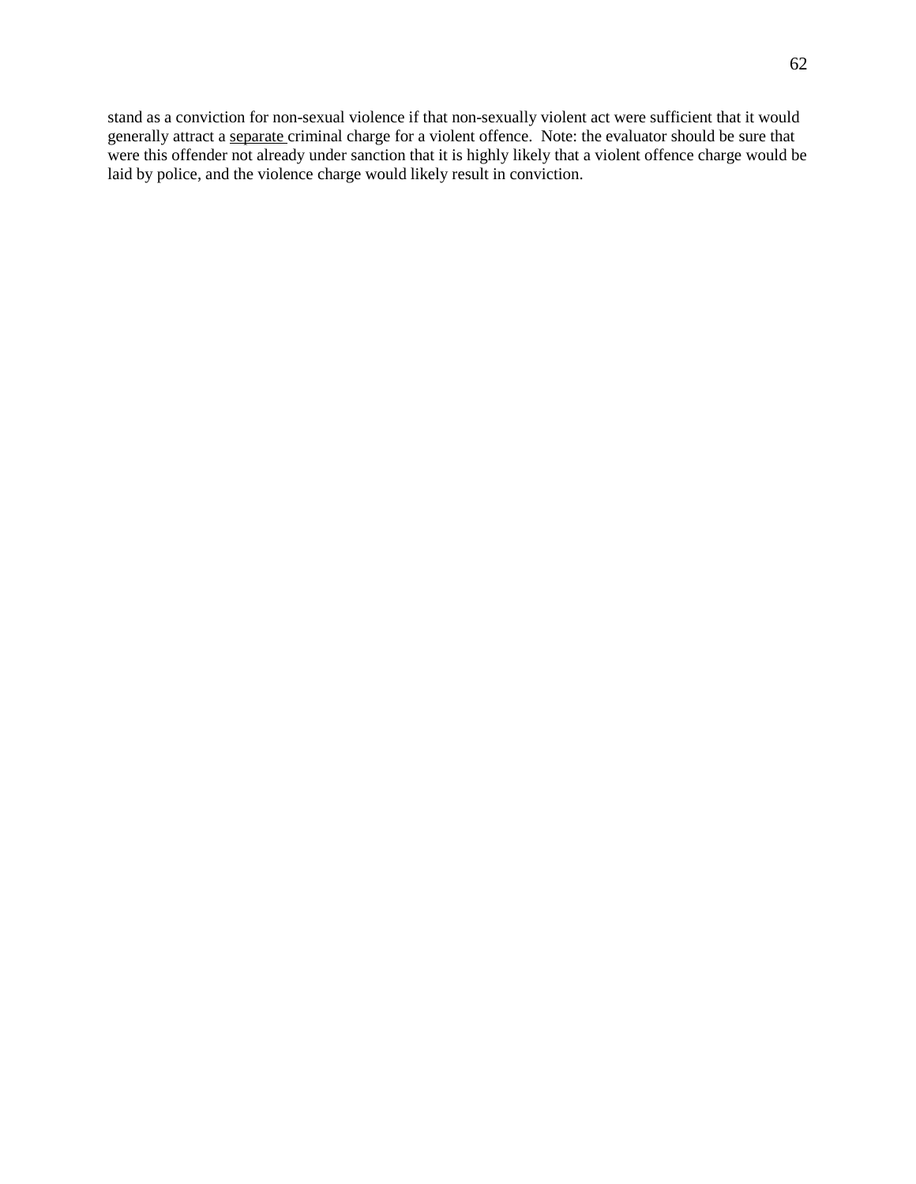stand as a conviction for non-sexual violence if that non-sexually violent act were sufficient that it would generally attract a <u>separate</u> criminal charge for a violent offence. Note: the evaluator should be sure that were this offender not already under sanction that it is highly likely that a violent offence charge would be laid by police, and the violence charge would likely result in conviction.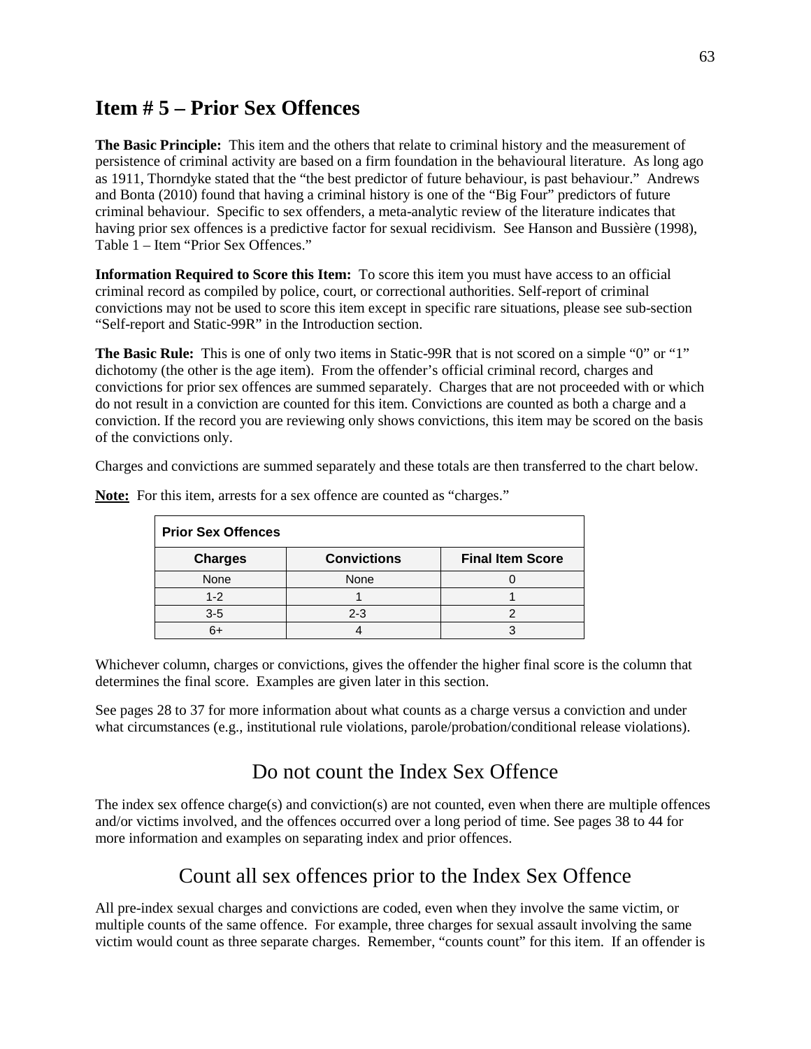## Item # 5 – Prior Sex Offences

**The Basic Principle:** This item and the others that relate to criminal history and the measurement of persistence of criminal activity are based on a firm foundation in the behavioural literature. As long ago as 1911, Thorndyke stated that the "the best predictor of future behaviour, is past behaviour." Andrews and Bonta (2010) found that having a criminal history is one of the "Big Four" predictors of future criminal behaviour. Specific to sex offenders, a meta-analytic review of the literature indicates that having prior sex offences is a predictive factor for sexual recidivism. See Hanson and Bussière (1998), Table 1 – Item "Prior Sex Offences."

**Information Required to Score this Item:** To score this item you must have access to an official criminal record as compiled by police, court, or correctional authorities. Self-report of criminal convictions may not be used to score this item except in specific rare situations, please see sub-section "Self-report and Static-99R" in the Introduction section.

**The Basic Rule:** This is one of only two items in Static-99R that is not scored on a simple "0" or "1" dichotomy (the other is the age item). From the offender's official criminal record, charges and convictions for prior sex offences are summed separately. Charges that are not proceeded with or which do not result in a conviction are counted for this item. Convictions are counted as both a charge and a conviction. If the record you are reviewing only shows convictions, this item may be scored on the basis of the convictions only.

Charges and convictions are summed separately and these totals are then transferred to the chart below.

**Note:** For this item, arrests for a sex offence are counted as "charges."

| **Prior Sex Offences** | | |
|---|---|---|
| **Charges** | **Convictions** | **Final Item Score** |
| None | None | 0 |
| 1-2 | 1 | 1 |
| 3-5 | 2-3 | 2 |
| 6+ | 4 | 3 |

Whichever column, charges or convictions, gives the offender the higher final score is the column that determines the final score. Examples are given later in this section.

See pages 28 to 37 for more information about what counts as a charge versus a conviction and under what circumstances (e.g., institutional rule violations, parole/probation/conditional release violations).

### Do not count the Index Sex Offence

The index sex offence charge(s) and conviction(s) are not counted, even when there are multiple offences and/or victims involved, and the offences occurred over a long period of time. See pages 38 to 44 for more information and examples on separating index and prior offences.

### Count all sex offences prior to the Index Sex Offence

All pre-index sexual charges and convictions are coded, even when they involve the same victim, or multiple counts of the same offence. For example, three charges for sexual assault involving the same victim would count as three separate charges. Remember, "counts count" for this item. If an offender is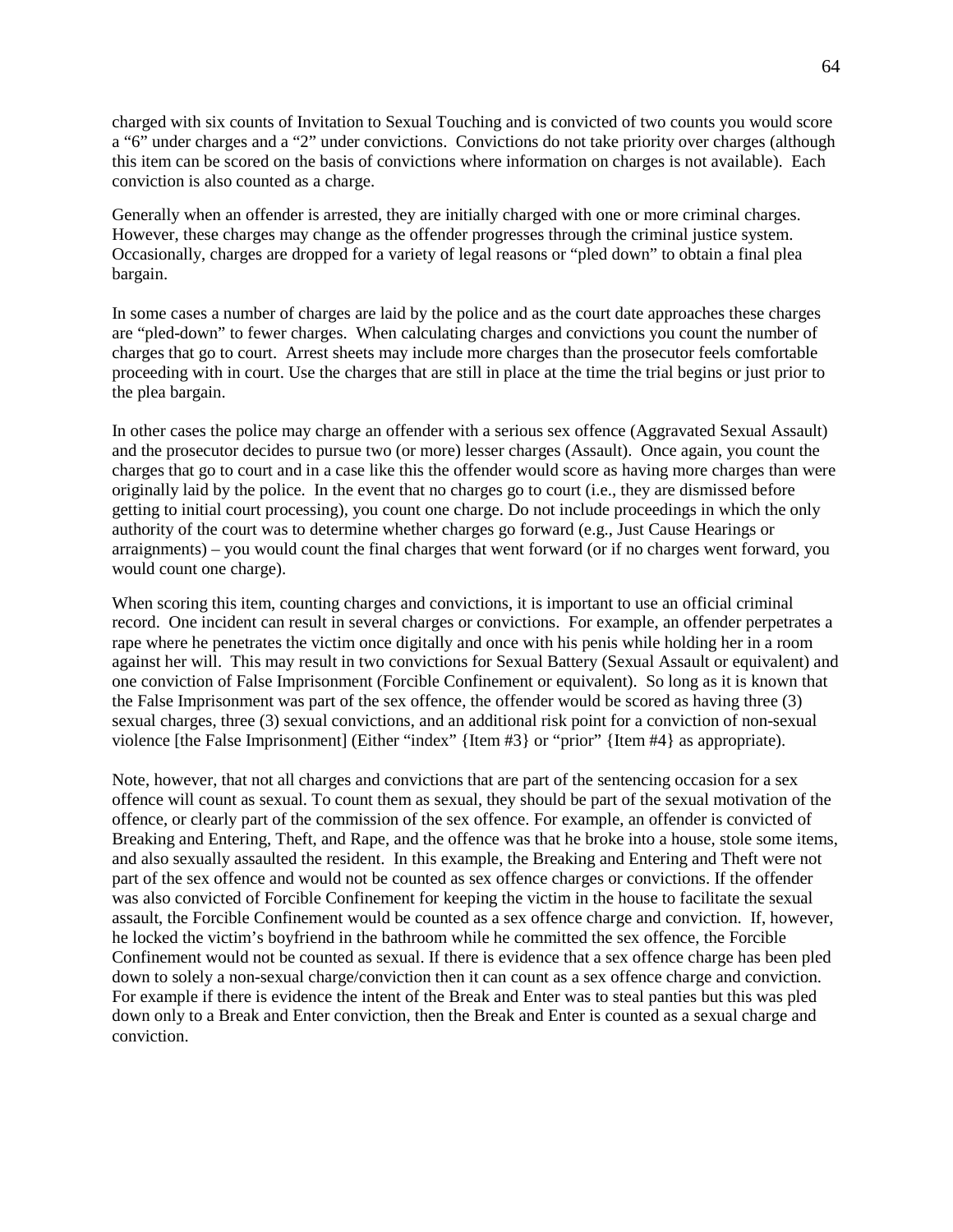charged with six counts of Invitation to Sexual Touching and is convicted of two counts you would score a "6" under charges and a "2" under convictions. Convictions do not take priority over charges (although this item can be scored on the basis of convictions where information on charges is not available). Each conviction is also counted as a charge.

Generally when an offender is arrested, they are initially charged with one or more criminal charges. However, these charges may change as the offender progresses through the criminal justice system. Occasionally, charges are dropped for a variety of legal reasons or "pled down" to obtain a final plea bargain.

In some cases a number of charges are laid by the police and as the court date approaches these charges are "pled-down" to fewer charges. When calculating charges and convictions you count the number of charges that go to court. Arrest sheets may include more charges than the prosecutor feels comfortable proceeding with in court. Use the charges that are still in place at the time the trial begins or just prior to the plea bargain.

In other cases the police may charge an offender with a serious sex offence (Aggravated Sexual Assault) and the prosecutor decides to pursue two (or more) lesser charges (Assault). Once again, you count the charges that go to court and in a case like this the offender would score as having more charges than were originally laid by the police. In the event that no charges go to court (i.e., they are dismissed before getting to initial court processing), you count one charge. Do not include proceedings in which the only authority of the court was to determine whether charges go forward (e.g., Just Cause Hearings or arraignments) – you would count the final charges that went forward (or if no charges went forward, you would count one charge).

When scoring this item, counting charges and convictions, it is important to use an official criminal record. One incident can result in several charges or convictions. For example, an offender perpetrates a rape where he penetrates the victim once digitally and once with his penis while holding her in a room against her will. This may result in two convictions for Sexual Battery (Sexual Assault or equivalent) and one conviction of False Imprisonment (Forcible Confinement or equivalent). So long as it is known that the False Imprisonment was part of the sex offence, the offender would be scored as having three (3) sexual charges, three (3) sexual convictions, and an additional risk point for a conviction of non-sexual violence [the False Imprisonment] (Either "index" {Item #3} or "prior" {Item #4} as appropriate).

Note, however, that not all charges and convictions that are part of the sentencing occasion for a sex offence will count as sexual. To count them as sexual, they should be part of the sexual motivation of the offence, or clearly part of the commission of the sex offence. For example, an offender is convicted of Breaking and Entering, Theft, and Rape, and the offence was that he broke into a house, stole some items, and also sexually assaulted the resident. In this example, the Breaking and Entering and Theft were not part of the sex offence and would not be counted as sex offence charges or convictions. If the offender was also convicted of Forcible Confinement for keeping the victim in the house to facilitate the sexual assault, the Forcible Confinement would be counted as a sex offence charge and conviction. If, however, he locked the victim's boyfriend in the bathroom while he committed the sex offence, the Forcible Confinement would not be counted as sexual. If there is evidence that a sex offence charge has been pled down to solely a non-sexual charge/conviction then it can count as a sex offence charge and conviction. For example if there is evidence the intent of the Break and Enter was to steal panties but this was pled down only to a Break and Enter conviction, then the Break and Enter is counted as a sexual charge and conviction.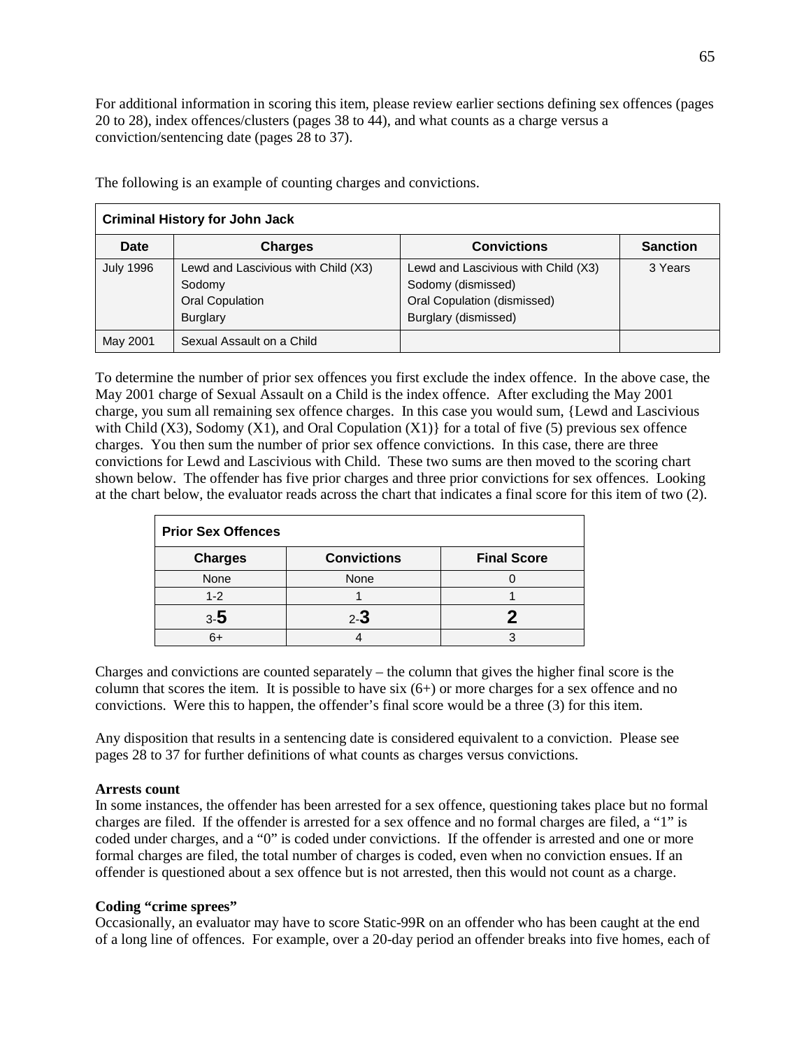For additional information in scoring this item, please review earlier sections defining sex offences (pages 20 to 28), index offences/clusters (pages 38 to 44), and what counts as a charge versus a conviction/sentencing date (pages 28 to 37).

The following is an example of counting charges and convictions.

| **Criminal History for John Jack** | | | |
|---|---|---|---|
| **Date** | **Charges** | **Convictions** | **Sanction** |
| July 1996 | Lewd and Lascivious with Child (X3)<br>Sodomy<br>Oral Copulation<br>Burglary | Lewd and Lascivious with Child (X3)<br>Sodomy (dismissed)<br>Oral Copulation (dismissed)<br>Burglary (dismissed) | 3 Years |
| May 2001 | Sexual Assault on a Child | | |

To determine the number of prior sex offences you first exclude the index offence. In the above case, the May 2001 charge of Sexual Assault on a Child is the index offence. After excluding the May 2001 charge, you sum all remaining sex offence charges. In this case you would sum, {Lewd and Lascivious with Child (X3), Sodomy (X1), and Oral Copulation (X1)} for a total of five (5) previous sex offence charges. You then sum the number of prior sex offence convictions. In this case, there are three convictions for Lewd and Lascivious with Child. These two sums are then moved to the scoring chart shown below. The offender has five prior charges and three prior convictions for sex offences. Looking at the chart below, the evaluator reads across the chart that indicates a final score for this item of two (2).

| **Prior Sex Offences** | | |
|---|---|---|
| **Charges** | **Convictions** | **Final Score** |
| None | None | 0 |
| 1-2 | 1 | 1 |
| 3-**5** | 2-**3** | **2** |
| 6+ | 4 | 3 |

Charges and convictions are counted separately – the column that gives the higher final score is the column that scores the item. It is possible to have six (6+) or more charges for a sex offence and no convictions. Were this to happen, the offender's final score would be a three (3) for this item.

Any disposition that results in a sentencing date is considered equivalent to a conviction. Please see pages 28 to 37 for further definitions of what counts as charges versus convictions.

**Arrests count**

In some instances, the offender has been arrested for a sex offence, questioning takes place but no formal charges are filed. If the offender is arrested for a sex offence and no formal charges are filed, a "1" is coded under charges, and a "0" is coded under convictions. If the offender is arrested and one or more formal charges are filed, the total number of charges is coded, even when no conviction ensues. If an offender is questioned about a sex offence but is not arrested, then this would not count as a charge.

**Coding "crime sprees"**

Occasionally, an evaluator may have to score Static-99R on an offender who has been caught at the end of a long line of offences. For example, over a 20-day period an offender breaks into five homes, each of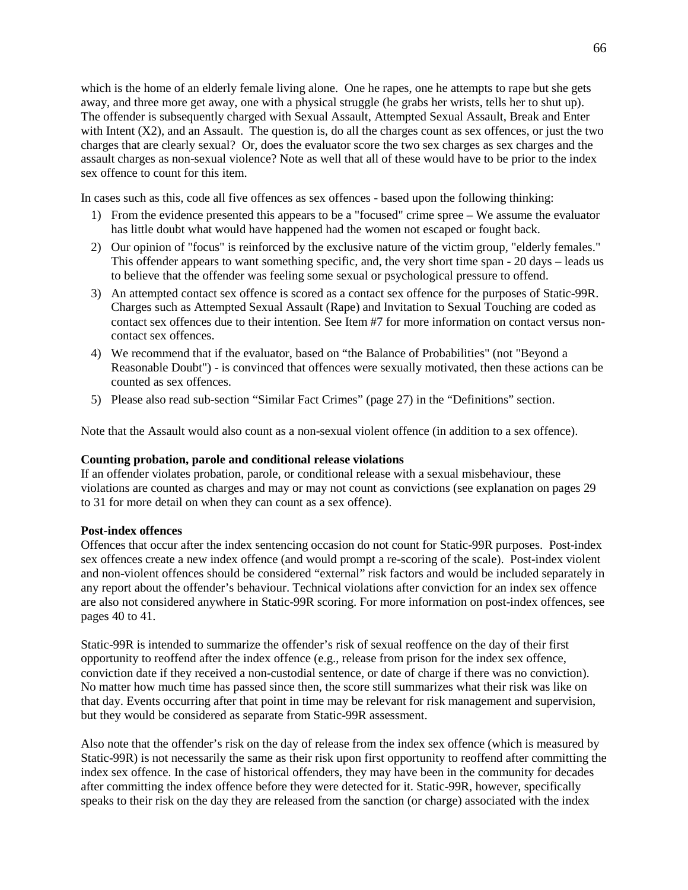which is the home of an elderly female living alone. One he rapes, one he attempts to rape but she gets away, and three more get away, one with a physical struggle (he grabs her wrists, tells her to shut up). The offender is subsequently charged with Sexual Assault, Attempted Sexual Assault, Break and Enter with Intent (X2), and an Assault. The question is, do all the charges count as sex offences, or just the two charges that are clearly sexual? Or, does the evaluator score the two sex charges as sex charges and the assault charges as non-sexual violence? Note as well that all of these would have to be prior to the index sex offence to count for this item.

In cases such as this, code all five offences as sex offences - based upon the following thinking:

1) From the evidence presented this appears to be a "focused" crime spree – We assume the evaluator has little doubt what would have happened had the women not escaped or fought back.
2) Our opinion of "focus" is reinforced by the exclusive nature of the victim group, "elderly females." This offender appears to want something specific, and, the very short time span - 20 days – leads us to believe that the offender was feeling some sexual or psychological pressure to offend.
3) An attempted contact sex offence is scored as a contact sex offence for the purposes of Static-99R. Charges such as Attempted Sexual Assault (Rape) and Invitation to Sexual Touching are coded as contact sex offences due to their intention. See Item #7 for more information on contact versus non-contact sex offences.
4) We recommend that if the evaluator, based on "the Balance of Probabilities" (not "Beyond a Reasonable Doubt") - is convinced that offences were sexually motivated, then these actions can be counted as sex offences.
5) Please also read sub-section "Similar Fact Crimes" (page 27) in the "Definitions" section.

Note that the Assault would also count as a non-sexual violent offence (in addition to a sex offence).

**Counting probation, parole and conditional release violations**
If an offender violates probation, parole, or conditional release with a sexual misbehaviour, these violations are counted as charges and may or may not count as convictions (see explanation on pages 29 to 31 for more detail on when they can count as a sex offence).

**Post-index offences**
Offences that occur after the index sentencing occasion do not count for Static-99R purposes. Post-index sex offences create a new index offence (and would prompt a re-scoring of the scale). Post-index violent and non-violent offences should be considered "external" risk factors and would be included separately in any report about the offender's behaviour. Technical violations after conviction for an index sex offence are also not considered anywhere in Static-99R scoring. For more information on post-index offences, see pages 40 to 41.

Static-99R is intended to summarize the offender's risk of sexual reoffence on the day of their first opportunity to reoffend after the index offence (e.g., release from prison for the index sex offence, conviction date if they received a non-custodial sentence, or date of charge if there was no conviction). No matter how much time has passed since then, the score still summarizes what their risk was like on that day. Events occurring after that point in time may be relevant for risk management and supervision, but they would be considered as separate from Static-99R assessment.

Also note that the offender's risk on the day of release from the index sex offence (which is measured by Static-99R) is not necessarily the same as their risk upon first opportunity to reoffend after committing the index sex offence. In the case of historical offenders, they may have been in the community for decades after committing the index offence before they were detected for it. Static-99R, however, specifically speaks to their risk on the day they are released from the sanction (or charge) associated with the index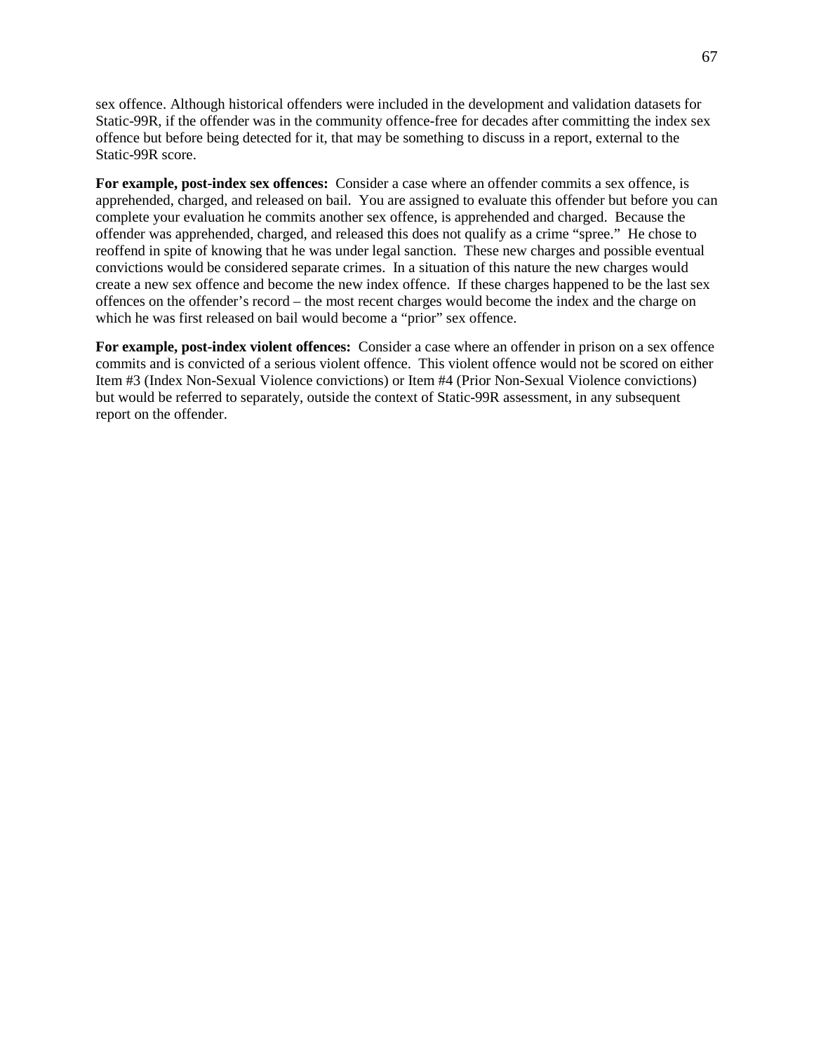sex offence. Although historical offenders were included in the development and validation datasets for Static-99R, if the offender was in the community offence-free for decades after committing the index sex offence but before being detected for it, that may be something to discuss in a report, external to the Static-99R score.

**For example, post-index sex offences:** Consider a case where an offender commits a sex offence, is apprehended, charged, and released on bail. You are assigned to evaluate this offender but before you can complete your evaluation he commits another sex offence, is apprehended and charged. Because the offender was apprehended, charged, and released this does not qualify as a crime "spree." He chose to reoffend in spite of knowing that he was under legal sanction. These new charges and possible eventual convictions would be considered separate crimes. In a situation of this nature the new charges would create a new sex offence and become the new index offence. If these charges happened to be the last sex offences on the offender's record – the most recent charges would become the index and the charge on which he was first released on bail would become a "prior" sex offence.

**For example, post-index violent offences:** Consider a case where an offender in prison on a sex offence commits and is convicted of a serious violent offence. This violent offence would not be scored on either Item #3 (Index Non-Sexual Violence convictions) or Item #4 (Prior Non-Sexual Violence convictions) but would be referred to separately, outside the context of Static-99R assessment, in any subsequent report on the offender.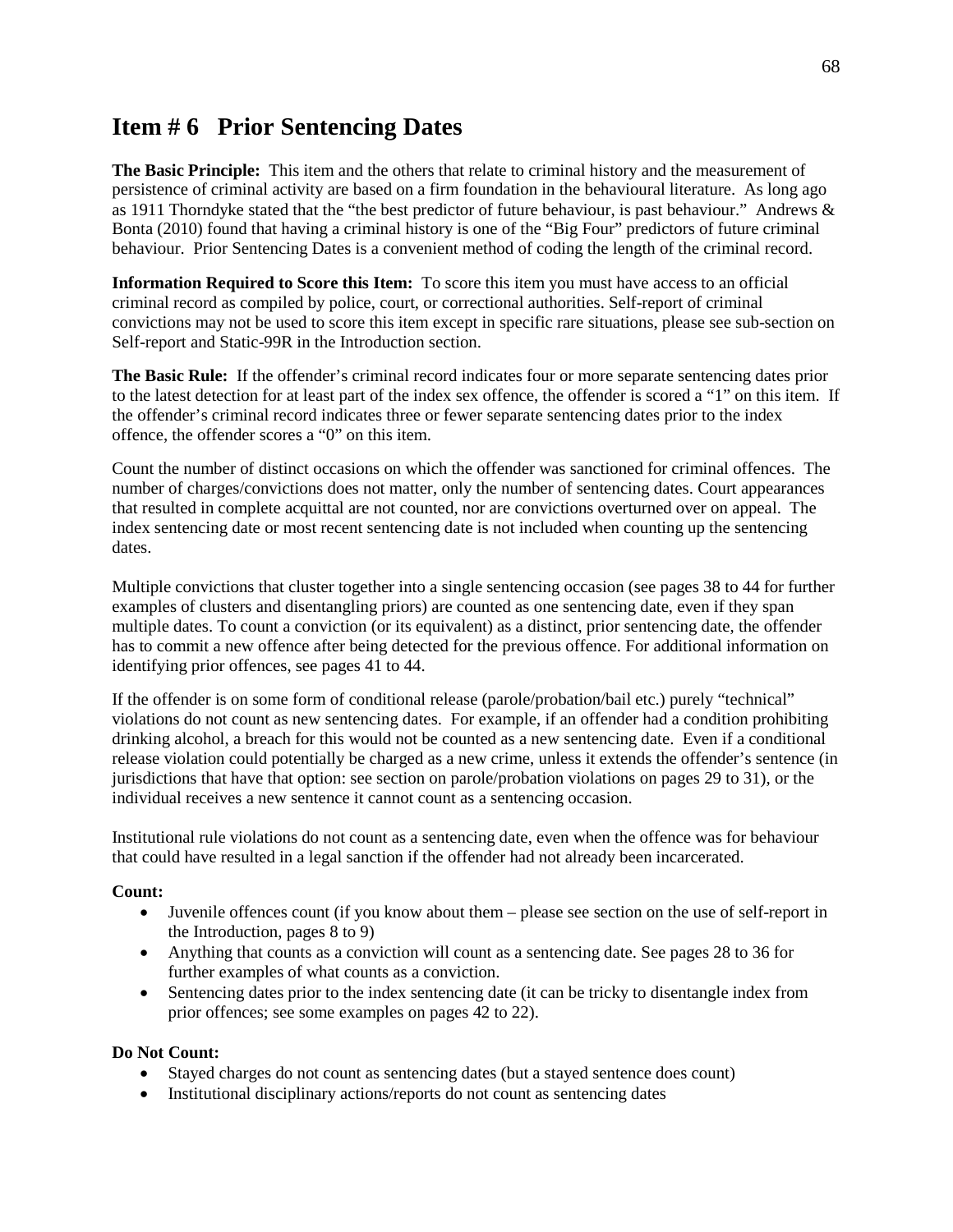# Item # 6 Prior Sentencing Dates

**The Basic Principle:** This item and the others that relate to criminal history and the measurement of persistence of criminal activity are based on a firm foundation in the behavioural literature. As long ago as 1911 Thorndyke stated that the "the best predictor of future behaviour, is past behaviour." Andrews & Bonta (2010) found that having a criminal history is one of the "Big Four" predictors of future criminal behaviour. Prior Sentencing Dates is a convenient method of coding the length of the criminal record.

**Information Required to Score this Item:** To score this item you must have access to an official criminal record as compiled by police, court, or correctional authorities. Self-report of criminal convictions may not be used to score this item except in specific rare situations, please see sub-section on Self-report and Static-99R in the Introduction section.

**The Basic Rule:** If the offender's criminal record indicates four or more separate sentencing dates prior to the latest detection for at least part of the index sex offence, the offender is scored a "1" on this item. If the offender's criminal record indicates three or fewer separate sentencing dates prior to the index offence, the offender scores a "0" on this item.

Count the number of distinct occasions on which the offender was sanctioned for criminal offences. The number of charges/convictions does not matter, only the number of sentencing dates. Court appearances that resulted in complete acquittal are not counted, nor are convictions overturned over on appeal. The index sentencing date or most recent sentencing date is not included when counting up the sentencing dates.

Multiple convictions that cluster together into a single sentencing occasion (see pages 38 to 44 for further examples of clusters and disentangling priors) are counted as one sentencing date, even if they span multiple dates. To count a conviction (or its equivalent) as a distinct, prior sentencing date, the offender has to commit a new offence after being detected for the previous offence. For additional information on identifying prior offences, see pages 41 to 44.

If the offender is on some form of conditional release (parole/probation/bail etc.) purely "technical" violations do not count as new sentencing dates. For example, if an offender had a condition prohibiting drinking alcohol, a breach for this would not be counted as a new sentencing date. Even if a conditional release violation could potentially be charged as a new crime, unless it extends the offender's sentence (in jurisdictions that have that option: see section on parole/probation violations on pages 29 to 31), or the individual receives a new sentence it cannot count as a sentencing occasion.

Institutional rule violations do not count as a sentencing date, even when the offence was for behaviour that could have resulted in a legal sanction if the offender had not already been incarcerated.

**Count:**

- Juvenile offences count (if you know about them – please see section on the use of self-report in the Introduction, pages 8 to 9)
- Anything that counts as a conviction will count as a sentencing date. See pages 28 to 36 for further examples of what counts as a conviction.
- Sentencing dates prior to the index sentencing date (it can be tricky to disentangle index from prior offences; see some examples on pages 42 to 22).

**Do Not Count:**

- Stayed charges do not count as sentencing dates (but a stayed sentence does count)
- Institutional disciplinary actions/reports do not count as sentencing dates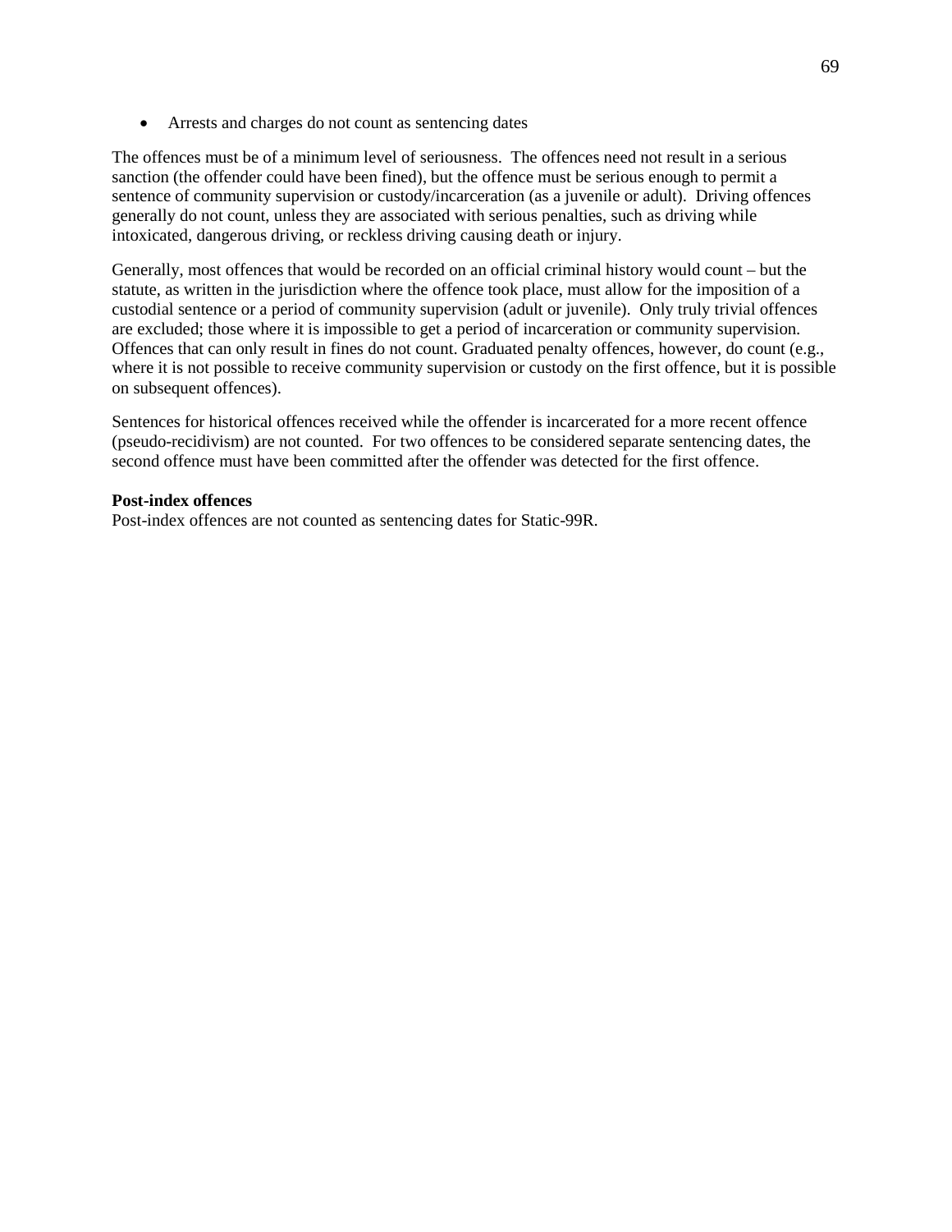- Arrests and charges do not count as sentencing dates

The offences must be of a minimum level of seriousness. The offences need not result in a serious sanction (the offender could have been fined), but the offence must be serious enough to permit a sentence of community supervision or custody/incarceration (as a juvenile or adult). Driving offences generally do not count, unless they are associated with serious penalties, such as driving while intoxicated, dangerous driving, or reckless driving causing death or injury.

Generally, most offences that would be recorded on an official criminal history would count – but the statute, as written in the jurisdiction where the offence took place, must allow for the imposition of a custodial sentence or a period of community supervision (adult or juvenile). Only truly trivial offences are excluded; those where it is impossible to get a period of incarceration or community supervision. Offences that can only result in fines do not count. Graduated penalty offences, however, do count (e.g., where it is not possible to receive community supervision or custody on the first offence, but it is possible on subsequent offences).

Sentences for historical offences received while the offender is incarcerated for a more recent offence (pseudo-recidivism) are not counted. For two offences to be considered separate sentencing dates, the second offence must have been committed after the offender was detected for the first offence.

**Post-index offences**
Post-index offences are not counted as sentencing dates for Static-99R.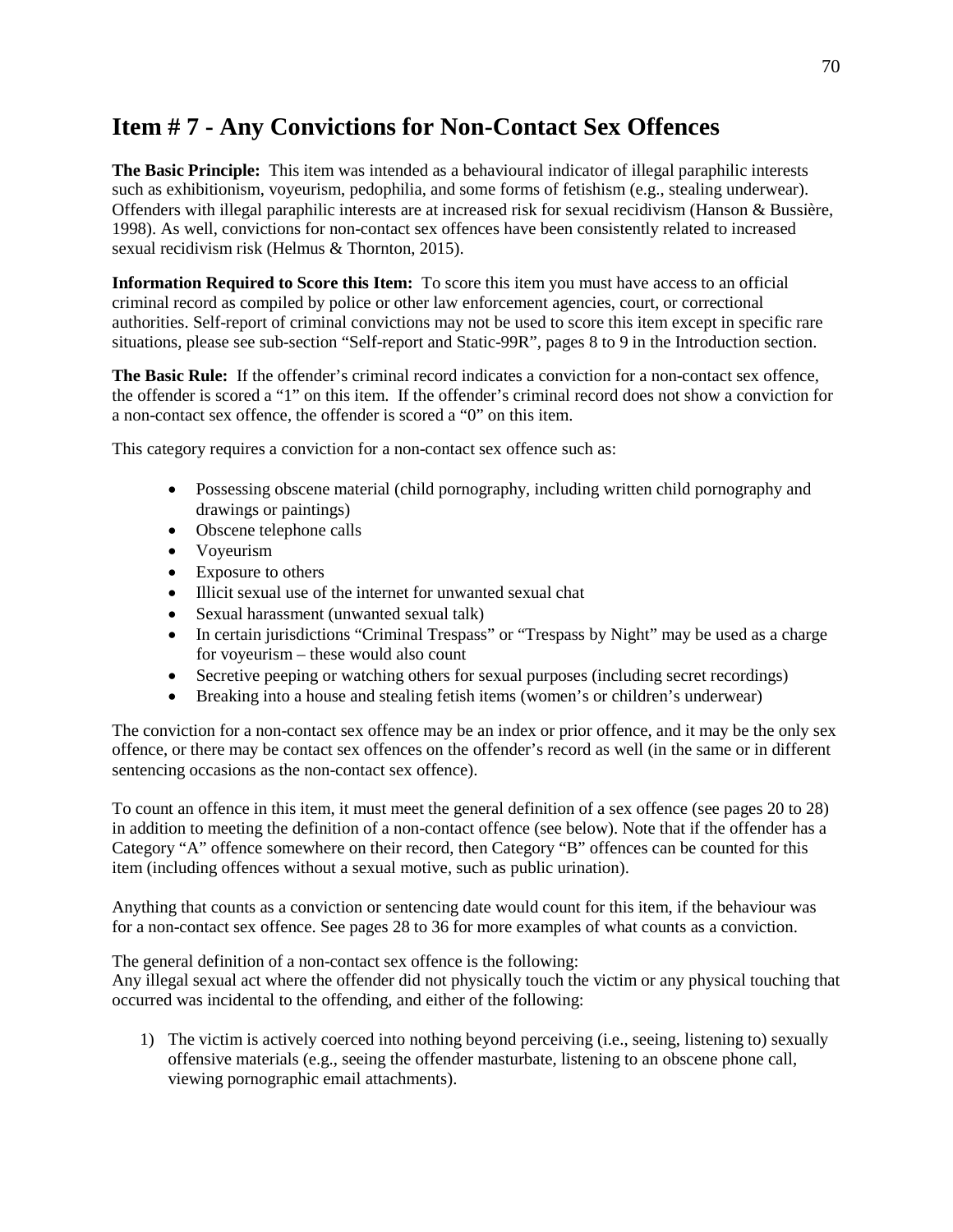# Item # 7 - Any Convictions for Non-Contact Sex Offences

**The Basic Principle:** This item was intended as a behavioural indicator of illegal paraphilic interests such as exhibitionism, voyeurism, pedophilia, and some forms of fetishism (e.g., stealing underwear). Offenders with illegal paraphilic interests are at increased risk for sexual recidivism (Hanson & Bussière, 1998). As well, convictions for non-contact sex offences have been consistently related to increased sexual recidivism risk (Helmus & Thornton, 2015).

**Information Required to Score this Item:** To score this item you must have access to an official criminal record as compiled by police or other law enforcement agencies, court, or correctional authorities. Self-report of criminal convictions may not be used to score this item except in specific rare situations, please see sub-section "Self-report and Static-99R", pages 8 to 9 in the Introduction section.

**The Basic Rule:** If the offender's criminal record indicates a conviction for a non-contact sex offence, the offender is scored a "1" on this item. If the offender's criminal record does not show a conviction for a non-contact sex offence, the offender is scored a "0" on this item.

This category requires a conviction for a non-contact sex offence such as:

- Possessing obscene material (child pornography, including written child pornography and drawings or paintings)
- Obscene telephone calls
- Voyeurism
- Exposure to others
- Illicit sexual use of the internet for unwanted sexual chat
- Sexual harassment (unwanted sexual talk)
- In certain jurisdictions "Criminal Trespass" or "Trespass by Night" may be used as a charge for voyeurism – these would also count
- Secretive peeping or watching others for sexual purposes (including secret recordings)
- Breaking into a house and stealing fetish items (women's or children's underwear)

The conviction for a non-contact sex offence may be an index or prior offence, and it may be the only sex offence, or there may be contact sex offences on the offender's record as well (in the same or in different sentencing occasions as the non-contact sex offence).

To count an offence in this item, it must meet the general definition of a sex offence (see pages 20 to 28) in addition to meeting the definition of a non-contact offence (see below). Note that if the offender has a Category "A" offence somewhere on their record, then Category "B" offences can be counted for this item (including offences without a sexual motive, such as public urination).

Anything that counts as a conviction or sentencing date would count for this item, if the behaviour was for a non-contact sex offence. See pages 28 to 36 for more examples of what counts as a conviction.

The general definition of a non-contact sex offence is the following:
Any illegal sexual act where the offender did not physically touch the victim or any physical touching that occurred was incidental to the offending, and either of the following:

1) The victim is actively coerced into nothing beyond perceiving (i.e., seeing, listening to) sexually offensive materials (e.g., seeing the offender masturbate, listening to an obscene phone call, viewing pornographic email attachments).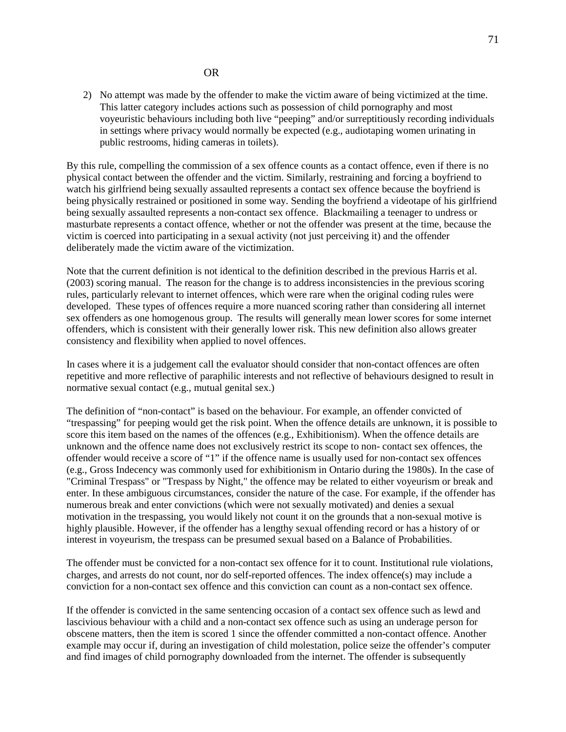OR

2) No attempt was made by the offender to make the victim aware of being victimized at the time. This latter category includes actions such as possession of child pornography and most voyeuristic behaviours including both live "peeping" and/or surreptitiously recording individuals in settings where privacy would normally be expected (e.g., audiotaping women urinating in public restrooms, hiding cameras in toilets).

By this rule, compelling the commission of a sex offence counts as a contact offence, even if there is no physical contact between the offender and the victim. Similarly, restraining and forcing a boyfriend to watch his girlfriend being sexually assaulted represents a contact sex offence because the boyfriend is being physically restrained or positioned in some way. Sending the boyfriend a videotape of his girlfriend being sexually assaulted represents a non-contact sex offence. Blackmailing a teenager to undress or masturbate represents a contact offence, whether or not the offender was present at the time, because the victim is coerced into participating in a sexual activity (not just perceiving it) and the offender deliberately made the victim aware of the victimization.

Note that the current definition is not identical to the definition described in the previous Harris et al. (2003) scoring manual. The reason for the change is to address inconsistencies in the previous scoring rules, particularly relevant to internet offences, which were rare when the original coding rules were developed. These types of offences require a more nuanced scoring rather than considering all internet sex offenders as one homogenous group. The results will generally mean lower scores for some internet offenders, which is consistent with their generally lower risk. This new definition also allows greater consistency and flexibility when applied to novel offences.

In cases where it is a judgement call the evaluator should consider that non-contact offences are often repetitive and more reflective of paraphilic interests and not reflective of behaviours designed to result in normative sexual contact (e.g., mutual genital sex.)

The definition of "non-contact" is based on the behaviour. For example, an offender convicted of "trespassing" for peeping would get the risk point. When the offence details are unknown, it is possible to score this item based on the names of the offences (e.g., Exhibitionism). When the offence details are unknown and the offence name does not exclusively restrict its scope to non- contact sex offences, the offender would receive a score of "1" if the offence name is usually used for non-contact sex offences (e.g., Gross Indecency was commonly used for exhibitionism in Ontario during the 1980s). In the case of "Criminal Trespass" or "Trespass by Night," the offence may be related to either voyeurism or break and enter. In these ambiguous circumstances, consider the nature of the case. For example, if the offender has numerous break and enter convictions (which were not sexually motivated) and denies a sexual motivation in the trespassing, you would likely not count it on the grounds that a non-sexual motive is highly plausible. However, if the offender has a lengthy sexual offending record or has a history of or interest in voyeurism, the trespass can be presumed sexual based on a Balance of Probabilities.

The offender must be convicted for a non-contact sex offence for it to count. Institutional rule violations, charges, and arrests do not count, nor do self-reported offences. The index offence(s) may include a conviction for a non-contact sex offence and this conviction can count as a non-contact sex offence.

If the offender is convicted in the same sentencing occasion of a contact sex offence such as lewd and lascivious behaviour with a child and a non-contact sex offence such as using an underage person for obscene matters, then the item is scored 1 since the offender committed a non-contact offence. Another example may occur if, during an investigation of child molestation, police seize the offender's computer and find images of child pornography downloaded from the internet. The offender is subsequently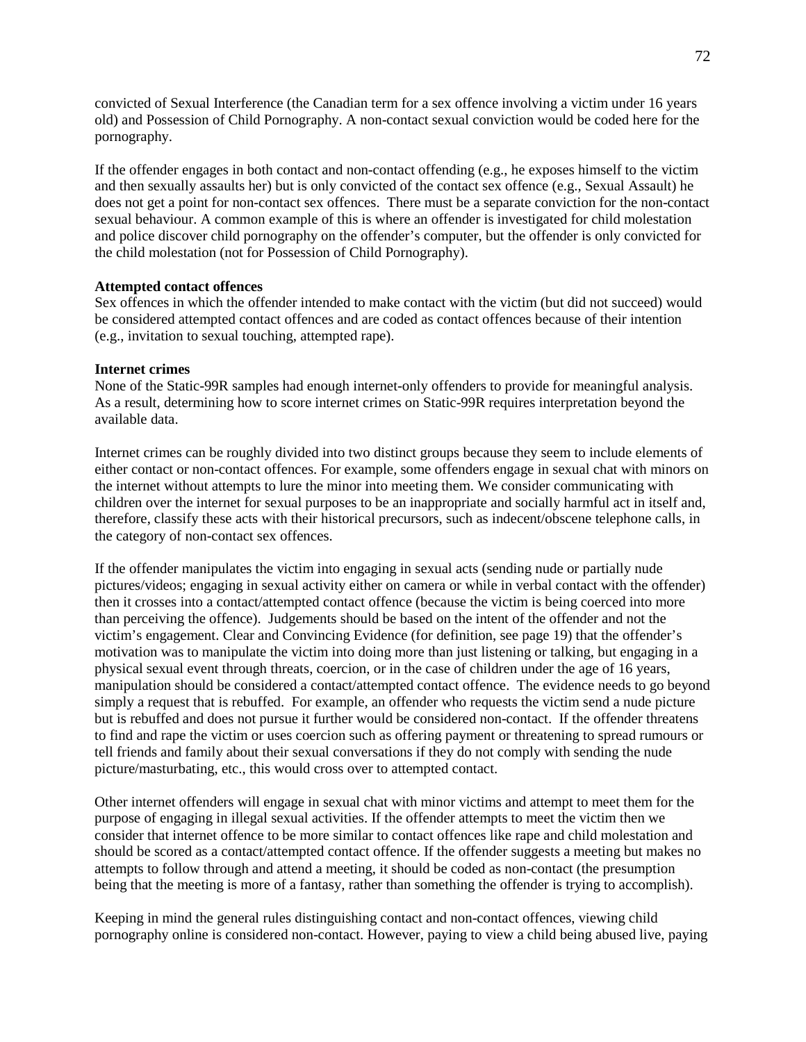convicted of Sexual Interference (the Canadian term for a sex offence involving a victim under 16 years old) and Possession of Child Pornography. A non-contact sexual conviction would be coded here for the pornography.

If the offender engages in both contact and non-contact offending (e.g., he exposes himself to the victim and then sexually assaults her) but is only convicted of the contact sex offence (e.g., Sexual Assault) he does not get a point for non-contact sex offences. There must be a separate conviction for the non-contact sexual behaviour. A common example of this is where an offender is investigated for child molestation and police discover child pornography on the offender's computer, but the offender is only convicted for the child molestation (not for Possession of Child Pornography).

**Attempted contact offences**
Sex offences in which the offender intended to make contact with the victim (but did not succeed) would be considered attempted contact offences and are coded as contact offences because of their intention (e.g., invitation to sexual touching, attempted rape).

**Internet crimes**
None of the Static-99R samples had enough internet-only offenders to provide for meaningful analysis. As a result, determining how to score internet crimes on Static-99R requires interpretation beyond the available data.

Internet crimes can be roughly divided into two distinct groups because they seem to include elements of either contact or non-contact offences. For example, some offenders engage in sexual chat with minors on the internet without attempts to lure the minor into meeting them. We consider communicating with children over the internet for sexual purposes to be an inappropriate and socially harmful act in itself and, therefore, classify these acts with their historical precursors, such as indecent/obscene telephone calls, in the category of non-contact sex offences.

If the offender manipulates the victim into engaging in sexual acts (sending nude or partially nude pictures/videos; engaging in sexual activity either on camera or while in verbal contact with the offender) then it crosses into a contact/attempted contact offence (because the victim is being coerced into more than perceiving the offence). Judgements should be based on the intent of the offender and not the victim's engagement. Clear and Convincing Evidence (for definition, see page 19) that the offender's motivation was to manipulate the victim into doing more than just listening or talking, but engaging in a physical sexual event through threats, coercion, or in the case of children under the age of 16 years, manipulation should be considered a contact/attempted contact offence. The evidence needs to go beyond simply a request that is rebuffed. For example, an offender who requests the victim send a nude picture but is rebuffed and does not pursue it further would be considered non-contact. If the offender threatens to find and rape the victim or uses coercion such as offering payment or threatening to spread rumours or tell friends and family about their sexual conversations if they do not comply with sending the nude picture/masturbating, etc., this would cross over to attempted contact.

Other internet offenders will engage in sexual chat with minor victims and attempt to meet them for the purpose of engaging in illegal sexual activities. If the offender attempts to meet the victim then we consider that internet offence to be more similar to contact offences like rape and child molestation and should be scored as a contact/attempted contact offence. If the offender suggests a meeting but makes no attempts to follow through and attend a meeting, it should be coded as non-contact (the presumption being that the meeting is more of a fantasy, rather than something the offender is trying to accomplish).

Keeping in mind the general rules distinguishing contact and non-contact offences, viewing child pornography online is considered non-contact. However, paying to view a child being abused live, paying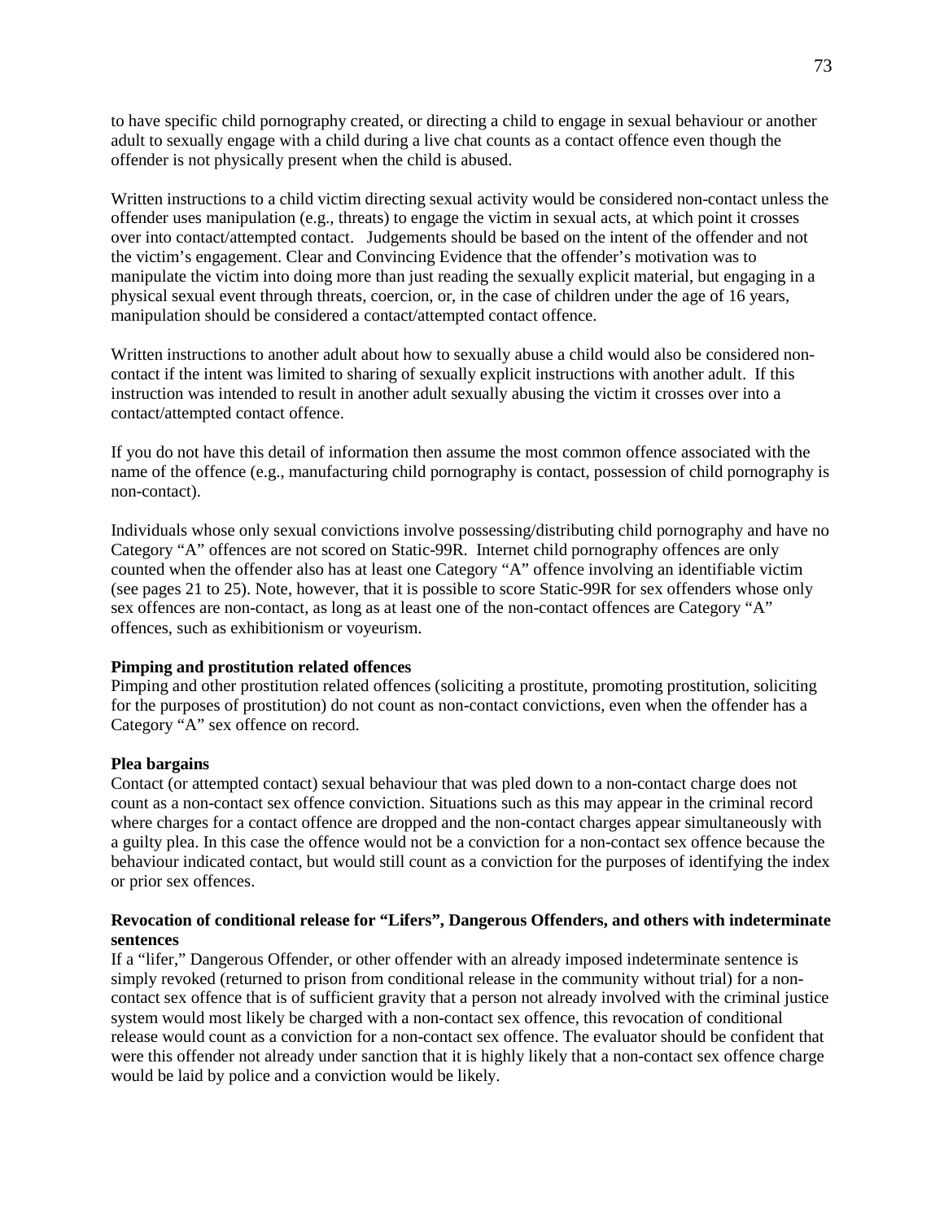to have specific child pornography created, or directing a child to engage in sexual behaviour or another adult to sexually engage with a child during a live chat counts as a contact offence even though the offender is not physically present when the child is abused.

Written instructions to a child victim directing sexual activity would be considered non-contact unless the offender uses manipulation (e.g., threats) to engage the victim in sexual acts, at which point it crosses over into contact/attempted contact. Judgements should be based on the intent of the offender and not the victim's engagement. Clear and Convincing Evidence that the offender's motivation was to manipulate the victim into doing more than just reading the sexually explicit material, but engaging in a physical sexual event through threats, coercion, or, in the case of children under the age of 16 years, manipulation should be considered a contact/attempted contact offence.

Written instructions to another adult about how to sexually abuse a child would also be considered non-contact if the intent was limited to sharing of sexually explicit instructions with another adult. If this instruction was intended to result in another adult sexually abusing the victim it crosses over into a contact/attempted contact offence.

If you do not have this detail of information then assume the most common offence associated with the name of the offence (e.g., manufacturing child pornography is contact, possession of child pornography is non-contact).

Individuals whose only sexual convictions involve possessing/distributing child pornography and have no Category "A" offences are not scored on Static-99R. Internet child pornography offences are only counted when the offender also has at least one Category "A" offence involving an identifiable victim (see pages 21 to 25). Note, however, that it is possible to score Static-99R for sex offenders whose only sex offences are non-contact, as long as at least one of the non-contact offences are Category "A" offences, such as exhibitionism or voyeurism.

**Pimping and prostitution related offences**
Pimping and other prostitution related offences (soliciting a prostitute, promoting prostitution, soliciting for the purposes of prostitution) do not count as non-contact convictions, even when the offender has a Category "A" sex offence on record.

**Plea bargains**
Contact (or attempted contact) sexual behaviour that was pled down to a non-contact charge does not count as a non-contact sex offence conviction. Situations such as this may appear in the criminal record where charges for a contact offence are dropped and the non-contact charges appear simultaneously with a guilty plea. In this case the offence would not be a conviction for a non-contact sex offence because the behaviour indicated contact, but would still count as a conviction for the purposes of identifying the index or prior sex offences.

**Revocation of conditional release for "Lifers", Dangerous Offenders, and others with indeterminate sentences**
If a "lifer," Dangerous Offender, or other offender with an already imposed indeterminate sentence is simply revoked (returned to prison from conditional release in the community without trial) for a non-contact sex offence that is of sufficient gravity that a person not already involved with the criminal justice system would most likely be charged with a non-contact sex offence, this revocation of conditional release would count as a conviction for a non-contact sex offence. The evaluator should be confident that were this offender not already under sanction that it is highly likely that a non-contact sex offence charge would be laid by police and a conviction would be likely.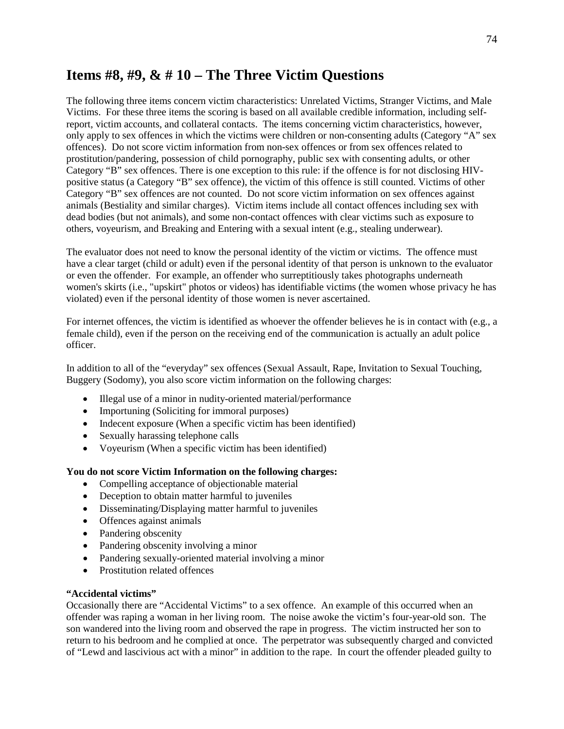## Items #8, #9, & # 10 – The Three Victim Questions

The following three items concern victim characteristics: Unrelated Victims, Stranger Victims, and Male Victims. For these three items the scoring is based on all available credible information, including self-report, victim accounts, and collateral contacts. The items concerning victim characteristics, however, only apply to sex offences in which the victims were children or non-consenting adults (Category "A" sex offences). Do not score victim information from non-sex offences or from sex offences related to prostitution/pandering, possession of child pornography, public sex with consenting adults, or other Category "B" sex offences. There is one exception to this rule: if the offence is for not disclosing HIV-positive status (a Category "B" sex offence), the victim of this offence is still counted. Victims of other Category "B" sex offences are not counted. Do not score victim information on sex offences against animals (Bestiality and similar charges). Victim items include all contact offences including sex with dead bodies (but not animals), and some non-contact offences with clear victims such as exposure to others, voyeurism, and Breaking and Entering with a sexual intent (e.g., stealing underwear).

The evaluator does not need to know the personal identity of the victim or victims. The offence must have a clear target (child or adult) even if the personal identity of that person is unknown to the evaluator or even the offender. For example, an offender who surreptitiously takes photographs underneath women's skirts (i.e., "upskirt" photos or videos) has identifiable victims (the women whose privacy he has violated) even if the personal identity of those women is never ascertained.

For internet offences, the victim is identified as whoever the offender believes he is in contact with (e.g., a female child), even if the person on the receiving end of the communication is actually an adult police officer.

In addition to all of the "everyday" sex offences (Sexual Assault, Rape, Invitation to Sexual Touching, Buggery (Sodomy), you also score victim information on the following charges:

- Illegal use of a minor in nudity-oriented material/performance
- Importuning (Soliciting for immoral purposes)
- Indecent exposure (When a specific victim has been identified)
- Sexually harassing telephone calls
- Voyeurism (When a specific victim has been identified)

**You do not score Victim Information on the following charges:**

- Compelling acceptance of objectionable material
- Deception to obtain matter harmful to juveniles
- Disseminating/Displaying matter harmful to juveniles
- Offences against animals
- Pandering obscenity
- Pandering obscenity involving a minor
- Pandering sexually-oriented material involving a minor
- Prostitution related offences

**"Accidental victims"**

Occasionally there are "Accidental Victims" to a sex offence. An example of this occurred when an offender was raping a woman in her living room. The noise awoke the victim's four-year-old son. The son wandered into the living room and observed the rape in progress. The victim instructed her son to return to his bedroom and he complied at once. The perpetrator was subsequently charged and convicted of "Lewd and lascivious act with a minor" in addition to the rape. In court the offender pleaded guilty to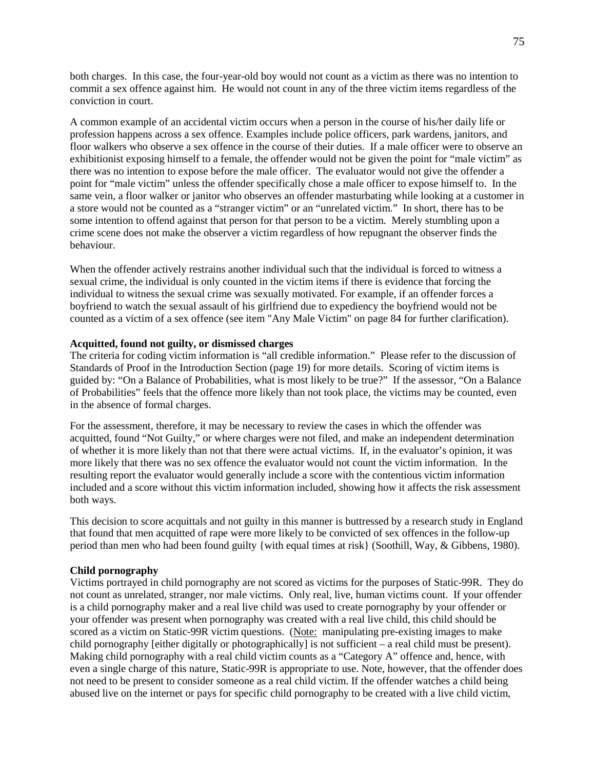both charges. In this case, the four-year-old boy would not count as a victim as there was no intention to commit a sex offence against him. He would not count in any of the three victim items regardless of the conviction in court.

A common example of an accidental victim occurs when a person in the course of his/her daily life or profession happens across a sex offence. Examples include police officers, park wardens, janitors, and floor walkers who observe a sex offence in the course of their duties. If a male officer were to observe an exhibitionist exposing himself to a female, the offender would not be given the point for "male victim" as there was no intention to expose before the male officer. The evaluator would not give the offender a point for "male victim" unless the offender specifically chose a male officer to expose himself to. In the same vein, a floor walker or janitor who observes an offender masturbating while looking at a customer in a store would not be counted as a "stranger victim" or an "unrelated victim." In short, there has to be some intention to offend against that person for that person to be a victim. Merely stumbling upon a crime scene does not make the observer a victim regardless of how repugnant the observer finds the behaviour.

When the offender actively restrains another individual such that the individual is forced to witness a sexual crime, the individual is only counted in the victim items if there is evidence that forcing the individual to witness the sexual crime was sexually motivated. For example, if an offender forces a boyfriend to watch the sexual assault of his girlfriend due to expediency the boyfriend would not be counted as a victim of a sex offence (see item "Any Male Victim" on page 84 for further clarification).

**Acquitted, found not guilty, or dismissed charges**

The criteria for coding victim information is "all credible information." Please refer to the discussion of Standards of Proof in the Introduction Section (page 19) for more details. Scoring of victim items is guided by: "On a Balance of Probabilities, what is most likely to be true?" If the assessor, "On a Balance of Probabilities" feels that the offence more likely than not took place, the victims may be counted, even in the absence of formal charges.

For the assessment, therefore, it may be necessary to review the cases in which the offender was acquitted, found "Not Guilty," or where charges were not filed, and make an independent determination of whether it is more likely than not that there were actual victims. If, in the evaluator's opinion, it was more likely that there was no sex offence the evaluator would not count the victim information. In the resulting report the evaluator would generally include a score with the contentious victim information included and a score without this victim information included, showing how it affects the risk assessment both ways.

This decision to score acquittals and not guilty in this manner is buttressed by a research study in England that found that men acquitted of rape were more likely to be convicted of sex offences in the follow-up period than men who had been found guilty {with equal times at risk} (Soothill, Way, & Gibbens, 1980).

**Child pornography**

Victims portrayed in child pornography are not scored as victims for the purposes of Static-99R. They do not count as unrelated, stranger, nor male victims. Only real, live, human victims count. If your offender is a child pornography maker and a real live child was used to create pornography by your offender or your offender was present when pornography was created with a real live child, this child should be scored as a victim on Static-99R victim questions. (Note: manipulating pre-existing images to make child pornography [either digitally or photographically] is not sufficient – a real child must be present). Making child pornography with a real child victim counts as a "Category A" offence and, hence, with even a single charge of this nature, Static-99R is appropriate to use. Note, however, that the offender does not need to be present to consider someone as a real child victim. If the offender watches a child being abused live on the internet or pays for specific child pornography to be created with a live child victim,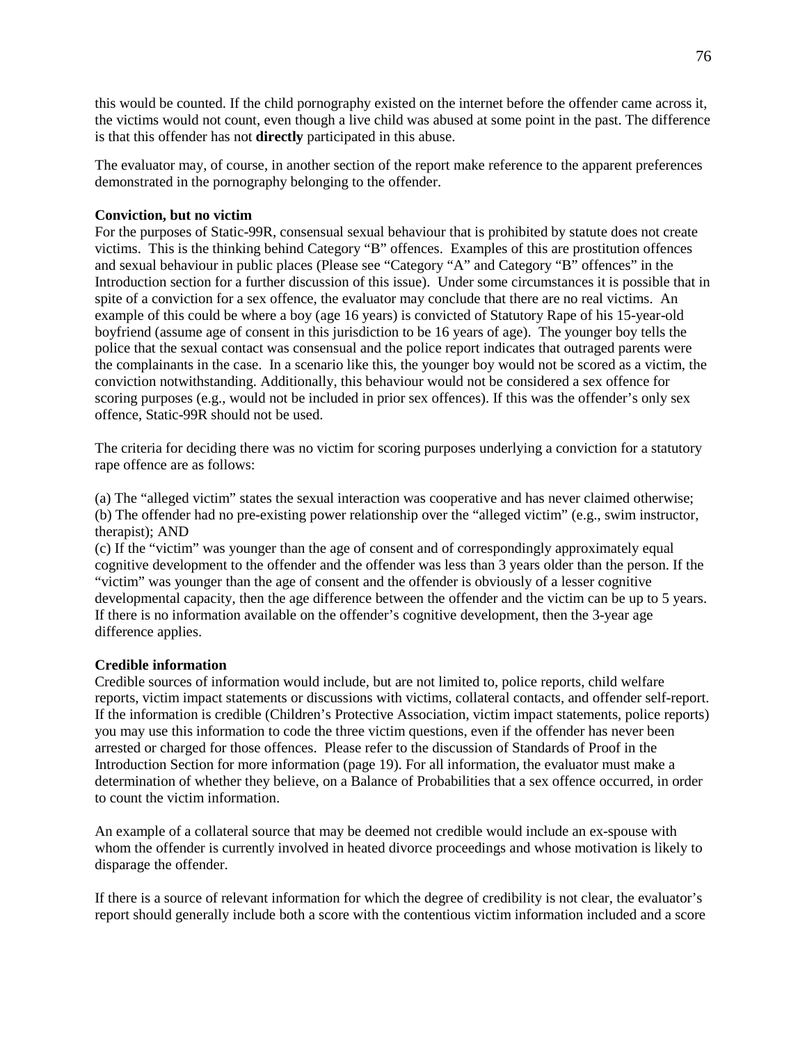this would be counted. If the child pornography existed on the internet before the offender came across it, the victims would not count, even though a live child was abused at some point in the past. The difference is that this offender has not **directly** participated in this abuse.

The evaluator may, of course, in another section of the report make reference to the apparent preferences demonstrated in the pornography belonging to the offender.

**Conviction, but no victim**

For the purposes of Static-99R, consensual sexual behaviour that is prohibited by statute does not create victims. This is the thinking behind Category "B" offences. Examples of this are prostitution offences and sexual behaviour in public places (Please see "Category "A" and Category "B" offences" in the Introduction section for a further discussion of this issue). Under some circumstances it is possible that in spite of a conviction for a sex offence, the evaluator may conclude that there are no real victims. An example of this could be where a boy (age 16 years) is convicted of Statutory Rape of his 15-year-old boyfriend (assume age of consent in this jurisdiction to be 16 years of age). The younger boy tells the police that the sexual contact was consensual and the police report indicates that outraged parents were the complainants in the case. In a scenario like this, the younger boy would not be scored as a victim, the conviction notwithstanding. Additionally, this behaviour would not be considered a sex offence for scoring purposes (e.g., would not be included in prior sex offences). If this was the offender's only sex offence, Static-99R should not be used.

The criteria for deciding there was no victim for scoring purposes underlying a conviction for a statutory rape offence are as follows:

(a) The "alleged victim" states the sexual interaction was cooperative and has never claimed otherwise;
(b) The offender had no pre-existing power relationship over the "alleged victim" (e.g., swim instructor, therapist); AND
(c) If the "victim" was younger than the age of consent and of correspondingly approximately equal cognitive development to the offender and the offender was less than 3 years older than the person. If the "victim" was younger than the age of consent and the offender is obviously of a lesser cognitive developmental capacity, then the age difference between the offender and the victim can be up to 5 years. If there is no information available on the offender's cognitive development, then the 3-year age difference applies.

**Credible information**

Credible sources of information would include, but are not limited to, police reports, child welfare reports, victim impact statements or discussions with victims, collateral contacts, and offender self-report. If the information is credible (Children's Protective Association, victim impact statements, police reports) you may use this information to code the three victim questions, even if the offender has never been arrested or charged for those offences. Please refer to the discussion of Standards of Proof in the Introduction Section for more information (page 19). For all information, the evaluator must make a determination of whether they believe, on a Balance of Probabilities that a sex offence occurred, in order to count the victim information.

An example of a collateral source that may be deemed not credible would include an ex-spouse with whom the offender is currently involved in heated divorce proceedings and whose motivation is likely to disparage the offender.

If there is a source of relevant information for which the degree of credibility is not clear, the evaluator's report should generally include both a score with the contentious victim information included and a score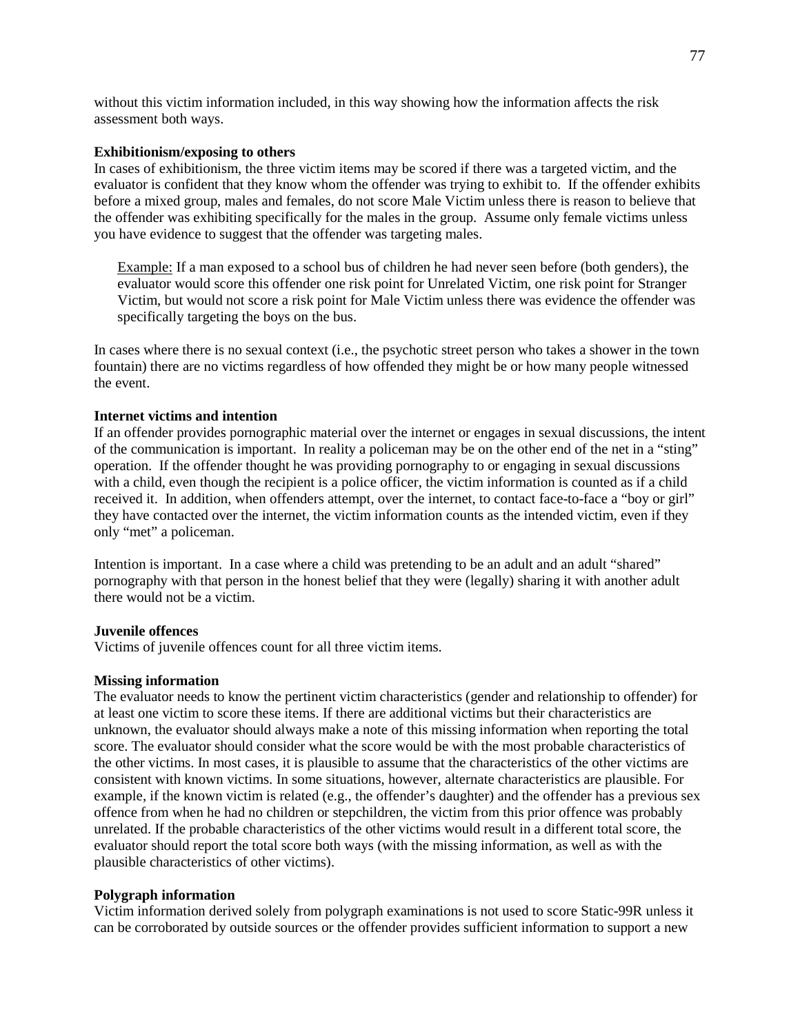without this victim information included, in this way showing how the information affects the risk assessment both ways.

**Exhibitionism/exposing to others**
In cases of exhibitionism, the three victim items may be scored if there was a targeted victim, and the evaluator is confident that they know whom the offender was trying to exhibit to. If the offender exhibits before a mixed group, males and females, do not score Male Victim unless there is reason to believe that the offender was exhibiting specifically for the males in the group. Assume only female victims unless you have evidence to suggest that the offender was targeting males.

> Example: If a man exposed to a school bus of children he had never seen before (both genders), the evaluator would score this offender one risk point for Unrelated Victim, one risk point for Stranger Victim, but would not score a risk point for Male Victim unless there was evidence the offender was specifically targeting the boys on the bus.

In cases where there is no sexual context (i.e., the psychotic street person who takes a shower in the town fountain) there are no victims regardless of how offended they might be or how many people witnessed the event.

**Internet victims and intention**
If an offender provides pornographic material over the internet or engages in sexual discussions, the intent of the communication is important. In reality a policeman may be on the other end of the net in a "sting" operation. If the offender thought he was providing pornography to or engaging in sexual discussions with a child, even though the recipient is a police officer, the victim information is counted as if a child received it. In addition, when offenders attempt, over the internet, to contact face-to-face a "boy or girl" they have contacted over the internet, the victim information counts as the intended victim, even if they only "met" a policeman.

Intention is important. In a case where a child was pretending to be an adult and an adult "shared" pornography with that person in the honest belief that they were (legally) sharing it with another adult there would not be a victim.

**Juvenile offences**
Victims of juvenile offences count for all three victim items.

**Missing information**
The evaluator needs to know the pertinent victim characteristics (gender and relationship to offender) for at least one victim to score these items. If there are additional victims but their characteristics are unknown, the evaluator should always make a note of this missing information when reporting the total score. The evaluator should consider what the score would be with the most probable characteristics of the other victims. In most cases, it is plausible to assume that the characteristics of the other victims are consistent with known victims. In some situations, however, alternate characteristics are plausible. For example, if the known victim is related (e.g., the offender's daughter) and the offender has a previous sex offence from when he had no children or stepchildren, the victim from this prior offence was probably unrelated. If the probable characteristics of the other victims would result in a different total score, the evaluator should report the total score both ways (with the missing information, as well as with the plausible characteristics of other victims).

**Polygraph information**
Victim information derived solely from polygraph examinations is not used to score Static-99R unless it can be corroborated by outside sources or the offender provides sufficient information to support a new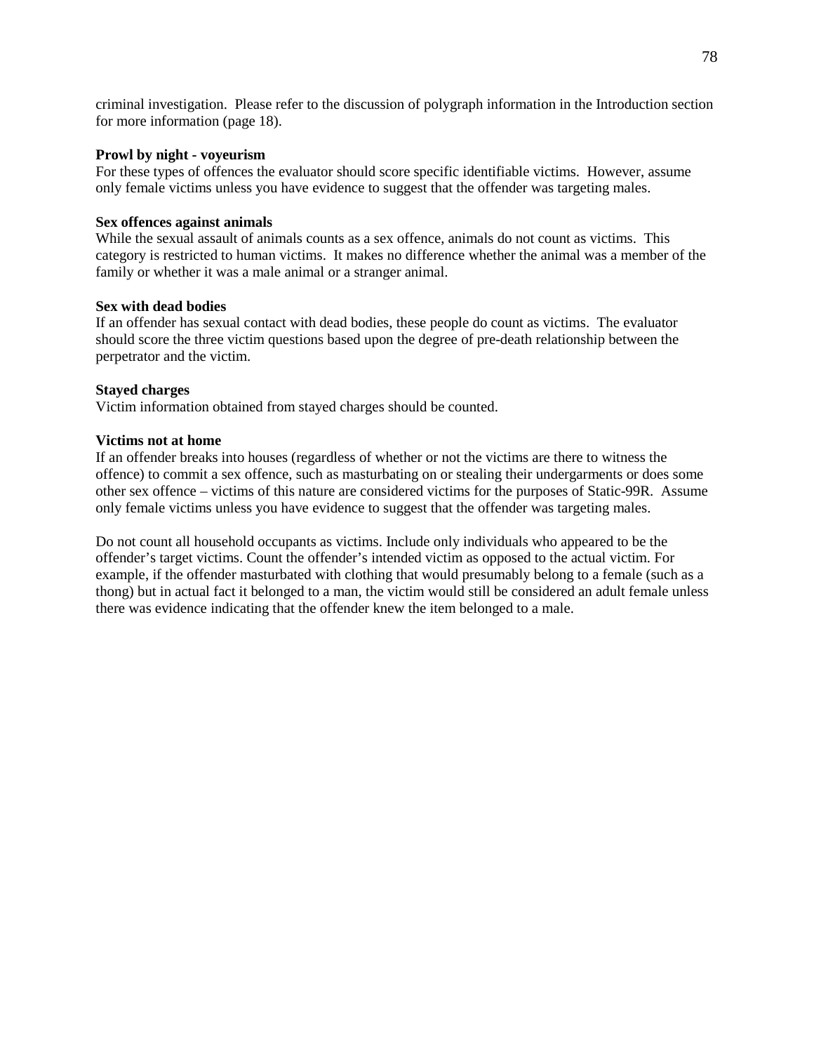criminal investigation. Please refer to the discussion of polygraph information in the Introduction section for more information (page 18).

**Prowl by night - voyeurism**
For these types of offences the evaluator should score specific identifiable victims. However, assume only female victims unless you have evidence to suggest that the offender was targeting males.

**Sex offences against animals**
While the sexual assault of animals counts as a sex offence, animals do not count as victims. This category is restricted to human victims. It makes no difference whether the animal was a member of the family or whether it was a male animal or a stranger animal.

**Sex with dead bodies**
If an offender has sexual contact with dead bodies, these people do count as victims. The evaluator should score the three victim questions based upon the degree of pre-death relationship between the perpetrator and the victim.

**Stayed charges**
Victim information obtained from stayed charges should be counted.

**Victims not at home**
If an offender breaks into houses (regardless of whether or not the victims are there to witness the offence) to commit a sex offence, such as masturbating on or stealing their undergarments or does some other sex offence – victims of this nature are considered victims for the purposes of Static-99R. Assume only female victims unless you have evidence to suggest that the offender was targeting males.

Do not count all household occupants as victims. Include only individuals who appeared to be the offender's target victims. Count the offender's intended victim as opposed to the actual victim. For example, if the offender masturbated with clothing that would presumably belong to a female (such as a thong) but in actual fact it belonged to a man, the victim would still be considered an adult female unless there was evidence indicating that the offender knew the item belonged to a male.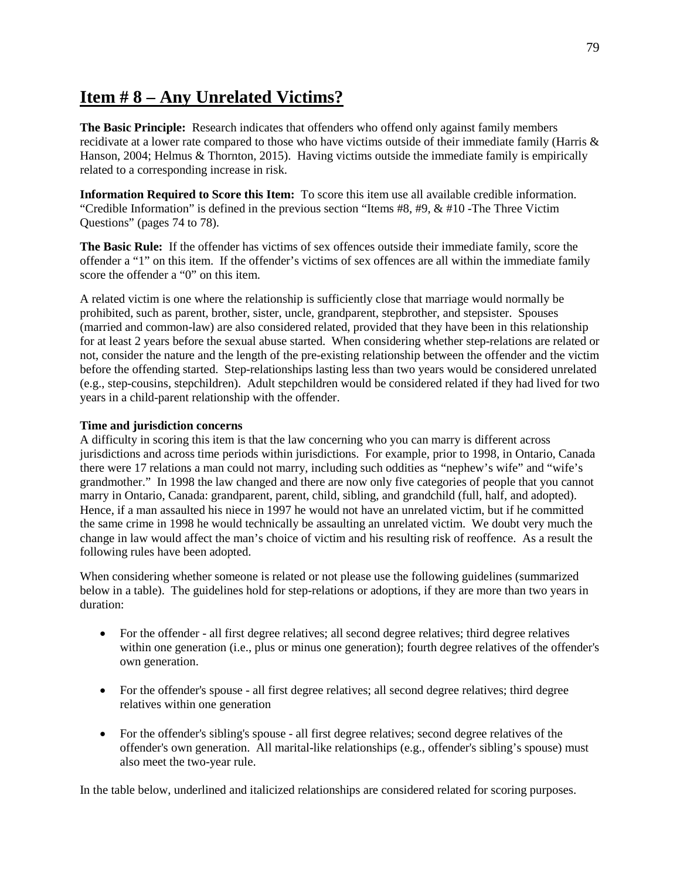# Item # 8 – Any Unrelated Victims?

**The Basic Principle:** Research indicates that offenders who offend only against family members recidivate at a lower rate compared to those who have victims outside of their immediate family (Harris & Hanson, 2004; Helmus & Thornton, 2015). Having victims outside the immediate family is empirically related to a corresponding increase in risk.

**Information Required to Score this Item:** To score this item use all available credible information. "Credible Information" is defined in the previous section "Items #8, #9, & #10 -The Three Victim Questions" (pages 74 to 78).

**The Basic Rule:** If the offender has victims of sex offences outside their immediate family, score the offender a "1" on this item. If the offender's victims of sex offences are all within the immediate family score the offender a "0" on this item.

A related victim is one where the relationship is sufficiently close that marriage would normally be prohibited, such as parent, brother, sister, uncle, grandparent, stepbrother, and stepsister. Spouses (married and common-law) are also considered related, provided that they have been in this relationship for at least 2 years before the sexual abuse started. When considering whether step-relations are related or not, consider the nature and the length of the pre-existing relationship between the offender and the victim before the offending started. Step-relationships lasting less than two years would be considered unrelated (e.g., step-cousins, stepchildren). Adult stepchildren would be considered related if they had lived for two years in a child-parent relationship with the offender.

**Time and jurisdiction concerns**

A difficulty in scoring this item is that the law concerning who you can marry is different across jurisdictions and across time periods within jurisdictions. For example, prior to 1998, in Ontario, Canada there were 17 relations a man could not marry, including such oddities as "nephew's wife" and "wife's grandmother." In 1998 the law changed and there are now only five categories of people that you cannot marry in Ontario, Canada: grandparent, parent, child, sibling, and grandchild (full, half, and adopted). Hence, if a man assaulted his niece in 1997 he would not have an unrelated victim, but if he committed the same crime in 1998 he would technically be assaulting an unrelated victim. We doubt very much the change in law would affect the man's choice of victim and his resulting risk of reoffence. As a result the following rules have been adopted.

When considering whether someone is related or not please use the following guidelines (summarized below in a table). The guidelines hold for step-relations or adoptions, if they are more than two years in duration:

- For the offender - all first degree relatives; all second degree relatives; third degree relatives within one generation (i.e., plus or minus one generation); fourth degree relatives of the offender's own generation.
- For the offender's spouse - all first degree relatives; all second degree relatives; third degree relatives within one generation
- For the offender's sibling's spouse - all first degree relatives; second degree relatives of the offender's own generation. All marital-like relationships (e.g., offender's sibling's spouse) must also meet the two-year rule.

In the table below, underlined and italicized relationships are considered related for scoring purposes.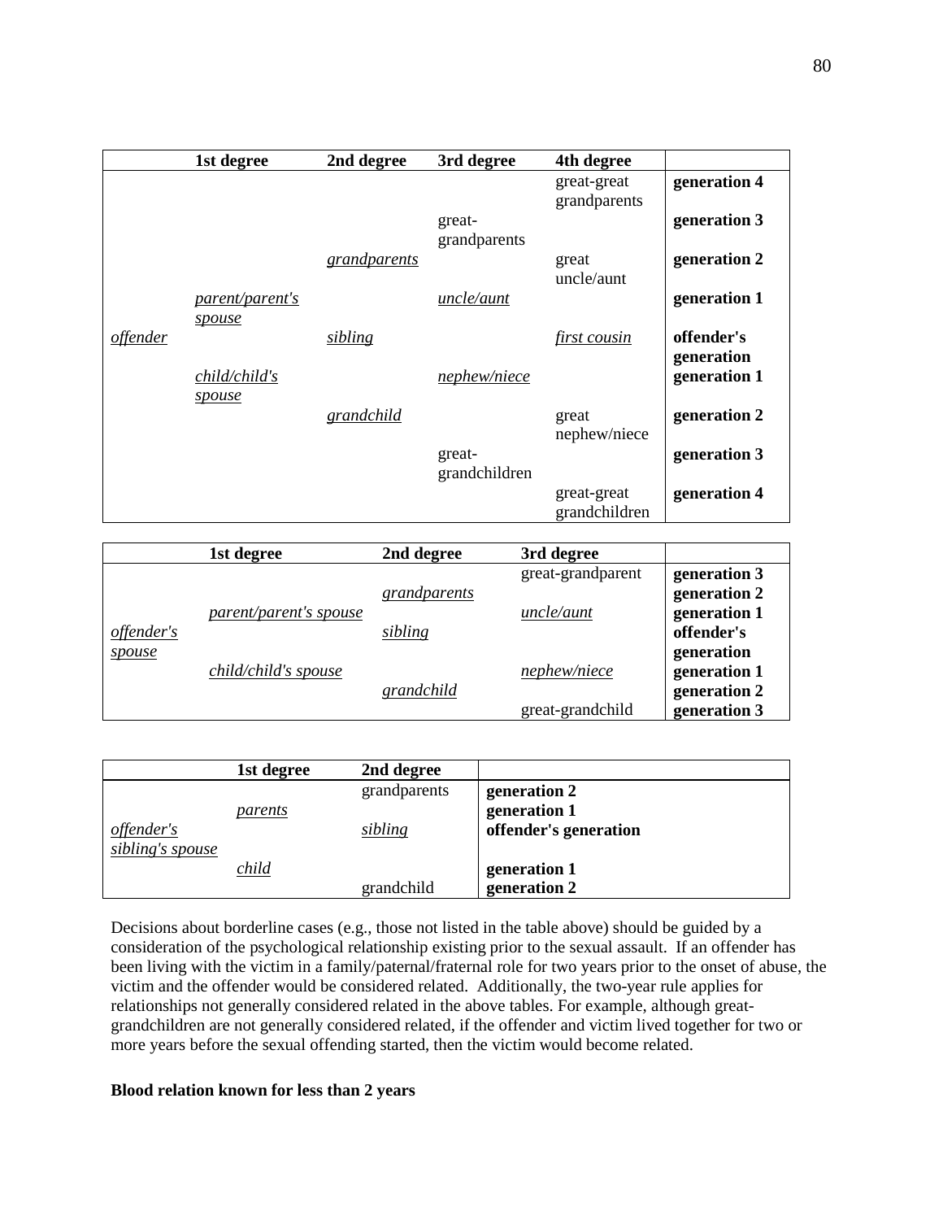| | 1st degree | 2nd degree | 3rd degree | 4th degree | |
|---|---|---|---|---|---|
| | | | | great-great grandparents | **generation 4** |
| | | | great-grandparents | | **generation 3** |
| | | *grandparents* | | great uncle/aunt | **generation 2** |
| | *parent/parent's spouse* | | *uncle/aunt* | | **generation 1** |
| *offender* | | *sibling* | | *first cousin* | **offender's generation** |
| | *child/child's spouse* | | *nephew/niece* | | **generation 1** |
| | | *grandchild* | | great nephew/niece | **generation 2** |
| | | | great-grandchildren | | **generation 3** |
| | | | | great-great grandchildren | **generation 4** |

| | 1st degree | 2nd degree | 3rd degree | |
|---|---|---|---|---|
| | | | great-grandparent | **generation 3** |
| | | *grandparents* | | **generation 2** |
| | *parent/parent's spouse* | | *uncle/aunt* | **generation 1** |
| *offender's spouse* | | *sibling* | | **offender's generation** |
| | *child/child's spouse* | | *nephew/niece* | **generation 1** |
| | | *grandchild* | | **generation 2** |
| | | | great-grandchild | **generation 3** |

| | 1st degree | 2nd degree | |
|---|---|---|---|
| | | grandparents | **generation 2** |
| | *parents* | | **generation 1** |
| *offender's sibling's spouse* | | *sibling* | **offender's generation** |
| | *child* | | **generation 1** |
| | | grandchild | **generation 2** |

Decisions about borderline cases (e.g., those not listed in the table above) should be guided by a consideration of the psychological relationship existing prior to the sexual assault. If an offender has been living with the victim in a family/paternal/fraternal role for two years prior to the onset of abuse, the victim and the offender would be considered related. Additionally, the two-year rule applies for relationships not generally considered related in the above tables. For example, although great-grandchildren are not generally considered related, if the offender and victim lived together for two or more years before the sexual offending started, then the victim would become related.

**Blood relation known for less than 2 years**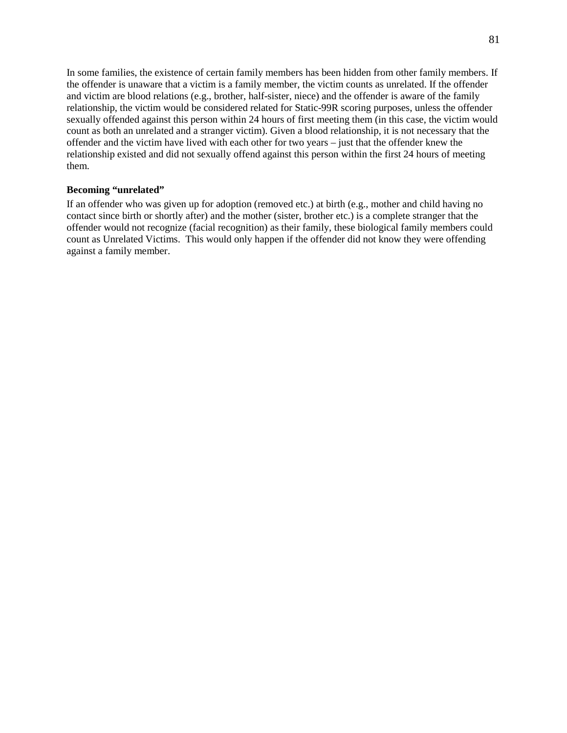In some families, the existence of certain family members has been hidden from other family members. If the offender is unaware that a victim is a family member, the victim counts as unrelated. If the offender and victim are blood relations (e.g., brother, half-sister, niece) and the offender is aware of the family relationship, the victim would be considered related for Static-99R scoring purposes, unless the offender sexually offended against this person within 24 hours of first meeting them (in this case, the victim would count as both an unrelated and a stranger victim). Given a blood relationship, it is not necessary that the offender and the victim have lived with each other for two years – just that the offender knew the relationship existed and did not sexually offend against this person within the first 24 hours of meeting them.

**Becoming "unrelated"**

If an offender who was given up for adoption (removed etc.) at birth (e.g., mother and child having no contact since birth or shortly after) and the mother (sister, brother etc.) is a complete stranger that the offender would not recognize (facial recognition) as their family, these biological family members could count as Unrelated Victims. This would only happen if the offender did not know they were offending against a family member.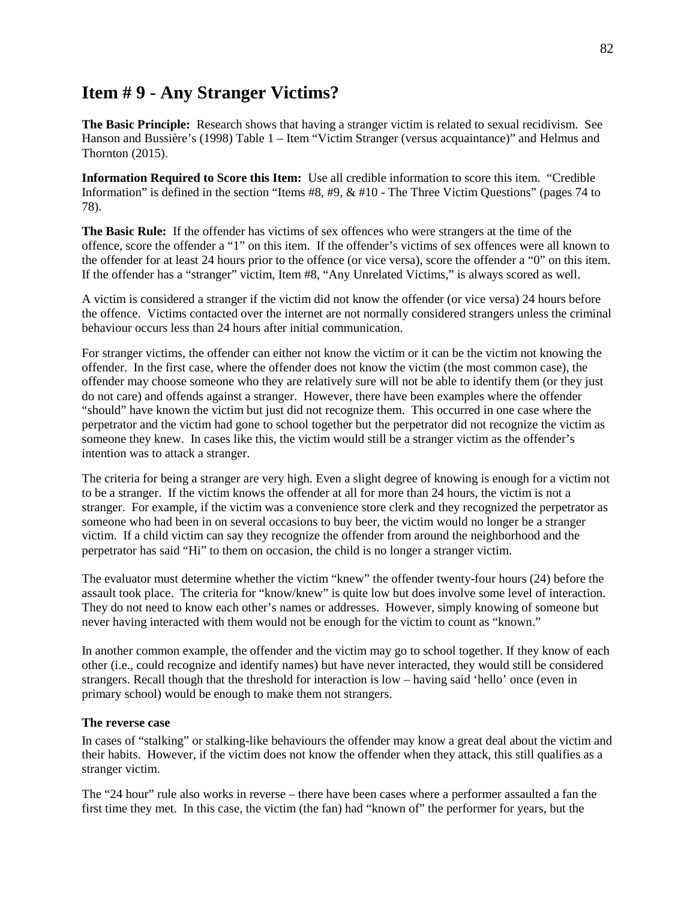# Item # 9 - Any Stranger Victims?

**The Basic Principle:** Research shows that having a stranger victim is related to sexual recidivism. See Hanson and Bussière's (1998) Table 1 – Item "Victim Stranger (versus acquaintance)" and Helmus and Thornton (2015).

**Information Required to Score this Item:** Use all credible information to score this item. "Credible Information" is defined in the section "Items #8, #9, & #10 - The Three Victim Questions" (pages 74 to 78).

**The Basic Rule:** If the offender has victims of sex offences who were strangers at the time of the offence, score the offender a "1" on this item. If the offender's victims of sex offences were all known to the offender for at least 24 hours prior to the offence (or vice versa), score the offender a "0" on this item. If the offender has a "stranger" victim, Item #8, "Any Unrelated Victims," is always scored as well.

A victim is considered a stranger if the victim did not know the offender (or vice versa) 24 hours before the offence. Victims contacted over the internet are not normally considered strangers unless the criminal behaviour occurs less than 24 hours after initial communication.

For stranger victims, the offender can either not know the victim or it can be the victim not knowing the offender. In the first case, where the offender does not know the victim (the most common case), the offender may choose someone who they are relatively sure will not be able to identify them (or they just do not care) and offends against a stranger. However, there have been examples where the offender "should" have known the victim but just did not recognize them. This occurred in one case where the perpetrator and the victim had gone to school together but the perpetrator did not recognize the victim as someone they knew. In cases like this, the victim would still be a stranger victim as the offender's intention was to attack a stranger.

The criteria for being a stranger are very high. Even a slight degree of knowing is enough for a victim not to be a stranger. If the victim knows the offender at all for more than 24 hours, the victim is not a stranger. For example, if the victim was a convenience store clerk and they recognized the perpetrator as someone who had been in on several occasions to buy beer, the victim would no longer be a stranger victim. If a child victim can say they recognize the offender from around the neighborhood and the perpetrator has said "Hi" to them on occasion, the child is no longer a stranger victim.

The evaluator must determine whether the victim "knew" the offender twenty-four hours (24) before the assault took place. The criteria for "know/knew" is quite low but does involve some level of interaction. They do not need to know each other's names or addresses. However, simply knowing of someone but never having interacted with them would not be enough for the victim to count as "known."

In another common example, the offender and the victim may go to school together. If they know of each other (i.e., could recognize and identify names) but have never interacted, they would still be considered strangers. Recall though that the threshold for interaction is low – having said 'hello' once (even in primary school) would be enough to make them not strangers.

### The reverse case

In cases of "stalking" or stalking-like behaviours the offender may know a great deal about the victim and their habits. However, if the victim does not know the offender when they attack, this still qualifies as a stranger victim.

The "24 hour" rule also works in reverse – there have been cases where a performer assaulted a fan the first time they met. In this case, the victim (the fan) had "known of" the performer for years, but the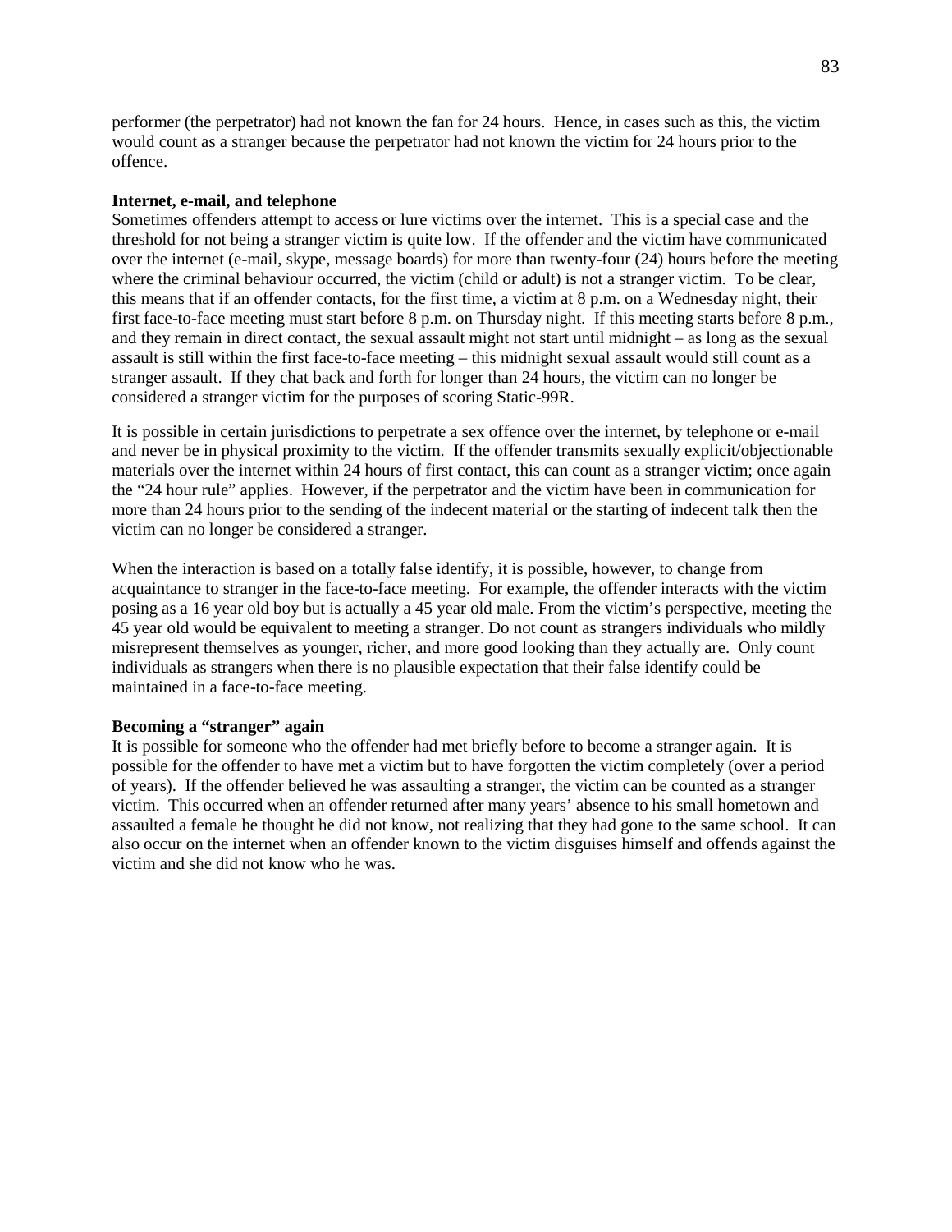performer (the perpetrator) had not known the fan for 24 hours. Hence, in cases such as this, the victim would count as a stranger because the perpetrator had not known the victim for 24 hours prior to the offence.

**Internet, e-mail, and telephone**

Sometimes offenders attempt to access or lure victims over the internet. This is a special case and the threshold for not being a stranger victim is quite low. If the offender and the victim have communicated over the internet (e-mail, skype, message boards) for more than twenty-four (24) hours before the meeting where the criminal behaviour occurred, the victim (child or adult) is not a stranger victim. To be clear, this means that if an offender contacts, for the first time, a victim at 8 p.m. on a Wednesday night, their first face-to-face meeting must start before 8 p.m. on Thursday night. If this meeting starts before 8 p.m., and they remain in direct contact, the sexual assault might not start until midnight – as long as the sexual assault is still within the first face-to-face meeting – this midnight sexual assault would still count as a stranger assault. If they chat back and forth for longer than 24 hours, the victim can no longer be considered a stranger victim for the purposes of scoring Static-99R.

It is possible in certain jurisdictions to perpetrate a sex offence over the internet, by telephone or e-mail and never be in physical proximity to the victim. If the offender transmits sexually explicit/objectionable materials over the internet within 24 hours of first contact, this can count as a stranger victim; once again the "24 hour rule" applies. However, if the perpetrator and the victim have been in communication for more than 24 hours prior to the sending of the indecent material or the starting of indecent talk then the victim can no longer be considered a stranger.

When the interaction is based on a totally false identify, it is possible, however, to change from acquaintance to stranger in the face-to-face meeting. For example, the offender interacts with the victim posing as a 16 year old boy but is actually a 45 year old male. From the victim's perspective, meeting the 45 year old would be equivalent to meeting a stranger. Do not count as strangers individuals who mildly misrepresent themselves as younger, richer, and more good looking than they actually are. Only count individuals as strangers when there is no plausible expectation that their false identify could be maintained in a face-to-face meeting.

**Becoming a "stranger" again**

It is possible for someone who the offender had met briefly before to become a stranger again. It is possible for the offender to have met a victim but to have forgotten the victim completely (over a period of years). If the offender believed he was assaulting a stranger, the victim can be counted as a stranger victim. This occurred when an offender returned after many years' absence to his small hometown and assaulted a female he thought he did not know, not realizing that they had gone to the same school. It can also occur on the internet when an offender known to the victim disguises himself and offends against the victim and she did not know who he was.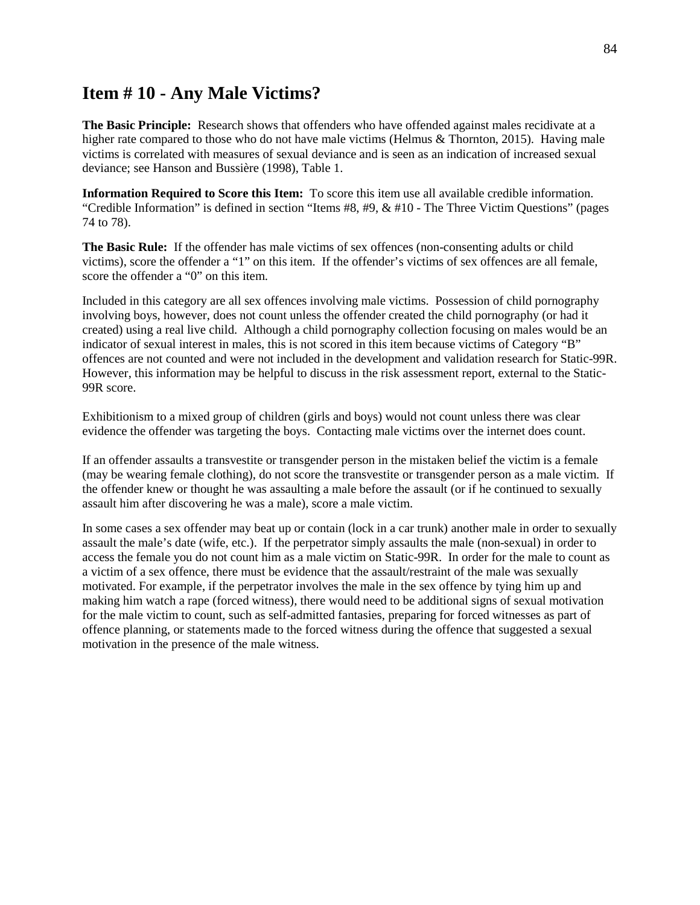## Item # 10 - Any Male Victims?

**The Basic Principle:** Research shows that offenders who have offended against males recidivate at a higher rate compared to those who do not have male victims (Helmus & Thornton, 2015). Having male victims is correlated with measures of sexual deviance and is seen as an indication of increased sexual deviance; see Hanson and Bussière (1998), Table 1.

**Information Required to Score this Item:** To score this item use all available credible information. "Credible Information" is defined in section "Items #8, #9, & #10 - The Three Victim Questions" (pages 74 to 78).

**The Basic Rule:** If the offender has male victims of sex offences (non-consenting adults or child victims), score the offender a "1" on this item. If the offender's victims of sex offences are all female, score the offender a "0" on this item.

Included in this category are all sex offences involving male victims. Possession of child pornography involving boys, however, does not count unless the offender created the child pornography (or had it created) using a real live child. Although a child pornography collection focusing on males would be an indicator of sexual interest in males, this is not scored in this item because victims of Category "B" offences are not counted and were not included in the development and validation research for Static-99R. However, this information may be helpful to discuss in the risk assessment report, external to the Static-99R score.

Exhibitionism to a mixed group of children (girls and boys) would not count unless there was clear evidence the offender was targeting the boys. Contacting male victims over the internet does count.

If an offender assaults a transvestite or transgender person in the mistaken belief the victim is a female (may be wearing female clothing), do not score the transvestite or transgender person as a male victim. If the offender knew or thought he was assaulting a male before the assault (or if he continued to sexually assault him after discovering he was a male), score a male victim.

In some cases a sex offender may beat up or contain (lock in a car trunk) another male in order to sexually assault the male's date (wife, etc.). If the perpetrator simply assaults the male (non-sexual) in order to access the female you do not count him as a male victim on Static-99R. In order for the male to count as a victim of a sex offence, there must be evidence that the assault/restraint of the male was sexually motivated. For example, if the perpetrator involves the male in the sex offence by tying him up and making him watch a rape (forced witness), there would need to be additional signs of sexual motivation for the male victim to count, such as self-admitted fantasies, preparing for forced witnesses as part of offence planning, or statements made to the forced witness during the offence that suggested a sexual motivation in the presence of the male witness.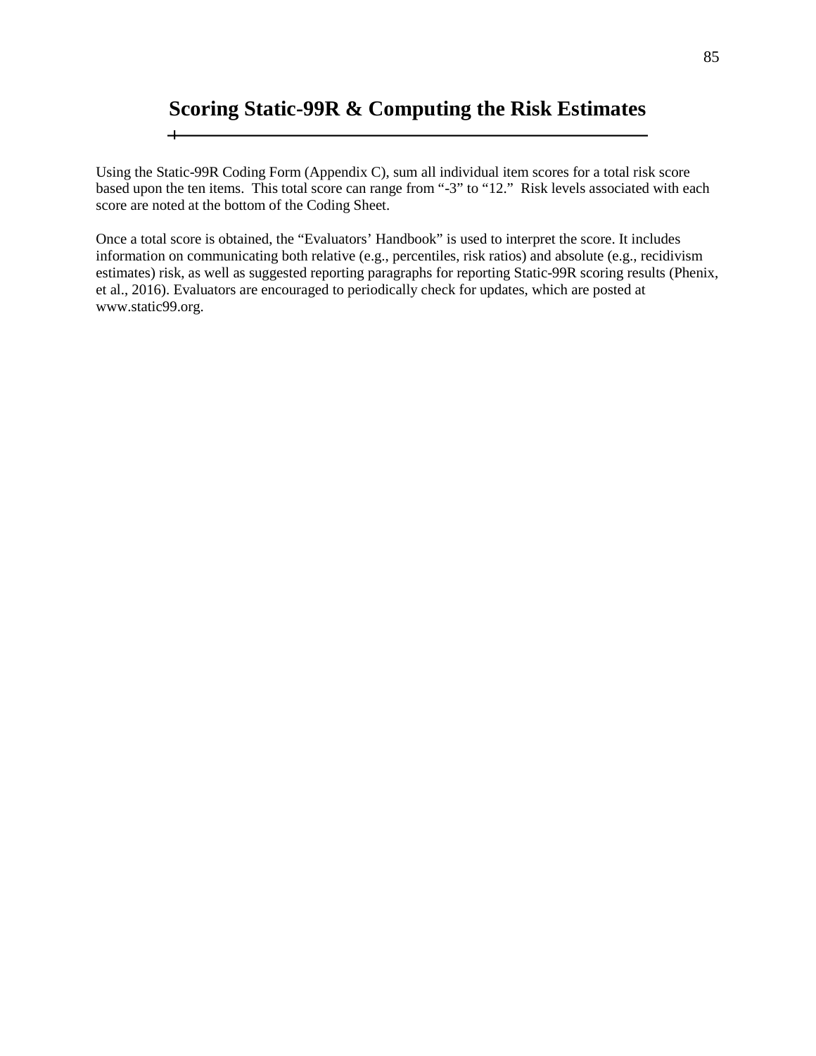# Scoring Static-99R & Computing the Risk Estimates

Using the Static-99R Coding Form (Appendix C), sum all individual item scores for a total risk score based upon the ten items. This total score can range from "-3" to "12." Risk levels associated with each score are noted at the bottom of the Coding Sheet.

Once a total score is obtained, the "Evaluators' Handbook" is used to interpret the score. It includes information on communicating both relative (e.g., percentiles, risk ratios) and absolute (e.g., recidivism estimates) risk, as well as suggested reporting paragraphs for reporting Static-99R scoring results (Phenix, et al., 2016). Evaluators are encouraged to periodically check for updates, which are posted at www.static99.org.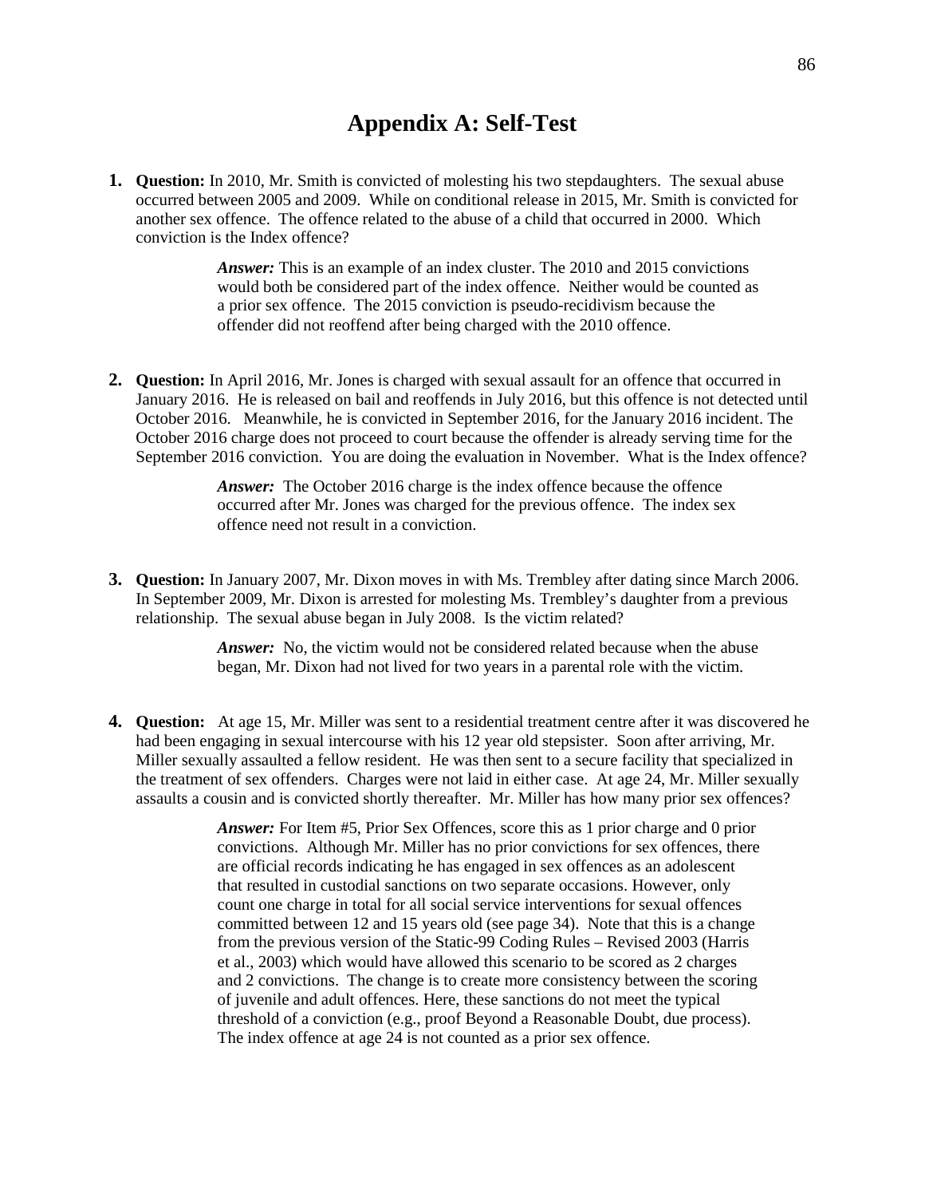# Appendix A: Self-Test

1. **Question:** In 2010, Mr. Smith is convicted of molesting his two stepdaughters. The sexual abuse occurred between 2005 and 2009. While on conditional release in 2015, Mr. Smith is convicted for another sex offence. The offence related to the abuse of a child that occurred in 2000. Which conviction is the Index offence?

   > ***Answer:*** This is an example of an index cluster. The 2010 and 2015 convictions would both be considered part of the index offence. Neither would be counted as a prior sex offence. The 2015 conviction is pseudo-recidivism because the offender did not reoffend after being charged with the 2010 offence.

2. **Question:** In April 2016, Mr. Jones is charged with sexual assault for an offence that occurred in January 2016. He is released on bail and reoffends in July 2016, but this offence is not detected until October 2016. Meanwhile, he is convicted in September 2016, for the January 2016 incident. The October 2016 charge does not proceed to court because the offender is already serving time for the September 2016 conviction. You are doing the evaluation in November. What is the Index offence?

   > ***Answer:*** The October 2016 charge is the index offence because the offence occurred after Mr. Jones was charged for the previous offence. The index sex offence need not result in a conviction.

3. **Question:** In January 2007, Mr. Dixon moves in with Ms. Trembley after dating since March 2006. In September 2009, Mr. Dixon is arrested for molesting Ms. Trembley's daughter from a previous relationship. The sexual abuse began in July 2008. Is the victim related?

   > ***Answer:*** No, the victim would not be considered related because when the abuse began, Mr. Dixon had not lived for two years in a parental role with the victim.

4. **Question:** At age 15, Mr. Miller was sent to a residential treatment centre after it was discovered he had been engaging in sexual intercourse with his 12 year old stepsister. Soon after arriving, Mr. Miller sexually assaulted a fellow resident. He was then sent to a secure facility that specialized in the treatment of sex offenders. Charges were not laid in either case. At age 24, Mr. Miller sexually assaults a cousin and is convicted shortly thereafter. Mr. Miller has how many prior sex offences?

   > ***Answer:*** For Item #5, Prior Sex Offences, score this as 1 prior charge and 0 prior convictions. Although Mr. Miller has no prior convictions for sex offences, there are official records indicating he has engaged in sex offences as an adolescent that resulted in custodial sanctions on two separate occasions. However, only count one charge in total for all social service interventions for sexual offences committed between 12 and 15 years old (see page 34). Note that this is a change from the previous version of the Static-99 Coding Rules – Revised 2003 (Harris et al., 2003) which would have allowed this scenario to be scored as 2 charges and 2 convictions. The change is to create more consistency between the scoring of juvenile and adult offences. Here, these sanctions do not meet the typical threshold of a conviction (e.g., proof Beyond a Reasonable Doubt, due process). The index offence at age 24 is not counted as a prior sex offence.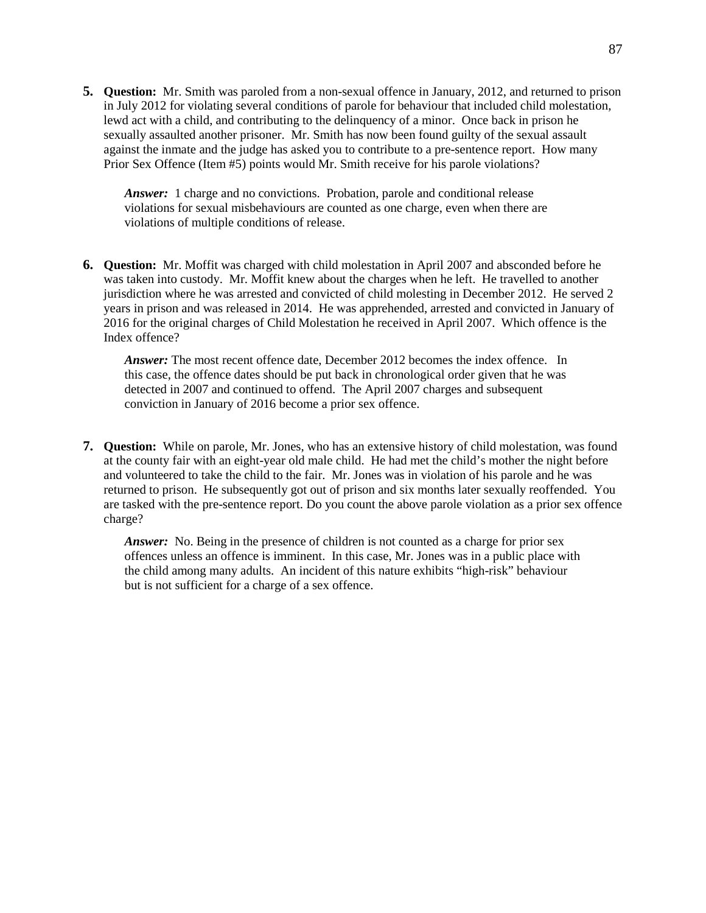5. **Question:** Mr. Smith was paroled from a non-sexual offence in January, 2012, and returned to prison in July 2012 for violating several conditions of parole for behaviour that included child molestation, lewd act with a child, and contributing to the delinquency of a minor. Once back in prison he sexually assaulted another prisoner. Mr. Smith has now been found guilty of the sexual assault against the inmate and the judge has asked you to contribute to a pre-sentence report. How many Prior Sex Offence (Item #5) points would Mr. Smith receive for his parole violations?

   ***Answer:*** 1 charge and no convictions. Probation, parole and conditional release violations for sexual misbehaviours are counted as one charge, even when there are violations of multiple conditions of release.

6. **Question:** Mr. Moffit was charged with child molestation in April 2007 and absconded before he was taken into custody. Mr. Moffit knew about the charges when he left. He travelled to another jurisdiction where he was arrested and convicted of child molesting in December 2012. He served 2 years in prison and was released in 2014. He was apprehended, arrested and convicted in January of 2016 for the original charges of Child Molestation he received in April 2007. Which offence is the Index offence?

   ***Answer:*** The most recent offence date, December 2012 becomes the index offence. In this case, the offence dates should be put back in chronological order given that he was detected in 2007 and continued to offend. The April 2007 charges and subsequent conviction in January of 2016 become a prior sex offence.

7. **Question:** While on parole, Mr. Jones, who has an extensive history of child molestation, was found at the county fair with an eight-year old male child. He had met the child's mother the night before and volunteered to take the child to the fair. Mr. Jones was in violation of his parole and he was returned to prison. He subsequently got out of prison and six months later sexually reoffended. You are tasked with the pre-sentence report. Do you count the above parole violation as a prior sex offence charge?

   ***Answer:*** No. Being in the presence of children is not counted as a charge for prior sex offences unless an offence is imminent. In this case, Mr. Jones was in a public place with the child among many adults. An incident of this nature exhibits "high-risk" behaviour but is not sufficient for a charge of a sex offence.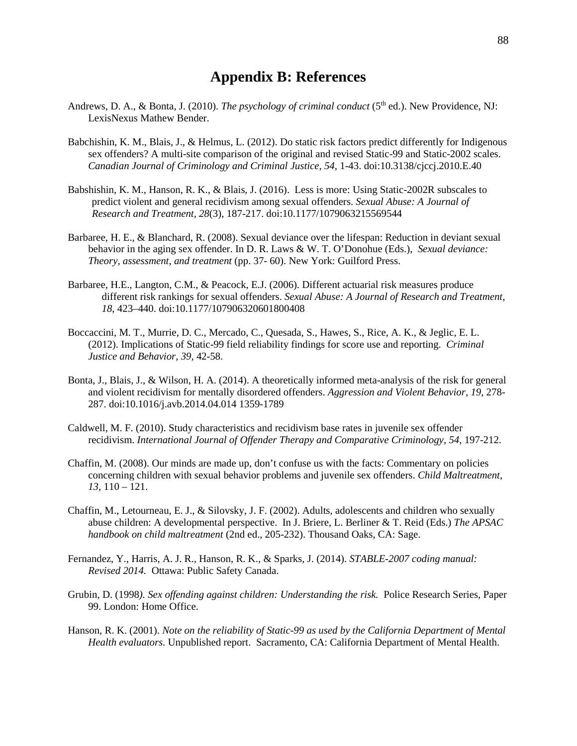# Appendix B: References

Andrews, D. A., & Bonta, J. (2010). *The psychology of criminal conduct* (5th ed.). New Providence, NJ: LexisNexus Mathew Bender.

Babchishin, K. M., Blais, J., & Helmus, L. (2012). Do static risk factors predict differently for Indigenous sex offenders? A multi-site comparison of the original and revised Static-99 and Static-2002 scales. *Canadian Journal of Criminology and Criminal Justice, 54*, 1-43. doi:10.3138/cjccj.2010.E.40

Babshishin, K. M., Hanson, R. K., & Blais, J. (2016). Less is more: Using Static-2002R subscales to predict violent and general recidivism among sexual offenders. *Sexual Abuse: A Journal of Research and Treatment, 28*(3), 187-217. doi:10.1177/1079063215569544

Barbaree, H. E., & Blanchard, R. (2008). Sexual deviance over the lifespan: Reduction in deviant sexual behavior in the aging sex offender. In D. R. Laws & W. T. O'Donohue (Eds.), *Sexual deviance: Theory, assessment, and treatment* (pp. 37- 60). New York: Guilford Press.

Barbaree, H.E., Langton, C.M., & Peacock, E.J. (2006). Different actuarial risk measures produce different risk rankings for sexual offenders. *Sexual Abuse: A Journal of Research and Treatment, 18*, 423–440. doi:10.1177/107906320601800408

Boccaccini, M. T., Murrie, D. C., Mercado, C., Quesada, S., Hawes, S., Rice, A. K., & Jeglic, E. L. (2012). Implications of Static-99 field reliability findings for score use and reporting. *Criminal Justice and Behavior, 39*, 42-58.

Bonta, J., Blais, J., & Wilson, H. A. (2014). A theoretically informed meta-analysis of the risk for general and violent recidivism for mentally disordered offenders. *Aggression and Violent Behavior, 19*, 278-287. doi:10.1016/j.avb.2014.04.014 1359-1789

Caldwell, M. F. (2010). Study characteristics and recidivism base rates in juvenile sex offender recidivism. *International Journal of Offender Therapy and Comparative Criminology, 54*, 197-212.

Chaffin, M. (2008). Our minds are made up, don't confuse us with the facts: Commentary on policies concerning children with sexual behavior problems and juvenile sex offenders. *Child Maltreatment, 13*, 110 – 121.

Chaffin, M., Letourneau, E. J., & Silovsky, J. F. (2002). Adults, adolescents and children who sexually abuse children: A developmental perspective. In J. Briere, L. Berliner & T. Reid (Eds.) *The APSAC handbook on child maltreatment* (2nd ed., 205-232). Thousand Oaks, CA: Sage.

Fernandez, Y., Harris, A. J. R., Hanson, R. K., & Sparks, J. (2014). *STABLE-2007 coding manual: Revised 2014.* Ottawa: Public Safety Canada.

Grubin, D. (1998*). Sex offending against children: Understanding the risk.* Police Research Series, Paper 99. London: Home Office.

Hanson, R. K. (2001). *Note on the reliability of Static-99 as used by the California Department of Mental Health evaluators.* Unpublished report. Sacramento, CA: California Department of Mental Health.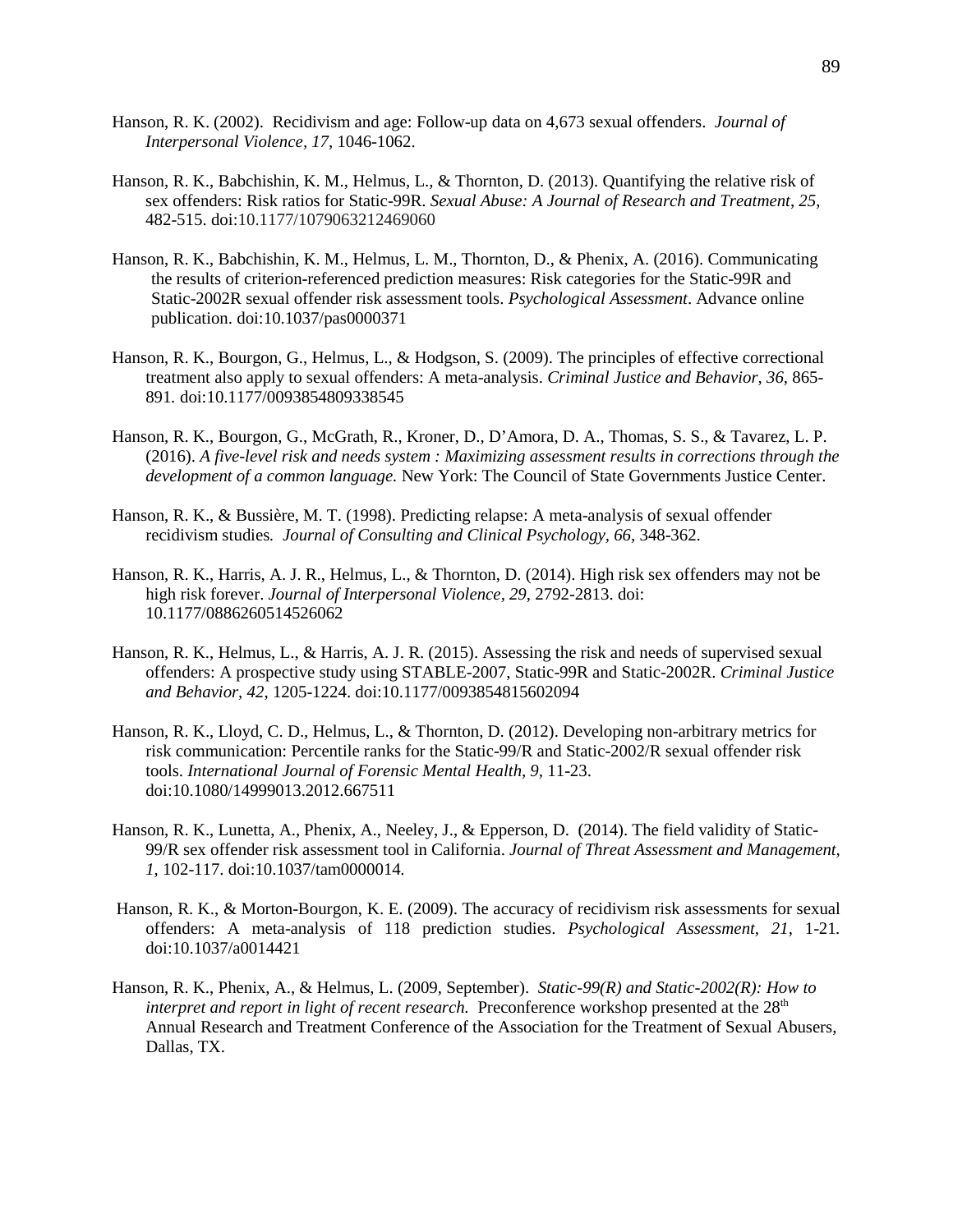Hanson, R. K. (2002). Recidivism and age: Follow-up data on 4,673 sexual offenders. *Journal of Interpersonal Violence, 17*, 1046-1062.

Hanson, R. K., Babchishin, K. M., Helmus, L., & Thornton, D. (2013). Quantifying the relative risk of sex offenders: Risk ratios for Static-99R. *Sexual Abuse: A Journal of Research and Treatment*, *25*, 482-515. doi:10.1177/1079063212469060

Hanson, R. K., Babchishin, K. M., Helmus, L. M., Thornton, D., & Phenix, A. (2016). Communicating the results of criterion-referenced prediction measures: Risk categories for the Static-99R and Static-2002R sexual offender risk assessment tools. *Psychological Assessment*. Advance online publication. doi:10.1037/pas0000371

Hanson, R. K., Bourgon, G., Helmus, L., & Hodgson, S. (2009). The principles of effective correctional treatment also apply to sexual offenders: A meta-analysis. *Criminal Justice and Behavior, 36*, 865-891. doi:10.1177/0093854809338545

Hanson, R. K., Bourgon, G., McGrath, R., Kroner, D., D'Amora, D. A., Thomas, S. S., & Tavarez, L. P. (2016). *A five-level risk and needs system : Maximizing assessment results in corrections through the development of a common language.* New York: The Council of State Governments Justice Center.

Hanson, R. K., & Bussière, M. T. (1998). Predicting relapse: A meta-analysis of sexual offender recidivism studies*. Journal of Consulting and Clinical Psychology, 66*, 348-362.

Hanson, R. K., Harris, A. J. R., Helmus, L., & Thornton, D. (2014). High risk sex offenders may not be high risk forever. *Journal of Interpersonal Violence, 29*, 2792-2813. doi: 10.1177/0886260514526062

Hanson, R. K., Helmus, L., & Harris, A. J. R. (2015). Assessing the risk and needs of supervised sexual offenders: A prospective study using STABLE-2007, Static-99R and Static-2002R. *Criminal Justice and Behavior, 42*, 1205-1224. doi:10.1177/0093854815602094

Hanson, R. K., Lloyd, C. D., Helmus, L., & Thornton, D. (2012). Developing non-arbitrary metrics for risk communication: Percentile ranks for the Static-99/R and Static-2002/R sexual offender risk tools. *International Journal of Forensic Mental Health, 9*, 11-23. doi:10.1080/14999013.2012.667511

Hanson, R. K., Lunetta, A., Phenix, A., Neeley, J., & Epperson, D. (2014). The field validity of Static-99/R sex offender risk assessment tool in California. *Journal of Threat Assessment and Management, 1*, 102-117. doi:10.1037/tam0000014.

Hanson, R. K., & Morton-Bourgon, K. E. (2009). The accuracy of recidivism risk assessments for sexual offenders: A meta-analysis of 118 prediction studies. *Psychological Assessment*, *21*, 1-21. doi:10.1037/a0014421

Hanson, R. K., Phenix, A., & Helmus, L. (2009, September). *Static-99(R) and Static-2002(R): How to interpret and report in light of recent research.* Preconference workshop presented at the 28th Annual Research and Treatment Conference of the Association for the Treatment of Sexual Abusers, Dallas, TX.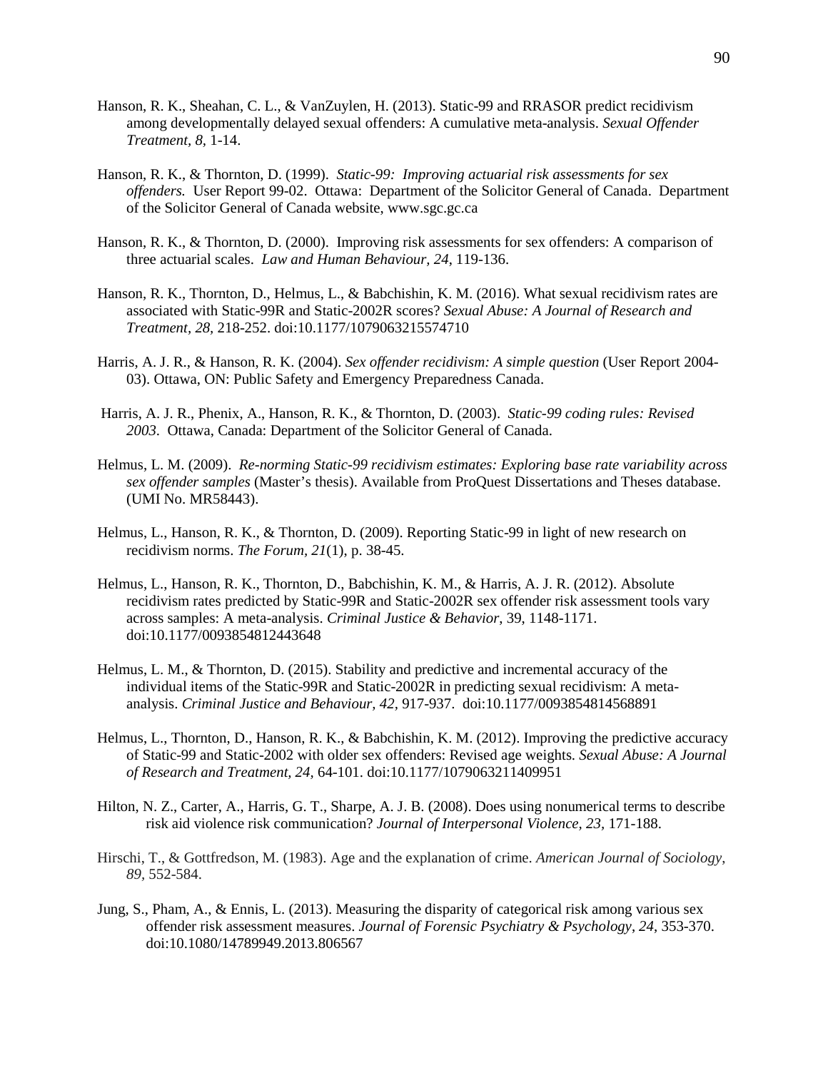Hanson, R. K., Sheahan, C. L., & VanZuylen, H. (2013). Static-99 and RRASOR predict recidivism among developmentally delayed sexual offenders: A cumulative meta-analysis. *Sexual Offender Treatment, 8*, 1-14.

Hanson, R. K., & Thornton, D. (1999). *Static-99: Improving actuarial risk assessments for sex offenders.* User Report 99-02. Ottawa: Department of the Solicitor General of Canada. Department of the Solicitor General of Canada website, www.sgc.gc.ca

Hanson, R. K., & Thornton, D. (2000). Improving risk assessments for sex offenders: A comparison of three actuarial scales. *Law and Human Behaviour, 24*, 119-136.

Hanson, R. K., Thornton, D., Helmus, L., & Babchishin, K. M. (2016). What sexual recidivism rates are associated with Static-99R and Static-2002R scores? *Sexual Abuse: A Journal of Research and Treatment, 28,* 218-252. doi:10.1177/1079063215574710

Harris, A. J. R., & Hanson, R. K. (2004). *Sex offender recidivism: A simple question* (User Report 2004-03). Ottawa, ON: Public Safety and Emergency Preparedness Canada.

Harris, A. J. R., Phenix, A., Hanson, R. K., & Thornton, D. (2003). *Static-99 coding rules: Revised 2003*. Ottawa, Canada: Department of the Solicitor General of Canada.

Helmus, L. M. (2009). *Re-norming Static-99 recidivism estimates: Exploring base rate variability across sex offender samples* (Master's thesis). Available from ProQuest Dissertations and Theses database. (UMI No. MR58443).

Helmus, L., Hanson, R. K., & Thornton, D. (2009). Reporting Static-99 in light of new research on recidivism norms. *The Forum, 21*(1), p. 38-45.

Helmus, L., Hanson, R. K., Thornton, D., Babchishin, K. M., & Harris, A. J. R. (2012). Absolute recidivism rates predicted by Static-99R and Static-2002R sex offender risk assessment tools vary across samples: A meta-analysis. *Criminal Justice & Behavior,* 39, 1148-1171. doi:10.1177/0093854812443648

Helmus, L. M., & Thornton, D. (2015). Stability and predictive and incremental accuracy of the individual items of the Static-99R and Static-2002R in predicting sexual recidivism: A meta-analysis. *Criminal Justice and Behaviour, 42,* 917-937. doi:10.1177/0093854814568891

Helmus, L., Thornton, D., Hanson, R. K., & Babchishin, K. M. (2012). Improving the predictive accuracy of Static-99 and Static-2002 with older sex offenders: Revised age weights*. Sexual Abuse: A Journal of Research and Treatment, 24,* 64-101. doi:10.1177/1079063211409951

Hilton, N. Z., Carter, A., Harris, G. T., Sharpe, A. J. B. (2008). Does using nonumerical terms to describe risk aid violence risk communication? *Journal of Interpersonal Violence, 23,* 171-188.

Hirschi, T., & Gottfredson, M. (1983). Age and the explanation of crime. *American Journal of Sociology, 89,* 552-584.

Jung, S., Pham, A., & Ennis, L. (2013). Measuring the disparity of categorical risk among various sex offender risk assessment measures. *Journal of Forensic Psychiatry & Psychology*, *24*, 353-370. doi:10.1080/14789949.2013.806567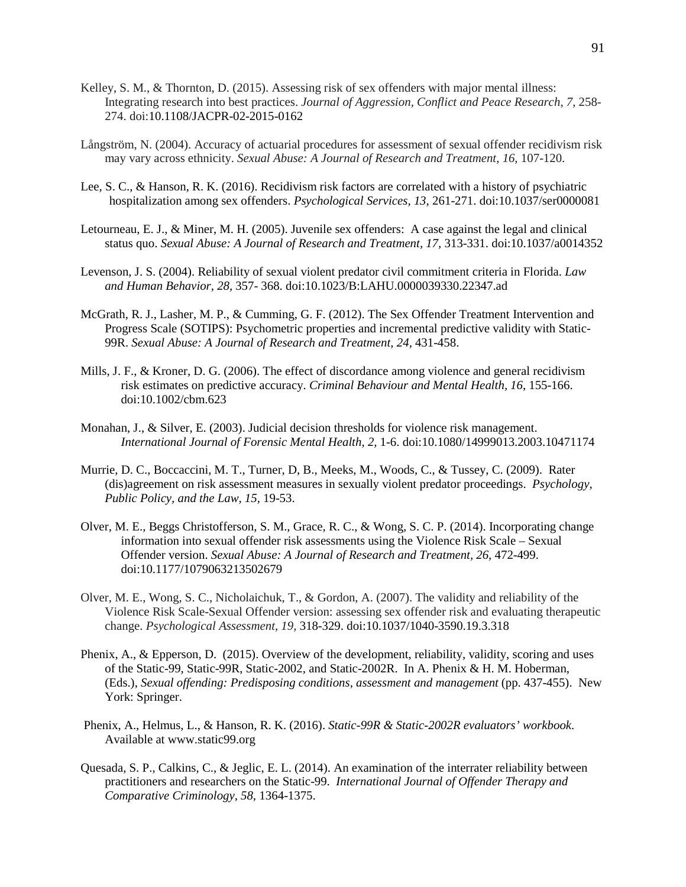Kelley, S. M., & Thornton, D. (2015). Assessing risk of sex offenders with major mental illness: Integrating research into best practices. *Journal of Aggression, Conflict and Peace Research*, *7*, 258-274. doi:10.1108/JACPR-02-2015-0162

Långström, N. (2004). Accuracy of actuarial procedures for assessment of sexual offender recidivism risk may vary across ethnicity. *Sexual Abuse: A Journal of Research and Treatment*, *16*, 107-120.

Lee, S. C., & Hanson, R. K. (2016). Recidivism risk factors are correlated with a history of psychiatric hospitalization among sex offenders. *Psychological Services*, *13*, 261-271. doi:10.1037/ser0000081

Letourneau, E. J., & Miner, M. H. (2005). Juvenile sex offenders: A case against the legal and clinical status quo. *Sexual Abuse: A Journal of Research and Treatment*, *17*, 313-331. doi:10.1037/a0014352

Levenson, J. S. (2004). Reliability of sexual violent predator civil commitment criteria in Florida. *Law and Human Behavior, 28,* 357- 368. doi:10.1023/B:LAHU.0000039330.22347.ad

McGrath, R. J., Lasher, M. P., & Cumming, G. F. (2012). The Sex Offender Treatment Intervention and Progress Scale (SOTIPS): Psychometric properties and incremental predictive validity with Static-99R. *Sexual Abuse: A Journal of Research and Treatment, 24,* 431-458.

Mills, J. F., & Kroner, D. G. (2006). The effect of discordance among violence and general recidivism risk estimates on predictive accuracy. *Criminal Behaviour and Mental Health, 16*, 155-166. doi:10.1002/cbm.623

Monahan, J., & Silver, E. (2003). Judicial decision thresholds for violence risk management. *International Journal of Forensic Mental Health, 2,* 1-6. doi:10.1080/14999013.2003.10471174

Murrie, D. C., Boccaccini, M. T., Turner, D, B., Meeks, M., Woods, C., & Tussey, C. (2009). Rater (dis)agreement on risk assessment measures in sexually violent predator proceedings. *Psychology, Public Policy, and the Law, 15,* 19-53.

Olver, M. E., Beggs Christofferson, S. M., Grace, R. C., & Wong, S. C. P. (2014). Incorporating change information into sexual offender risk assessments using the Violence Risk Scale – Sexual Offender version. *Sexual Abuse: A Journal of Research and Treatment, 26,* 472-499. doi:10.1177/1079063213502679

Olver, M. E., Wong, S. C., Nicholaichuk, T., & Gordon, A. (2007). The validity and reliability of the Violence Risk Scale-Sexual Offender version: assessing sex offender risk and evaluating therapeutic change. *Psychological Assessment*, *19*, 318-329. doi:10.1037/1040-3590.19.3.318

Phenix, A., & Epperson, D. (2015). Overview of the development, reliability, validity, scoring and uses of the Static-99, Static-99R, Static-2002, and Static-2002R. In A. Phenix & H. M. Hoberman, (Eds.), *Sexual offending: Predisposing conditions, assessment and management* (pp. 437-455). New York: Springer.

Phenix, A., Helmus, L., & Hanson, R. K. (2016). *Static-99R & Static-2002R evaluators' workbook*. Available at www.static99.org

Quesada, S. P., Calkins, C., & Jeglic, E. L. (2014). An examination of the interrater reliability between practitioners and researchers on the Static-99. *International Journal of Offender Therapy and Comparative Criminology, 58,* 1364-1375.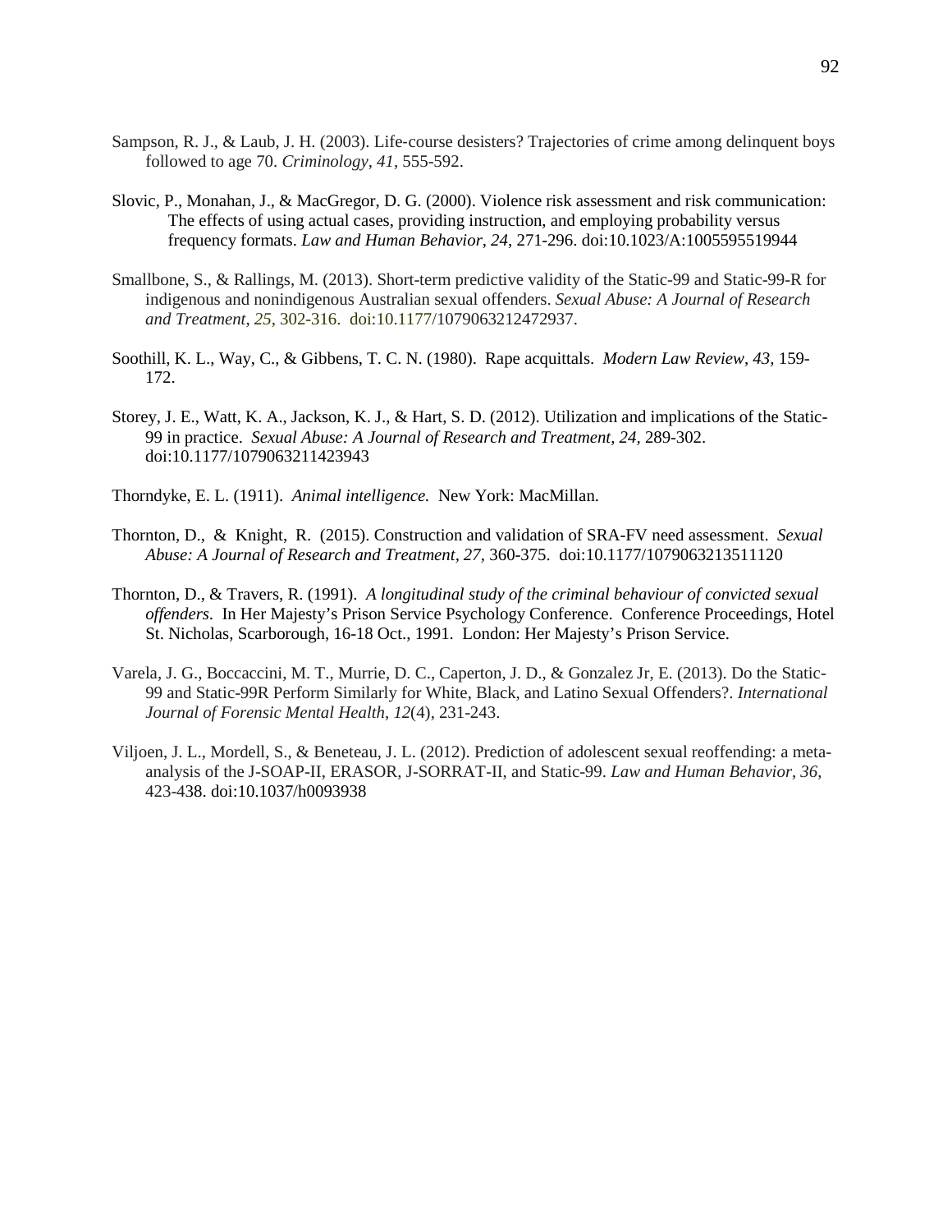Sampson, R. J., & Laub, J. H. (2003). Life-course desisters? Trajectories of crime among delinquent boys followed to age 70. *Criminology*, *41*, 555-592.

Slovic, P., Monahan, J., & MacGregor, D. G. (2000). Violence risk assessment and risk communication: The effects of using actual cases, providing instruction, and employing probability versus frequency formats. *Law and Human Behavior, 24*, 271-296. doi:10.1023/A:1005595519944

Smallbone, S., & Rallings, M. (2013). Short-term predictive validity of the Static-99 and Static-99-R for indigenous and nonindigenous Australian sexual offenders. *Sexual Abuse: A Journal of Research and Treatment*, *25*, 302-316. doi:10.1177/1079063212472937.

Soothill, K. L., Way, C., & Gibbens, T. C. N. (1980). Rape acquittals. *Modern Law Review*, *43*, 159-172.

Storey, J. E., Watt, K. A., Jackson, K. J., & Hart, S. D. (2012). Utilization and implications of the Static-99 in practice. *Sexual Abuse: A Journal of Research and Treatment, 24,* 289-302. doi:10.1177/1079063211423943

Thorndyke, E. L. (1911). *Animal intelligence.* New York: MacMillan.

Thornton, D., & Knight, R. (2015). Construction and validation of SRA-FV need assessment. *Sexual Abuse: A Journal of Research and Treatment, 27,* 360-375. doi:10.1177/1079063213511120

Thornton, D., & Travers, R. (1991). *A longitudinal study of the criminal behaviour of convicted sexual offenders.* In Her Majesty's Prison Service Psychology Conference. Conference Proceedings, Hotel St. Nicholas, Scarborough, 16-18 Oct., 1991. London: Her Majesty's Prison Service.

Varela, J. G., Boccaccini, M. T., Murrie, D. C., Caperton, J. D., & Gonzalez Jr, E. (2013). Do the Static-99 and Static-99R Perform Similarly for White, Black, and Latino Sexual Offenders?. *International Journal of Forensic Mental Health*, *12*(4), 231-243.

Viljoen, J. L., Mordell, S., & Beneteau, J. L. (2012). Prediction of adolescent sexual reoffending: a meta-analysis of the J-SOAP-II, ERASOR, J-SORRAT-II, and Static-99. *Law and Human Behavior*, *36*, 423-438. doi:10.1037/h0093938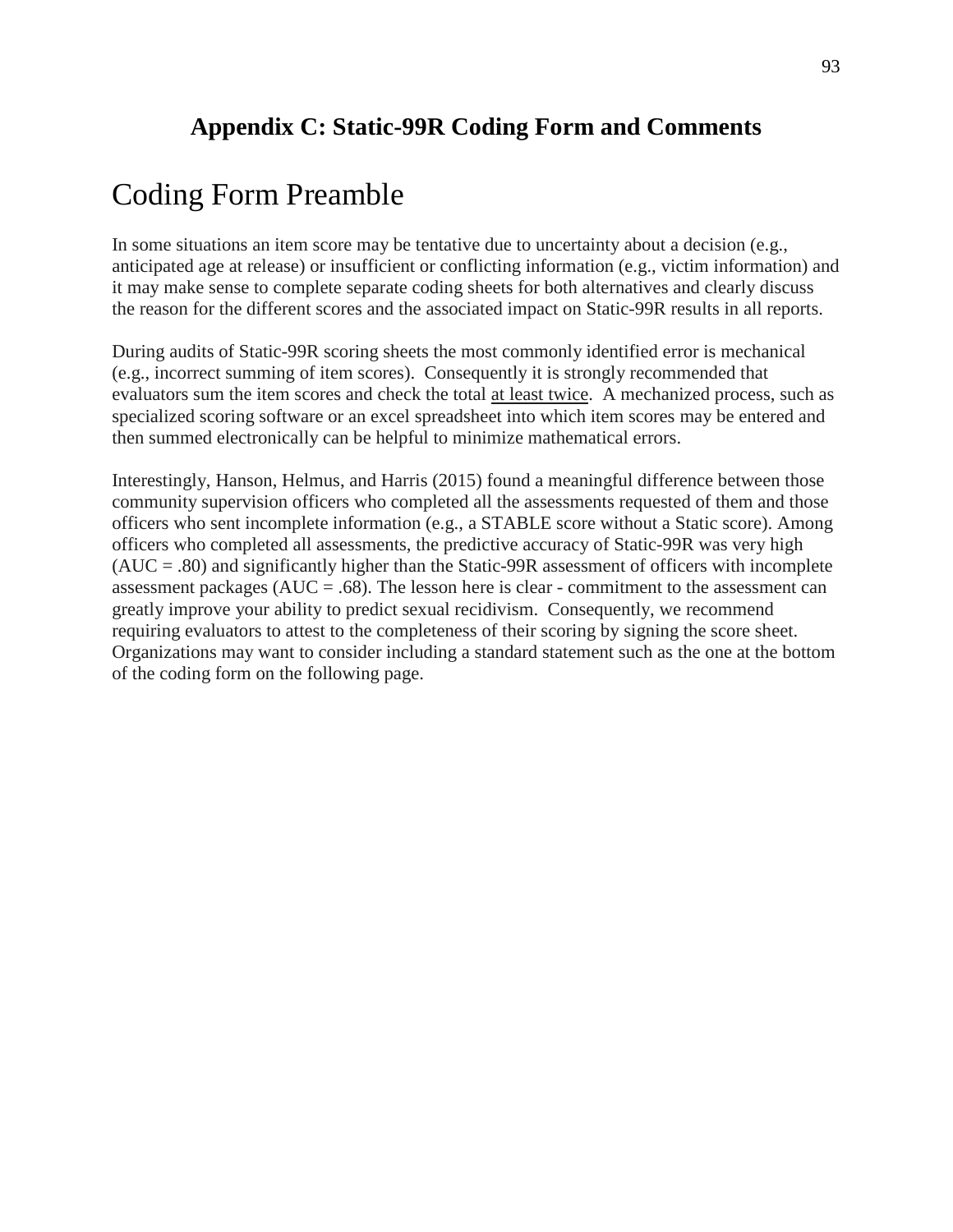## Appendix C: Static-99R Coding Form and Comments

# Coding Form Preamble

In some situations an item score may be tentative due to uncertainty about a decision (e.g., anticipated age at release) or insufficient or conflicting information (e.g., victim information) and it may make sense to complete separate coding sheets for both alternatives and clearly discuss the reason for the different scores and the associated impact on Static-99R results in all reports.

During audits of Static-99R scoring sheets the most commonly identified error is mechanical (e.g., incorrect summing of item scores). Consequently it is strongly recommended that evaluators sum the item scores and check the total <u>at least twice</u>. A mechanized process, such as specialized scoring software or an excel spreadsheet into which item scores may be entered and then summed electronically can be helpful to minimize mathematical errors.

Interestingly, Hanson, Helmus, and Harris (2015) found a meaningful difference between those community supervision officers who completed all the assessments requested of them and those officers who sent incomplete information (e.g., a STABLE score without a Static score). Among officers who completed all assessments, the predictive accuracy of Static-99R was very high (AUC = .80) and significantly higher than the Static-99R assessment of officers with incomplete assessment packages (AUC = .68). The lesson here is clear - commitment to the assessment can greatly improve your ability to predict sexual recidivism. Consequently, we recommend requiring evaluators to attest to the completeness of their scoring by signing the score sheet. Organizations may want to consider including a standard statement such as the one at the bottom of the coding form on the following page.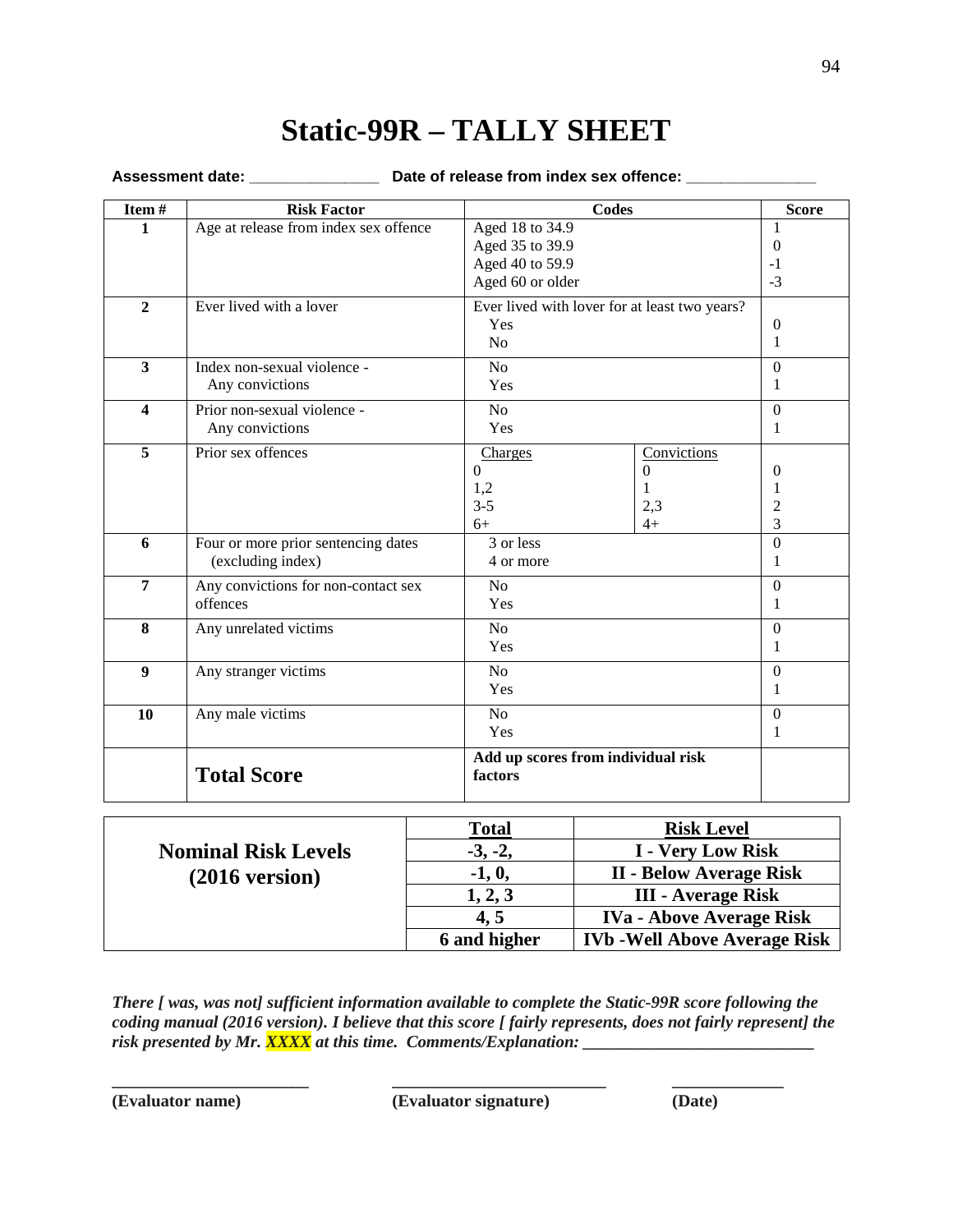# Static-99R – TALLY SHEET

**Assessment date:** _______________ **Date of release from index sex offence:** _______________

| Item # | Risk Factor | Codes | | Score |
|---|---|---|---|---|
| **1** | Age at release from index sex offence | Aged 18 to 34.9<br>Aged 35 to 39.9<br>Aged 40 to 59.9<br>Aged 60 or older | | 1<br>0<br>-1<br>-3 |
| **2** | Ever lived with a lover | Ever lived with lover for at least two years?<br>Yes<br>No | | <br>0<br>1 |
| **3** | Index non-sexual violence - Any convictions | No<br>Yes | | 0<br>1 |
| **4** | Prior non-sexual violence - Any convictions | No<br>Yes | | 0<br>1 |
| **5** | Prior sex offences | Charges<br>0<br>1,2<br>3-5<br>6+ | Convictions<br>0<br>1<br>2,3<br>4+ | <br>0<br>1<br>2<br>3 |
| **6** | Four or more prior sentencing dates (excluding index) | 3 or less<br>4 or more | | 0<br>1 |
| **7** | Any convictions for non-contact sex offences | No<br>Yes | | 0<br>1 |
| **8** | Any unrelated victims | No<br>Yes | | 0<br>1 |
| **9** | Any stranger victims | No<br>Yes | | 0<br>1 |
| **10** | Any male victims | No<br>Yes | | 0<br>1 |
| | **Total Score** | **Add up scores from individual risk factors** | | |

| | Total | Risk Level |
|---|---|---|
| **Nominal Risk Levels (2016 version)** | **-3, -2,** | **I - Very Low Risk** |
| | **-1, 0,** | **II - Below Average Risk** |
| | **1, 2, 3** | **III - Average Risk** |
| | **4, 5** | **IVa - Above Average Risk** |
| | **6 and higher** | **IVb -Well Above Average Risk** |

***There [ was, was not] sufficient information available to complete the Static-99R score following the coding manual (2016 version). I believe that this score [ fairly represents, does not fairly represent] the risk presented by Mr. XXXX at this time. Comments/Explanation: ___________________________***

**______________________** **________________________** **____________**

**(Evaluator name)** **(Evaluator signature)** **(Date)**